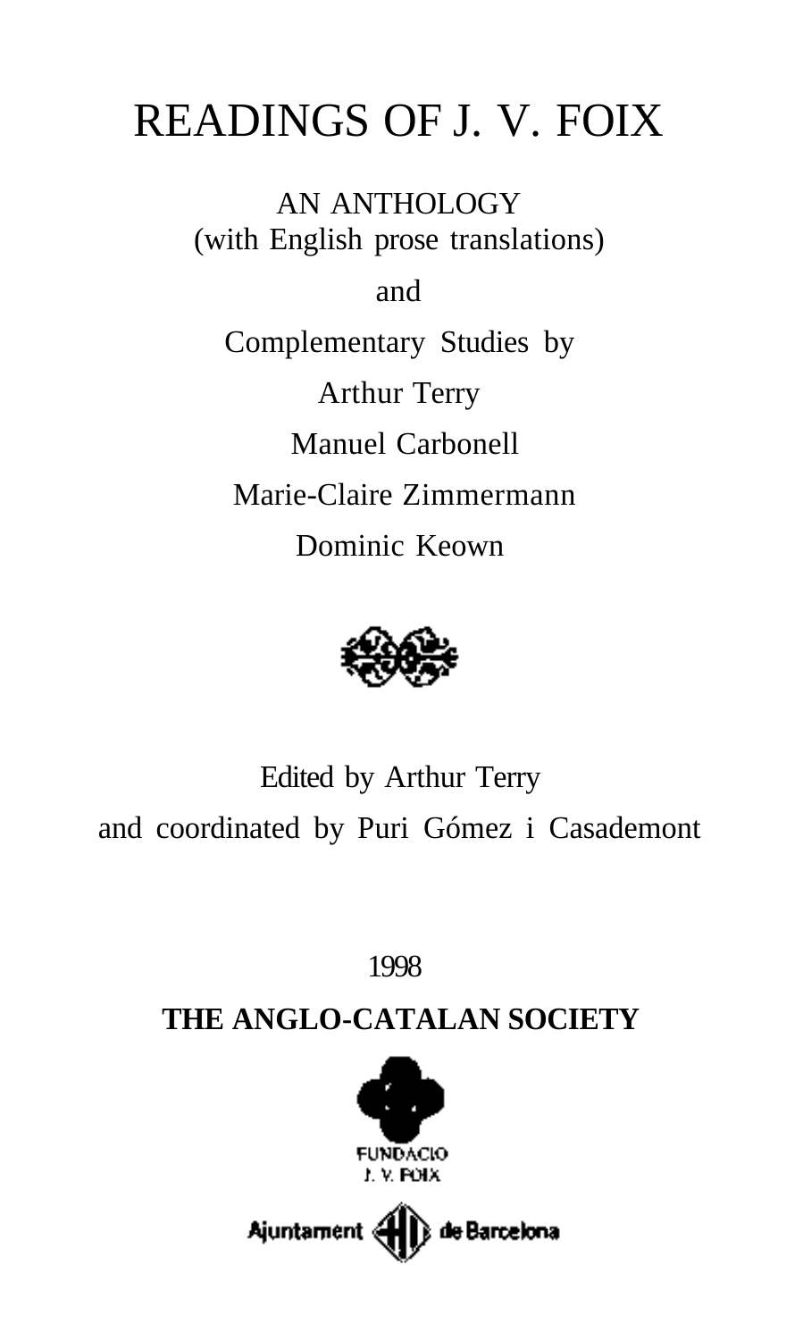# READINGS OF J. V. FOIX

AN ANTHOLOGY
(with English prose translations)

and

Complementary Studies by

Arthur Terry

Manuel Carbonell

Marie-Claire Zimmermann

Dominic Keown

Edited by Arthur Terry
and coordinated by Puri Gómez i Casademont

1998

**THE ANGLO-CATALAN SOCIETY**

FUNDACIÓ
J. V. FOIX

Ajuntament de Barcelona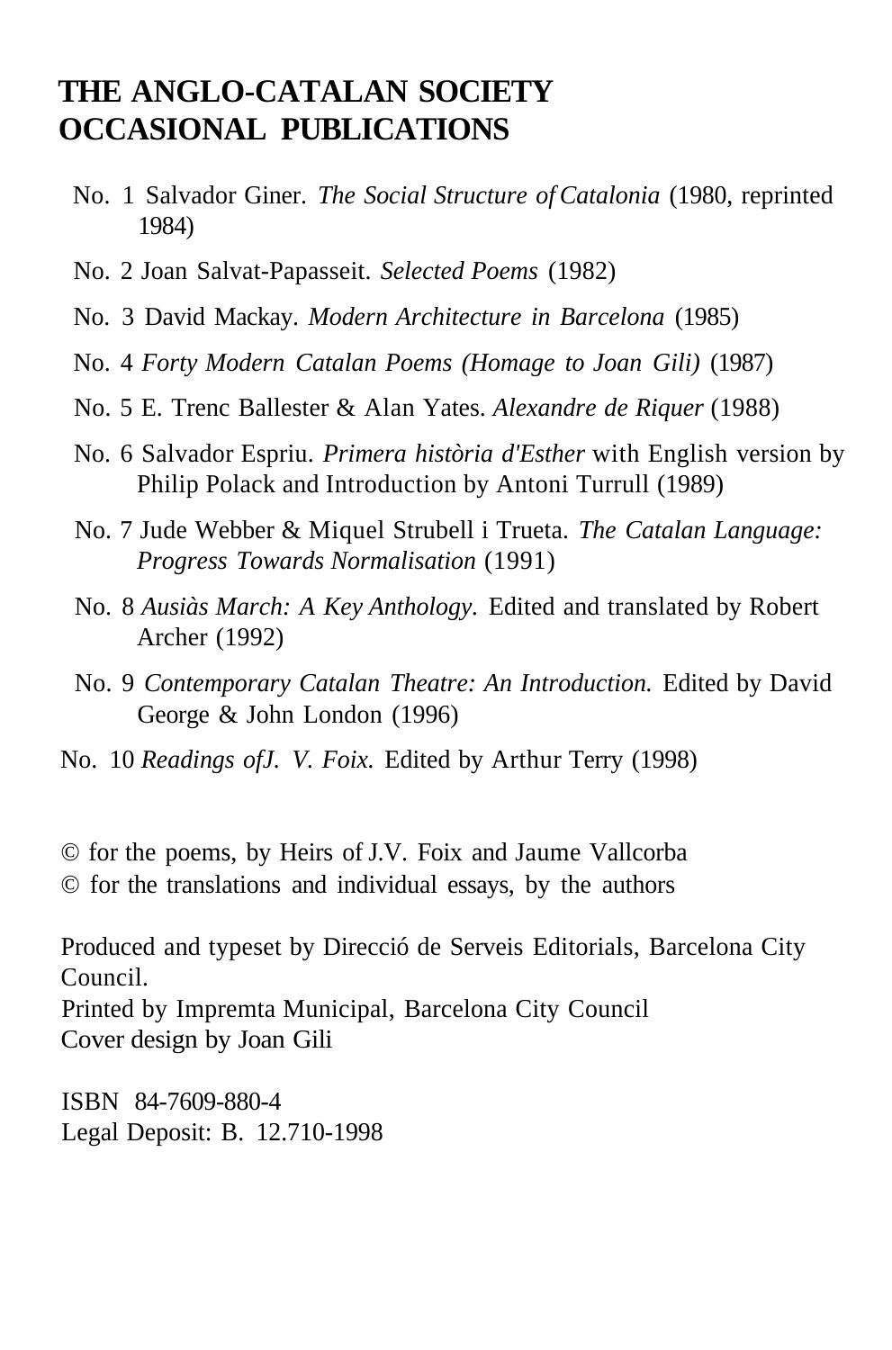# THE ANGLO-CATALAN SOCIETY OCCASIONAL PUBLICATIONS

No. 1 Salvador Giner. *The Social Structure of Catalonia* (1980, reprinted 1984)

No. 2 Joan Salvat-Papasseit. *Selected Poems* (1982)

No. 3 David Mackay. *Modern Architecture in Barcelona* (1985)

No. 4 *Forty Modern Catalan Poems (Homage to Joan Gili)* (1987)

No. 5 E. Trenc Ballester & Alan Yates. *Alexandre de Riquer* (1988)

No. 6 Salvador Espriu. *Primera història d'Esther* with English version by Philip Polack and Introduction by Antoni Turrull (1989)

No. 7 Jude Webber & Miquel Strubell i Trueta. *The Catalan Language: Progress Towards Normalisation* (1991)

No. 8 *Ausiàs March: A Key Anthology.* Edited and translated by Robert Archer (1992)

No. 9 *Contemporary Catalan Theatre: An Introduction.* Edited by David George & John London (1996)

No. 10 *Readings of J. V. Foix.* Edited by Arthur Terry (1998)

© for the poems, by Heirs of J.V. Foix and Jaume Vallcorba
© for the translations and individual essays, by the authors

Produced and typeset by Direcció de Serveis Editorials, Barcelona City Council.
Printed by Impremta Municipal, Barcelona City Council
Cover design by Joan Gili

ISBN 84-7609-880-4
Legal Deposit: B. 12.710-1998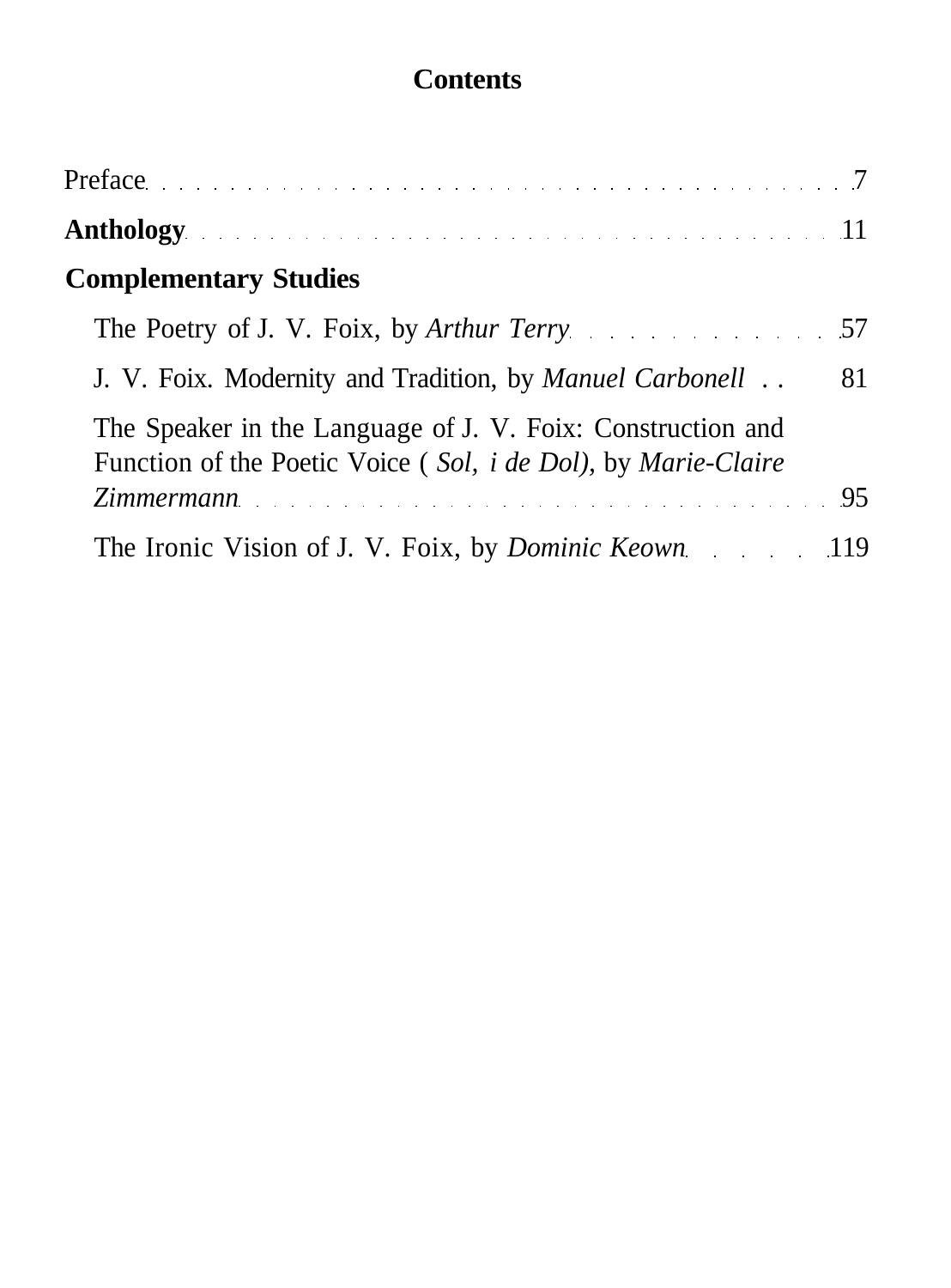# Contents

Preface . . . . . . . . . . . . . . . . . . . . . . . . . . . . . . . . . . . . . . . . 7

**Anthology** . . . . . . . . . . . . . . . . . . . . . . . . . . . . . . . . . . . . . 11

**Complementary Studies**

The Poetry of J. V. Foix, by *Arthur Terry* . . . . . . . . . . . . . 57

J. V. Foix. Modernity and Tradition, by *Manuel Carbonell* . . 81

The Speaker in the Language of J. V. Foix: Construction and Function of the Poetic Voice ( *Sol, i de Dol)*, by *Marie-Claire Zimmermann* . . . . . . . . . . . . . . . . . . . . . . . . . . . . . . . . 95

The Ironic Vision of J. V. Foix, by *Dominic Keown* . . . . . . 119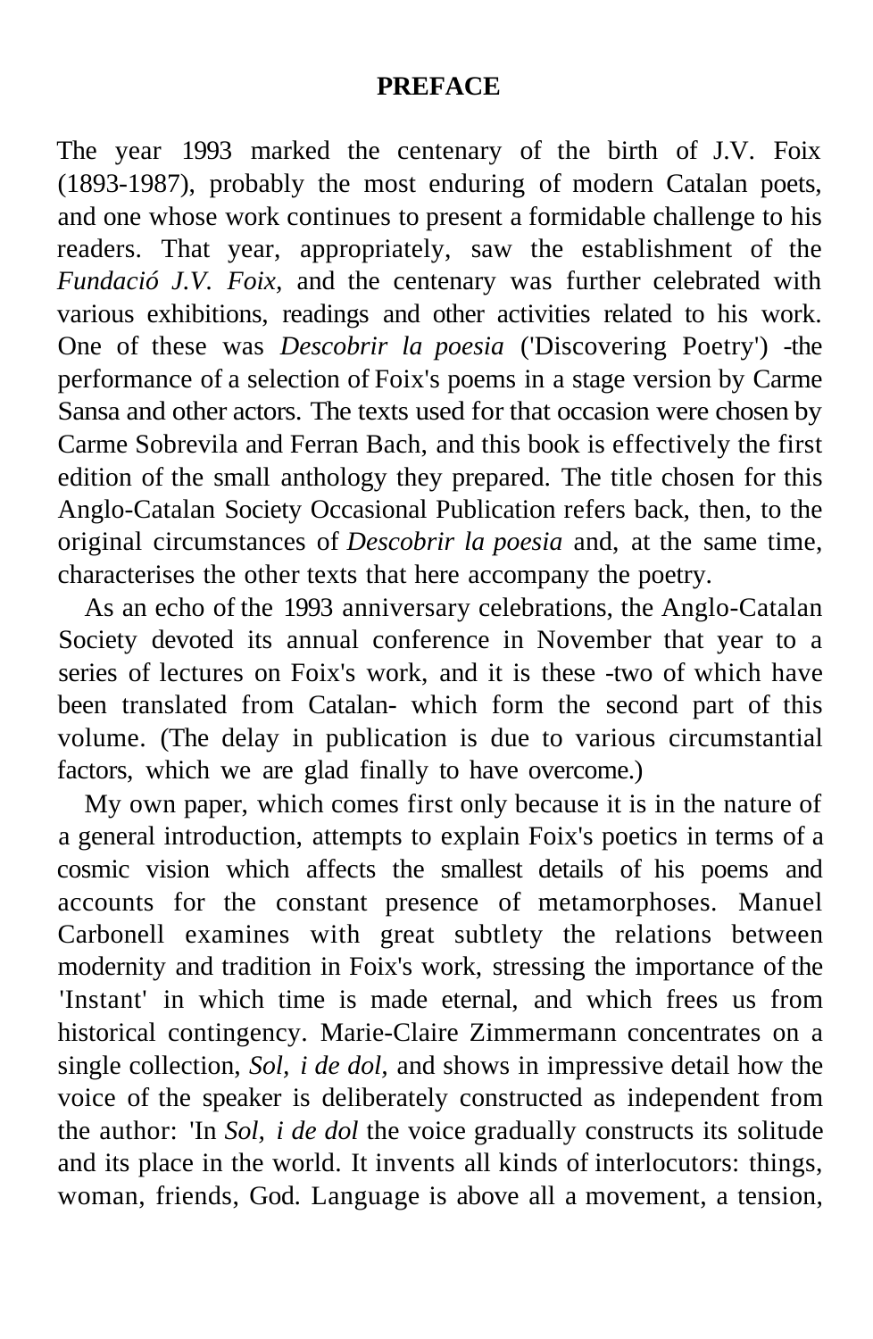# PREFACE

The year 1993 marked the centenary of the birth of J.V. Foix (1893-1987), probably the most enduring of modern Catalan poets, and one whose work continues to present a formidable challenge to his readers. That year, appropriately, saw the establishment of the *Fundació J.V. Foix,* and the centenary was further celebrated with various exhibitions, readings and other activities related to his work. One of these was *Descobrir la poesia* ('Discovering Poetry') -the performance of a selection of Foix's poems in a stage version by Carme Sansa and other actors. The texts used for that occasion were chosen by Carme Sobrevila and Ferran Bach, and this book is effectively the first edition of the small anthology they prepared. The title chosen for this Anglo-Catalan Society Occasional Publication refers back, then, to the original circumstances of *Descobrir la poesia* and, at the same time, characterises the other texts that here accompany the poetry.

As an echo of the 1993 anniversary celebrations, the Anglo-Catalan Society devoted its annual conference in November that year to a series of lectures on Foix's work, and it is these -two of which have been translated from Catalan- which form the second part of this volume. (The delay in publication is due to various circumstantial factors, which we are glad finally to have overcome.)

My own paper, which comes first only because it is in the nature of a general introduction, attempts to explain Foix's poetics in terms of a cosmic vision which affects the smallest details of his poems and accounts for the constant presence of metamorphoses. Manuel Carbonell examines with great subtlety the relations between modernity and tradition in Foix's work, stressing the importance of the 'Instant' in which time is made eternal, and which frees us from historical contingency. Marie-Claire Zimmermann concentrates on a single collection, *Sol, i de dol,* and shows in impressive detail how the voice of the speaker is deliberately constructed as independent from the author: 'In *Sol, i de dol* the voice gradually constructs its solitude and its place in the world. It invents all kinds of interlocutors: things, woman, friends, God. Language is above all a movement, a tension,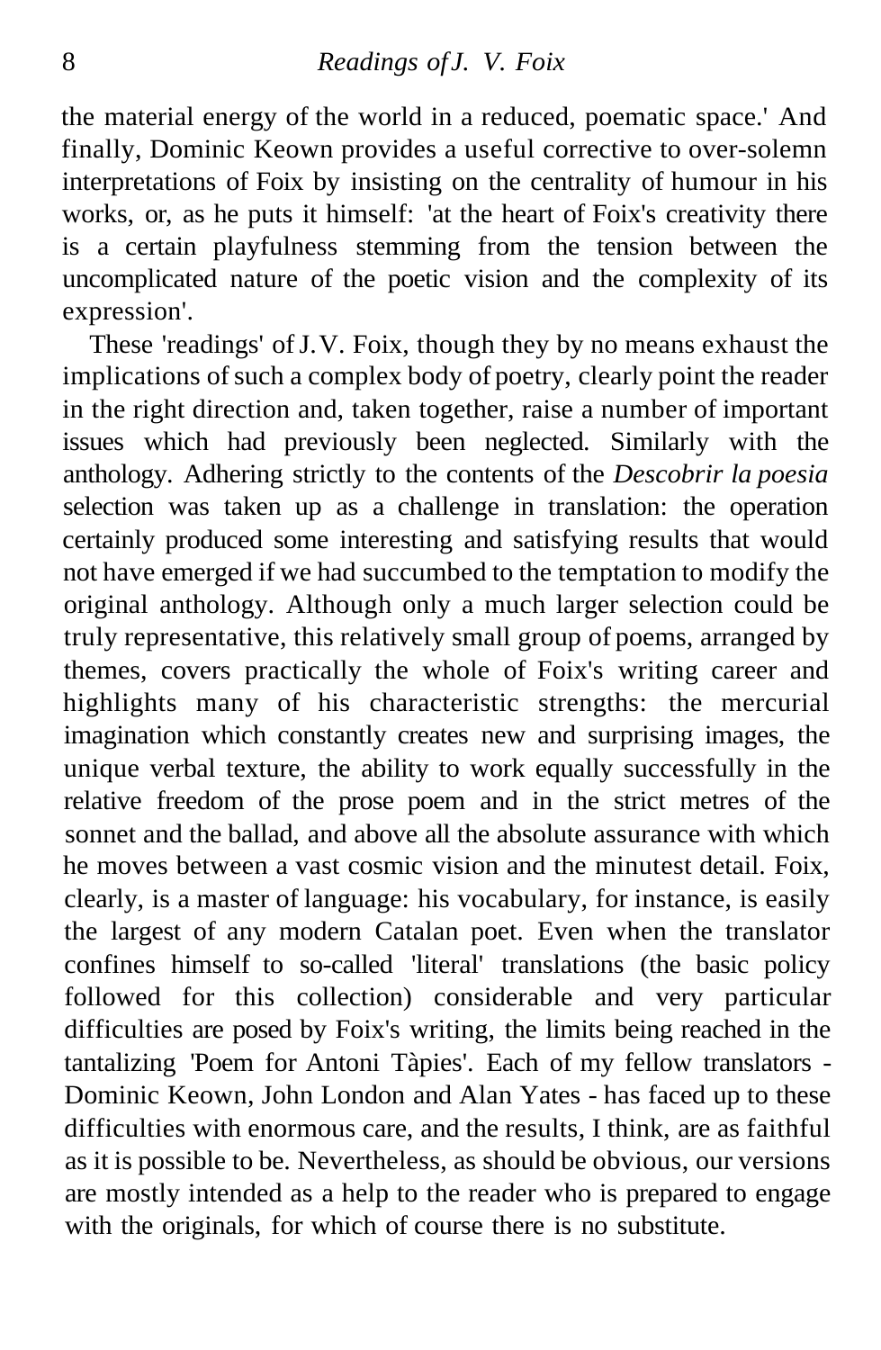the material energy of the world in a reduced, poematic space.' And finally, Dominic Keown provides a useful corrective to over-solemn interpretations of Foix by insisting on the centrality of humour in his works, or, as he puts it himself: 'at the heart of Foix's creativity there is a certain playfulness stemming from the tension between the uncomplicated nature of the poetic vision and the complexity of its expression'.

These 'readings' of J.V. Foix, though they by no means exhaust the implications of such a complex body of poetry, clearly point the reader in the right direction and, taken together, raise a number of important issues which had previously been neglected. Similarly with the anthology. Adhering strictly to the contents of the *Descobrir la poesia* selection was taken up as a challenge in translation: the operation certainly produced some interesting and satisfying results that would not have emerged if we had succumbed to the temptation to modify the original anthology. Although only a much larger selection could be truly representative, this relatively small group of poems, arranged by themes, covers practically the whole of Foix's writing career and highlights many of his characteristic strengths: the mercurial imagination which constantly creates new and surprising images, the unique verbal texture, the ability to work equally successfully in the relative freedom of the prose poem and in the strict metres of the sonnet and the ballad, and above all the absolute assurance with which he moves between a vast cosmic vision and the minutest detail. Foix, clearly, is a master of language: his vocabulary, for instance, is easily the largest of any modern Catalan poet. Even when the translator confines himself to so-called 'literal' translations (the basic policy followed for this collection) considerable and very particular difficulties are posed by Foix's writing, the limits being reached in the tantalizing 'Poem for Antoni Tàpies'. Each of my fellow translators - Dominic Keown, John London and Alan Yates - has faced up to these difficulties with enormous care, and the results, I think, are as faithful as it is possible to be. Nevertheless, as should be obvious, our versions are mostly intended as a help to the reader who is prepared to engage with the originals, for which of course there is no substitute.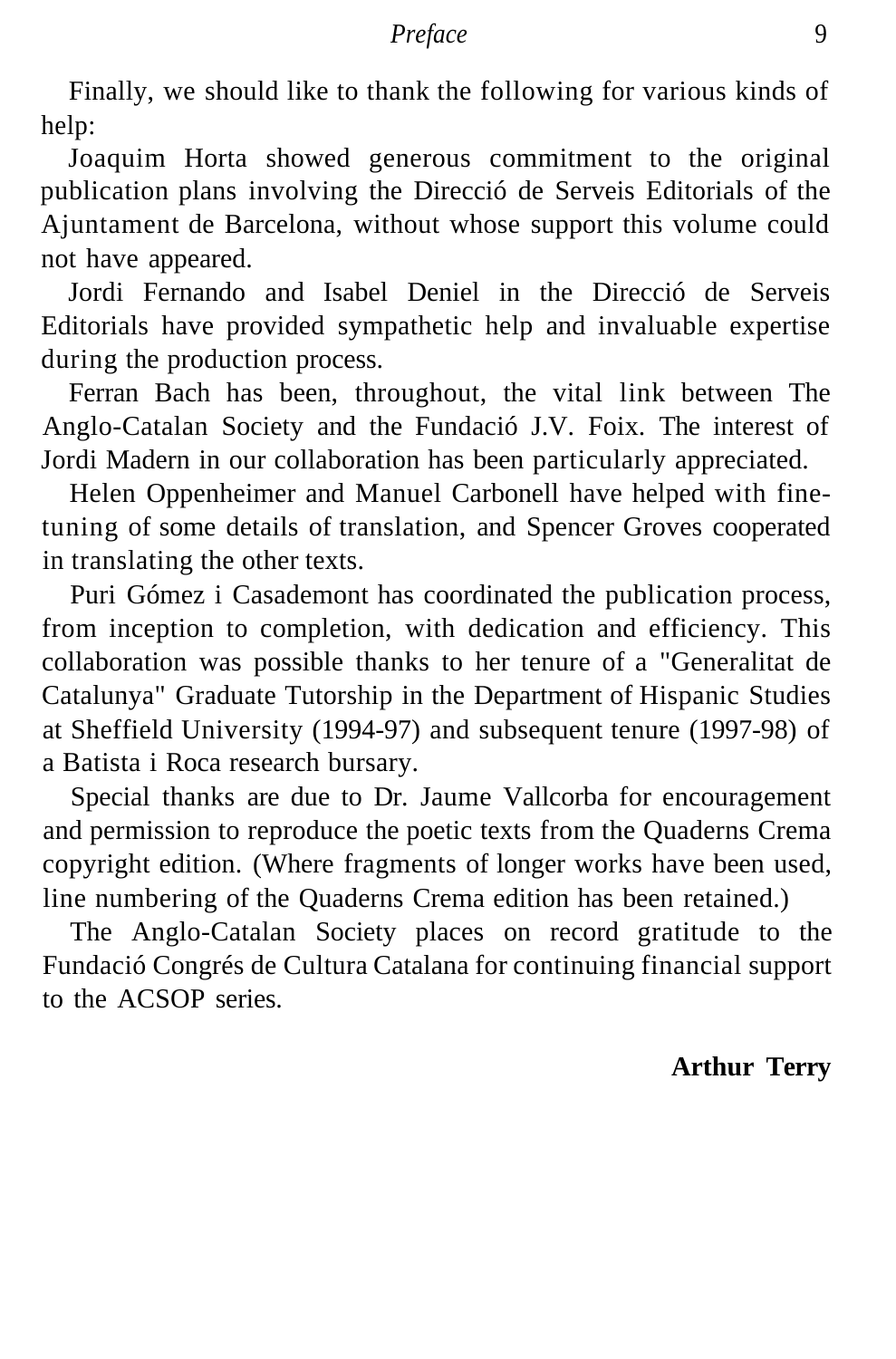Finally, we should like to thank the following for various kinds of help:

Joaquim Horta showed generous commitment to the original publication plans involving the Direcció de Serveis Editorials of the Ajuntament de Barcelona, without whose support this volume could not have appeared.

Jordi Fernando and Isabel Deniel in the Direcció de Serveis Editorials have provided sympathetic help and invaluable expertise during the production process.

Ferran Bach has been, throughout, the vital link between The Anglo-Catalan Society and the Fundació J.V. Foix. The interest of Jordi Madern in our collaboration has been particularly appreciated.

Helen Oppenheimer and Manuel Carbonell have helped with fine-tuning of some details of translation, and Spencer Groves cooperated in translating the other texts.

Puri Gómez i Casademont has coordinated the publication process, from inception to completion, with dedication and efficiency. This collaboration was possible thanks to her tenure of a "Generalitat de Catalunya" Graduate Tutorship in the Department of Hispanic Studies at Sheffield University (1994-97) and subsequent tenure (1997-98) of a Batista i Roca research bursary.

Special thanks are due to Dr. Jaume Vallcorba for encouragement and permission to reproduce the poetic texts from the Quaderns Crema copyright edition. (Where fragments of longer works have been used, line numbering of the Quaderns Crema edition has been retained.)

The Anglo-Catalan Society places on record gratitude to the Fundació Congrés de Cultura Catalana for continuing financial support to the ACSOP series.

**Arthur Terry**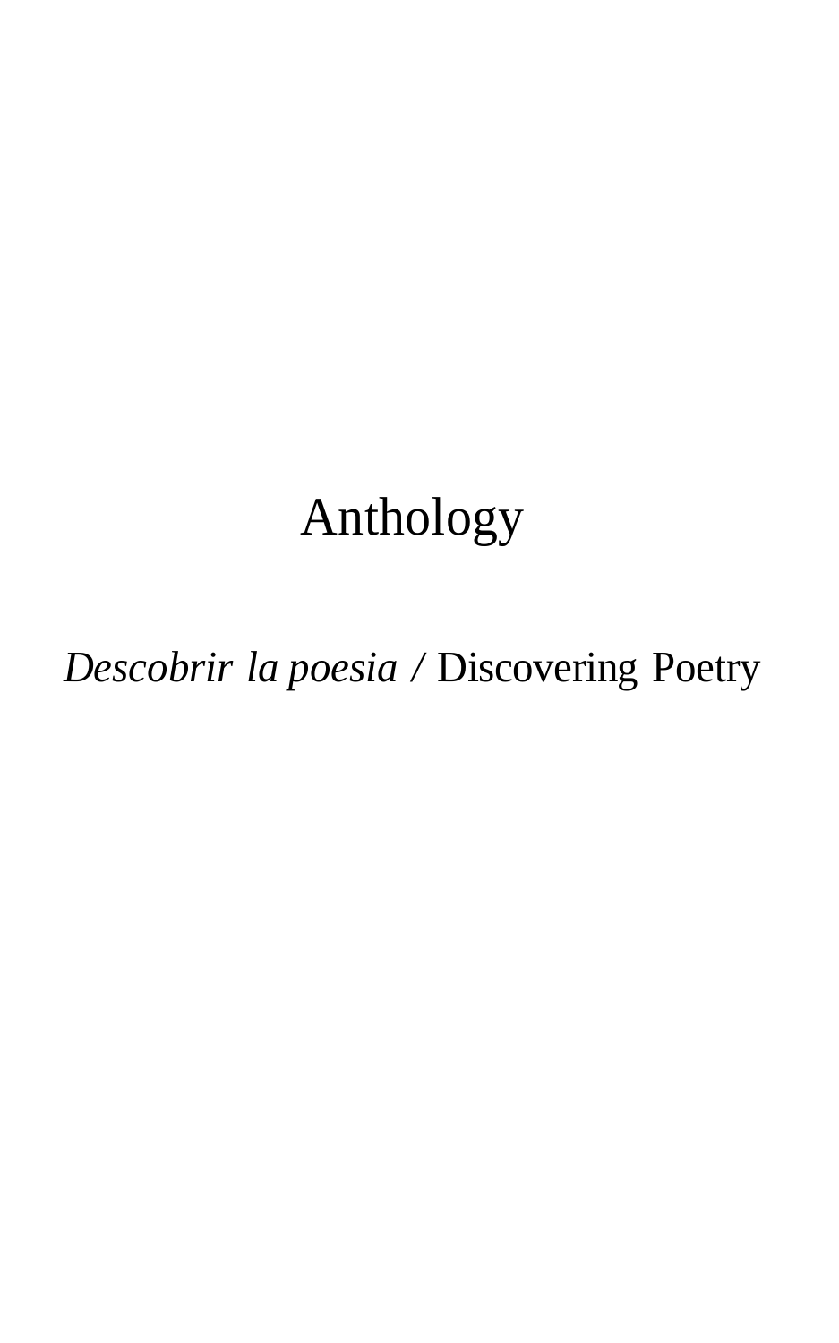# Anthology

*Descobrir la poesia* / Discovering Poetry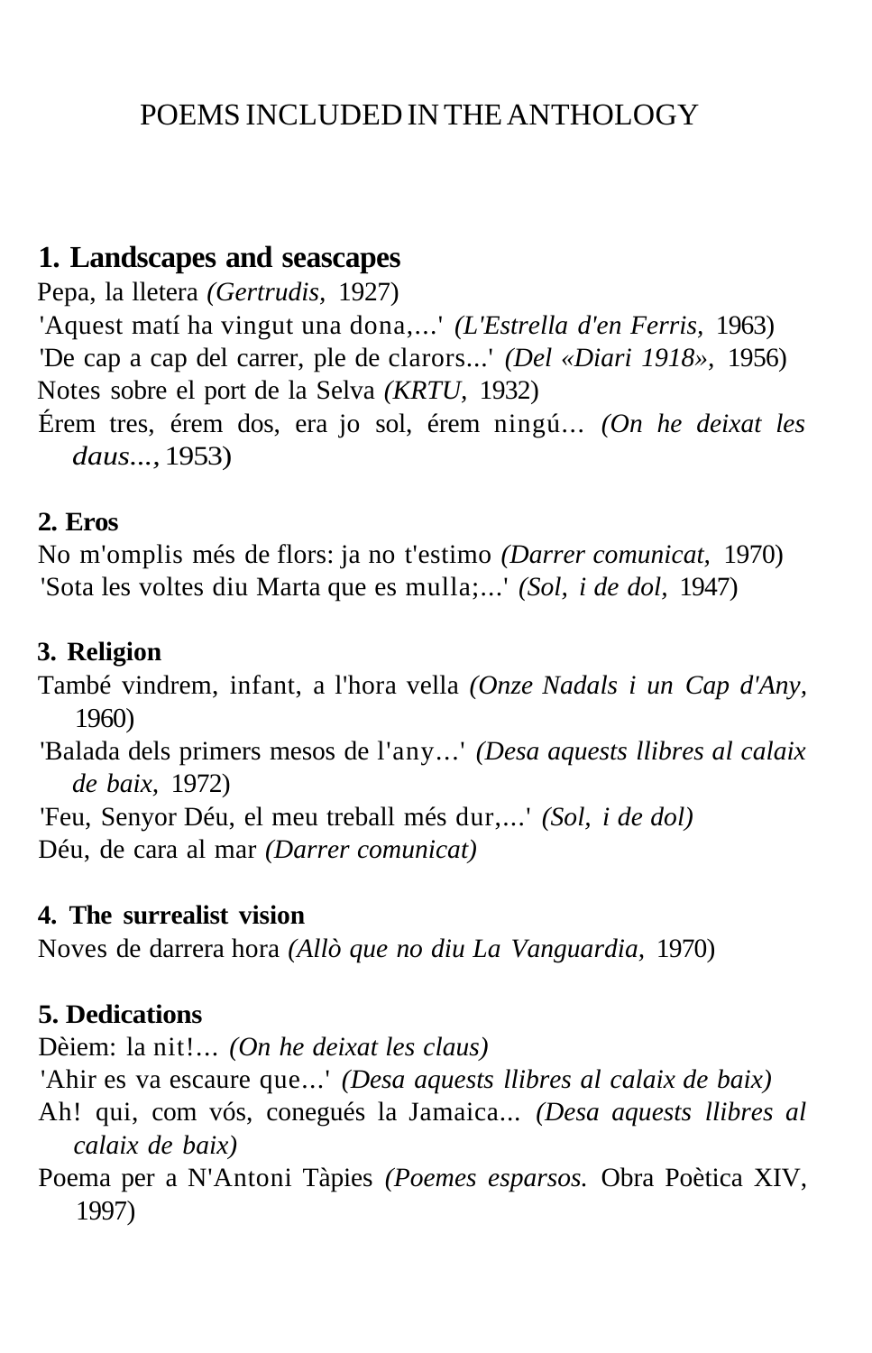# POEMS INCLUDED IN THE ANTHOLOGY

## 1. Landscapes and seascapes

Pepa, la lletera *(Gertrudis,* 1927)
'Aquest matí ha vingut una dona,...' *(L'Estrella d'en Ferris,* 1963)
'De cap a cap del carrer, ple de clarors...' *(Del «Diari 1918»,* 1956)
Notes sobre el port de la Selva *(KRTU,* 1932)
Érem tres, érem dos, era jo sol, érem ningú... *(On he deixat les daus...,* 1953)

## 2. Eros

No m'omplis més de flors: ja no t'estimo *(Darrer comunicat,* 1970)
'Sota les voltes diu Marta que es mulla;...' *(Sol, i de dol,* 1947)

## 3. Religion

També vindrem, infant, a l'hora vella *(Onze Nadals i un Cap d'Any,* 1960)
'Balada dels primers mesos de l'any...' *(Desa aquests llibres al calaix de baix,* 1972)
'Feu, Senyor Déu, el meu treball més dur,...' *(Sol, i de dol)*
Déu, de cara al mar *(Darrer comunicat)*

## 4. The surrealist vision

Noves de darrera hora *(Allò que no diu La Vanguardia,* 1970)

## 5. Dedications

Dèiem: la nit!... *(On he deixat les claus)*
'Ahir es va escaure que...' *(Desa aquests llibres al calaix de baix)*
Ah! qui, com vós, conegués la Jamaica... *(Desa aquests llibres al calaix de baix)*
Poema per a N'Antoni Tàpies *(Poemes esparsos.* Obra Poètica XIV, 1997)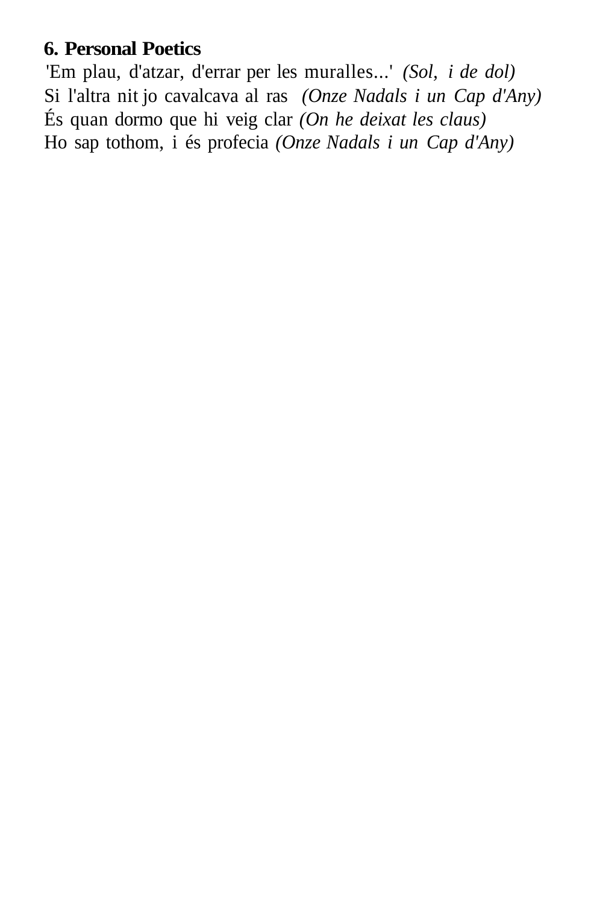**6. Personal Poetics**

'Em plau, d'atzar, d'errar per les muralles...' *(Sol, i de dol)*
Si l'altra nit jo cavalcava al ras *(Onze Nadals i un Cap d'Any)*
És quan dormo que hi veig clar *(On he deixat les claus)*
Ho sap tothom, i és profecia *(Onze Nadals i un Cap d'Any)*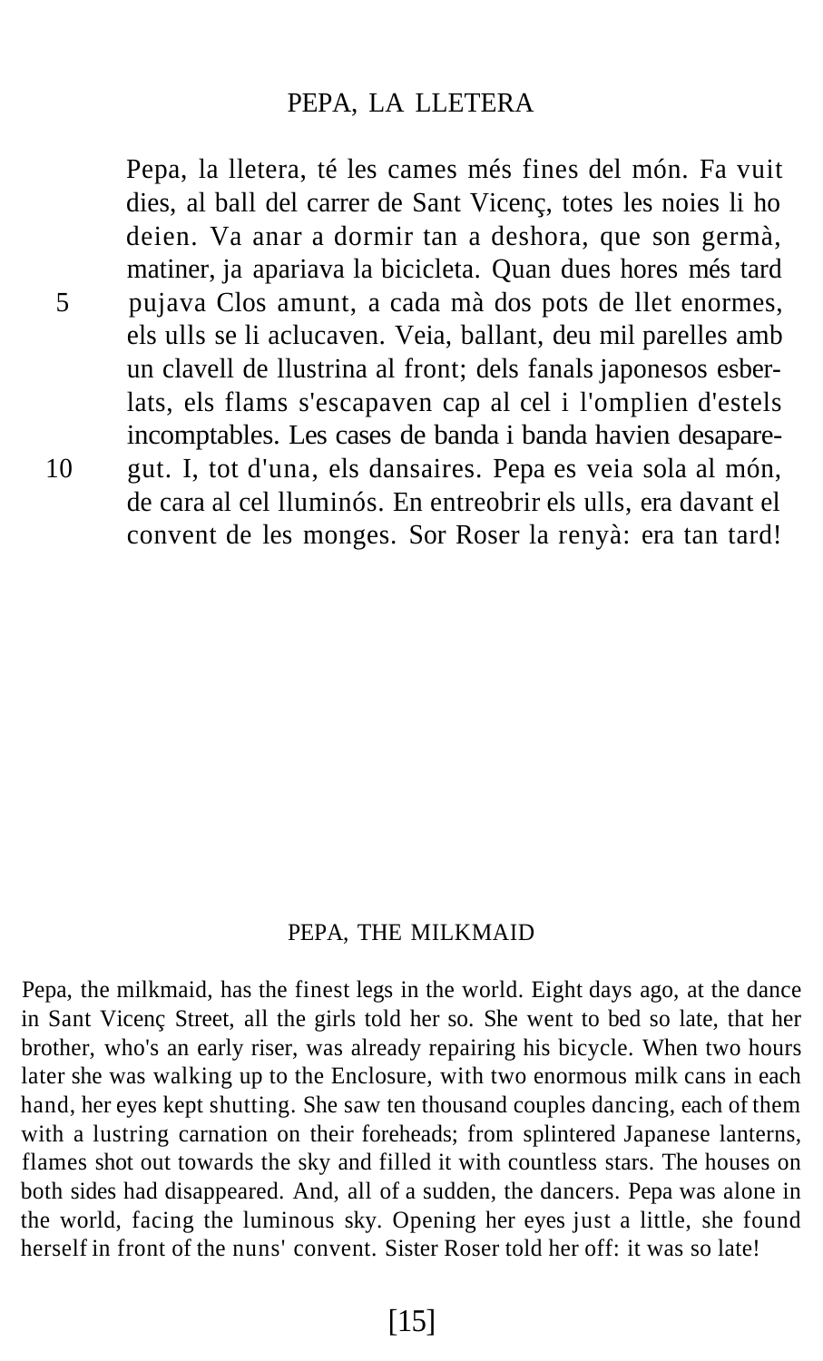## PEPA, LA LLETERA

Pepa, la lletera, té les cames més fines del món. Fa vuit dies, al ball del carrer de Sant Vicenç, totes les noies li ho deien. Va anar a dormir tan a deshora, que son germà, matiner, ja apariava la bicicleta. Quan dues hores més tard pujava Clos amunt, a cada mà dos pots de llet enormes, els ulls se li aclucaven. Veia, ballant, deu mil parelles amb un clavell de llustrina al front; dels fanals japonesos esberlats, els flams s'escapaven cap al cel i l'omplien d'estels incomptables. Les cases de banda i banda havien desaparegut. I, tot d'una, els dansaires. Pepa es veia sola al món, de cara al cel lluminós. En entreobrir els ulls, era davant el convent de les monges. Sor Roser la renyà: era tan tard!

## PEPA, THE MILKMAID

Pepa, the milkmaid, has the finest legs in the world. Eight days ago, at the dance in Sant Vicenç Street, all the girls told her so. She went to bed so late, that her brother, who's an early riser, was already repairing his bicycle. When two hours later she was walking up to the Enclosure, with two enormous milk cans in each hand, her eyes kept shutting. She saw ten thousand couples dancing, each of them with a lustring carnation on their foreheads; from splintered Japanese lanterns, flames shot out towards the sky and filled it with countless stars. The houses on both sides had disappeared. And, all of a sudden, the dancers. Pepa was alone in the world, facing the luminous sky. Opening her eyes just a little, she found herself in front of the nuns' convent. Sister Roser told her off: it was so late!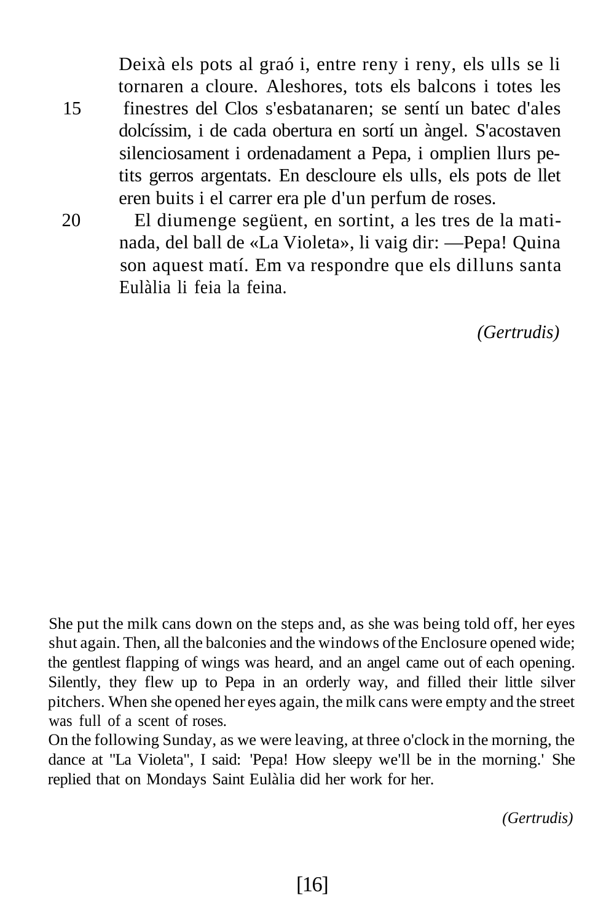Deixà els pots al graó i, entre reny i reny, els ulls se li tornaren a cloure. Aleshores, tots els balcons i totes les finestres del Clos s'esbatanaren; se sentí un batec d'ales dolcíssim, i de cada obertura en sortí un àngel. S'acostaven silenciosament i ordenadament a Pepa, i omplien llurs petits gerros argentats. En descloure els ulls, els pots de llet eren buits i el carrer era ple d'un perfum de roses.

El diumenge següent, en sortint, a les tres de la matinada, del ball de «La Violeta», li vaig dir: —Pepa! Quina son aquest matí. Em va respondre que els dilluns santa Eulàlia li feia la feina.

*(Gertrudis)*

She put the milk cans down on the steps and, as she was being told off, her eyes shut again. Then, all the balconies and the windows of the Enclosure opened wide; the gentlest flapping of wings was heard, and an angel came out of each opening. Silently, they flew up to Pepa in an orderly way, and filled their little silver pitchers. When she opened her eyes again, the milk cans were empty and the street was full of a scent of roses.

On the following Sunday, as we were leaving, at three o'clock in the morning, the dance at "La Violeta", I said: 'Pepa! How sleepy we'll be in the morning.' She replied that on Mondays Saint Eulàlia did her work for her.

*(Gertrudis)*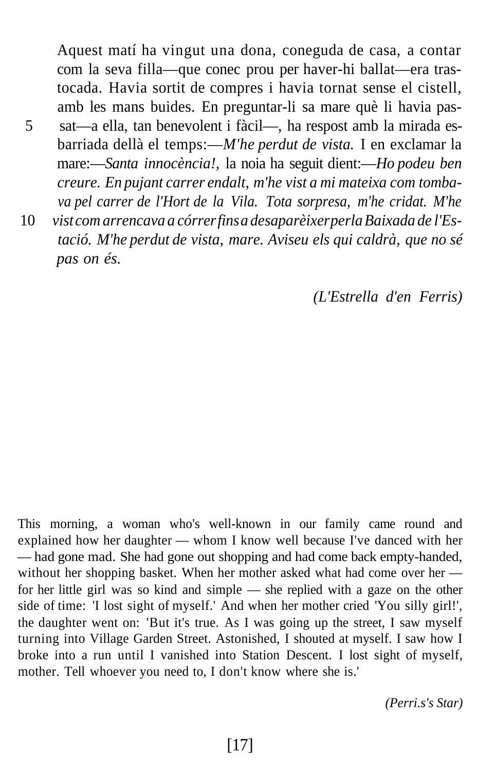Aquest matí ha vingut una dona, coneguda de casa, a contar com la seva filla—que conec prou per haver-hi ballat—era trastocada. Havia sortit de compres i havia tornat sense el cistell, amb les mans buides. En preguntar-li sa mare què li havia passat—a ella, tan benevolent i fàcil—, ha respost amb la mirada esbarriada dellà el temps:—*M'he perdut de vista.* I en exclamar la mare:—*Santa innocència!,* la noia ha seguit dient:—*Ho podeu ben creure. En pujant carrer endalt, m'he vist a mi mateixa com tombava pel carrer de l'Hort de la Vila. Tota sorpresa, m'he cridat. M'he vist com arrencava a córrer fins a desaparèixer per la Baixada de l'Estació. M'he perdut de vista, mare. Aviseu els qui caldrà, que no sé pas on és.*

*(L'Estrella d'en Ferris)*

This morning, a woman who's well-known in our family came round and explained how her daughter — whom I know well because I've danced with her — had gone mad. She had gone out shopping and had come back empty-handed, without her shopping basket. When her mother asked what had come over her — for her little girl was so kind and simple — she replied with a gaze on the other side of time: 'I lost sight of myself.' And when her mother cried 'You silly girl!', the daughter went on: 'But it's true. As I was going up the street, I saw myself turning into Village Garden Street. Astonished, I shouted at myself. I saw how I broke into a run until I vanished into Station Descent. I lost sight of myself, mother. Tell whoever you need to, I don't know where she is.'

*(Perri.s's Star)*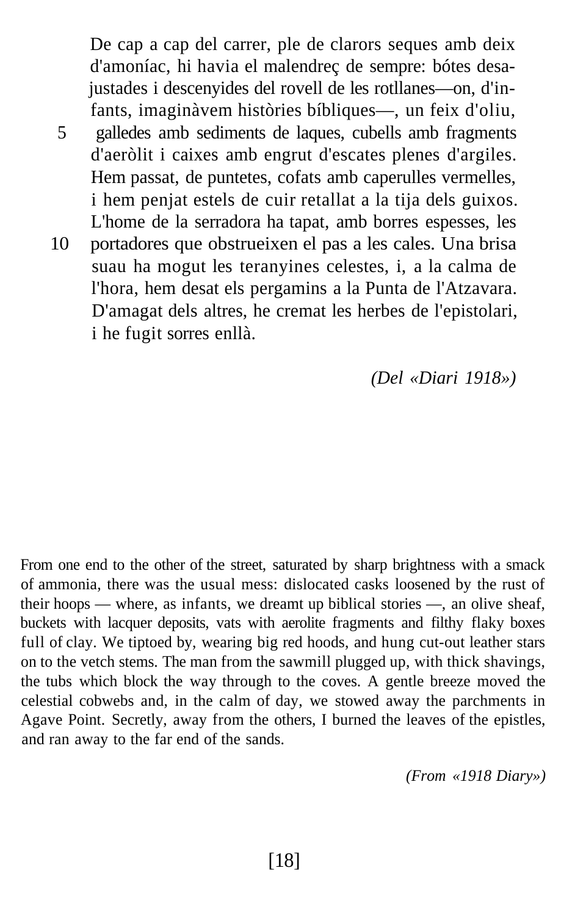De cap a cap del carrer, ple de clarors seques amb deix d'amoníac, hi havia el malendreç de sempre: bótes desajustades i descenyides del rovell de les rotllanes—on, d'infants, imaginàvem històries bíbliques—, un feix d'oliu, galledes amb sediments de laques, cubells amb fragments d'aeròlit i caixes amb engrut d'escates plenes d'argiles. Hem passat, de puntetes, cofats amb caperulles vermelles, i hem penjat estels de cuir retallat a la tija dels guixos. L'home de la serradora ha tapat, amb borres espesses, les portadores que obstrueixen el pas a les cales. Una brisa suau ha mogut les teranyines celestes, i, a la calma de l'hora, hem desat els pergamins a la Punta de l'Atzavara. D'amagat dels altres, he cremat les herbes de l'epistolari, i he fugit sorres enllà.

*(Del «Diari 1918»)*

From one end to the other of the street, saturated by sharp brightness with a smack of ammonia, there was the usual mess: dislocated casks loosened by the rust of their hoops — where, as infants, we dreamt up biblical stories —, an olive sheaf, buckets with lacquer deposits, vats with aerolite fragments and filthy flaky boxes full of clay. We tiptoed by, wearing big red hoods, and hung cut-out leather stars on to the vetch stems. The man from the sawmill plugged up, with thick shavings, the tubs which block the way through to the coves. A gentle breeze moved the celestial cobwebs and, in the calm of day, we stowed away the parchments in Agave Point. Secretly, away from the others, I burned the leaves of the epistles, and ran away to the far end of the sands.

*(From «1918 Diary»)*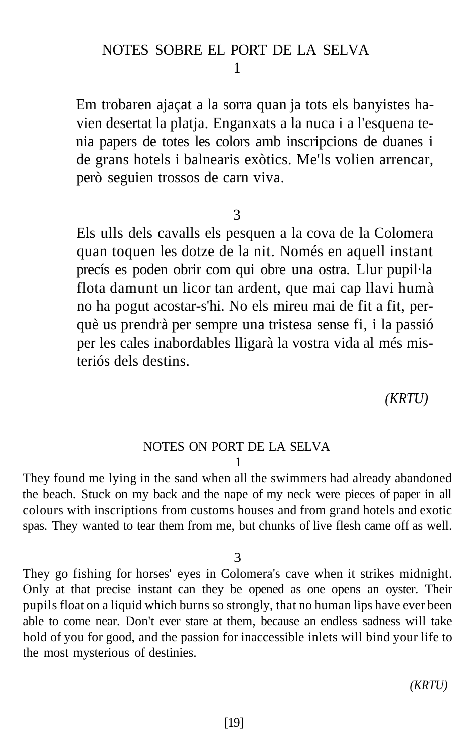## NOTES SOBRE EL PORT DE LA SELVA

1

Em trobaren ajaçat a la sorra quan ja tots els banyistes havien desertat la platja. Enganxats a la nuca i a l'esquena tenia papers de totes les colors amb inscripcions de duanes i de grans hotels i balnearis exòtics. Me'ls volien arrencar, però seguien trossos de carn viva.

3

Els ulls dels cavalls els pesquen a la cova de la Colomera quan toquen les dotze de la nit. Només en aquell instant precís es poden obrir com qui obre una ostra. Llur pupil·la flota damunt un licor tan ardent, que mai cap llavi humà no ha pogut acostar-s'hi. No els mireu mai de fit a fit, perquè us prendrà per sempre una tristesa sense fi, i la passió per les cales inabordables lligarà la vostra vida al més misteriós dels destins.

*(KRTU)*

## NOTES ON PORT DE LA SELVA

1

They found me lying in the sand when all the swimmers had already abandoned the beach. Stuck on my back and the nape of my neck were pieces of paper in all colours with inscriptions from customs houses and from grand hotels and exotic spas. They wanted to tear them from me, but chunks of live flesh came off as well.

3

They go fishing for horses' eyes in Colomera's cave when it strikes midnight. Only at that precise instant can they be opened as one opens an oyster. Their pupils float on a liquid which burns so strongly, that no human lips have ever been able to come near. Don't ever stare at them, because an endless sadness will take hold of you for good, and the passion for inaccessible inlets will bind your life to the most mysterious of destinies.

*(KRTU)*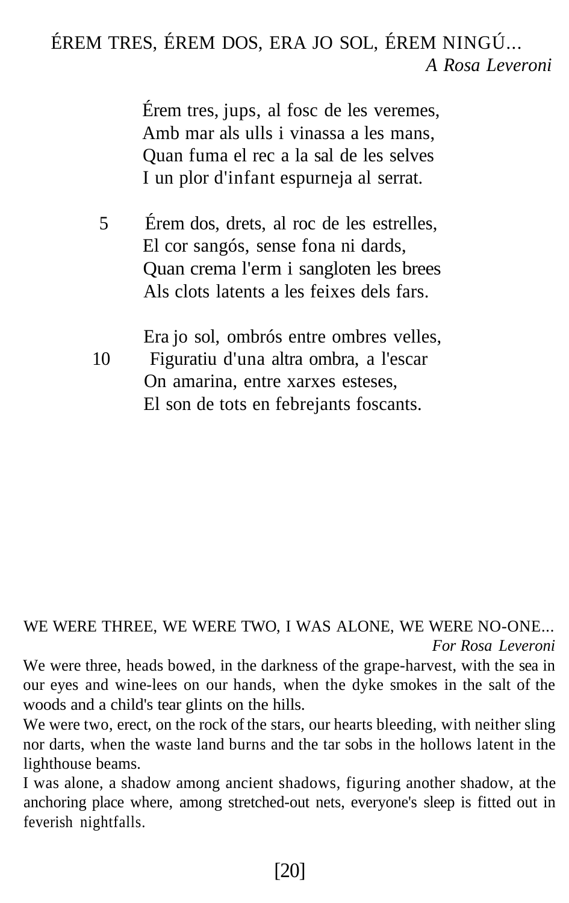## ÉREM TRES, ÉREM DOS, ERA JO SOL, ÉREM NINGÚ...

*A Rosa Leveroni*

Érem tres, jups, al fosc de les veremes,
Amb mar als ulls i vinassa a les mans,
Quan fuma el rec a la sal de les selves
I un plor d'infant espurneja al serrat.

5 Érem dos, drets, al roc de les estrelles,
El cor sangós, sense fona ni dards,
Quan crema l'erm i sangloten les brees
Als clots latents a les feixes dels fars.

Era jo sol, ombrós entre ombres velles,
10 Figuratiu d'una altra ombra, a l'escar
On amarina, entre xarxes esteses,
El son de tots en febrejants foscants.

## WE WERE THREE, WE WERE TWO, I WAS ALONE, WE WERE NO-ONE...

*For Rosa Leveroni*

We were three, heads bowed, in the darkness of the grape-harvest, with the sea in our eyes and wine-lees on our hands, when the dyke smokes in the salt of the woods and a child's tear glints on the hills.

We were two, erect, on the rock of the stars, our hearts bleeding, with neither sling nor darts, when the waste land burns and the tar sobs in the hollows latent in the lighthouse beams.

I was alone, a shadow among ancient shadows, figuring another shadow, at the anchoring place where, among stretched-out nets, everyone's sleep is fitted out in feverish nightfalls.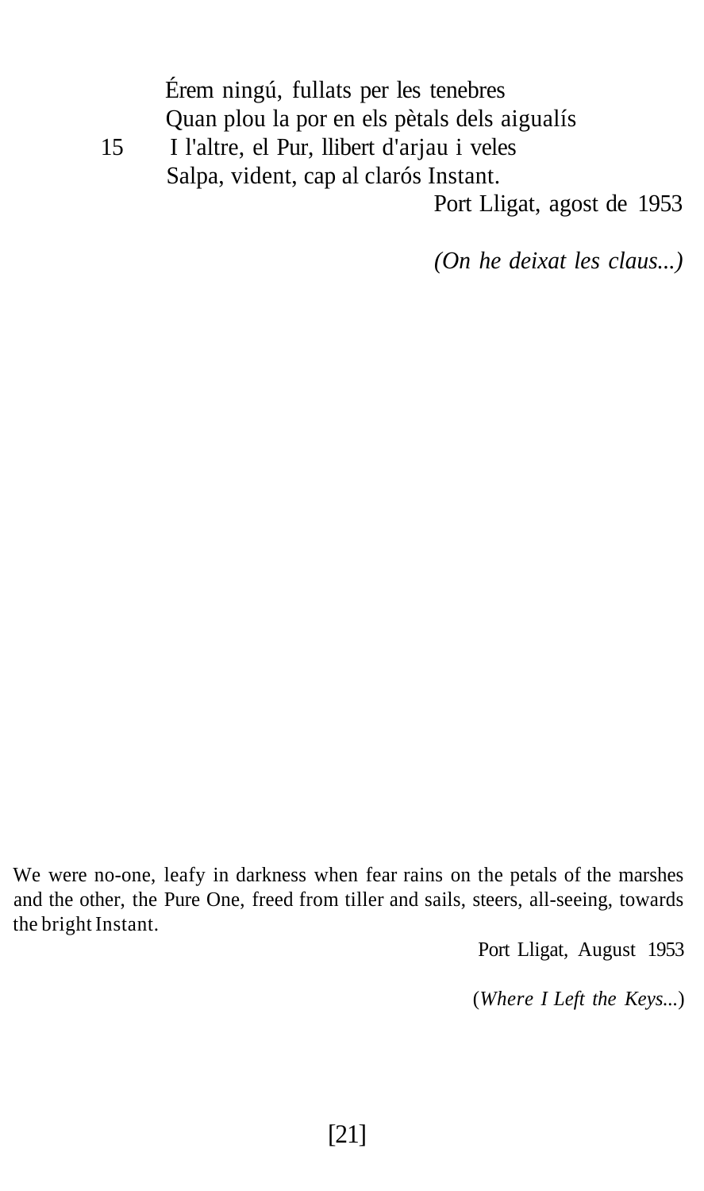Érem ningú, fullats per les tenebres
Quan plou la por en els pètals dels aigualís
15 I l'altre, el Pur, llibert d'arjau i veles
Salpa, vident, cap al clarós Instant.

Port Lligat, agost de 1953

*(On he deixat les claus...)*

We were no-one, leafy in darkness when fear rains on the petals of the marshes and the other, the Pure One, freed from tiller and sails, steers, all-seeing, towards the bright Instant.

Port Lligat, August 1953

(*Where I Left the Keys...*)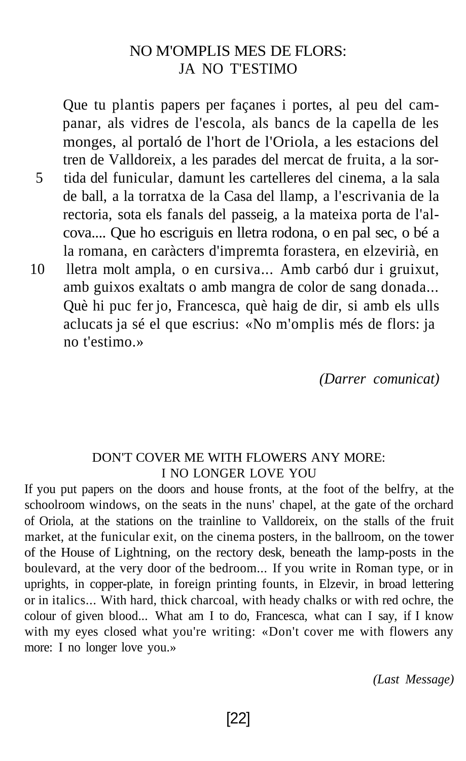## NO M'OMPLIS MES DE FLORS: JA NO T'ESTIMO

Que tu plantis papers per façanes i portes, al peu del campanar, als vidres de l'escola, als bancs de la capella de les monges, al portaló de l'hort de l'Oriola, a les estacions del tren de Valldoreix, a les parades del mercat de fruita, a la sortida del funicular, damunt les cartelleres del cinema, a la sala de ball, a la torratxa de la Casa del llamp, a l'escrivania de la rectoria, sota els fanals del passeig, a la mateixa porta de l'alcova.... Que ho escriguis en lletra rodona, o en pal sec, o bé a la romana, en caràcters d'impremta forastera, en elzevirià, en lletra molt ampla, o en cursiva... Amb carbó dur i gruixut, amb guixos exaltats o amb mangra de color de sang donada... Què hi puc fer jo, Francesca, què haig de dir, si amb els ulls aclucats ja sé el que escrius: «No m'omplis més de flors: ja no t'estimo.»

*(Darrer comunicat)*

## DON'T COVER ME WITH FLOWERS ANY MORE: I NO LONGER LOVE YOU

If you put papers on the doors and house fronts, at the foot of the belfry, at the schoolroom windows, on the seats in the nuns' chapel, at the gate of the orchard of Oriola, at the stations on the trainline to Valldoreix, on the stalls of the fruit market, at the funicular exit, on the cinema posters, in the ballroom, on the tower of the House of Lightning, on the rectory desk, beneath the lamp-posts in the boulevard, at the very door of the bedroom... If you write in Roman type, or in uprights, in copper-plate, in foreign printing founts, in Elzevir, in broad lettering or in italics... With hard, thick charcoal, with heady chalks or with red ochre, the colour of given blood... What am I to do, Francesca, what can I say, if I know with my eyes closed what you're writing: «Don't cover me with flowers any more: I no longer love you.»

*(Last Message)*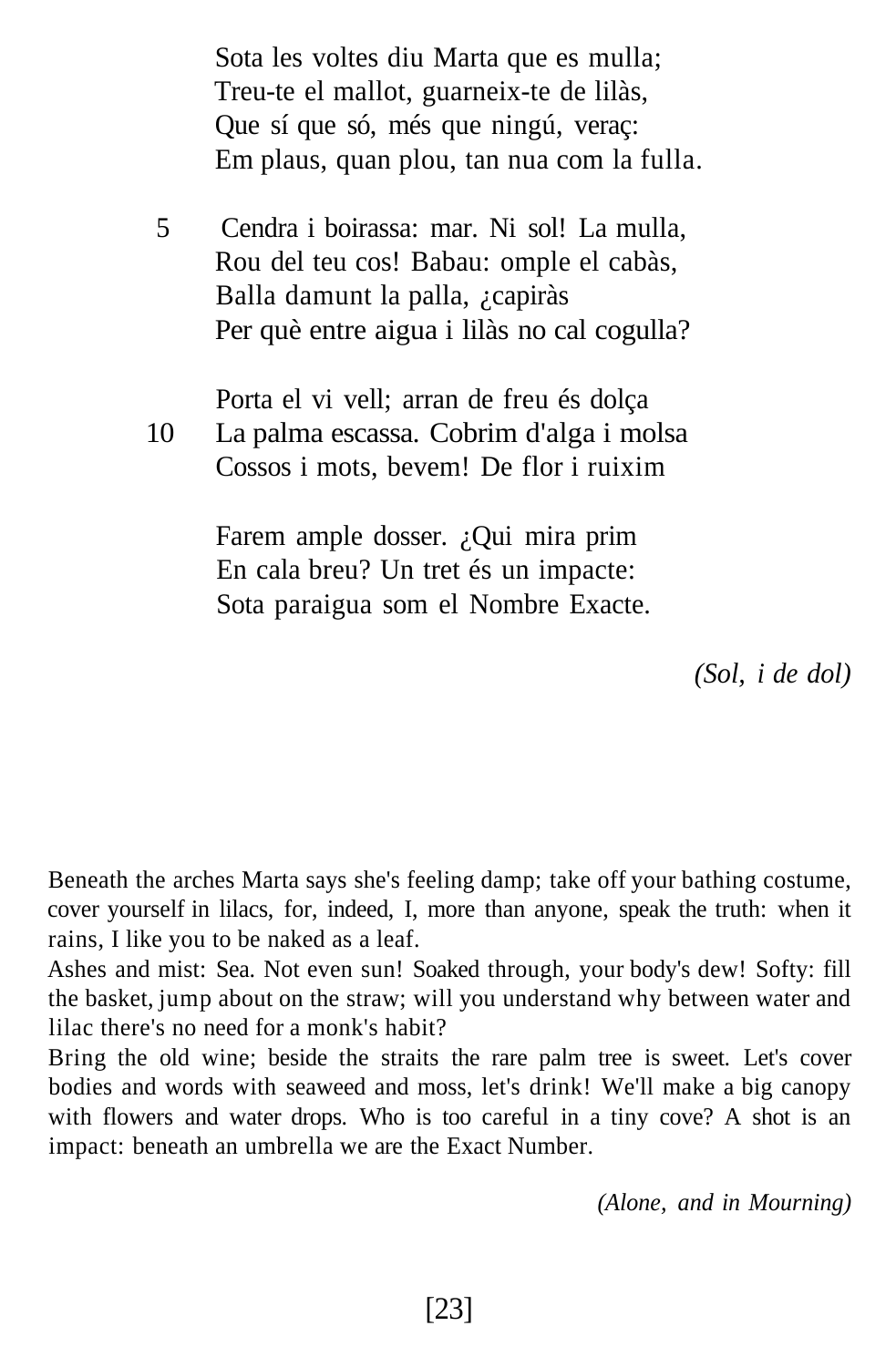Sota les voltes diu Marta que es mulla;
Treu-te el mallot, guarneix-te de lilàs,
Que sí que só, més que ningú, veraç:
Em plaus, quan plou, tan nua com la fulla.

5 Cendra i boirassa: mar. Ni sol! La mulla,
Rou del teu cos! Babau: omple el cabàs,
Balla damunt la palla, ¿capiràs
Per què entre aigua i lilàs no cal cogulla?

Porta el vi vell; arran de freu és dolça
10 La palma escassa. Cobrim d'alga i molsa
Cossos i mots, bevem! De flor i ruixim

Farem ample dosser. ¿Qui mira prim
En cala breu? Un tret és un impacte:
Sota paraigua som el Nombre Exacte.

*(Sol, i de dol)*

Beneath the arches Marta says she's feeling damp; take off your bathing costume, cover yourself in lilacs, for, indeed, I, more than anyone, speak the truth: when it rains, I like you to be naked as a leaf.
Ashes and mist: Sea. Not even sun! Soaked through, your body's dew! Softy: fill the basket, jump about on the straw; will you understand why between water and lilac there's no need for a monk's habit?
Bring the old wine; beside the straits the rare palm tree is sweet. Let's cover bodies and words with seaweed and moss, let's drink! We'll make a big canopy with flowers and water drops. Who is too careful in a tiny cove? A shot is an impact: beneath an umbrella we are the Exact Number.

*(Alone, and in Mourning)*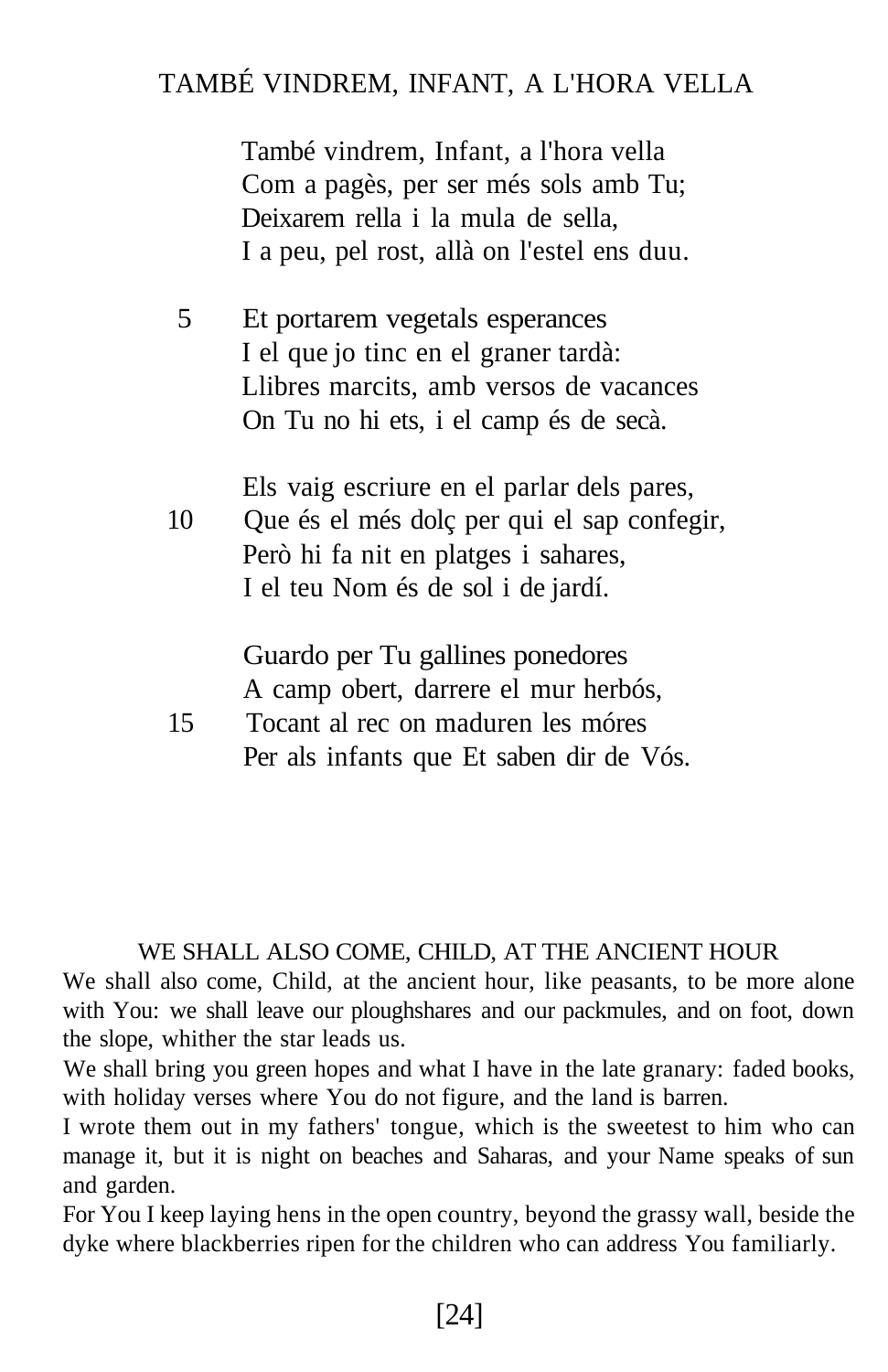## TAMBÉ VINDREM, INFANT, A L'HORA VELLA

També vindrem, Infant, a l'hora vella
Com a pagès, per ser més sols amb Tu;
Deixarem rella i la mula de sella,
I a peu, pel rost, allà on l'estel ens duu.

5 Et portarem vegetals esperances
I el que jo tinc en el graner tardà:
Llibres marcits, amb versos de vacances
On Tu no hi ets, i el camp és de secà.

Els vaig escriure en el parlar dels pares,
10 Que és el més dolç per qui el sap confegir,
Però hi fa nit en platges i sahares,
I el teu Nom és de sol i de jardí.

Guardo per Tu gallines ponedores
A camp obert, darrere el mur herbós,
15 Tocant al rec on maduren les móres
Per als infants que Et saben dir de Vós.

## WE SHALL ALSO COME, CHILD, AT THE ANCIENT HOUR

We shall also come, Child, at the ancient hour, like peasants, to be more alone with You: we shall leave our ploughshares and our packmules, and on foot, down the slope, whither the star leads us.

We shall bring you green hopes and what I have in the late granary: faded books, with holiday verses where You do not figure, and the land is barren.

I wrote them out in my fathers' tongue, which is the sweetest to him who can manage it, but it is night on beaches and Saharas, and your Name speaks of sun and garden.

For You I keep laying hens in the open country, beyond the grassy wall, beside the dyke where blackberries ripen for the children who can address You familiarly.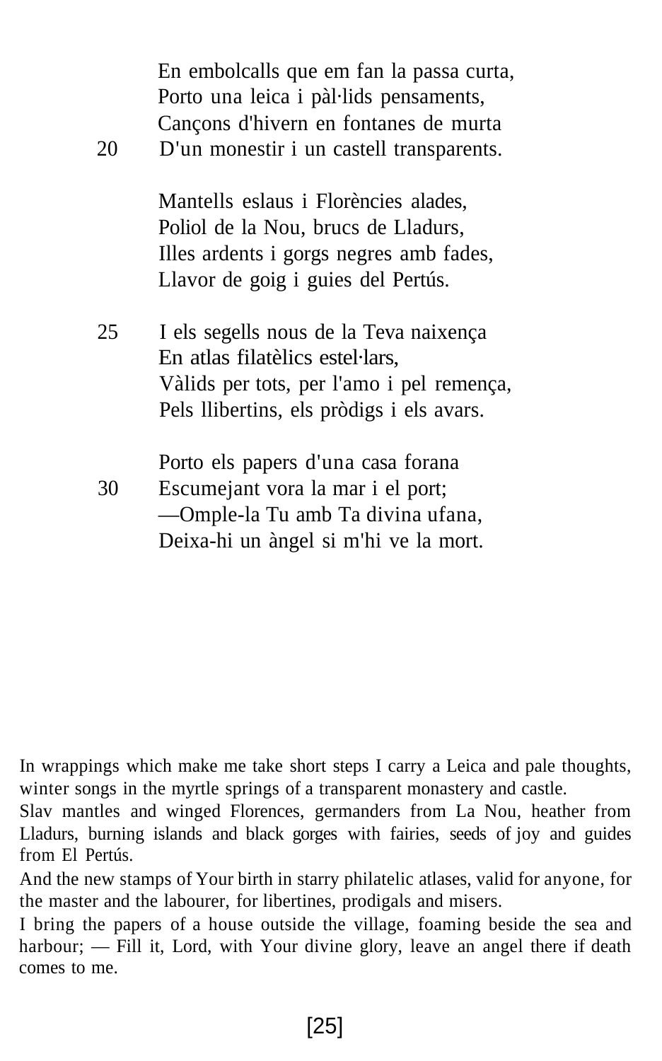En embolcalls que em fan la passa curta,  
Porto una leica i pàl·lids pensaments,  
Cançons d'hivern en fontanes de murta  
20 D'un monestir i un castell transparents.

Mantells eslaus i Florències alades,  
Poliol de la Nou, brucs de Lladurs,  
Illes ardents i gorgs negres amb fades,  
Llavor de goig i guies del Pertús.

25 I els segells nous de la Teva naixença  
En atlas filatèlics estel·lars,  
Vàlids per tots, per l'amo i pel remença,  
Pels llibertins, els pròdigs i els avars.

Porto els papers d'una casa forana  
30 Escumejant vora la mar i el port;  
—Omple-la Tu amb Ta divina ufana,  
Deixa-hi un àngel si m'hi ve la mort.

In wrappings which make me take short steps I carry a Leica and pale thoughts, winter songs in the myrtle springs of a transparent monastery and castle.

Slav mantles and winged Florences, germanders from La Nou, heather from Lladurs, burning islands and black gorges with fairies, seeds of joy and guides from El Pertús.

And the new stamps of Your birth in starry philatelic atlases, valid for anyone, for the master and the labourer, for libertines, prodigals and misers.

I bring the papers of a house outside the village, foaming beside the sea and harbour; — Fill it, Lord, with Your divine glory, leave an angel there if death comes to me.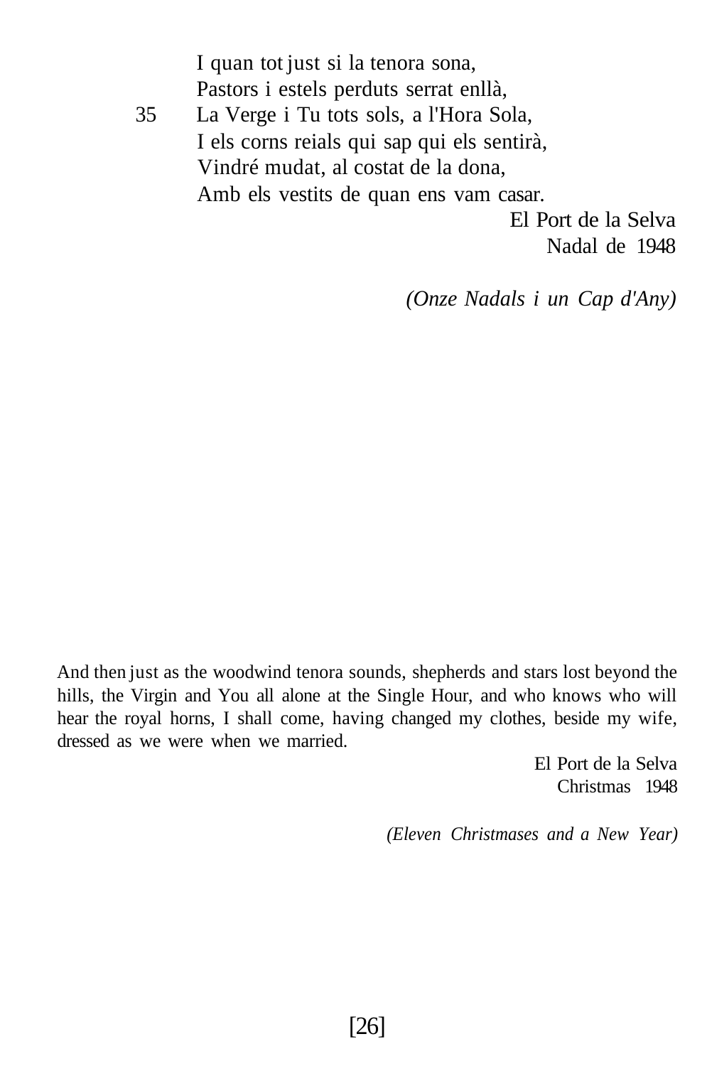I quan tot just si la tenora sona,
Pastors i estels perduts serrat enllà,
35 La Verge i Tu tots sols, a l'Hora Sola,
I els corns reials qui sap qui els sentirà,
Vindré mudat, al costat de la dona,
Amb els vestits de quan ens vam casar.

El Port de la Selva
Nadal de 1948

*(Onze Nadals i un Cap d'Any)*

And then just as the woodwind tenora sounds, shepherds and stars lost beyond the hills, the Virgin and You all alone at the Single Hour, and who knows who will hear the royal horns, I shall come, having changed my clothes, beside my wife, dressed as we were when we married.

El Port de la Selva
Christmas 1948

*(Eleven Christmases and a New Year)*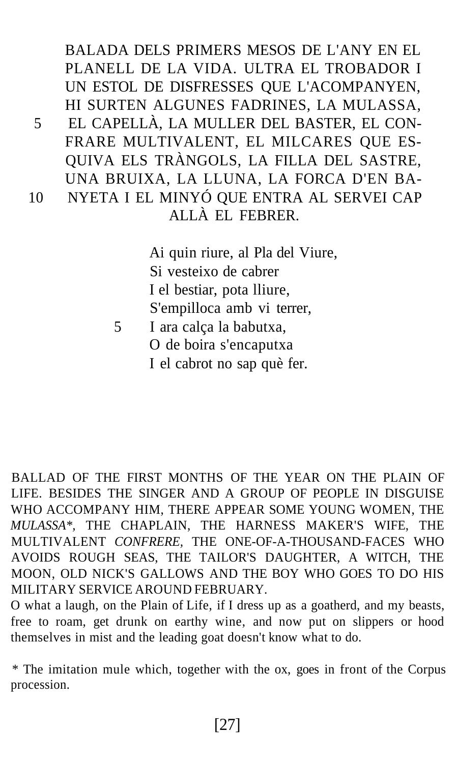BALADA DELS PRIMERS MESOS DE L'ANY EN EL PLANELL DE LA VIDA. ULTRA EL TROBADOR I UN ESTOL DE DISFRESSES QUE L'ACOMPANYEN, HI SURTEN ALGUNES FADRINES, LA MULASSA, EL CAPELLÀ, LA MULLER DEL BASTER, EL CONFRARE MULTIVALENT, EL MILCARES QUE ESQUIVA ELS TRÀNGOLS, LA FILLA DEL SASTRE, UNA BRUIXA, LA LLUNA, LA FORCA D'EN BANYETA I EL MINYÓ QUE ENTRA AL SERVEI CAP ALLÀ EL FEBRER.

Ai quin riure, al Pla del Viure,
Si vesteixo de cabrer
I el bestiar, pota lliure,
S'empilloca amb vi terrer,
I ara calça la babutxa,
O de boira s'encaputxa
I el cabrot no sap què fer.

BALLAD OF THE FIRST MONTHS OF THE YEAR ON THE PLAIN OF LIFE. BESIDES THE SINGER AND A GROUP OF PEOPLE IN DISGUISE WHO ACCOMPANY HIM, THERE APPEAR SOME YOUNG WOMEN, THE *MULASSA*\*, THE CHAPLAIN, THE HARNESS MAKER'S WIFE, THE MULTIVALENT *CONFRERE*, THE ONE-OF-A-THOUSAND-FACES WHO AVOIDS ROUGH SEAS, THE TAILOR'S DAUGHTER, A WITCH, THE MOON, OLD NICK'S GALLOWS AND THE BOY WHO GOES TO DO HIS MILITARY SERVICE AROUND FEBRUARY.

O what a laugh, on the Plain of Life, if I dress up as a goatherd, and my beasts, free to roam, get drunk on earthy wine, and now put on slippers or hood themselves in mist and the leading goat doesn't know what to do.

\* The imitation mule which, together with the ox, goes in front of the Corpus procession.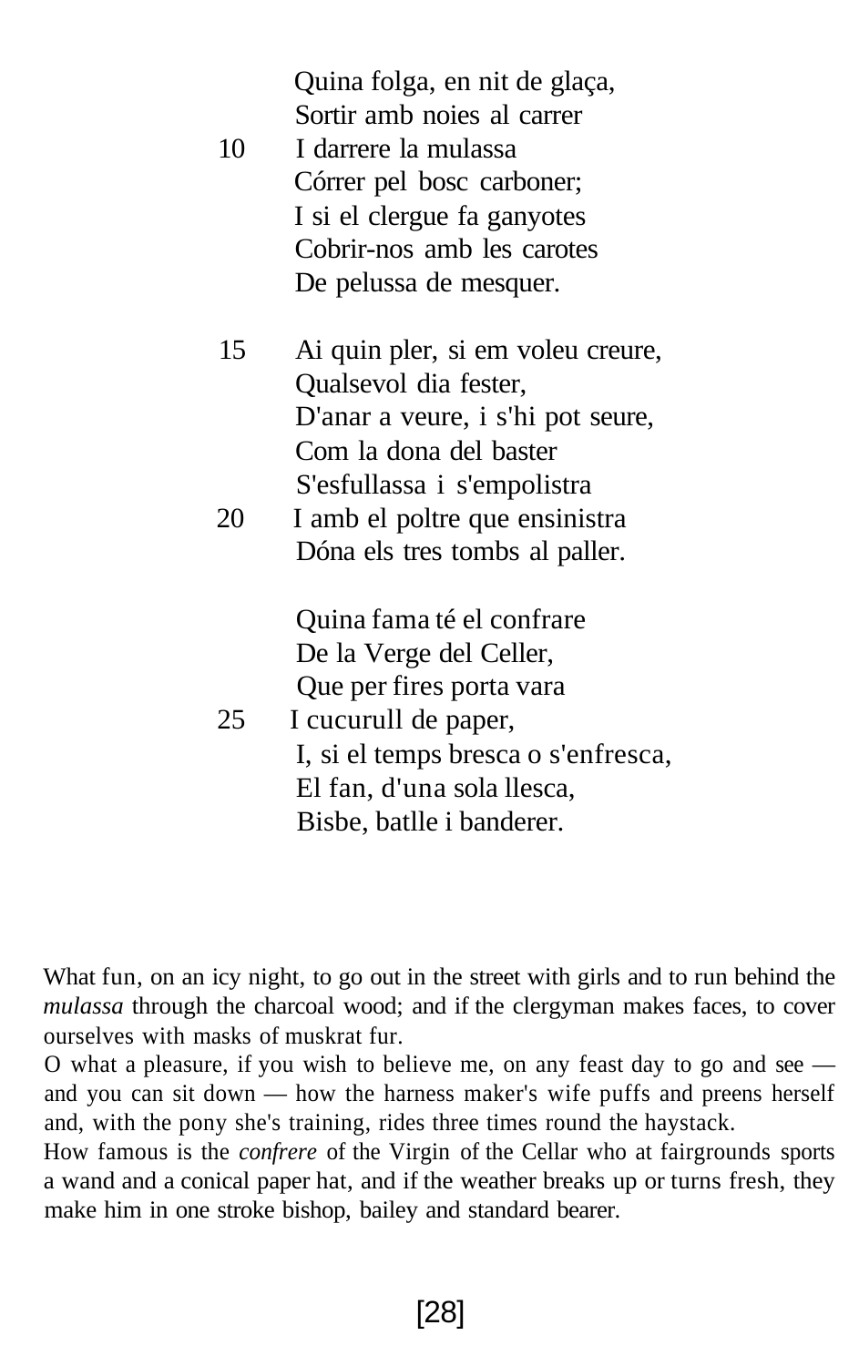Quina folga, en nit de glaça,
Sortir amb noies al carrer
10 I darrere la mulassa
Córrer pel bosc carboner;
I si el clergue fa ganyotes
Cobrir-nos amb les carotes
De pelussa de mesquer.

15 Ai quin pler, si em voleu creure,
Qualsevol dia fester,
D'anar a veure, i s'hi pot seure,
Com la dona del baster
S'esfullassa i s'empolistra
20 I amb el poltre que ensinistra
Dóna els tres tombs al paller.

Quina fama té el confrare
De la Verge del Celler,
Que per fires porta vara
25 I cucurull de paper,
I, si el temps bresca o s'enfresca,
El fan, d'una sola llesca,
Bisbe, batlle i banderer.

What fun, on an icy night, to go out in the street with girls and to run behind the *mulassa* through the charcoal wood; and if the clergyman makes faces, to cover ourselves with masks of muskrat fur.

O what a pleasure, if you wish to believe me, on any feast day to go and see — and you can sit down — how the harness maker's wife puffs and preens herself and, with the pony she's training, rides three times round the haystack.

How famous is the *confrere* of the Virgin of the Cellar who at fairgrounds sports a wand and a conical paper hat, and if the weather breaks up or turns fresh, they make him in one stroke bishop, bailey and standard bearer.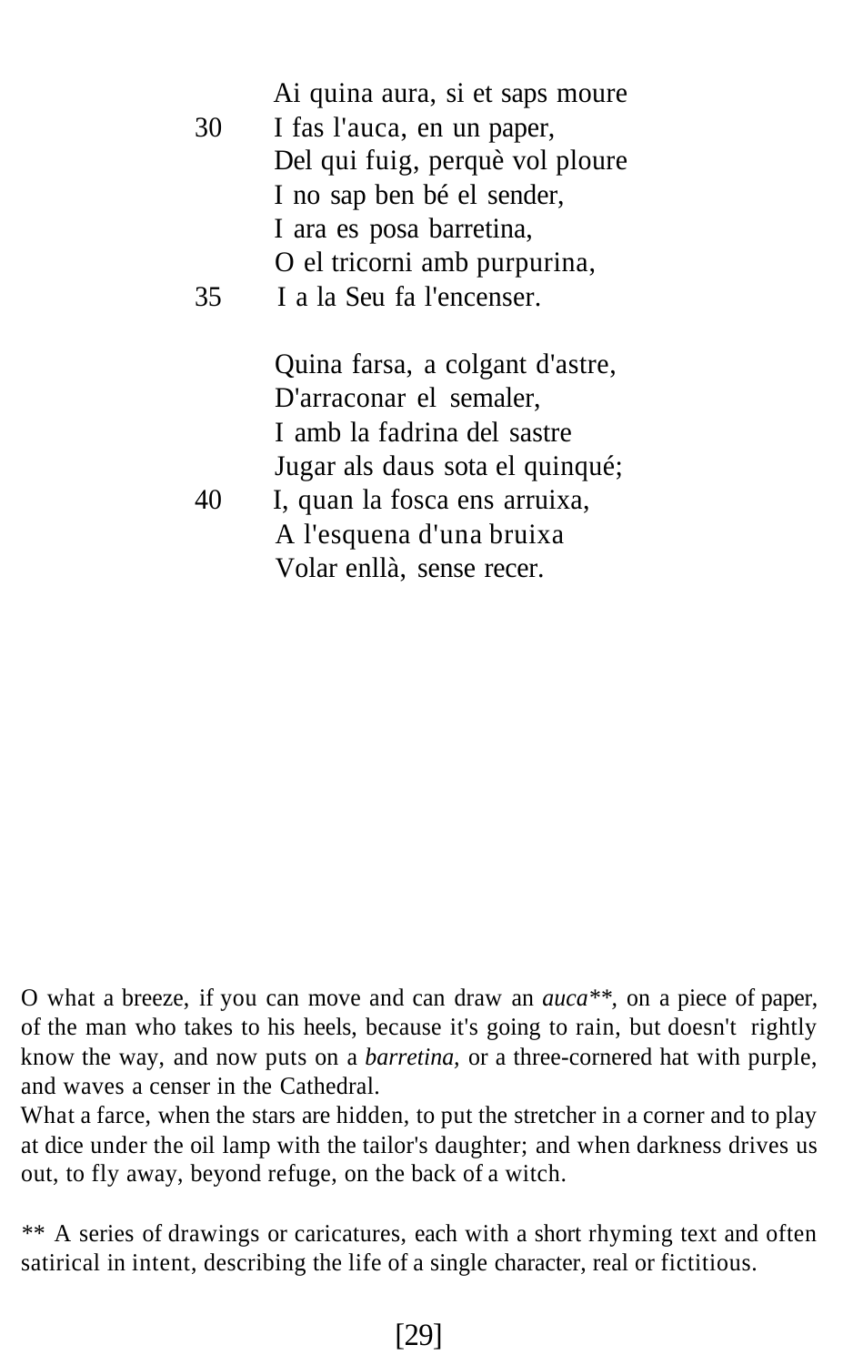Ai quina aura, si et saps moure  
30 I fas l'auca, en un paper,  
Del qui fuig, perquè vol ploure  
I no sap ben bé el sender,  
I ara es posa barretina,  
O el tricorni amb purpurina,  
35 I a la Seu fa l'encenser.

Quina farsa, a colgant d'astre,  
D'arraconar el semaler,  
I amb la fadrina del sastre  
Jugar als daus sota el quinqué;  
40 I, quan la fosca ens arruixa,  
A l'esquena d'una bruixa  
Volar enllà, sense recer.

O what a breeze, if you can move and can draw an *auca*\*\*, on a piece of paper, of the man who takes to his heels, because it's going to rain, but doesn't rightly know the way, and now puts on a *barretina,* or a three-cornered hat with purple, and waves a censer in the Cathedral.

What a farce, when the stars are hidden, to put the stretcher in a corner and to play at dice under the oil lamp with the tailor's daughter; and when darkness drives us out, to fly away, beyond refuge, on the back of a witch.

\*\* A series of drawings or caricatures, each with a short rhyming text and often satirical in intent, describing the life of a single character, real or fictitious.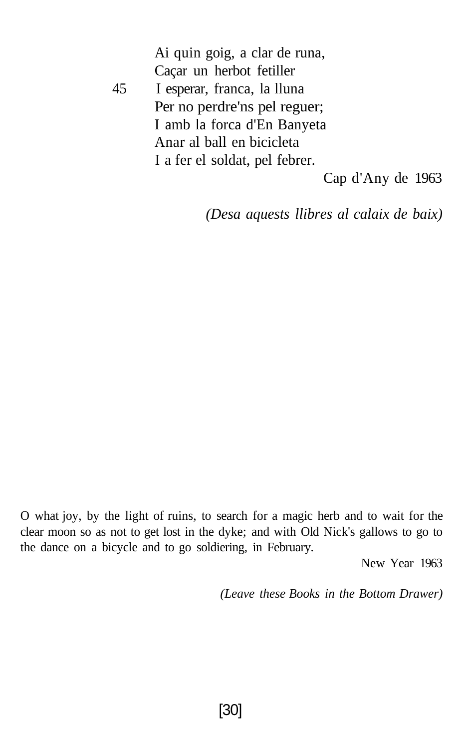Ai quin goig, a clar de runa,
Caçar un herbot fetiller
45 I esperar, franca, la lluna
Per no perdre'ns pel reguer;
I amb la forca d'En Banyeta
Anar al ball en bicicleta
I a fer el soldat, pel febrer.

Cap d'Any de 1963

*(Desa aquests llibres al calaix de baix)*

O what joy, by the light of ruins, to search for a magic herb and to wait for the clear moon so as not to get lost in the dyke; and with Old Nick's gallows to go to the dance on a bicycle and to go soldiering, in February.

New Year 1963

*(Leave these Books in the Bottom Drawer)*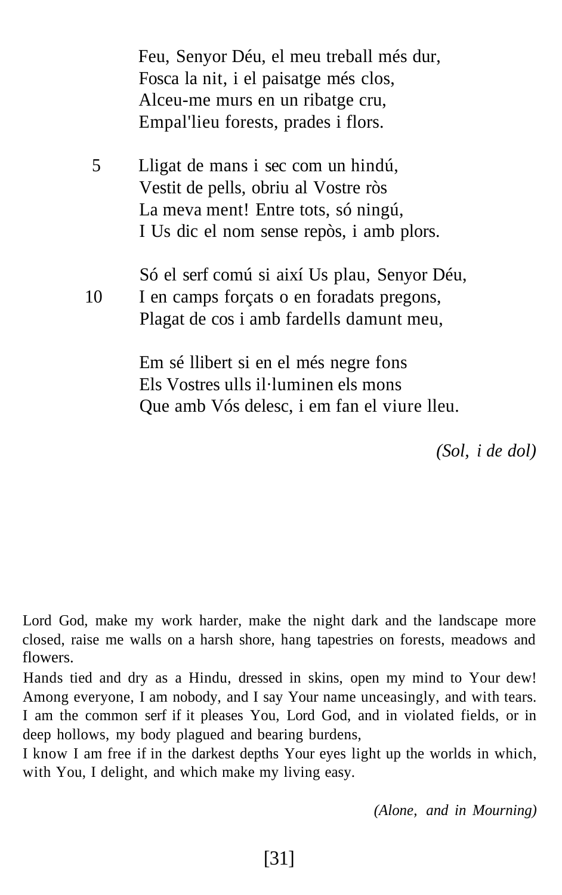Feu, Senyor Déu, el meu treball més dur,  
Fosca la nit, i el paisatge més clos,  
Alceu-me murs en un ribatge cru,  
Empal'lieu forests, prades i flors.

5 Lligat de mans i sec com un hindú,  
Vestit de pells, obriu al Vostre ròs  
La meva ment! Entre tots, só ningú,  
I Us dic el nom sense repòs, i amb plors.

Só el serf comú si així Us plau, Senyor Déu,  
10 I en camps forçats o en foradats pregons,  
Plagat de cos i amb fardells damunt meu,

Em sé llibert si en el més negre fons  
Els Vostres ulls il·luminen els mons  
Que amb Vós delesc, i em fan el viure lleu.

*(Sol, i de dol)*

Lord God, make my work harder, make the night dark and the landscape more closed, raise me walls on a harsh shore, hang tapestries on forests, meadows and flowers.

Hands tied and dry as a Hindu, dressed in skins, open my mind to Your dew! Among everyone, I am nobody, and I say Your name unceasingly, and with tears. I am the common serf if it pleases You, Lord God, and in violated fields, or in deep hollows, my body plagued and bearing burdens,

I know I am free if in the darkest depths Your eyes light up the worlds in which, with You, I delight, and which make my living easy.

*(Alone, and in Mourning)*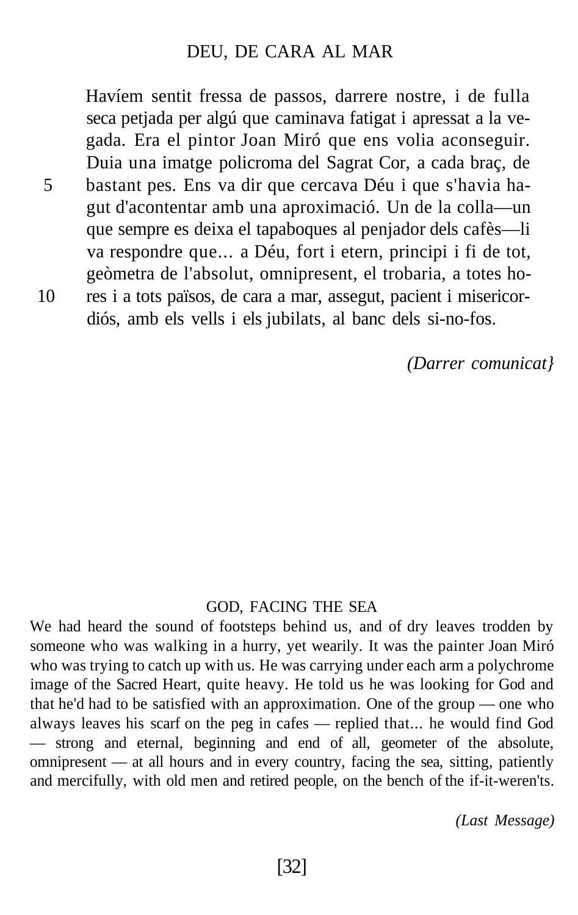# DEU, DE CARA AL MAR

Havíem sentit fressa de passos, darrere nostre, i de fulla seca petjada per algú que caminava fatigat i apressat a la vegada. Era el pintor Joan Miró que ens volia aconseguir. Duia una imatge policroma del Sagrat Cor, a cada braç, de bastant pes. Ens va dir que cercava Déu i que s'havia hagut d'acontentar amb una aproximació. Un de la colla—un que sempre es deixa el tapaboques al penjador dels cafès—li va respondre que... a Déu, fort i etern, principi i fi de tot, geòmetra de l'absolut, omnipresent, el trobaria, a totes hores i a tots països, de cara a mar, assegut, pacient i misericordiós, amb els vells i els jubilats, al banc dels si-no-fos.

*(Darrer comunicat}*

## GOD, FACING THE SEA

We had heard the sound of footsteps behind us, and of dry leaves trodden by someone who was walking in a hurry, yet wearily. It was the painter Joan Miró who was trying to catch up with us. He was carrying under each arm a polychrome image of the Sacred Heart, quite heavy. He told us he was looking for God and that he'd had to be satisfied with an approximation. One of the group — one who always leaves his scarf on the peg in cafes — replied that... he would find God — strong and eternal, beginning and end of all, geometer of the absolute, omnipresent — at all hours and in every country, facing the sea, sitting, patiently and mercifully, with old men and retired people, on the bench of the if-it-weren'ts.

*(Last Message)*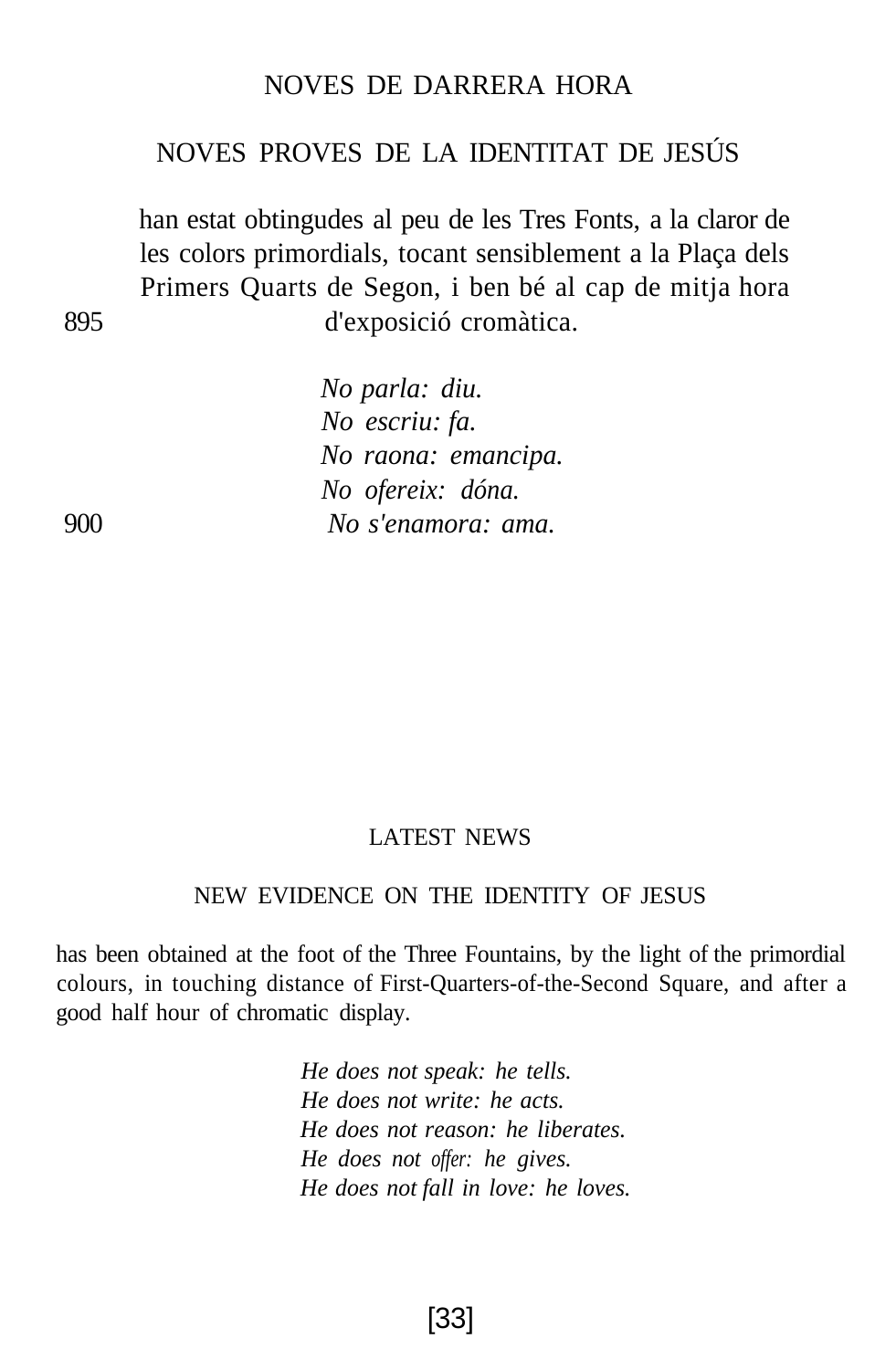NOVES DE DARRERA HORA

NOVES PROVES DE LA IDENTITAT DE JESÚS

han estat obtingudes al peu de les Tres Fonts, a la claror de les colors primordials, tocant sensiblement a la Plaça dels Primers Quarts de Segon, i ben bé al cap de mitja hora d'exposició cromàtica. 895

*No parla: diu.*
*No escriu: fa.*
*No raona: emancipa.*
*No ofereix: dóna.*
*No s'enamora: ama.* 900

LATEST NEWS

NEW EVIDENCE ON THE IDENTITY OF JESUS

has been obtained at the foot of the Three Fountains, by the light of the primordial colours, in touching distance of First-Quarters-of-the-Second Square, and after a good half hour of chromatic display.

*He does not speak: he tells.*
*He does not write: he acts.*
*He does not reason: he liberates.*
*He does not offer: he gives.*
*He does not fall in love: he loves.*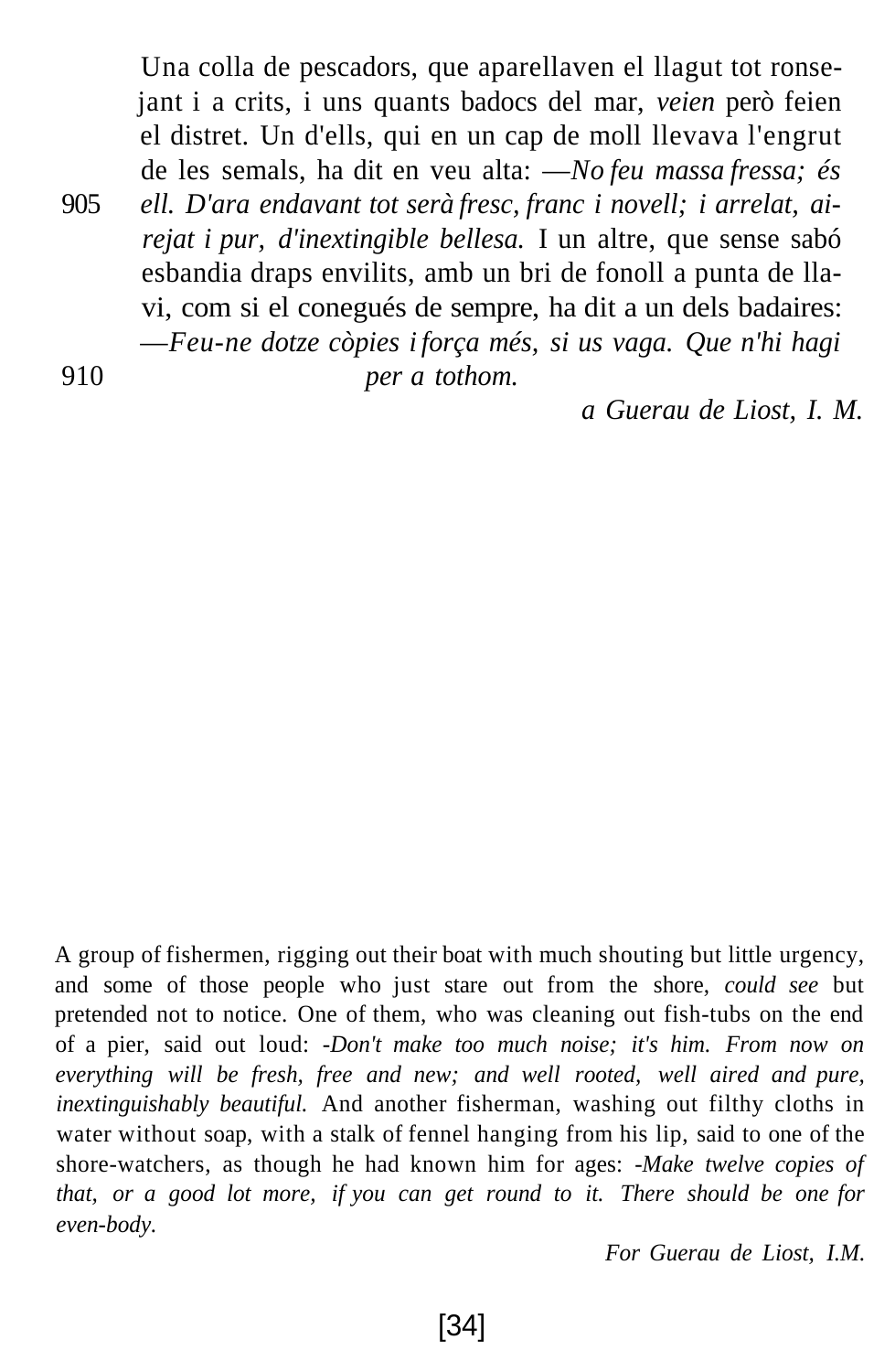905 Una colla de pescadors, que aparellaven el llagut tot ronsejant i a crits, i uns quants badocs del mar, *veien* però feien el distret. Un d'ells, qui en un cap de moll llevava l'engrut de les semals, ha dit en veu alta: —*No feu massa fressa; és ell. D'ara endavant tot serà fresc, franc i novell; i arrelat, airejat i pur, d'inextingible bellesa.* I un altre, que sense sabó esbandia draps envilits, amb un bri de fonoll a punta de llavi, com si el conegués de sempre, ha dit a un dels badaires: —*Feu-ne dotze còpies i força més, si us vaga. Que n'hi hagi*

910 *per a tothom.*

*a Guerau de Liost, I. M.*

A group of fishermen, rigging out their boat with much shouting but little urgency, and some of those people who just stare out from the shore, *could see* but pretended not to notice. One of them, who was cleaning out fish-tubs on the end of a pier, said out loud: -*Don't make too much noise; it's him. From now on everything will be fresh, free and new; and well rooted, well aired and pure, inextinguishably beautiful.* And another fisherman, washing out filthy cloths in water without soap, with a stalk of fennel hanging from his lip, said to one of the shore-watchers, as though he had known him for ages: -*Make twelve copies of that, or a good lot more, if you can get round to it. There should be one for even-body.*

*For Guerau de Liost, I.M.*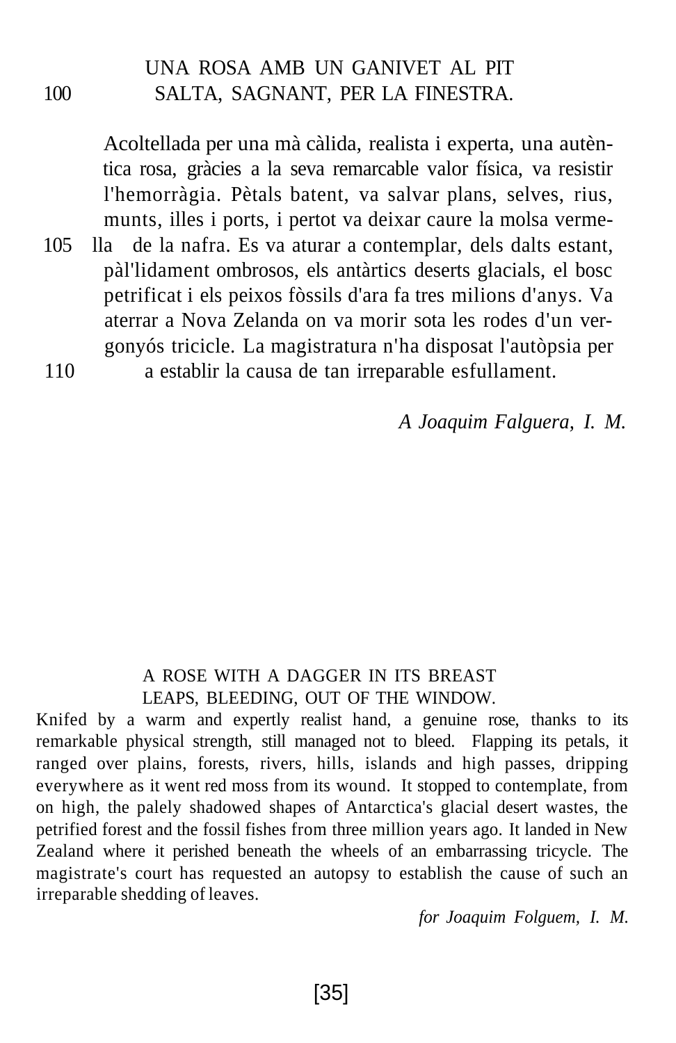UNA ROSA AMB UN GANIVET AL PIT
100 SALTA, SAGNANT, PER LA FINESTRA.

Acoltellada per una mà càlida, realista i experta, una autèntica rosa, gràcies a la seva remarcable valor física, va resistir l'hemorràgia. Pètals batent, va salvar plans, selves, rius, munts, illes i ports, i pertot va deixar caure la molsa verme-
105 lla de la nafra. Es va aturar a contemplar, dels dalts estant, pàl'lidament ombrosos, els antàrtics deserts glacials, el bosc petrificat i els peixos fòssils d'ara fa tres milions d'anys. Va aterrar a Nova Zelanda on va morir sota les rodes d'un vergonyós tricicle. La magistratura n'ha disposat l'autòpsia per
110 a establir la causa de tan irreparable esfullament.

*A Joaquim Falguera, I. M.*

A ROSE WITH A DAGGER IN ITS BREAST
LEAPS, BLEEDING, OUT OF THE WINDOW.

Knifed by a warm and expertly realist hand, a genuine rose, thanks to its remarkable physical strength, still managed not to bleed. Flapping its petals, it ranged over plains, forests, rivers, hills, islands and high passes, dripping everywhere as it went red moss from its wound. It stopped to contemplate, from on high, the palely shadowed shapes of Antarctica's glacial desert wastes, the petrified forest and the fossil fishes from three million years ago. It landed in New Zealand where it perished beneath the wheels of an embarrassing tricycle. The magistrate's court has requested an autopsy to establish the cause of such an irreparable shedding of leaves.

*for Joaquim Folguem, I. M.*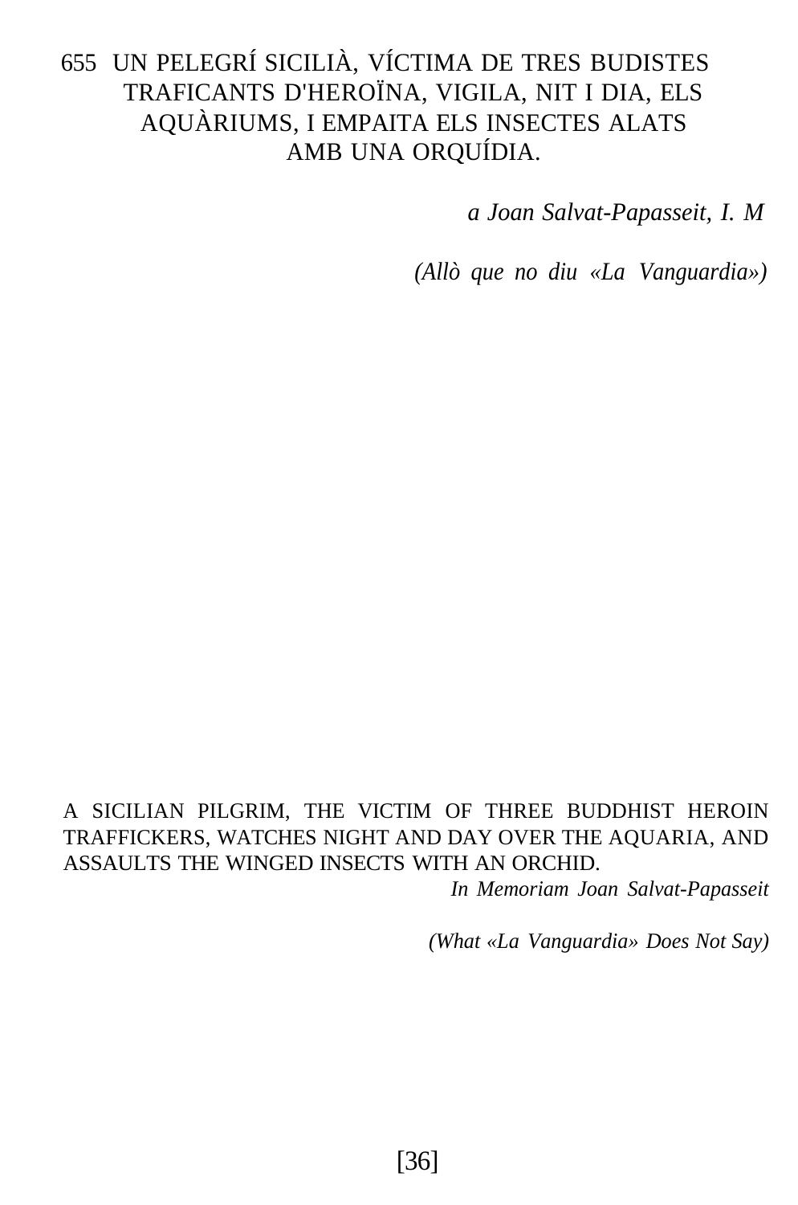655 UN PELEGRÍ SICILIÀ, VÍCTIMA DE TRES BUDISTES TRAFICANTS D'HEROÏNA, VIGILA, NIT I DIA, ELS AQUÀRIUMS, I EMPAITA ELS INSECTES ALATS AMB UNA ORQUÍDIA.

*a Joan Salvat-Papasseit, I. M*

*(Allò que no diu «La Vanguardia»)*

A SICILIAN PILGRIM, THE VICTIM OF THREE BUDDHIST HEROIN TRAFFICKERS, WATCHES NIGHT AND DAY OVER THE AQUARIA, AND ASSAULTS THE WINGED INSECTS WITH AN ORCHID.

*In Memoriam Joan Salvat-Papasseit*

*(What «La Vanguardia» Does Not Say)*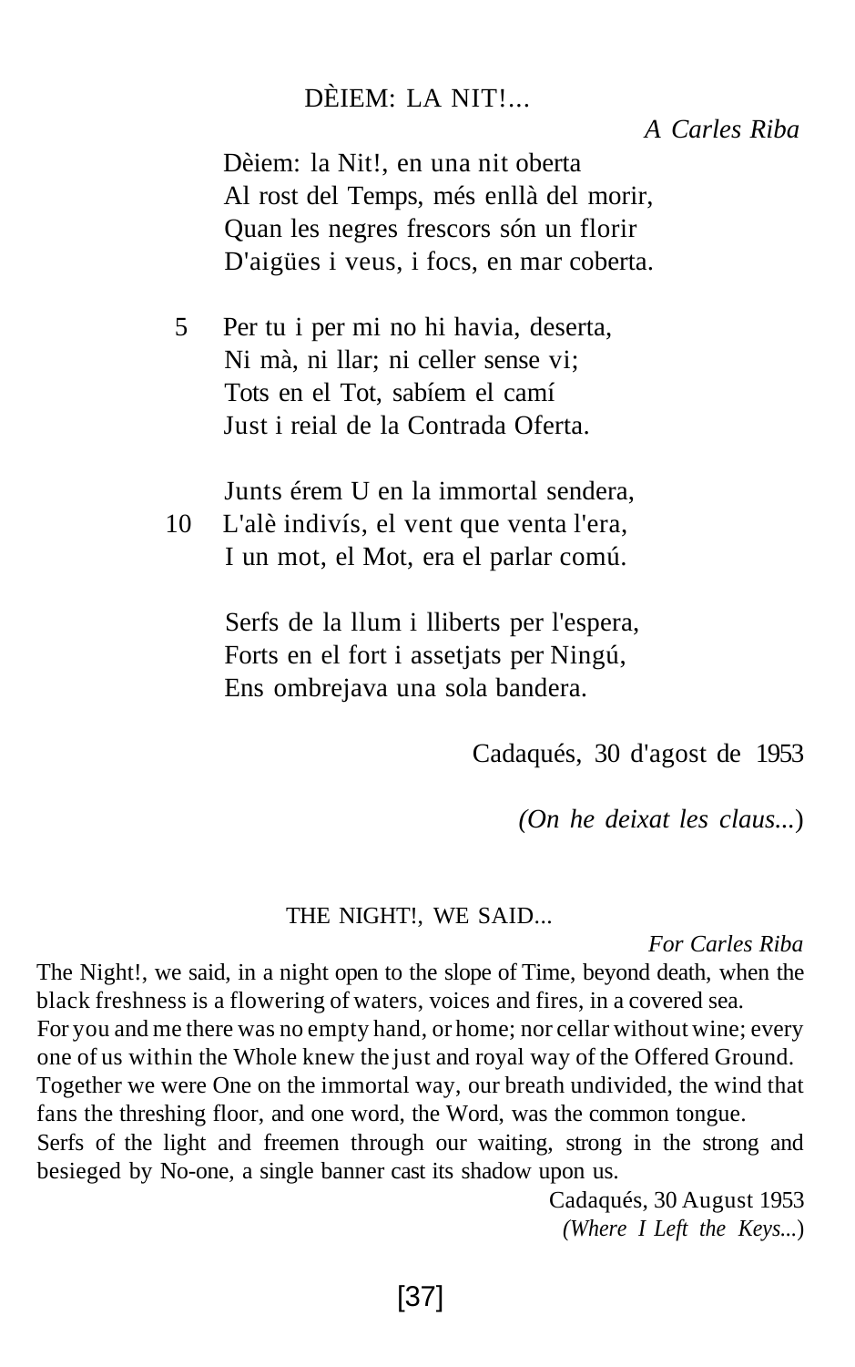## DÈIEM: LA NIT!...

*A Carles Riba*

Dèiem: la Nit!, en una nit oberta  
Al rost del Temps, més enllà del morir,  
Quan les negres frescors són un florir  
D'aigües i veus, i focs, en mar coberta.

5 Per tu i per mi no hi havia, deserta,  
Ni mà, ni llar; ni celler sense vi;  
Tots en el Tot, sabíem el camí  
Just i reial de la Contrada Oferta.

Junts érem U en la immortal sendera,  
10 L'alè indivís, el vent que venta l'era,  
I un mot, el Mot, era el parlar comú.

Serfs de la llum i lliberts per l'espera,  
Forts en el fort i assetjats per Ningú,  
Ens ombrejava una sola bandera.

Cadaqués, 30 d'agost de 1953

*(On he deixat les claus...)*

## THE NIGHT!, WE SAID...

*For Carles Riba*

The Night!, we said, in a night open to the slope of Time, beyond death, when the black freshness is a flowering of waters, voices and fires, in a covered sea.  
For you and me there was no empty hand, or home; nor cellar without wine; every one of us within the Whole knew the just and royal way of the Offered Ground.  
Together we were One on the immortal way, our breath undivided, the wind that fans the threshing floor, and one word, the Word, was the common tongue.  
Serfs of the light and freemen through our waiting, strong in the strong and besieged by No-one, a single banner cast its shadow upon us.

Cadaqués, 30 August 1953

*(Where I Left the Keys...)*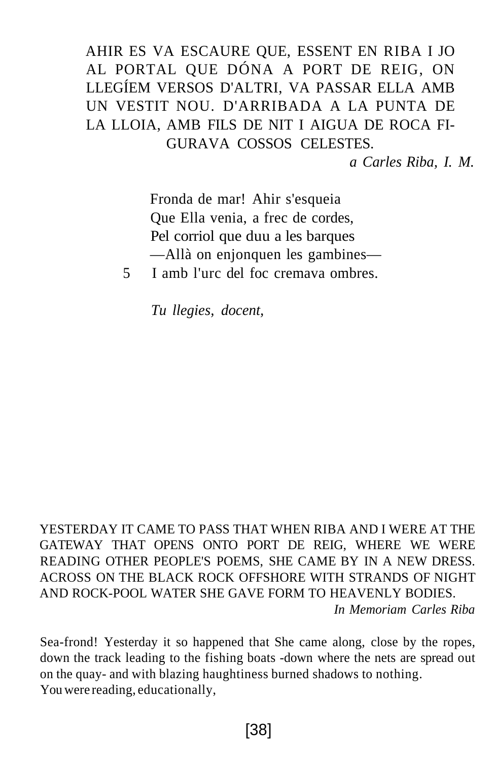AHIR ES VA ESCAURE QUE, ESSENT EN RIBA I JO AL PORTAL QUE DÓNA A PORT DE REIG, ON LLEGÍEM VERSOS D'ALTRI, VA PASSAR ELLA AMB UN VESTIT NOU. D'ARRIBADA A LA PUNTA DE LA LLOIA, AMB FILS DE NIT I AIGUA DE ROCA FIGURAVA COSSOS CELESTES.

*a Carles Riba, I. M.*

Fronda de mar! Ahir s'esqueia  
Que Ella venia, a frec de cordes,  
Pel corriol que duu a les barques  
—Allà on enjonquen les gambines—  
5 I amb l'urc del foc cremava ombres.

*Tu llegies, docent,*

YESTERDAY IT CAME TO PASS THAT WHEN RIBA AND I WERE AT THE GATEWAY THAT OPENS ONTO PORT DE REIG, WHERE WE WERE READING OTHER PEOPLE'S POEMS, SHE CAME BY IN A NEW DRESS. ACROSS ON THE BLACK ROCK OFFSHORE WITH STRANDS OF NIGHT AND ROCK-POOL WATER SHE GAVE FORM TO HEAVENLY BODIES.

*In Memoriam Carles Riba*

Sea-frond! Yesterday it so happened that She came along, close by the ropes, down the track leading to the fishing boats -down where the nets are spread out on the quay- and with blazing haughtiness burned shadows to nothing.  
You were reading, educationally,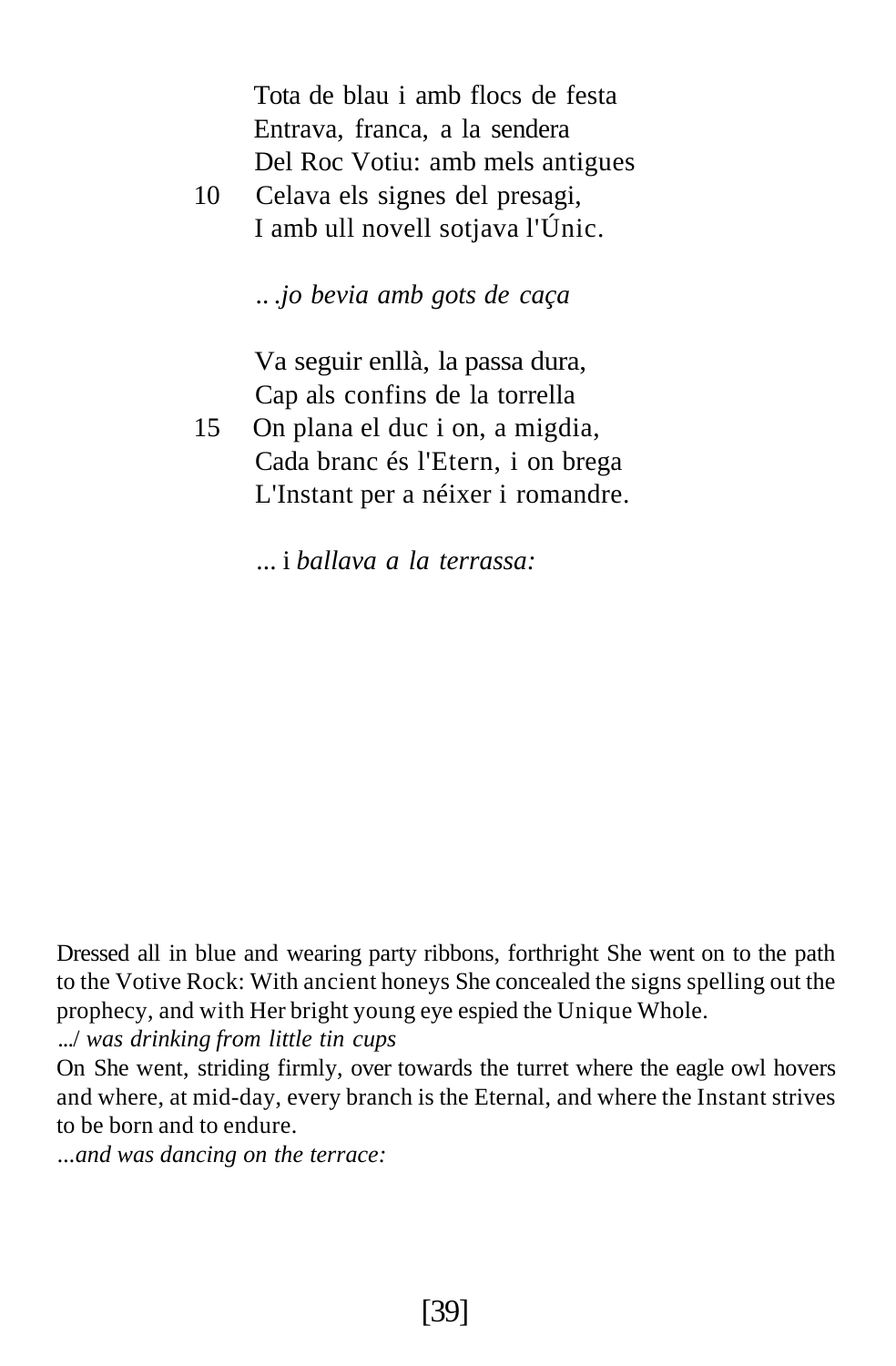Tota de blau i amb flocs de festa  
Entrava, franca, a la sendera  
Del Roc Votiu: amb mels antigues  
10 Celava els signes del presagi,  
I amb ull novell sotjava l'Únic.

*...jo bevia amb gots de caça*

Va seguir enllà, la passa dura,  
Cap als confins de la torrella  
15 On plana el duc i on, a migdia,  
Cada branc és l'Etern, i on brega  
L'Instant per a néixer i romandre.

*...* i *ballava a la terrassa:*

Dressed all in blue and wearing party ribbons, forthright She went on to the path to the Votive Rock: With ancient honeys She concealed the signs spelling out the prophecy, and with Her bright young eye espied the Unique Whole.

*.../ was drinking from little tin cups*

On She went, striding firmly, over towards the turret where the eagle owl hovers and where, at mid-day, every branch is the Eternal, and where the Instant strives to be born and to endure.

*...and was dancing on the terrace:*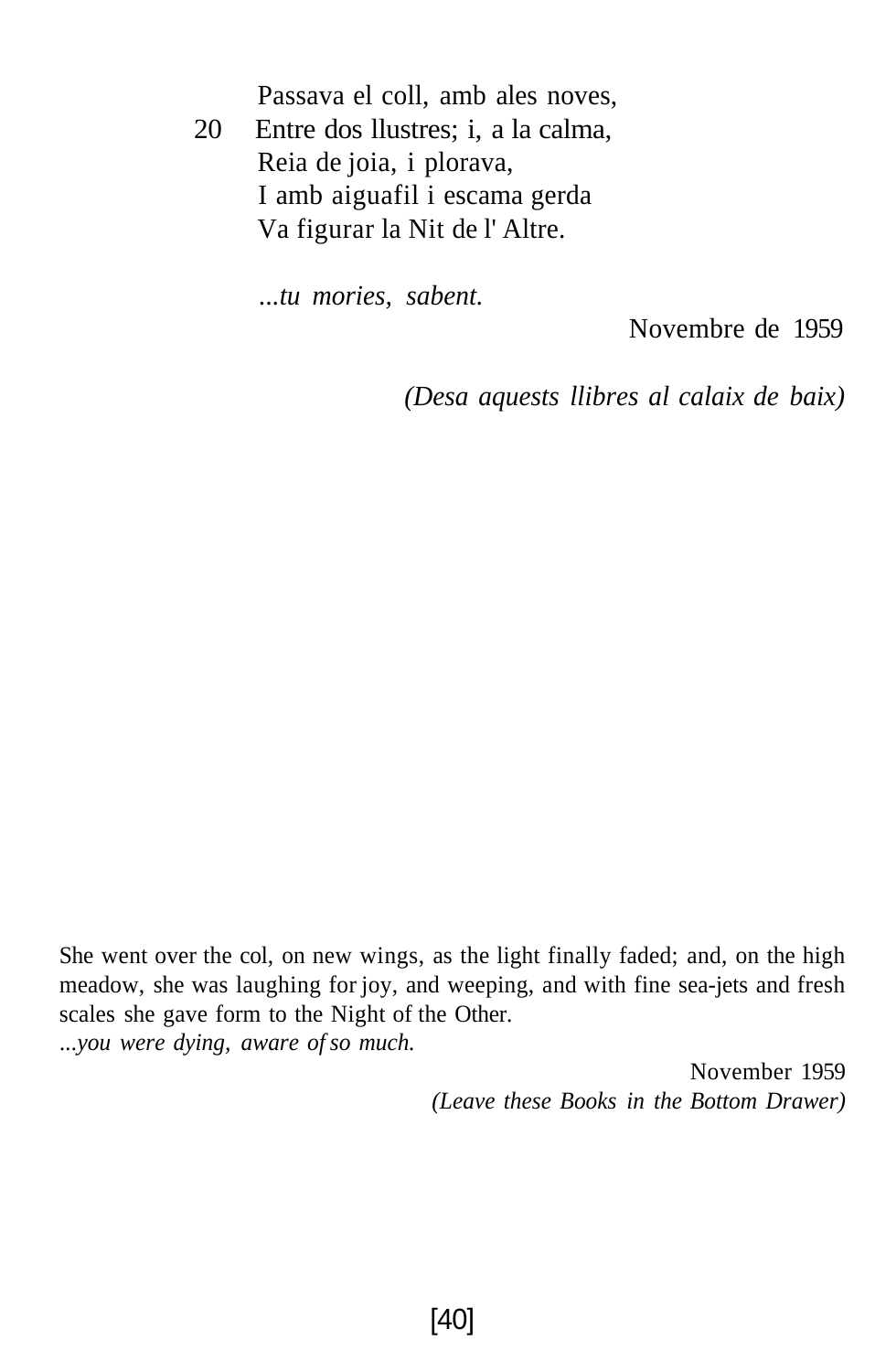Passava el coll, amb ales noves,  
20 Entre dos llustres; i, a la calma,  
Reia de joia, i plorava,  
I amb aiguafil i escama gerda  
Va figurar la Nit de l' Altre.

*...tu mories, sabent.*

Novembre de 1959

*(Desa aquests llibres al calaix de baix)*

She went over the col, on new wings, as the light finally faded; and, on the high meadow, she was laughing for joy, and weeping, and with fine sea-jets and fresh scales she gave form to the Night of the Other.  
*...you were dying, aware of so much.*

November 1959

*(Leave these Books in the Bottom Drawer)*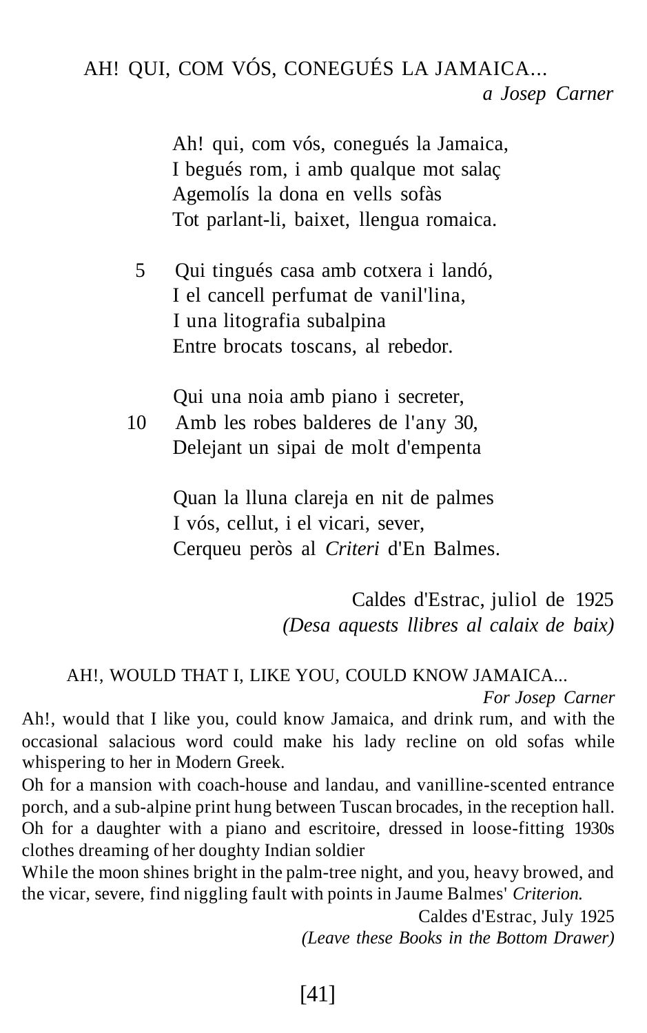## AH! QUI, COM VÓS, CONEGUÉS LA JAMAICA...

*a Josep Carner*

Ah! qui, com vós, conegués la Jamaica,
I begués rom, i amb qualque mot salaç
Agemolís la dona en vells sofàs
Tot parlant-li, baixet, llengua romaica.

5 Qui tingués casa amb cotxera i landó,
I el cancell perfumat de vanil'lina,
I una litografia subalpina
Entre brocats toscans, al rebedor.

Qui una noia amb piano i secreter,
10 Amb les robes balderes de l'any 30,
Delejant un sipai de molt d'empenta

Quan la lluna clareja en nit de palmes
I vós, cellut, i el vicari, sever,
Cerqueu peròs al *Criteri* d'En Balmes.

Caldes d'Estrac, juliol de 1925
*(Desa aquests llibres al calaix de baix)*

## AH!, WOULD THAT I, LIKE YOU, COULD KNOW JAMAICA...

*For Josep Carner*

Ah!, would that I like you, could know Jamaica, and drink rum, and with the occasional salacious word could make his lady recline on old sofas while whispering to her in Modern Greek.

Oh for a mansion with coach-house and landau, and vanilline-scented entrance porch, and a sub-alpine print hung between Tuscan brocades, in the reception hall.

Oh for a daughter with a piano and escritoire, dressed in loose-fitting 1930s clothes dreaming of her doughty Indian soldier

While the moon shines bright in the palm-tree night, and you, heavy browed, and the vicar, severe, find niggling fault with points in Jaume Balmes' *Criterion.*

Caldes d'Estrac, July 1925
*(Leave these Books in the Bottom Drawer)*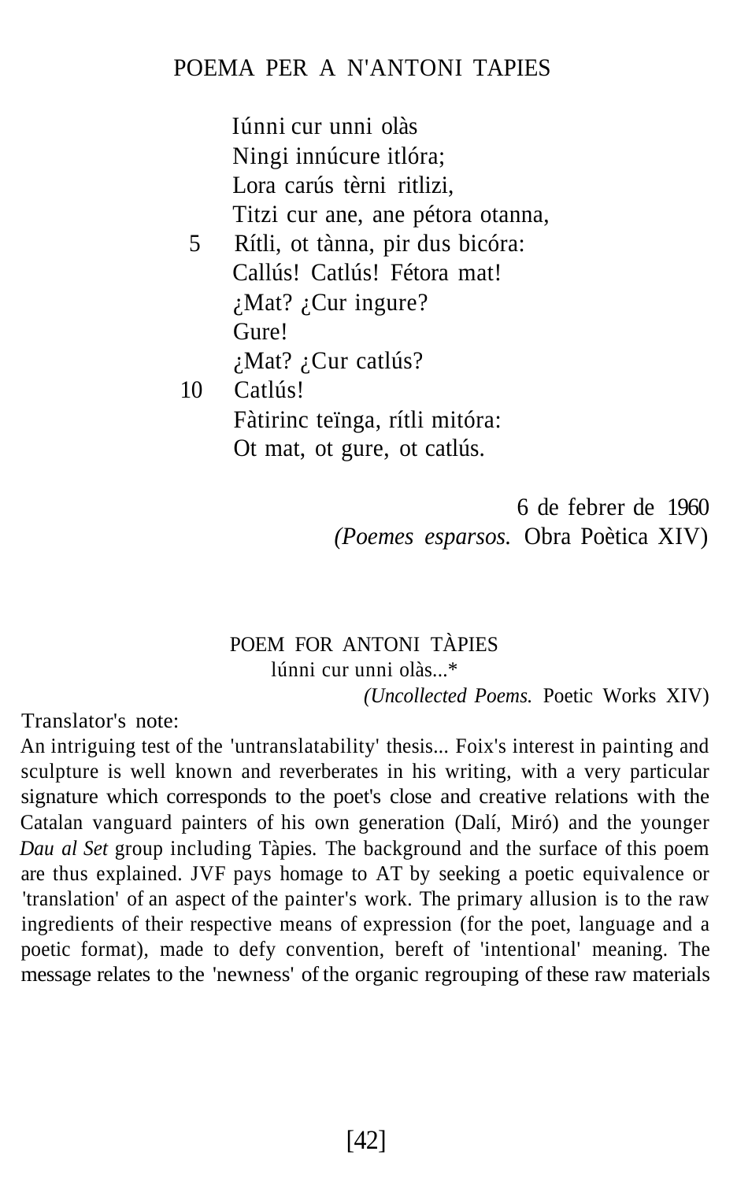## POEMA PER A N'ANTONI TAPIES

Iúnni cur unni olàs
Ningi innúcure itlóra;
Lora carús tèrni ritlizi,
Titzi cur ane, ane pétora otanna,
5 Rítli, ot tànna, pir dus bicóra:
Callús! Catlús! Fétora mat!
¿Mat? ¿Cur ingure?
Gure!
¿Mat? ¿Cur catlús?
10 Catlús!
Fàtirinc teïnga, rítli mitóra:
Ot mat, ot gure, ot catlús.

6 de febrer de 1960
*(Poemes esparsos.* Obra Poètica XIV)

## POEM FOR ANTONI TÀPIES

lúnni cur unni olàs...*

*(Uncollected Poems.* Poetic Works XIV)

Translator's note:

An intriguing test of the 'untranslatability' thesis... Foix's interest in painting and sculpture is well known and reverberates in his writing, with a very particular signature which corresponds to the poet's close and creative relations with the Catalan vanguard painters of his own generation (Dalí, Miró) and the younger *Dau al Set* group including Tàpies. The background and the surface of this poem are thus explained. JVF pays homage to AT by seeking a poetic equivalence or 'translation' of an aspect of the painter's work. The primary allusion is to the raw ingredients of their respective means of expression (for the poet, language and a poetic format), made to defy convention, bereft of 'intentional' meaning. The message relates to the 'newness' of the organic regrouping of these raw materials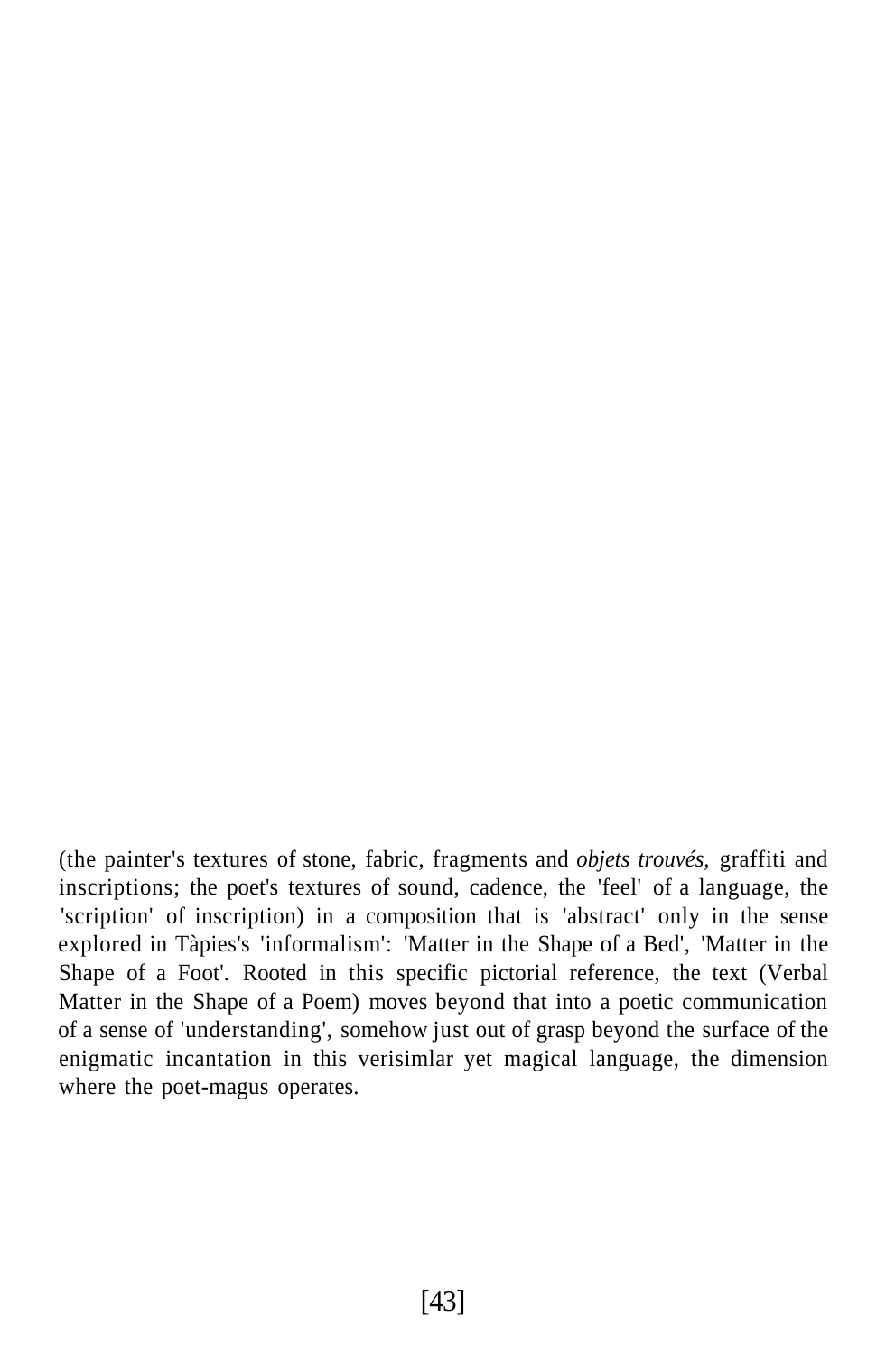(the painter's textures of stone, fabric, fragments and *objets trouvés,* graffiti and inscriptions; the poet's textures of sound, cadence, the 'feel' of a language, the 'scription' of inscription) in a composition that is 'abstract' only in the sense explored in Tàpies's 'informalism': 'Matter in the Shape of a Bed', 'Matter in the Shape of a Foot'. Rooted in this specific pictorial reference, the text (Verbal Matter in the Shape of a Poem) moves beyond that into a poetic communication of a sense of 'understanding', somehow just out of grasp beyond the surface of the enigmatic incantation in this verisimlar yet magical language, the dimension where the poet-magus operates.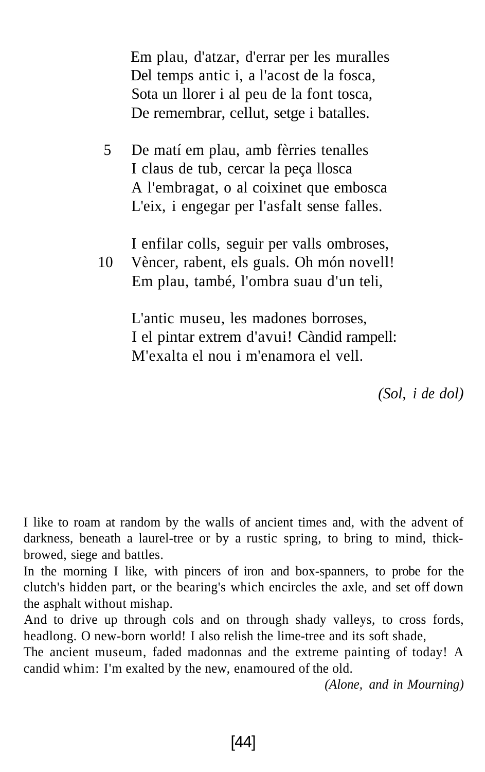Em plau, d'atzar, d'errar per les muralles
Del temps antic i, a l'acost de la fosca,
Sota un llorer i al peu de la font tosca,
De remembrar, cellut, setge i batalles.

5 De matí em plau, amb fèrries tenalles
I claus de tub, cercar la peça llosca
A l'embragat, o al coixinet que embosca
L'eix, i engegar per l'asfalt sense falles.

I enfilar colls, seguir per valls ombroses,
10 Vèncer, rabent, els guals. Oh món novell!
Em plau, també, l'ombra suau d'un teli,

L'antic museu, les madones borroses,
I el pintar extrem d'avui! Càndid rampell:
M'exalta el nou i m'enamora el vell.

*(Sol, i de dol)*

I like to roam at random by the walls of ancient times and, with the advent of darkness, beneath a laurel-tree or by a rustic spring, to bring to mind, thick-browed, siege and battles.
In the morning I like, with pincers of iron and box-spanners, to probe for the clutch's hidden part, or the bearing's which encircles the axle, and set off down the asphalt without mishap.
And to drive up through cols and on through shady valleys, to cross fords, headlong. O new-born world! I also relish the lime-tree and its soft shade,
The ancient museum, faded madonnas and the extreme painting of today! A candid whim: I'm exalted by the new, enamoured of the old.

*(Alone, and in Mourning)*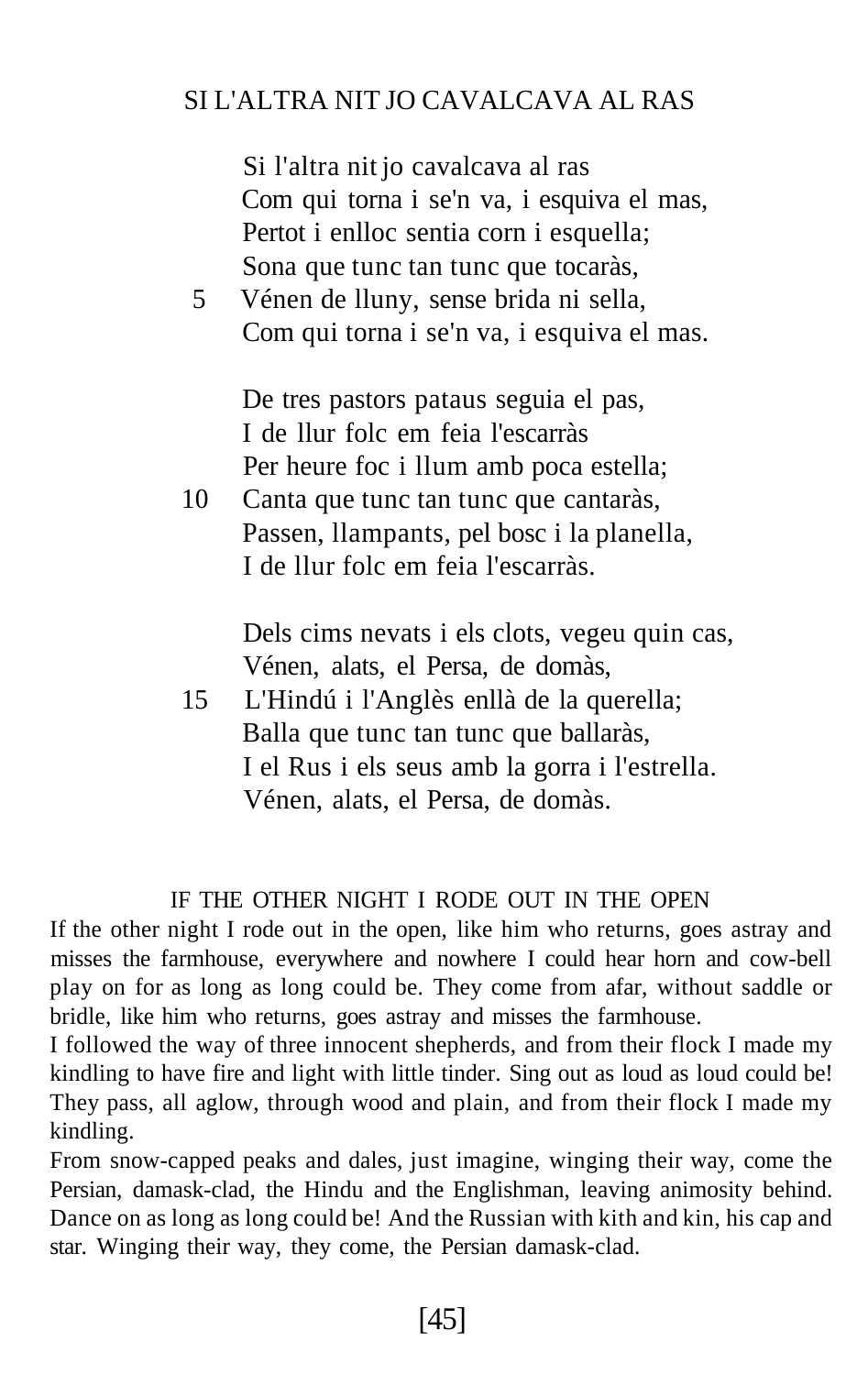## SI L'ALTRA NIT JO CAVALCAVA AL RAS

Si l'altra nit jo cavalcava al ras  
Com qui torna i se'n va, i esquiva el mas,  
Pertot i enlloc sentia corn i esquella;  
Sona que tunc tan tunc que tocaràs,  
5 Vénen de lluny, sense brida ni sella,  
Com qui torna i se'n va, i esquiva el mas.

De tres pastors pataus seguia el pas,  
I de llur folc em feia l'escarràs  
Per heure foc i llum amb poca estella;  
10 Canta que tunc tan tunc que cantaràs,  
Passen, llampants, pel bosc i la planella,  
I de llur folc em feia l'escarràs.

Dels cims nevats i els clots, vegeu quin cas,  
Vénen, alats, el Persa, de domàs,  
15 L'Hindú i l'Anglès enllà de la querella;  
Balla que tunc tan tunc que ballaràs,  
I el Rus i els seus amb la gorra i l'estrella.  
Vénen, alats, el Persa, de domàs.

## IF THE OTHER NIGHT I RODE OUT IN THE OPEN

If the other night I rode out in the open, like him who returns, goes astray and misses the farmhouse, everywhere and nowhere I could hear horn and cow-bell play on for as long as long could be. They come from afar, without saddle or bridle, like him who returns, goes astray and misses the farmhouse.

I followed the way of three innocent shepherds, and from their flock I made my kindling to have fire and light with little tinder. Sing out as loud as loud could be! They pass, all aglow, through wood and plain, and from their flock I made my kindling.

From snow-capped peaks and dales, just imagine, winging their way, come the Persian, damask-clad, the Hindu and the Englishman, leaving animosity behind. Dance on as long as long could be! And the Russian with kith and kin, his cap and star. Winging their way, they come, the Persian damask-clad.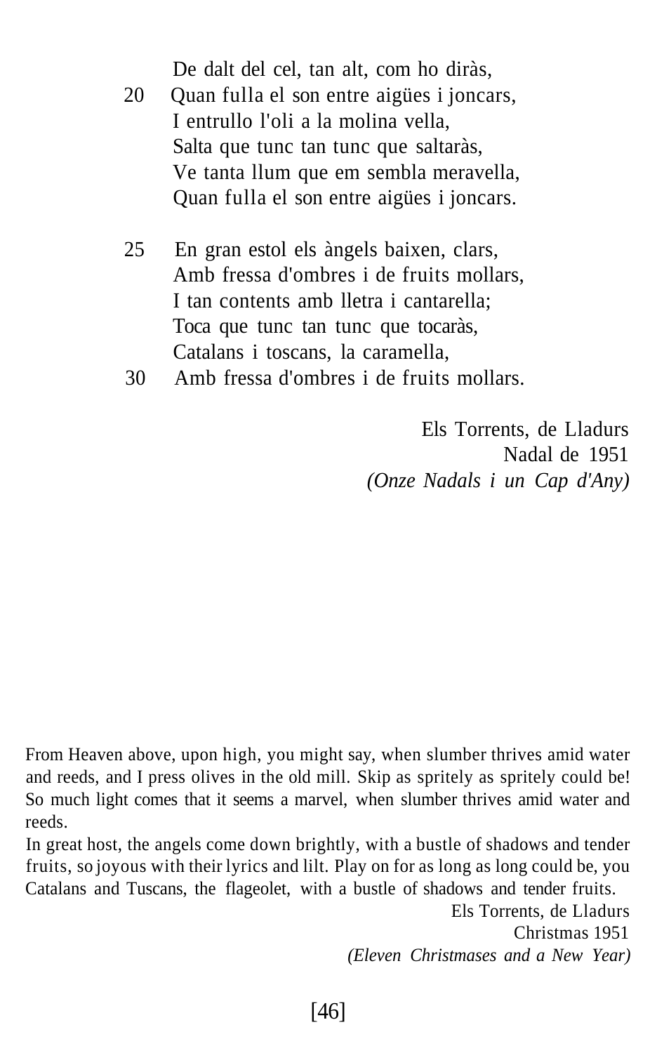De dalt del cel, tan alt, com ho diràs,  
20 Quan fulla el son entre aigües i joncars,  
I entrullo l'oli a la molina vella,  
Salta que tunc tan tunc que saltaràs,  
Ve tanta llum que em sembla meravella,  
Quan fulla el son entre aigües i joncars.

25 En gran estol els àngels baixen, clars,  
Amb fressa d'ombres i de fruits mollars,  
I tan contents amb lletra i cantarella;  
Toca que tunc tan tunc que tocaràs,  
Catalans i toscans, la caramella,  
30 Amb fressa d'ombres i de fruits mollars.

Els Torrents, de Lladurs  
Nadal de 1951  
*(Onze Nadals i un Cap d'Any)*

From Heaven above, upon high, you might say, when slumber thrives amid water and reeds, and I press olives in the old mill. Skip as spritely as spritely could be! So much light comes that it seems a marvel, when slumber thrives amid water and reeds.

In great host, the angels come down brightly, with a bustle of shadows and tender fruits, so joyous with their lyrics and lilt. Play on for as long as long could be, you Catalans and Tuscans, the flageolet, with a bustle of shadows and tender fruits.

Els Torrents, de Lladurs  
Christmas 1951  
*(Eleven Christmases and a New Year)*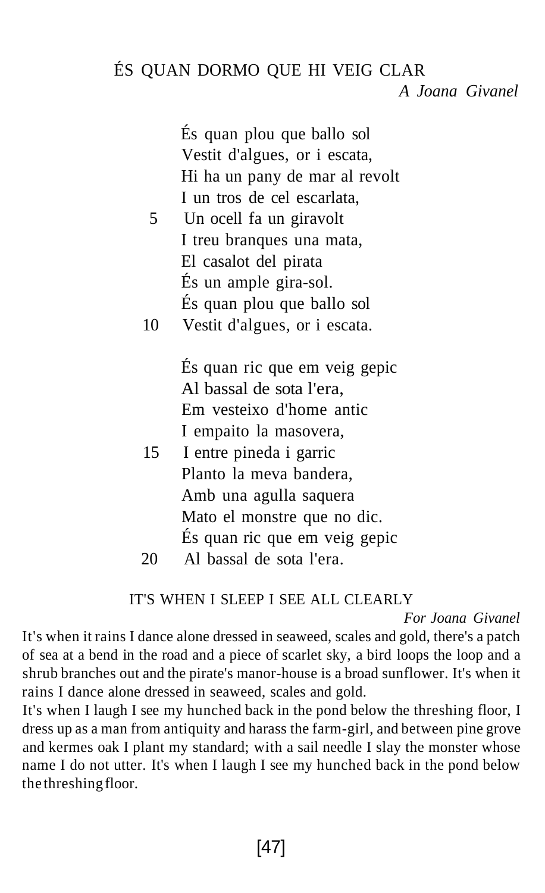## ÉS QUAN DORMO QUE HI VEIG CLAR

*A Joana Givanel*

És quan plou que ballo sol
Vestit d'algues, or i escata,
Hi ha un pany de mar al revolt
I un tros de cel escarlata,
Un ocell fa un giravolt (5)
I treu branques una mata,
El casalot del pirata
És un ample gira-sol.
És quan plou que ballo sol
Vestit d'algues, or i escata. (10)

És quan ric que em veig gepic
Al bassal de sota l'era,
Em vesteixo d'home antic
I empaito la masovera,
I entre pineda i garric (15)
Planto la meva bandera,
Amb una agulla saquera
Mato el monstre que no dic.
És quan ric que em veig gepic
Al bassal de sota l'era. (20)

## IT'S WHEN I SLEEP I SEE ALL CLEARLY

*For Joana Givanel*

It's when it rains I dance alone dressed in seaweed, scales and gold, there's a patch of sea at a bend in the road and a piece of scarlet sky, a bird loops the loop and a shrub branches out and the pirate's manor-house is a broad sunflower. It's when it rains I dance alone dressed in seaweed, scales and gold.

It's when I laugh I see my hunched back in the pond below the threshing floor, I dress up as a man from antiquity and harass the farm-girl, and between pine grove and kermes oak I plant my standard; with a sail needle I slay the monster whose name I do not utter. It's when I laugh I see my hunched back in the pond below the threshing floor.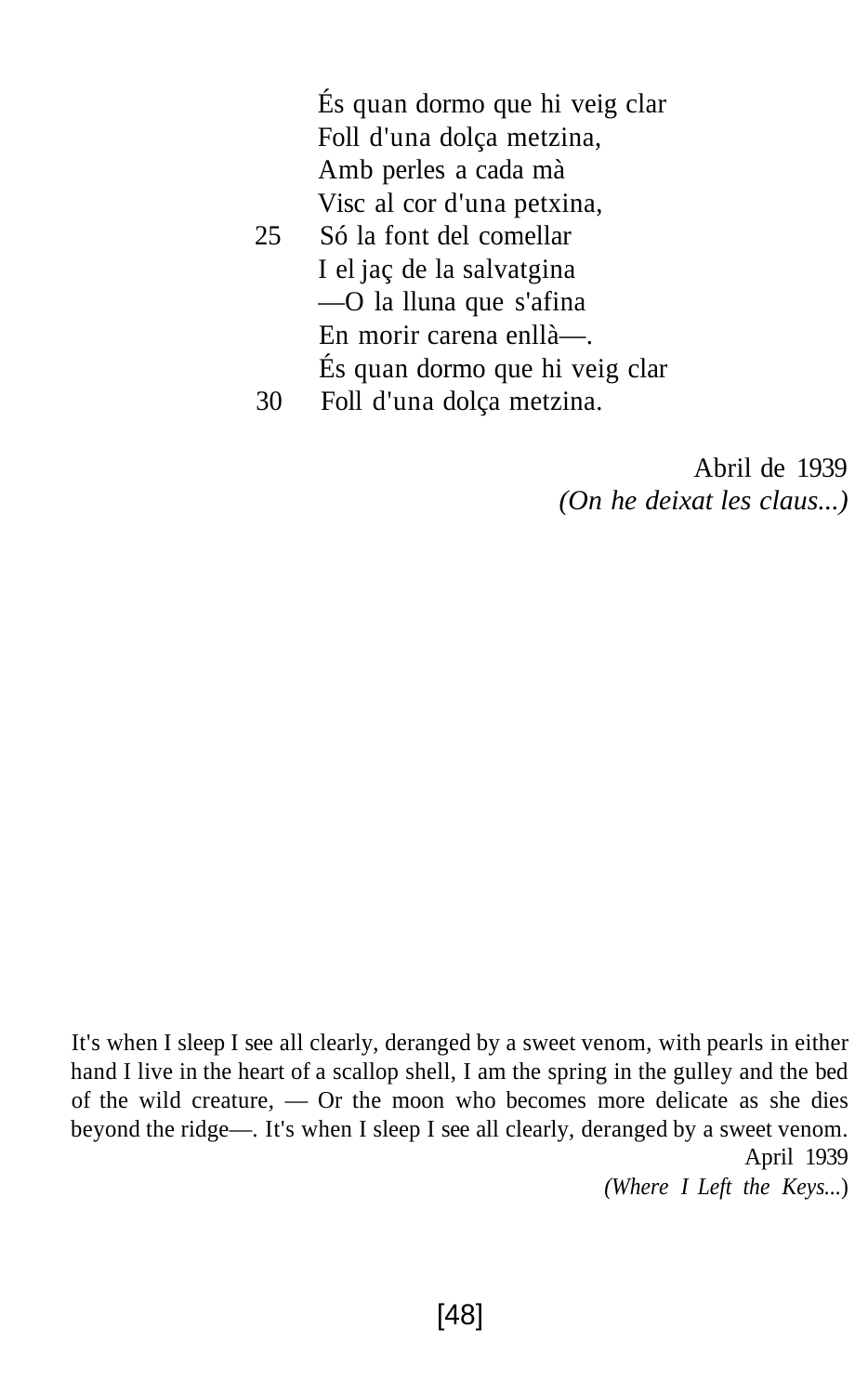És quan dormo que hi veig clar
Foll d'una dolça metzina,
Amb perles a cada mà
Visc al cor d'una petxina,
25 Só la font del comellar
I el jaç de la salvatgina
—O la lluna que s'afina
En morir carena enllà—.
És quan dormo que hi veig clar
30 Foll d'una dolça metzina.

Abril de 1939
*(On he deixat les claus...)*

It's when I sleep I see all clearly, deranged by a sweet venom, with pearls in either hand I live in the heart of a scallop shell, I am the spring in the gulley and the bed of the wild creature, — Or the moon who becomes more delicate as she dies beyond the ridge—. It's when I sleep I see all clearly, deranged by a sweet venom.

April 1939
*(Where I Left the Keys...)*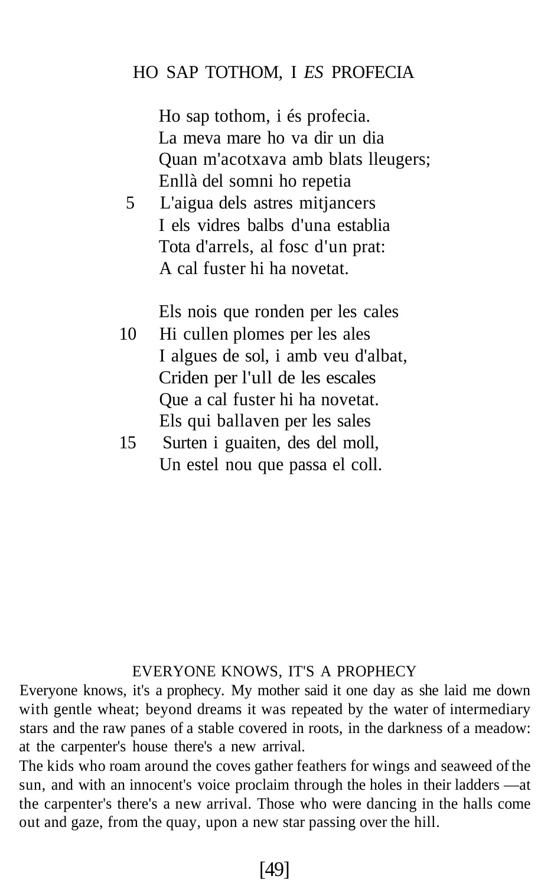## HO SAP TOTHOM, I *ES* PROFECIA

Ho sap tothom, i és profecia.
La meva mare ho va dir un dia
Quan m'acotxava amb blats lleugers;
Enllà del somni ho repetia
5 L'aigua dels astres mitjancers
I els vidres balbs d'una establia
Tota d'arrels, al fosc d'un prat:
A cal fuster hi ha novetat.

Els nois que ronden per les cales
10 Hi cullen plomes per les ales
I algues de sol, i amb veu d'albat,
Criden per l'ull de les escales
Que a cal fuster hi ha novetat.
Els qui ballaven per les sales
15 Surten i guaiten, des del moll,
Un estel nou que passa el coll.

## EVERYONE KNOWS, IT'S A PROPHECY

Everyone knows, it's a prophecy. My mother said it one day as she laid me down with gentle wheat; beyond dreams it was repeated by the water of intermediary stars and the raw panes of a stable covered in roots, in the darkness of a meadow: at the carpenter's house there's a new arrival.

The kids who roam around the coves gather feathers for wings and seaweed of the sun, and with an innocent's voice proclaim through the holes in their ladders —at the carpenter's there's a new arrival. Those who were dancing in the halls come out and gaze, from the quay, upon a new star passing over the hill.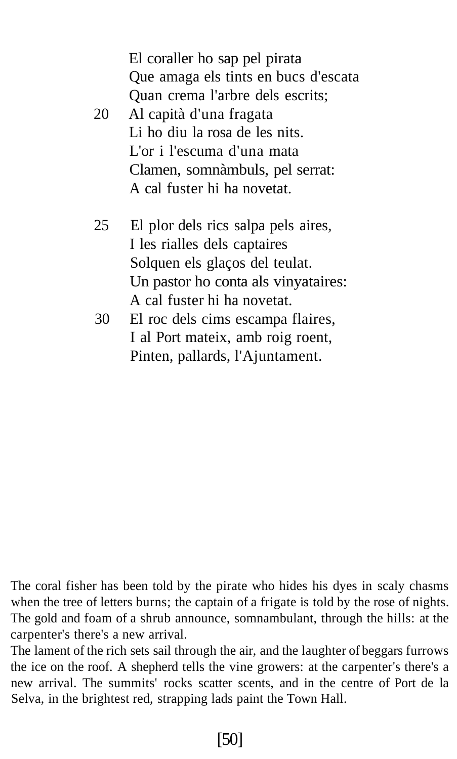El coraller ho sap pel pirata
Que amaga els tints en bucs d'escata
Quan crema l'arbre dels escrits;
20 Al capità d'una fragata
Li ho diu la rosa de les nits.
L'or i l'escuma d'una mata
Clamen, somnàmbuls, pel serrat:
A cal fuster hi ha novetat.

25 El plor dels rics salpa pels aires,
I les rialles dels captaires
Solquen els glaços del teulat.
Un pastor ho conta als vinyataires:
A cal fuster hi ha novetat.
30 El roc dels cims escampa flaires,
I al Port mateix, amb roig roent,
Pinten, pallards, l'Ajuntament.

The coral fisher has been told by the pirate who hides his dyes in scaly chasms when the tree of letters burns; the captain of a frigate is told by the rose of nights. The gold and foam of a shrub announce, somnambulant, through the hills: at the carpenter's there's a new arrival.

The lament of the rich sets sail through the air, and the laughter of beggars furrows the ice on the roof. A shepherd tells the vine growers: at the carpenter's there's a new arrival. The summits' rocks scatter scents, and in the centre of Port de la Selva, in the brightest red, strapping lads paint the Town Hall.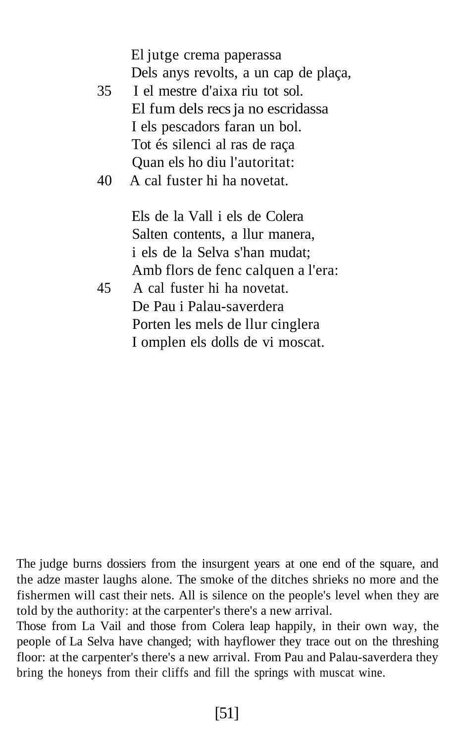El jutge crema paperassa  
Dels anys revolts, a un cap de plaça,  
35 I el mestre d'aixa riu tot sol.  
El fum dels recs ja no escridassa  
I els pescadors faran un bol.  
Tot és silenci al ras de raça  
Quan els ho diu l'autoritat:  
40 A cal fuster hi ha novetat.

Els de la Vall i els de Colera  
Salten contents, a llur manera,  
i els de la Selva s'han mudat;  
Amb flors de fenc calquen a l'era:  
45 A cal fuster hi ha novetat.  
De Pau i Palau-saverdera  
Porten les mels de llur cinglera  
I omplen els dolls de vi moscat.

The judge burns dossiers from the insurgent years at one end of the square, and the adze master laughs alone. The smoke of the ditches shrieks no more and the fishermen will cast their nets. All is silence on the people's level when they are told by the authority: at the carpenter's there's a new arrival.

Those from La Vail and those from Colera leap happily, in their own way, the people of La Selva have changed; with hayflower they trace out on the threshing floor: at the carpenter's there's a new arrival. From Pau and Palau-saverdera they bring the honeys from their cliffs and fill the springs with muscat wine.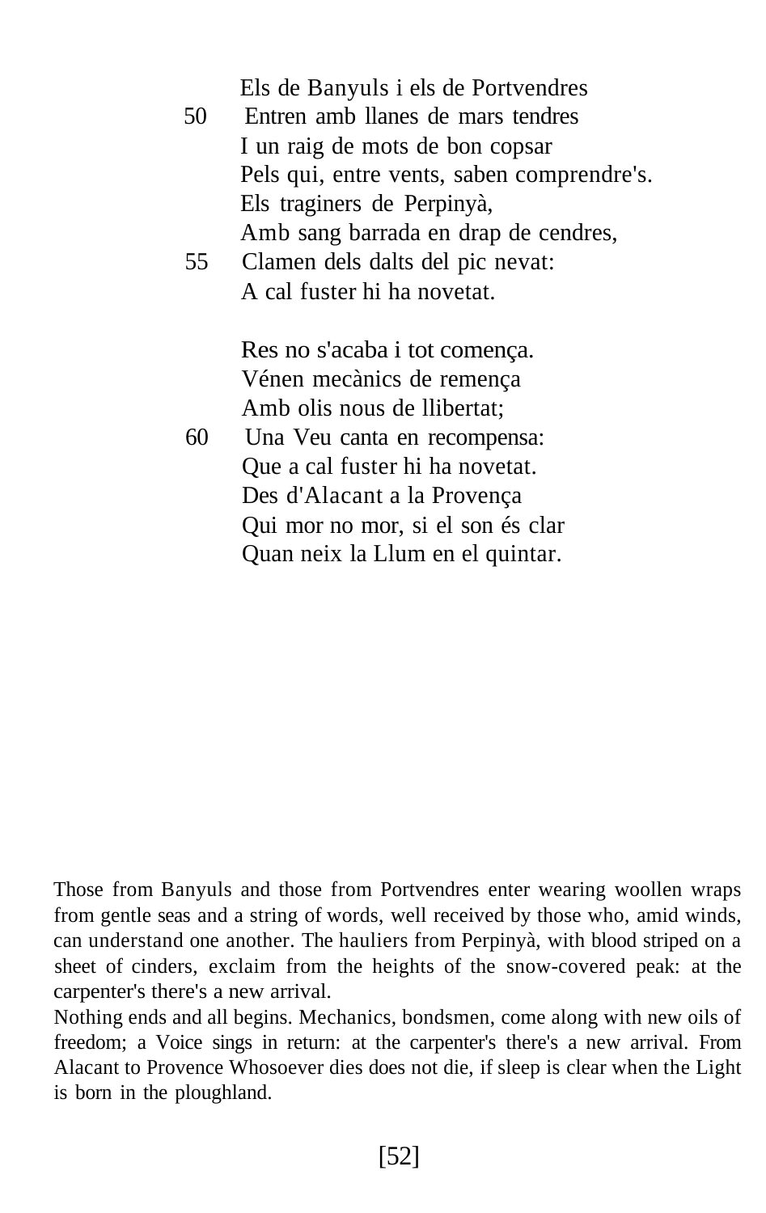Els de Banyuls i els de Portvendres  
50 Entren amb llanes de mars tendres  
I un raig de mots de bon copsar  
Pels qui, entre vents, saben comprendre's.  
Els traginers de Perpinyà,  
Amb sang barrada en drap de cendres,  
55 Clamen dels dalts del pic nevat:  
A cal fuster hi ha novetat.

Res no s'acaba i tot comença.  
Vénen mecànics de remença  
Amb olis nous de llibertat;  
60 Una Veu canta en recompensa:  
Que a cal fuster hi ha novetat.  
Des d'Alacant a la Provença  
Qui mor no mor, si el son és clar  
Quan neix la Llum en el quintar.

Those from Banyuls and those from Portvendres enter wearing woollen wraps from gentle seas and a string of words, well received by those who, amid winds, can understand one another. The hauliers from Perpinyà, with blood striped on a sheet of cinders, exclaim from the heights of the snow-covered peak: at the carpenter's there's a new arrival.

Nothing ends and all begins. Mechanics, bondsmen, come along with new oils of freedom; a Voice sings in return: at the carpenter's there's a new arrival. From Alacant to Provence Whosoever dies does not die, if sleep is clear when the Light is born in the ploughland.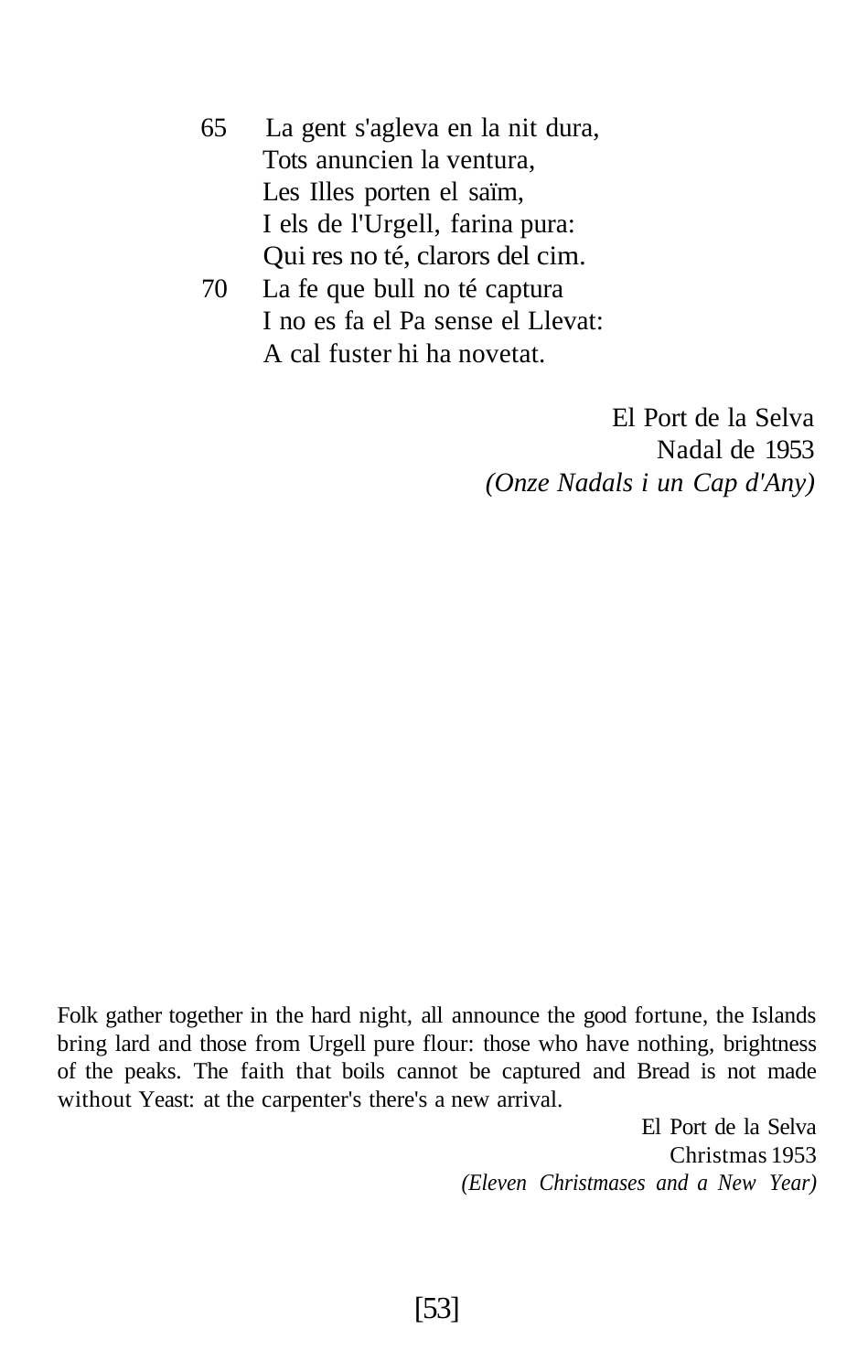65 La gent s'agleva en la nit dura,  
Tots anuncien la ventura,  
Les Illes porten el saïm,  
I els de l'Urgell, farina pura:  
Qui res no té, clarors del cim.  
70 La fe que bull no té captura  
I no es fa el Pa sense el Llevat:  
A cal fuster hi ha novetat.

El Port de la Selva  
Nadal de 1953  
*(Onze Nadals i un Cap d'Any)*

Folk gather together in the hard night, all announce the good fortune, the Islands bring lard and those from Urgell pure flour: those who have nothing, brightness of the peaks. The faith that boils cannot be captured and Bread is not made without Yeast: at the carpenter's there's a new arrival.

El Port de la Selva  
Christmas 1953  
*(Eleven Christmases and a New Year)*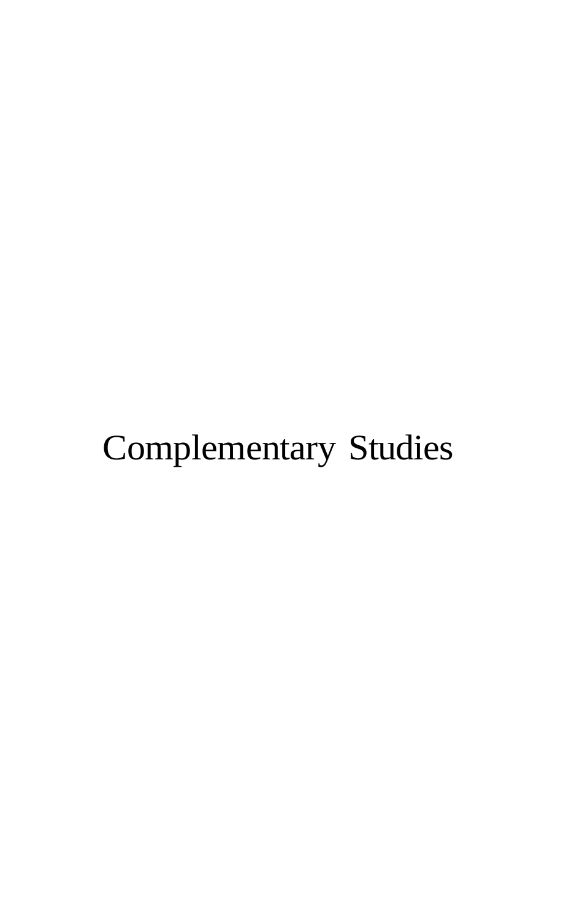# Complementary Studies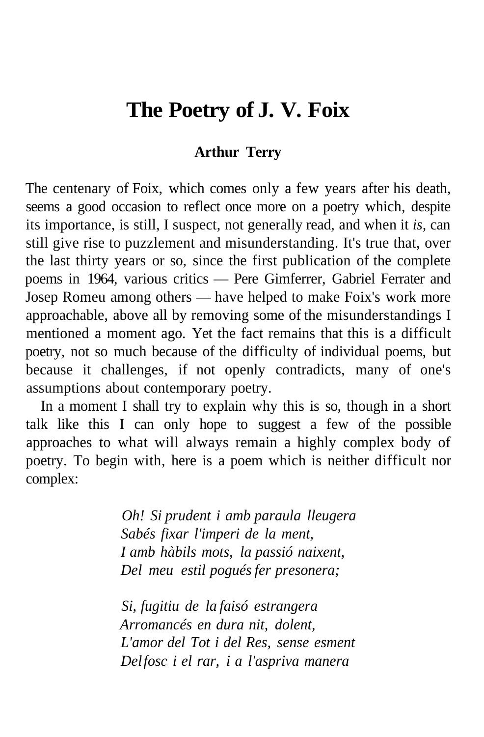# The Poetry of J. V. Foix

**Arthur Terry**

The centenary of Foix, which comes only a few years after his death, seems a good occasion to reflect once more on a poetry which, despite its importance, is still, I suspect, not generally read, and when it *is,* can still give rise to puzzlement and misunderstanding. It's true that, over the last thirty years or so, since the first publication of the complete poems in 1964, various critics — Pere Gimferrer, Gabriel Ferrater and Josep Romeu among others — have helped to make Foix's work more approachable, above all by removing some of the misunderstandings I mentioned a moment ago. Yet the fact remains that this is a difficult poetry, not so much because of the difficulty of individual poems, but because it challenges, if not openly contradicts, many of one's assumptions about contemporary poetry.

In a moment I shall try to explain why this is so, though in a short talk like this I can only hope to suggest a few of the possible approaches to what will always remain a highly complex body of poetry. To begin with, here is a poem which is neither difficult nor complex:

*Oh! Si prudent i amb paraula lleugera*
*Sabés fixar l'imperi de la ment,*
*I amb hàbils mots, la passió naixent,*
*Del meu estil pogués fer presonera;*

*Si, fugitiu de la faisó estrangera*
*Arromancés en dura nit, dolent,*
*L'amor del Tot i del Res, sense esment*
*Del fosc i el rar, i a l'aspriva manera*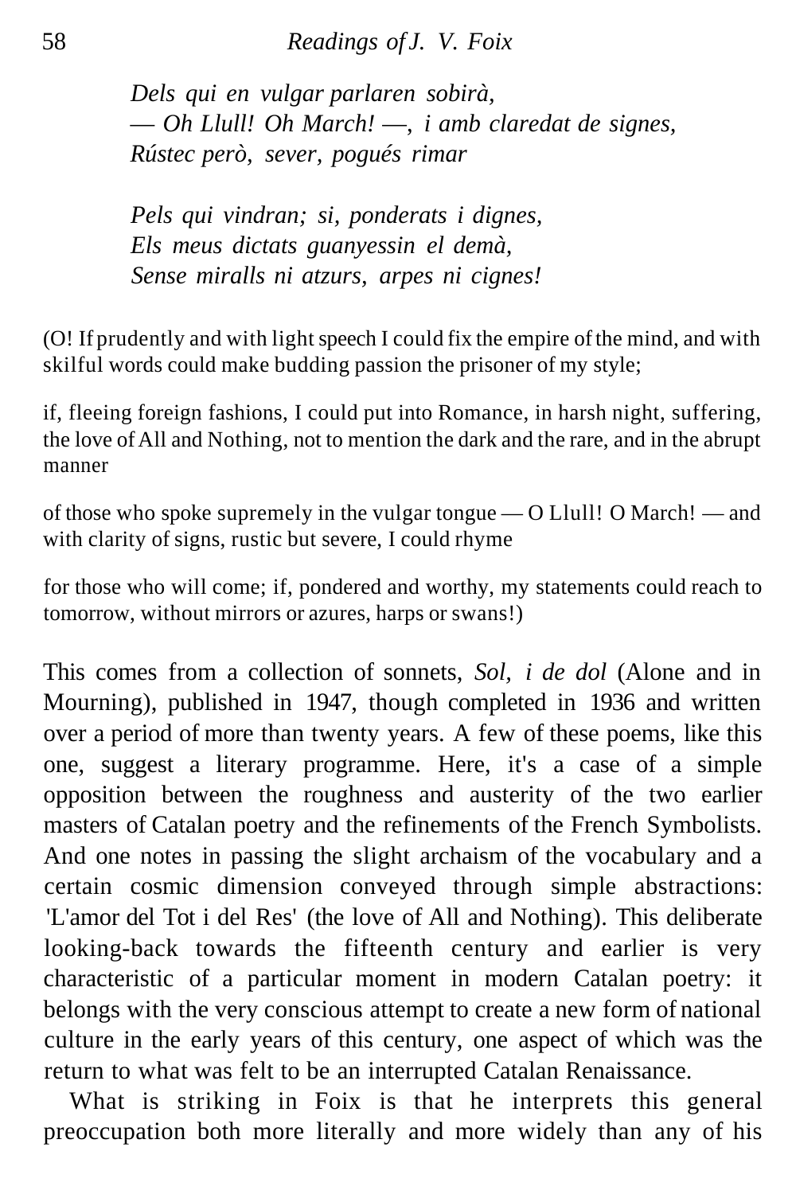*Dels qui en vulgar parlaren sobirà,*
*— Oh Llull! Oh March! —, i amb claredat de signes,*
*Rústec però, sever, pogués rimar*

*Pels qui vindran; si, ponderats i dignes,*
*Els meus dictats guanyessin el demà,*
*Sense miralls ni atzurs, arpes ni cignes!*

(O! If prudently and with light speech I could fix the empire of the mind, and with skilful words could make budding passion the prisoner of my style;

if, fleeing foreign fashions, I could put into Romance, in harsh night, suffering, the love of All and Nothing, not to mention the dark and the rare, and in the abrupt manner

of those who spoke supremely in the vulgar tongue — O Llull! O March! — and with clarity of signs, rustic but severe, I could rhyme

for those who will come; if, pondered and worthy, my statements could reach to tomorrow, without mirrors or azures, harps or swans!)

This comes from a collection of sonnets, *Sol, i de dol* (Alone and in Mourning), published in 1947, though completed in 1936 and written over a period of more than twenty years. A few of these poems, like this one, suggest a literary programme. Here, it's a case of a simple opposition between the roughness and austerity of the two earlier masters of Catalan poetry and the refinements of the French Symbolists. And one notes in passing the slight archaism of the vocabulary and a certain cosmic dimension conveyed through simple abstractions: 'L'amor del Tot i del Res' (the love of All and Nothing). This deliberate looking-back towards the fifteenth century and earlier is very characteristic of a particular moment in modern Catalan poetry: it belongs with the very conscious attempt to create a new form of national culture in the early years of this century, one aspect of which was the return to what was felt to be an interrupted Catalan Renaissance.

What is striking in Foix is that he interprets this general preoccupation both more literally and more widely than any of his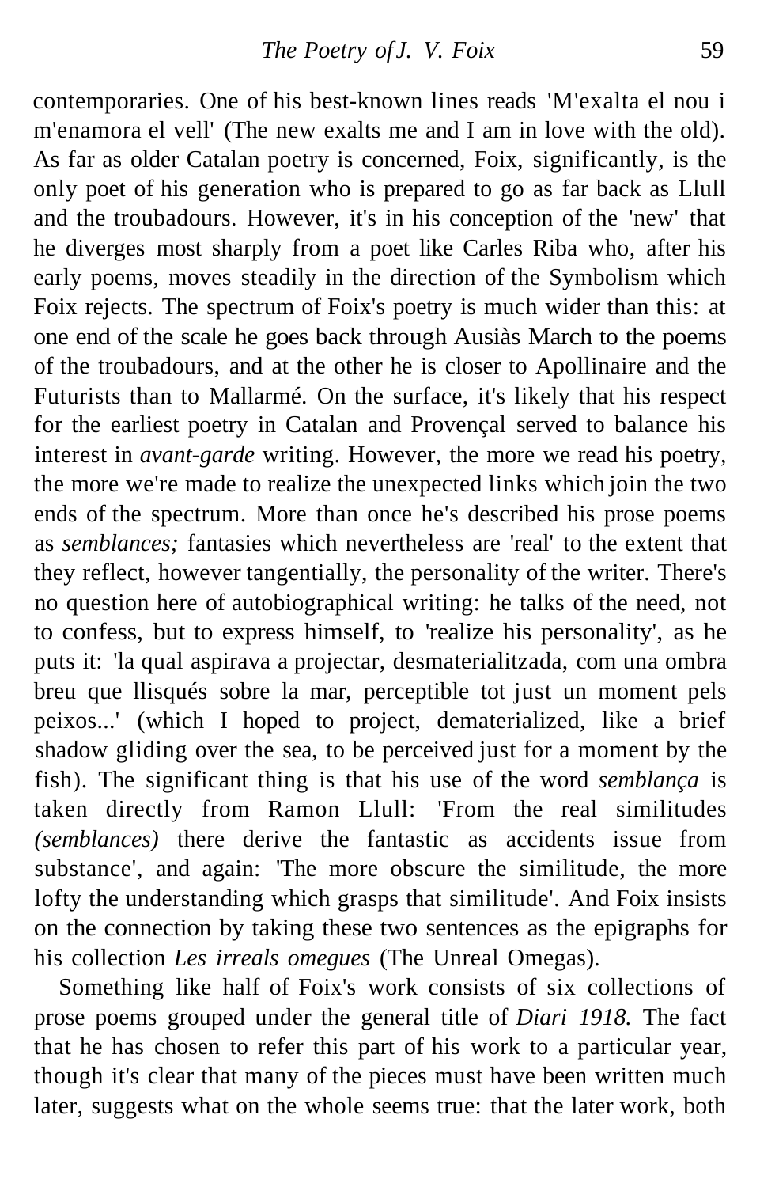contemporaries. One of his best-known lines reads 'M'exalta el nou i m'enamora el vell' (The new exalts me and I am in love with the old). As far as older Catalan poetry is concerned, Foix, significantly, is the only poet of his generation who is prepared to go as far back as Llull and the troubadours. However, it's in his conception of the 'new' that he diverges most sharply from a poet like Carles Riba who, after his early poems, moves steadily in the direction of the Symbolism which Foix rejects. The spectrum of Foix's poetry is much wider than this: at one end of the scale he goes back through Ausiàs March to the poems of the troubadours, and at the other he is closer to Apollinaire and the Futurists than to Mallarmé. On the surface, it's likely that his respect for the earliest poetry in Catalan and Provençal served to balance his interest in *avant-garde* writing. However, the more we read his poetry, the more we're made to realize the unexpected links which join the two ends of the spectrum. More than once he's described his prose poems as *semblances;* fantasies which nevertheless are 'real' to the extent that they reflect, however tangentially, the personality of the writer. There's no question here of autobiographical writing: he talks of the need, not to confess, but to express himself, to 'realize his personality', as he puts it: 'la qual aspirava a projectar, desmaterialitzada, com una ombra breu que llisqués sobre la mar, perceptible tot just un moment pels peixos...' (which I hoped to project, dematerialized, like a brief shadow gliding over the sea, to be perceived just for a moment by the fish). The significant thing is that his use of the word *semblança* is taken directly from Ramon Llull: 'From the real similitudes *(semblances)* there derive the fantastic as accidents issue from substance', and again: 'The more obscure the similitude, the more lofty the understanding which grasps that similitude'. And Foix insists on the connection by taking these two sentences as the epigraphs for his collection *Les irreals omegues* (The Unreal Omegas).

Something like half of Foix's work consists of six collections of prose poems grouped under the general title of *Diari 1918.* The fact that he has chosen to refer this part of his work to a particular year, though it's clear that many of the pieces must have been written much later, suggests what on the whole seems true: that the later work, both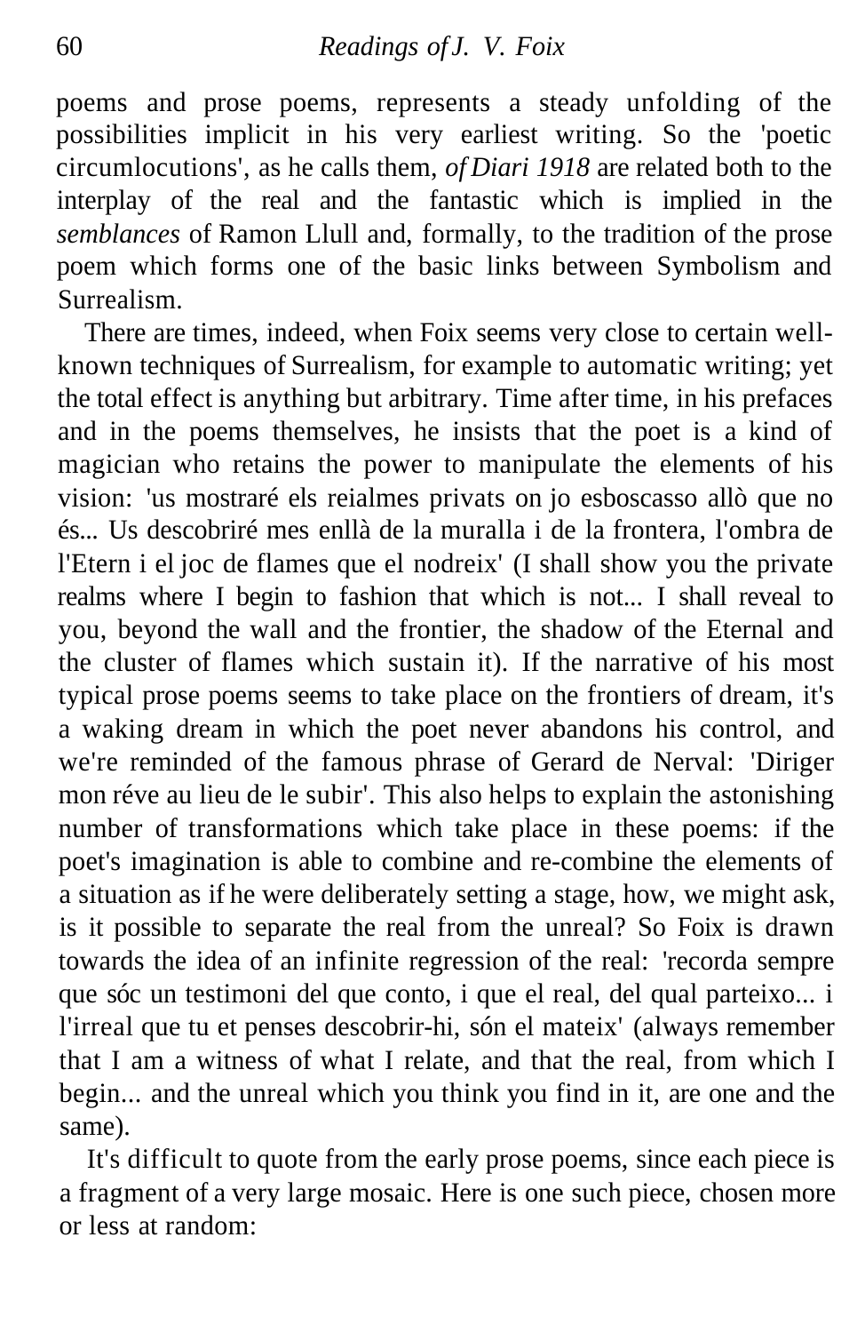poems and prose poems, represents a steady unfolding of the possibilities implicit in his very earliest writing. So the 'poetic circumlocutions', as he calls them, *of Diari 1918* are related both to the interplay of the real and the fantastic which is implied in the *semblances* of Ramon Llull and, formally, to the tradition of the prose poem which forms one of the basic links between Symbolism and Surrealism.

There are times, indeed, when Foix seems very close to certain well-known techniques of Surrealism, for example to automatic writing; yet the total effect is anything but arbitrary. Time after time, in his prefaces and in the poems themselves, he insists that the poet is a kind of magician who retains the power to manipulate the elements of his vision: 'us mostraré els reialmes privats on jo esboscasso allò que no és... Us descobriré mes enllà de la muralla i de la frontera, l'ombra de l'Etern i el joc de flames que el nodreix' (I shall show you the private realms where I begin to fashion that which is not... I shall reveal to you, beyond the wall and the frontier, the shadow of the Eternal and the cluster of flames which sustain it). If the narrative of his most typical prose poems seems to take place on the frontiers of dream, it's a waking dream in which the poet never abandons his control, and we're reminded of the famous phrase of Gerard de Nerval: 'Diriger mon réve au lieu de le subir'. This also helps to explain the astonishing number of transformations which take place in these poems: if the poet's imagination is able to combine and re-combine the elements of a situation as if he were deliberately setting a stage, how, we might ask, is it possible to separate the real from the unreal? So Foix is drawn towards the idea of an infinite regression of the real: 'recorda sempre que sóc un testimoni del que conto, i que el real, del qual parteixo... i l'irreal que tu et penses descobrir-hi, són el mateix' (always remember that I am a witness of what I relate, and that the real, from which I begin... and the unreal which you think you find in it, are one and the same).

It's difficult to quote from the early prose poems, since each piece is a fragment of a very large mosaic. Here is one such piece, chosen more or less at random: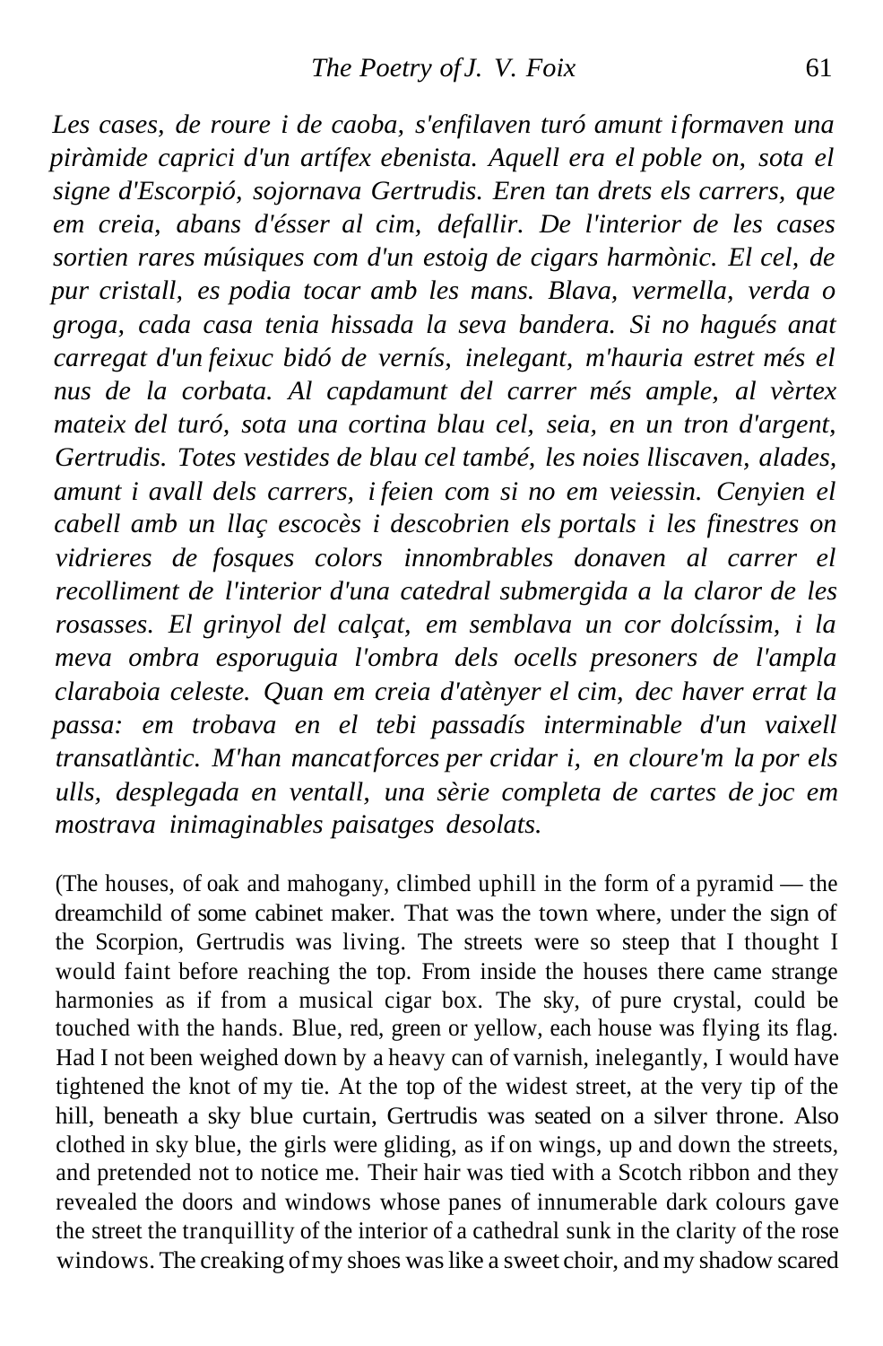*Les cases, de roure i de caoba, s'enfilaven turó amunt i formaven una piràmide caprici d'un artífex ebenista. Aquell era el poble on, sota el signe d'Escorpió, sojornava Gertrudis. Eren tan drets els carrers, que em creia, abans d'ésser al cim, defallir. De l'interior de les cases sortien rares músiques com d'un estoig de cigars harmònic. El cel, de pur cristall, es podia tocar amb les mans. Blava, vermella, verda o groga, cada casa tenia hissada la seva bandera. Si no hagués anat carregat d'un feixuc bidó de vernís, inelegant, m'hauria estret més el nus de la corbata. Al capdamunt del carrer més ample, al vèrtex mateix del turó, sota una cortina blau cel, seia, en un tron d'argent, Gertrudis. Totes vestides de blau cel també, les noies lliscaven, alades, amunt i avall dels carrers, i feien com si no em veiessin. Cenyien el cabell amb un llaç escocès i descobrien els portals i les finestres on vidrieres de fosques colors innombrables donaven al carrer el recolliment de l'interior d'una catedral submergida a la claror de les rosasses. El grinyol del calçat, em semblava un cor dolcíssim, i la meva ombra esporuguia l'ombra dels ocells presoners de l'ampla claraboia celeste. Quan em creia d'atènyer el cim, dec haver errat la passa: em trobava en el tebi passadís interminable d'un vaixell transatlàntic. M'han mancat forces per cridar i, en cloure'm la por els ulls, desplegada en ventall, una sèrie completa de cartes de joc em mostrava inimaginables paisatges desolats.*

(The houses, of oak and mahogany, climbed uphill in the form of a pyramid — the dreamchild of some cabinet maker. That was the town where, under the sign of the Scorpion, Gertrudis was living. The streets were so steep that I thought I would faint before reaching the top. From inside the houses there came strange harmonies as if from a musical cigar box. The sky, of pure crystal, could be touched with the hands. Blue, red, green or yellow, each house was flying its flag. Had I not been weighed down by a heavy can of varnish, inelegantly, I would have tightened the knot of my tie. At the top of the widest street, at the very tip of the hill, beneath a sky blue curtain, Gertrudis was seated on a silver throne. Also clothed in sky blue, the girls were gliding, as if on wings, up and down the streets, and pretended not to notice me. Their hair was tied with a Scotch ribbon and they revealed the doors and windows whose panes of innumerable dark colours gave the street the tranquillity of the interior of a cathedral sunk in the clarity of the rose windows. The creaking of my shoes was like a sweet choir, and my shadow scared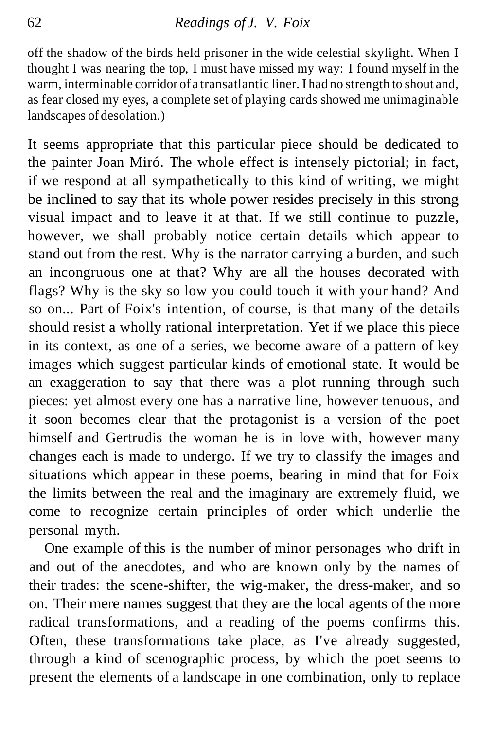off the shadow of the birds held prisoner in the wide celestial skylight. When I thought I was nearing the top, I must have missed my way: I found myself in the warm, interminable corridor of a transatlantic liner. I had no strength to shout and, as fear closed my eyes, a complete set of playing cards showed me unimaginable landscapes of desolation.)

It seems appropriate that this particular piece should be dedicated to the painter Joan Miró. The whole effect is intensely pictorial; in fact, if we respond at all sympathetically to this kind of writing, we might be inclined to say that its whole power resides precisely in this strong visual impact and to leave it at that. If we still continue to puzzle, however, we shall probably notice certain details which appear to stand out from the rest. Why is the narrator carrying a burden, and such an incongruous one at that? Why are all the houses decorated with flags? Why is the sky so low you could touch it with your hand? And so on... Part of Foix's intention, of course, is that many of the details should resist a wholly rational interpretation. Yet if we place this piece in its context, as one of a series, we become aware of a pattern of key images which suggest particular kinds of emotional state. It would be an exaggeration to say that there was a plot running through such pieces: yet almost every one has a narrative line, however tenuous, and it soon becomes clear that the protagonist is a version of the poet himself and Gertrudis the woman he is in love with, however many changes each is made to undergo. If we try to classify the images and situations which appear in these poems, bearing in mind that for Foix the limits between the real and the imaginary are extremely fluid, we come to recognize certain principles of order which underlie the personal myth.

One example of this is the number of minor personages who drift in and out of the anecdotes, and who are known only by the names of their trades: the scene-shifter, the wig-maker, the dress-maker, and so on. Their mere names suggest that they are the local agents of the more radical transformations, and a reading of the poems confirms this. Often, these transformations take place, as I've already suggested, through a kind of scenographic process, by which the poet seems to present the elements of a landscape in one combination, only to replace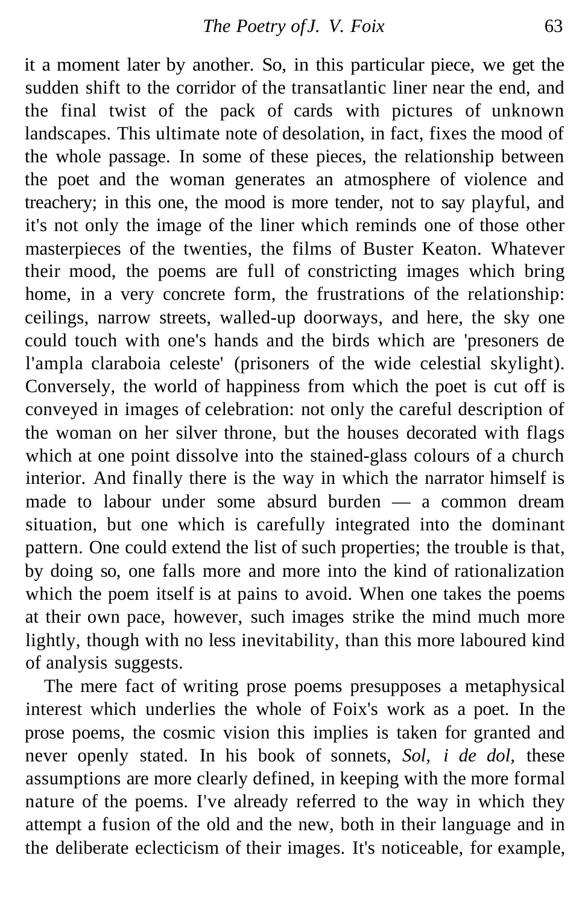it a moment later by another. So, in this particular piece, we get the sudden shift to the corridor of the transatlantic liner near the end, and the final twist of the pack of cards with pictures of unknown landscapes. This ultimate note of desolation, in fact, fixes the mood of the whole passage. In some of these pieces, the relationship between the poet and the woman generates an atmosphere of violence and treachery; in this one, the mood is more tender, not to say playful, and it's not only the image of the liner which reminds one of those other masterpieces of the twenties, the films of Buster Keaton. Whatever their mood, the poems are full of constricting images which bring home, in a very concrete form, the frustrations of the relationship: ceilings, narrow streets, walled-up doorways, and here, the sky one could touch with one's hands and the birds which are 'presoners de l'ampla claraboia celeste' (prisoners of the wide celestial skylight). Conversely, the world of happiness from which the poet is cut off is conveyed in images of celebration: not only the careful description of the woman on her silver throne, but the houses decorated with flags which at one point dissolve into the stained-glass colours of a church interior. And finally there is the way in which the narrator himself is made to labour under some absurd burden — a common dream situation, but one which is carefully integrated into the dominant pattern. One could extend the list of such properties; the trouble is that, by doing so, one falls more and more into the kind of rationalization which the poem itself is at pains to avoid. When one takes the poems at their own pace, however, such images strike the mind much more lightly, though with no less inevitability, than this more laboured kind of analysis suggests.

The mere fact of writing prose poems presupposes a metaphysical interest which underlies the whole of Foix's work as a poet. In the prose poems, the cosmic vision this implies is taken for granted and never openly stated. In his book of sonnets, *Sol, i de dol,* these assumptions are more clearly defined, in keeping with the more formal nature of the poems. I've already referred to the way in which they attempt a fusion of the old and the new, both in their language and in the deliberate eclecticism of their images. It's noticeable, for example,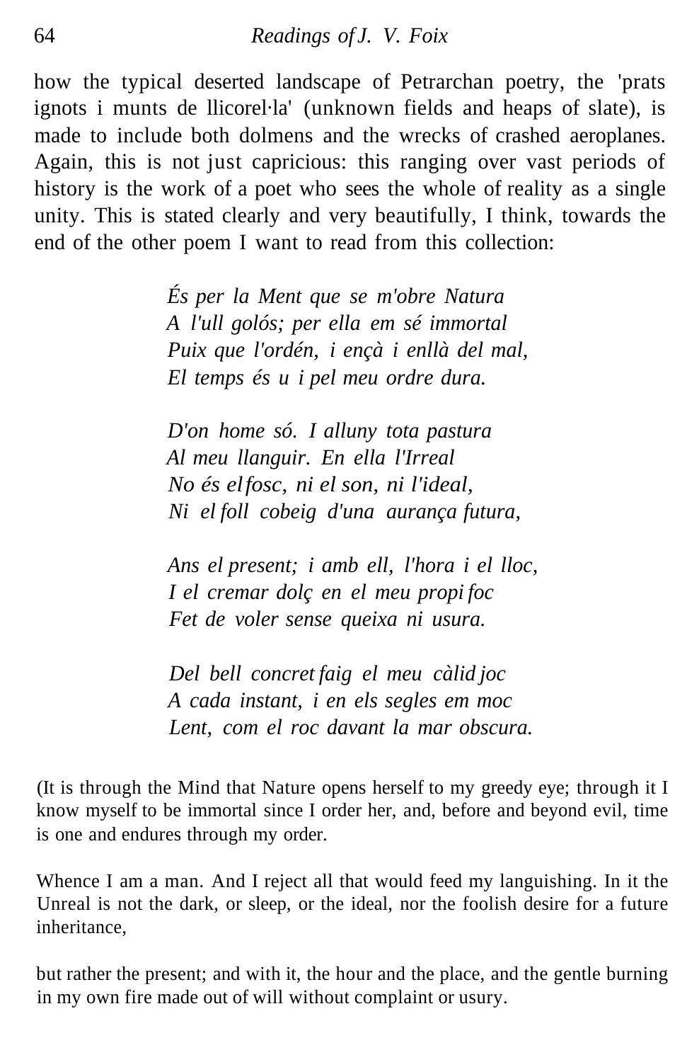how the typical deserted landscape of Petrarchan poetry, the 'prats ignots i munts de llicorel·la' (unknown fields and heaps of slate), is made to include both dolmens and the wrecks of crashed aeroplanes. Again, this is not just capricious: this ranging over vast periods of history is the work of a poet who sees the whole of reality as a single unity. This is stated clearly and very beautifully, I think, towards the end of the other poem I want to read from this collection:

> *És per la Ment que se m'obre Natura*
> *A l'ull golós; per ella em sé immortal*
> *Puix que l'ordén, i ençà i enllà del mal,*
> *El temps és u i pel meu ordre dura.*
>
> *D'on home só. I alluny tota pastura*
> *Al meu llanguir. En ella l'Irreal*
> *No és el fosc, ni el son, ni l'ideal,*
> *Ni el foll cobeig d'una aurança futura,*
>
> *Ans el present; i amb ell, l'hora i el lloc,*
> *I el cremar dolç en el meu propi foc*
> *Fet de voler sense queixa ni usura.*
>
> *Del bell concret faig el meu càlid joc*
> *A cada instant, i en els segles em moc*
> *Lent, com el roc davant la mar obscura.*

(It is through the Mind that Nature opens herself to my greedy eye; through it I know myself to be immortal since I order her, and, before and beyond evil, time is one and endures through my order.

Whence I am a man. And I reject all that would feed my languishing. In it the Unreal is not the dark, or sleep, or the ideal, nor the foolish desire for a future inheritance,

but rather the present; and with it, the hour and the place, and the gentle burning in my own fire made out of will without complaint or usury.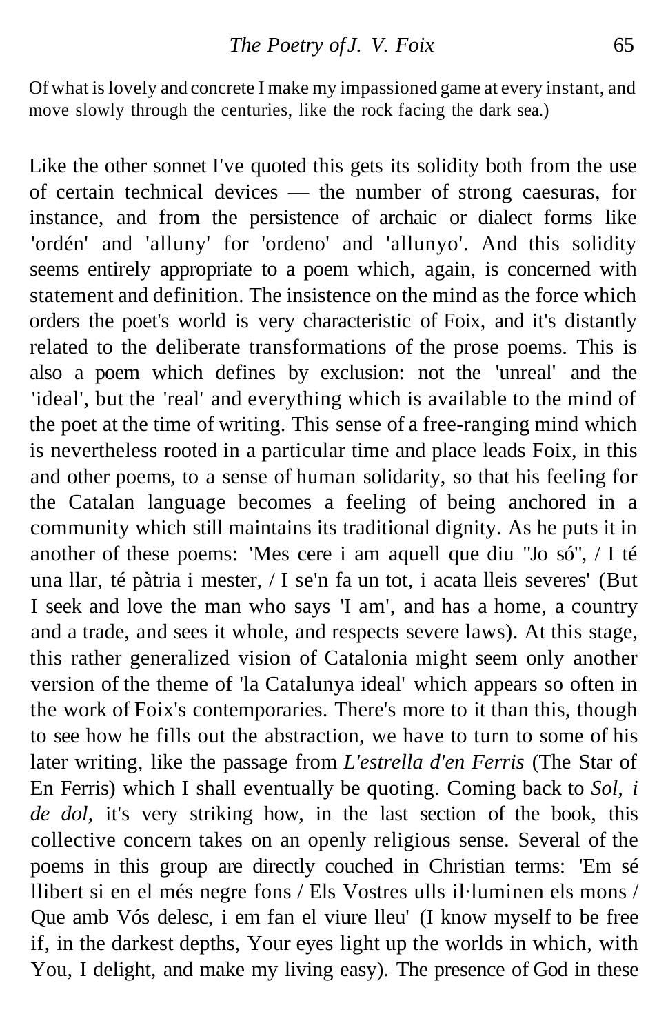Of what is lovely and concrete I make my impassioned game at every instant, and move slowly through the centuries, like the rock facing the dark sea.)

Like the other sonnet I've quoted this gets its solidity both from the use of certain technical devices — the number of strong caesuras, for instance, and from the persistence of archaic or dialect forms like 'ordén' and 'alluny' for 'ordeno' and 'allunyo'. And this solidity seems entirely appropriate to a poem which, again, is concerned with statement and definition. The insistence on the mind as the force which orders the poet's world is very characteristic of Foix, and it's distantly related to the deliberate transformations of the prose poems. This is also a poem which defines by exclusion: not the 'unreal' and the 'ideal', but the 'real' and everything which is available to the mind of the poet at the time of writing. This sense of a free-ranging mind which is nevertheless rooted in a particular time and place leads Foix, in this and other poems, to a sense of human solidarity, so that his feeling for the Catalan language becomes a feeling of being anchored in a community which still maintains its traditional dignity. As he puts it in another of these poems: 'Mes cere i am aquell que diu "Jo só", / I té una llar, té pàtria i mester, / I se'n fa un tot, i acata lleis severes' (But I seek and love the man who says 'I am', and has a home, a country and a trade, and sees it whole, and respects severe laws). At this stage, this rather generalized vision of Catalonia might seem only another version of the theme of 'la Catalunya ideal' which appears so often in the work of Foix's contemporaries. There's more to it than this, though to see how he fills out the abstraction, we have to turn to some of his later writing, like the passage from *L'estrella d'en Ferris* (The Star of En Ferris) which I shall eventually be quoting. Coming back to *Sol, i de dol,* it's very striking how, in the last section of the book, this collective concern takes on an openly religious sense. Several of the poems in this group are directly couched in Christian terms: 'Em sé llibert si en el més negre fons / Els Vostres ulls il·luminen els mons / Que amb Vós delesc, i em fan el viure lleu' (I know myself to be free if, in the darkest depths, Your eyes light up the worlds in which, with You, I delight, and make my living easy). The presence of God in these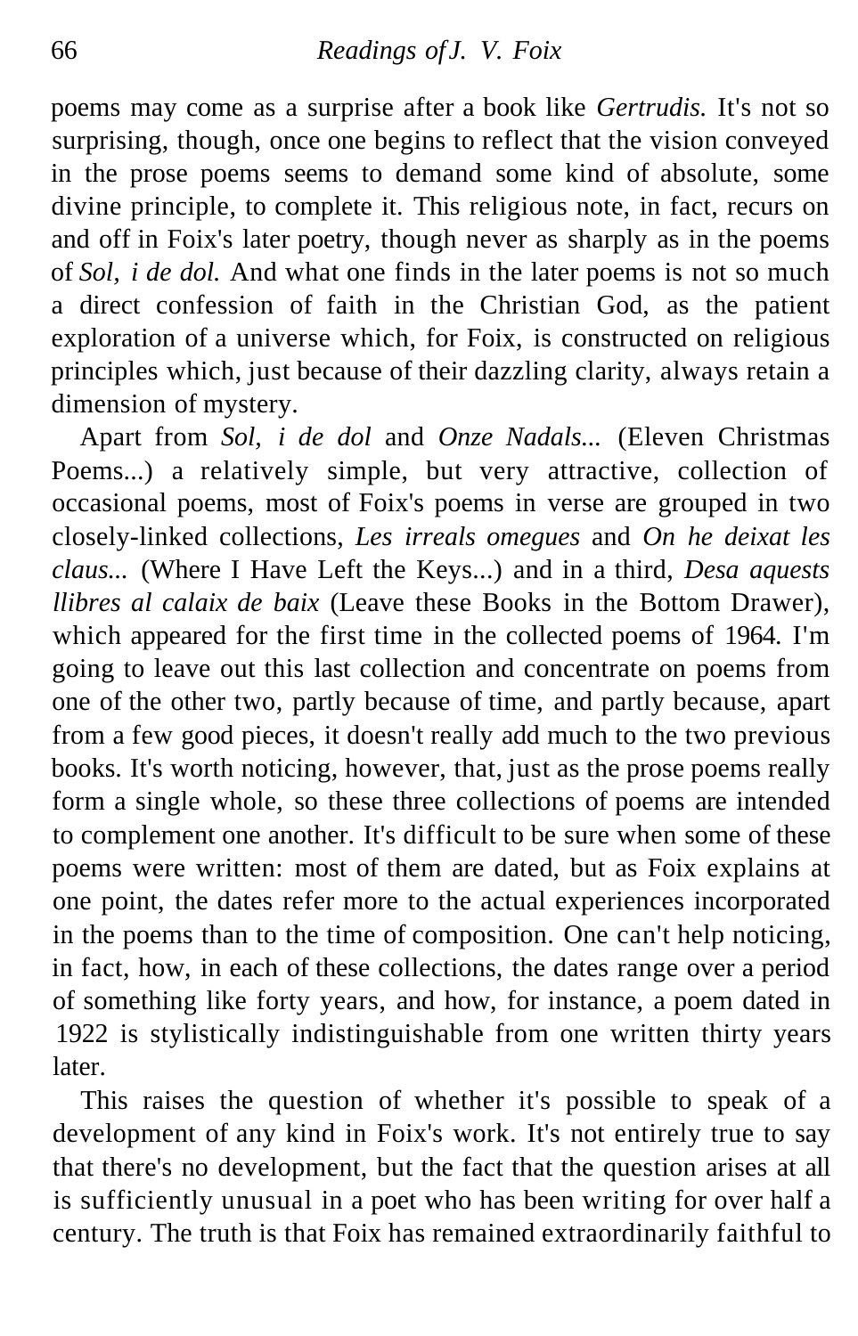poems may come as a surprise after a book like *Gertrudis.* It's not so surprising, though, once one begins to reflect that the vision conveyed in the prose poems seems to demand some kind of absolute, some divine principle, to complete it. This religious note, in fact, recurs on and off in Foix's later poetry, though never as sharply as in the poems of *Sol, i de dol.* And what one finds in the later poems is not so much a direct confession of faith in the Christian God, as the patient exploration of a universe which, for Foix, is constructed on religious principles which, just because of their dazzling clarity, always retain a dimension of mystery.

Apart from *Sol, i de dol* and *Onze Nadals...* (Eleven Christmas Poems...) a relatively simple, but very attractive, collection of occasional poems, most of Foix's poems in verse are grouped in two closely-linked collections, *Les irreals omegues* and *On he deixat les claus...* (Where I Have Left the Keys...) and in a third, *Desa aquests llibres al calaix de baix* (Leave these Books in the Bottom Drawer), which appeared for the first time in the collected poems of 1964. I'm going to leave out this last collection and concentrate on poems from one of the other two, partly because of time, and partly because, apart from a few good pieces, it doesn't really add much to the two previous books. It's worth noticing, however, that, just as the prose poems really form a single whole, so these three collections of poems are intended to complement one another. It's difficult to be sure when some of these poems were written: most of them are dated, but as Foix explains at one point, the dates refer more to the actual experiences incorporated in the poems than to the time of composition. One can't help noticing, in fact, how, in each of these collections, the dates range over a period of something like forty years, and how, for instance, a poem dated in 1922 is stylistically indistinguishable from one written thirty years later.

This raises the question of whether it's possible to speak of a development of any kind in Foix's work. It's not entirely true to say that there's no development, but the fact that the question arises at all is sufficiently unusual in a poet who has been writing for over half a century. The truth is that Foix has remained extraordinarily faithful to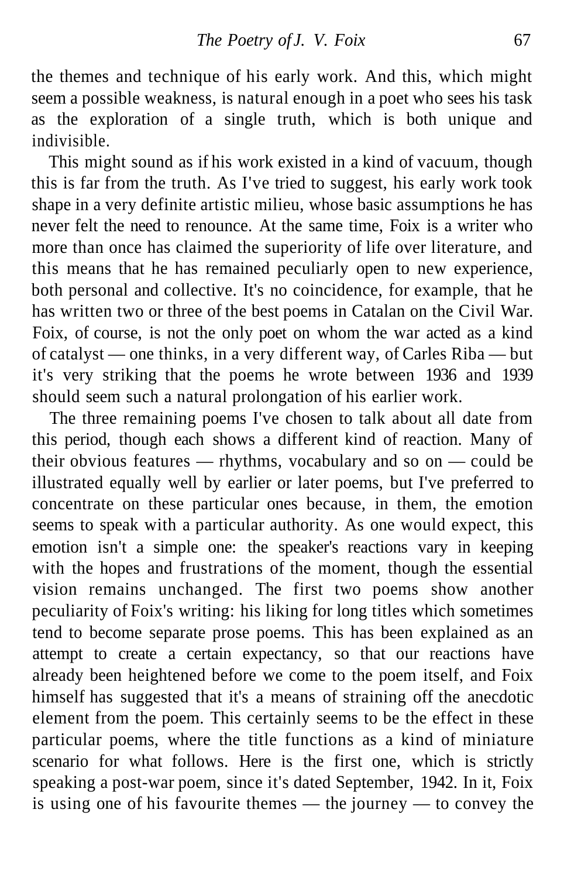the themes and technique of his early work. And this, which might seem a possible weakness, is natural enough in a poet who sees his task as the exploration of a single truth, which is both unique and indivisible.

This might sound as if his work existed in a kind of vacuum, though this is far from the truth. As I've tried to suggest, his early work took shape in a very definite artistic milieu, whose basic assumptions he has never felt the need to renounce. At the same time, Foix is a writer who more than once has claimed the superiority of life over literature, and this means that he has remained peculiarly open to new experience, both personal and collective. It's no coincidence, for example, that he has written two or three of the best poems in Catalan on the Civil War. Foix, of course, is not the only poet on whom the war acted as a kind of catalyst — one thinks, in a very different way, of Carles Riba — but it's very striking that the poems he wrote between 1936 and 1939 should seem such a natural prolongation of his earlier work.

The three remaining poems I've chosen to talk about all date from this period, though each shows a different kind of reaction. Many of their obvious features — rhythms, vocabulary and so on — could be illustrated equally well by earlier or later poems, but I've preferred to concentrate on these particular ones because, in them, the emotion seems to speak with a particular authority. As one would expect, this emotion isn't a simple one: the speaker's reactions vary in keeping with the hopes and frustrations of the moment, though the essential vision remains unchanged. The first two poems show another peculiarity of Foix's writing: his liking for long titles which sometimes tend to become separate prose poems. This has been explained as an attempt to create a certain expectancy, so that our reactions have already been heightened before we come to the poem itself, and Foix himself has suggested that it's a means of straining off the anecdotic element from the poem. This certainly seems to be the effect in these particular poems, where the title functions as a kind of miniature scenario for what follows. Here is the first one, which is strictly speaking a post-war poem, since it's dated September, 1942. In it, Foix is using one of his favourite themes — the journey — to convey the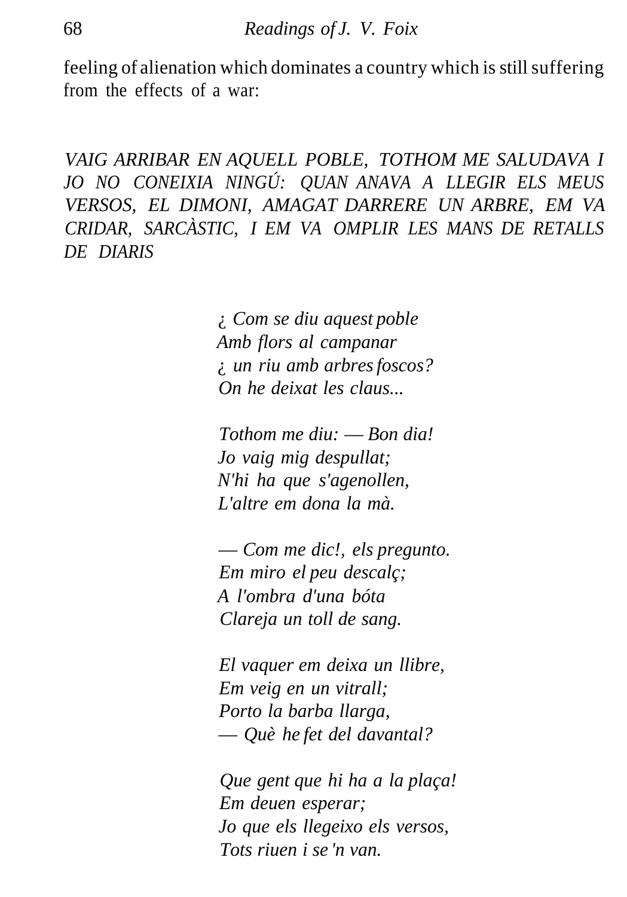feeling of alienation which dominates a country which is still suffering from the effects of a war:

*VAIG ARRIBAR EN AQUELL POBLE, TOTHOM ME SALUDAVA I JO NO CONEIXIA NINGÚ: QUAN ANAVA A LLEGIR ELS MEUS VERSOS, EL DIMONI, AMAGAT DARRERE UN ARBRE, EM VA CRIDAR, SARCÀSTIC, I EM VA OMPLIR LES MANS DE RETALLS DE DIARIS*

*¿ Com se diu aquest poble*  
*Amb flors al campanar*  
*¿ un riu amb arbres foscos?*  
*On he deixat les claus...*

*Tothom me diu: — Bon dia!*  
*Jo vaig mig despullat;*  
*N'hi ha que s'agenollen,*  
*L'altre em dona la mà.*

*— Com me dic!, els pregunto.*  
*Em miro el peu descalç;*  
*A l'ombra d'una bóta*  
*Clareja un toll de sang.*

*El vaquer em deixa un llibre,*  
*Em veig en un vitrall;*  
*Porto la barba llarga,*  
*— Què he fet del davantal?*

*Que gent que hi ha a la plaça!*  
*Em deuen esperar;*  
*Jo que els llegeixo els versos,*  
*Tots riuen i se 'n van.*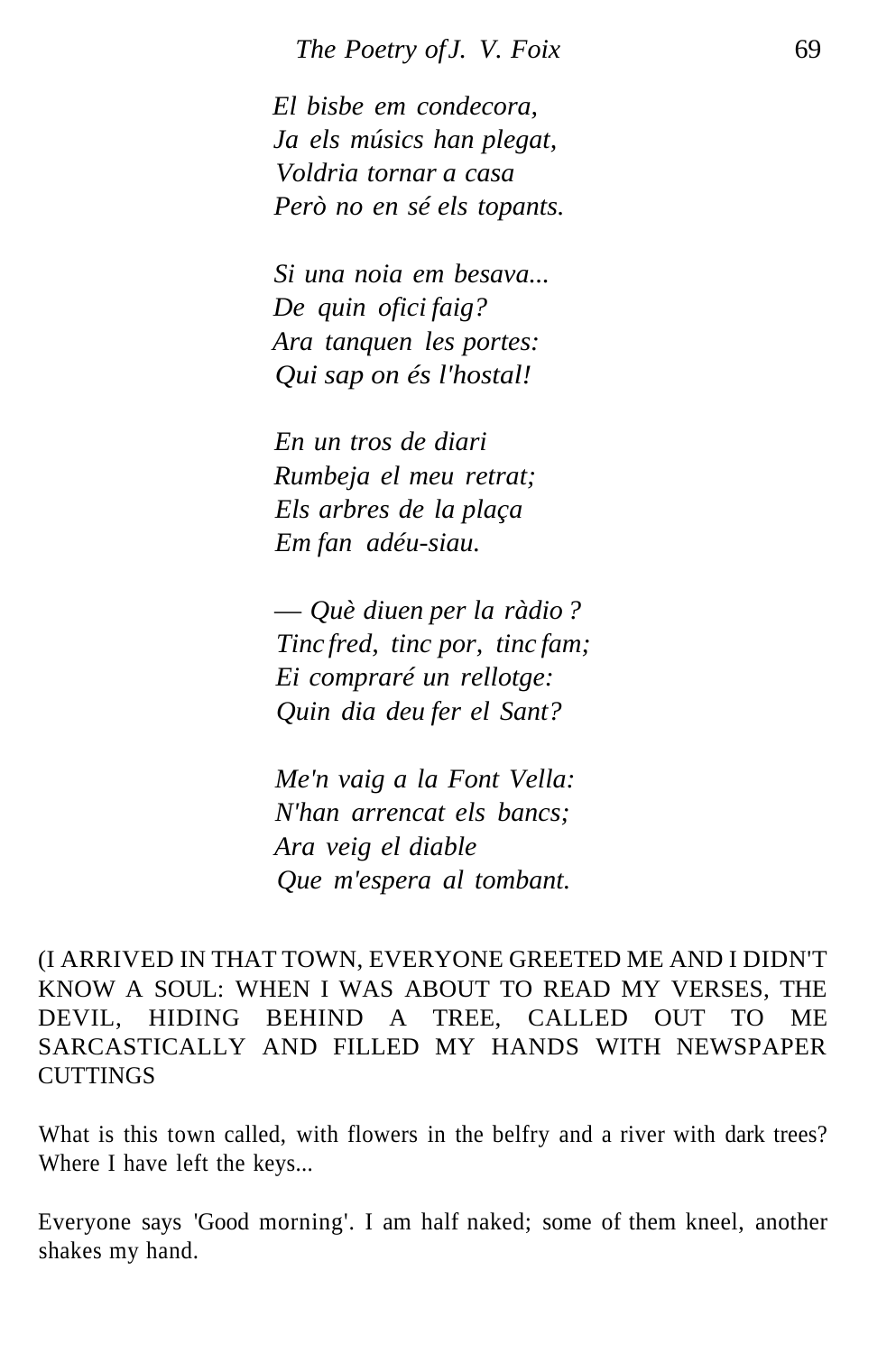*El bisbe em condecora,*
*Ja els músics han plegat,*
*Voldria tornar a casa*
*Però no en sé els topants.*

*Si una noia em besava...*
*De quin ofici faig?*
*Ara tanquen les portes:*
*Qui sap on és l'hostal!*

*En un tros de diari*
*Rumbeja el meu retrat;*
*Els arbres de la plaça*
*Em fan adéu-siau.*

*— Què diuen per la ràdio ?*
*Tinc fred, tinc por, tinc fam;*
*Ei compraré un rellotge:*
*Quin dia deu fer el Sant?*

*Me'n vaig a la Font Vella:*
*N'han arrencat els bancs;*
*Ara veig el diable*
*Que m'espera al tombant.*

(I ARRIVED IN THAT TOWN, EVERYONE GREETED ME AND I DIDN'T KNOW A SOUL: WHEN I WAS ABOUT TO READ MY VERSES, THE DEVIL, HIDING BEHIND A TREE, CALLED OUT TO ME SARCASTICALLY AND FILLED MY HANDS WITH NEWSPAPER CUTTINGS

What is this town called, with flowers in the belfry and a river with dark trees? Where I have left the keys...

Everyone says 'Good morning'. I am half naked; some of them kneel, another shakes my hand.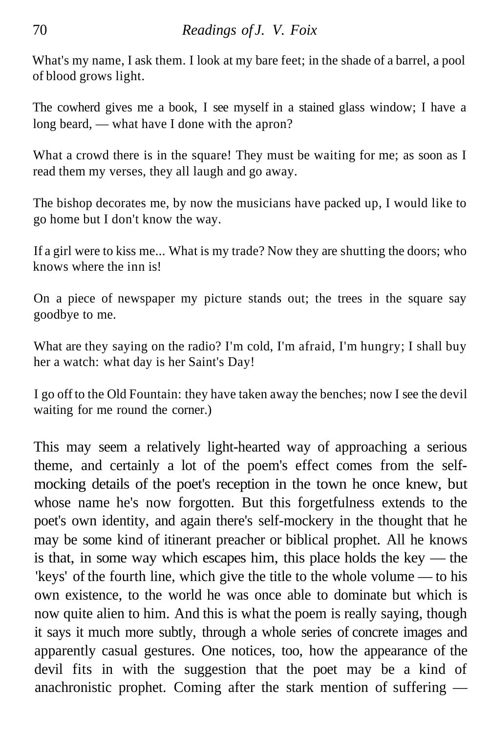What's my name, I ask them. I look at my bare feet; in the shade of a barrel, a pool of blood grows light.

The cowherd gives me a book, I see myself in a stained glass window; I have a long beard, — what have I done with the apron?

What a crowd there is in the square! They must be waiting for me; as soon as I read them my verses, they all laugh and go away.

The bishop decorates me, by now the musicians have packed up, I would like to go home but I don't know the way.

If a girl were to kiss me... What is my trade? Now they are shutting the doors; who knows where the inn is!

On a piece of newspaper my picture stands out; the trees in the square say goodbye to me.

What are they saying on the radio? I'm cold, I'm afraid, I'm hungry; I shall buy her a watch: what day is her Saint's Day!

I go off to the Old Fountain: they have taken away the benches; now I see the devil waiting for me round the corner.)

This may seem a relatively light-hearted way of approaching a serious theme, and certainly a lot of the poem's effect comes from the self-mocking details of the poet's reception in the town he once knew, but whose name he's now forgotten. But this forgetfulness extends to the poet's own identity, and again there's self-mockery in the thought that he may be some kind of itinerant preacher or biblical prophet. All he knows is that, in some way which escapes him, this place holds the key — the 'keys' of the fourth line, which give the title to the whole volume — to his own existence, to the world he was once able to dominate but which is now quite alien to him. And this is what the poem is really saying, though it says it much more subtly, through a whole series of concrete images and apparently casual gestures. One notices, too, how the appearance of the devil fits in with the suggestion that the poet may be a kind of anachronistic prophet. Coming after the stark mention of suffering —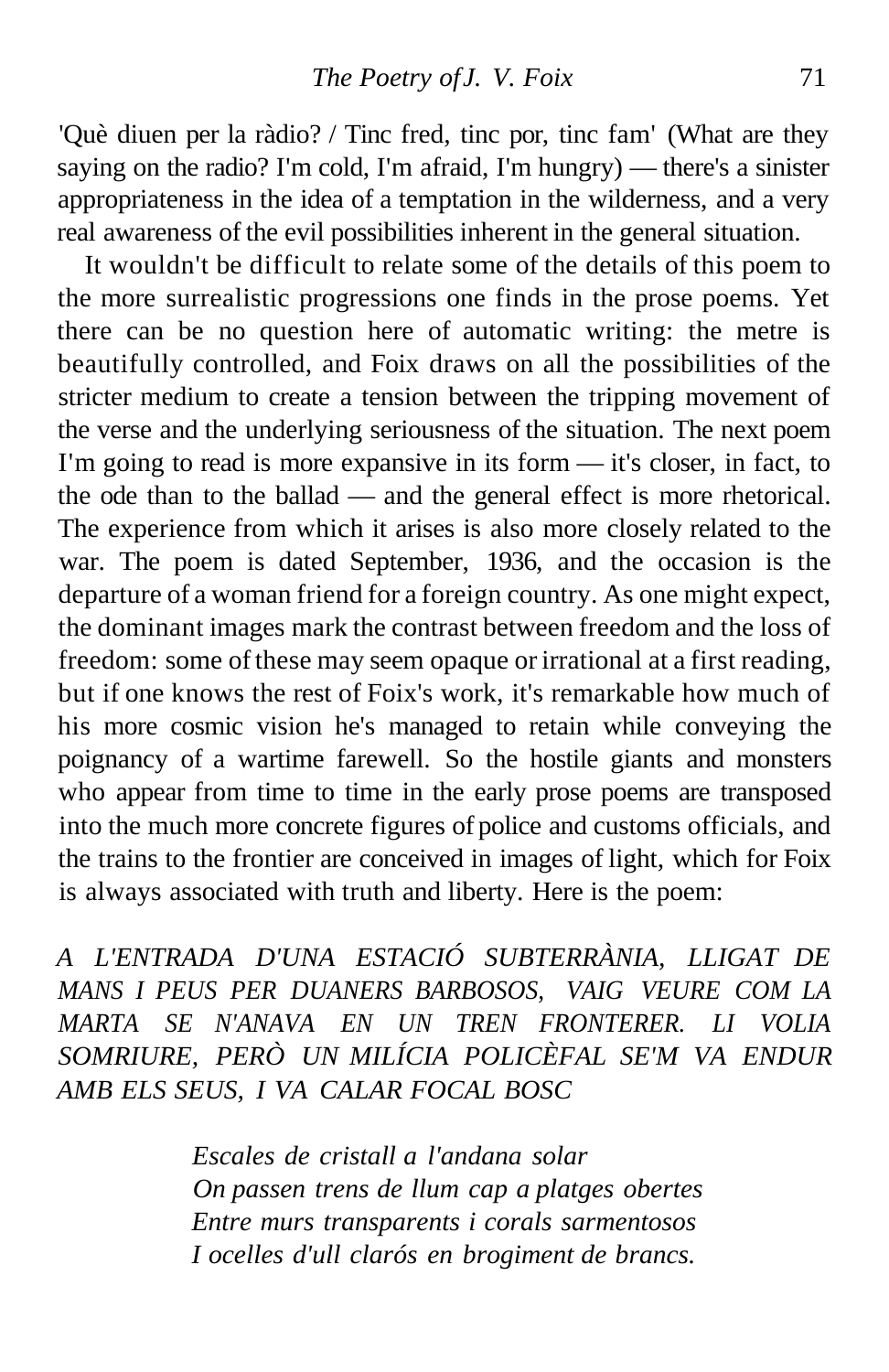'Què diuen per la ràdio? / Tinc fred, tinc por, tinc fam' (What are they saying on the radio? I'm cold, I'm afraid, I'm hungry) — there's a sinister appropriateness in the idea of a temptation in the wilderness, and a very real awareness of the evil possibilities inherent in the general situation.

It wouldn't be difficult to relate some of the details of this poem to the more surrealistic progressions one finds in the prose poems. Yet there can be no question here of automatic writing: the metre is beautifully controlled, and Foix draws on all the possibilities of the stricter medium to create a tension between the tripping movement of the verse and the underlying seriousness of the situation. The next poem I'm going to read is more expansive in its form — it's closer, in fact, to the ode than to the ballad — and the general effect is more rhetorical. The experience from which it arises is also more closely related to the war. The poem is dated September, 1936, and the occasion is the departure of a woman friend for a foreign country. As one might expect, the dominant images mark the contrast between freedom and the loss of freedom: some of these may seem opaque or irrational at a first reading, but if one knows the rest of Foix's work, it's remarkable how much of his more cosmic vision he's managed to retain while conveying the poignancy of a wartime farewell. So the hostile giants and monsters who appear from time to time in the early prose poems are transposed into the much more concrete figures of police and customs officials, and the trains to the frontier are conceived in images of light, which for Foix is always associated with truth and liberty. Here is the poem:

*A L'ENTRADA D'UNA ESTACIÓ SUBTERRÀNIA, LLIGAT DE MANS I PEUS PER DUANERS BARBOSOS, VAIG VEURE COM LA MARTA SE N'ANAVA EN UN TREN FRONTERER. LI VOLIA SOMRIURE, PERÒ UN MILÍCIA POLICÈFAL SE'M VA ENDUR AMB ELS SEUS, I VA CALAR FOC AL BOSC*

*Escales de cristall a l'andana solar*
*On passen trens de llum cap a platges obertes*
*Entre murs transparents i corals sarmentosos*
*I ocelles d'ull clarós en brogiment de brancs.*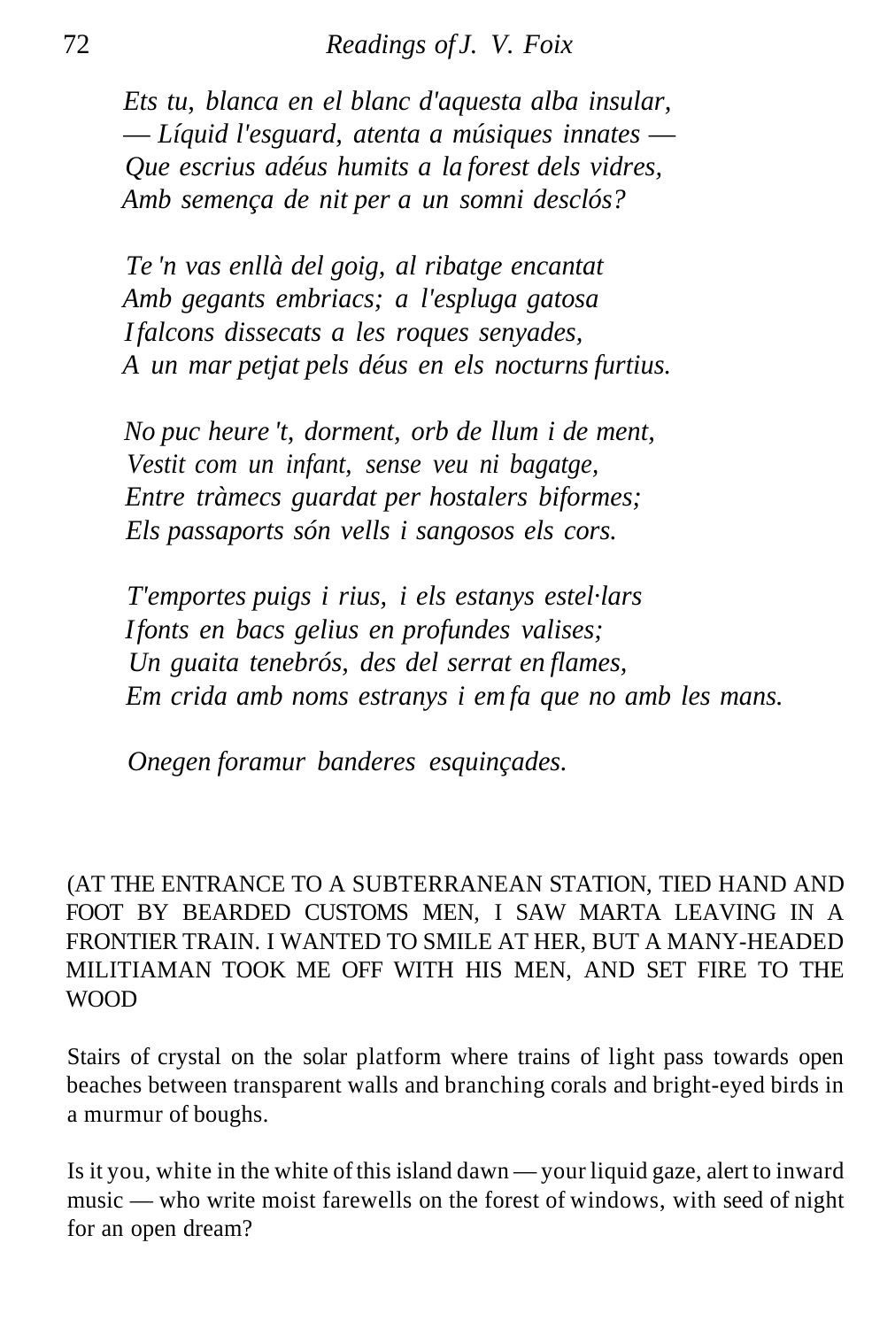*Ets tu, blanca en el blanc d'aquesta alba insular,*
*— Líquid l'esguard, atenta a músiques innates —*
*Que escrius adéus humits a la forest dels vidres,*
*Amb semença de nit per a un somni desclós?*

*Te 'n vas enllà del goig, al ribatge encantat*
*Amb gegants embriacs; a l'espluga gatosa*
*I falcons dissecats a les roques senyades,*
*A un mar petjat pels déus en els nocturns furtius.*

*No puc heure 't, dorment, orb de llum i de ment,*
*Vestit com un infant, sense veu ni bagatge,*
*Entre tràmecs guardat per hostalers biformes;*
*Els passaports són vells i sangosos els cors.*

*T'emportes puigs i rius, i els estanys estel·lars*
*I fonts en bacs gelius en profundes valises;*
*Un guaita tenebrós, des del serrat en flames,*
*Em crida amb noms estranys i em fa que no amb les mans.*

*Onegen foramur banderes esquinçades.*

(AT THE ENTRANCE TO A SUBTERRANEAN STATION, TIED HAND AND FOOT BY BEARDED CUSTOMS MEN, I SAW MARTA LEAVING IN A FRONTIER TRAIN. I WANTED TO SMILE AT HER, BUT A MANY-HEADED MILITIAMAN TOOK ME OFF WITH HIS MEN, AND SET FIRE TO THE WOOD

Stairs of crystal on the solar platform where trains of light pass towards open beaches between transparent walls and branching corals and bright-eyed birds in a murmur of boughs.

Is it you, white in the white of this island dawn — your liquid gaze, alert to inward music — who write moist farewells on the forest of windows, with seed of night for an open dream?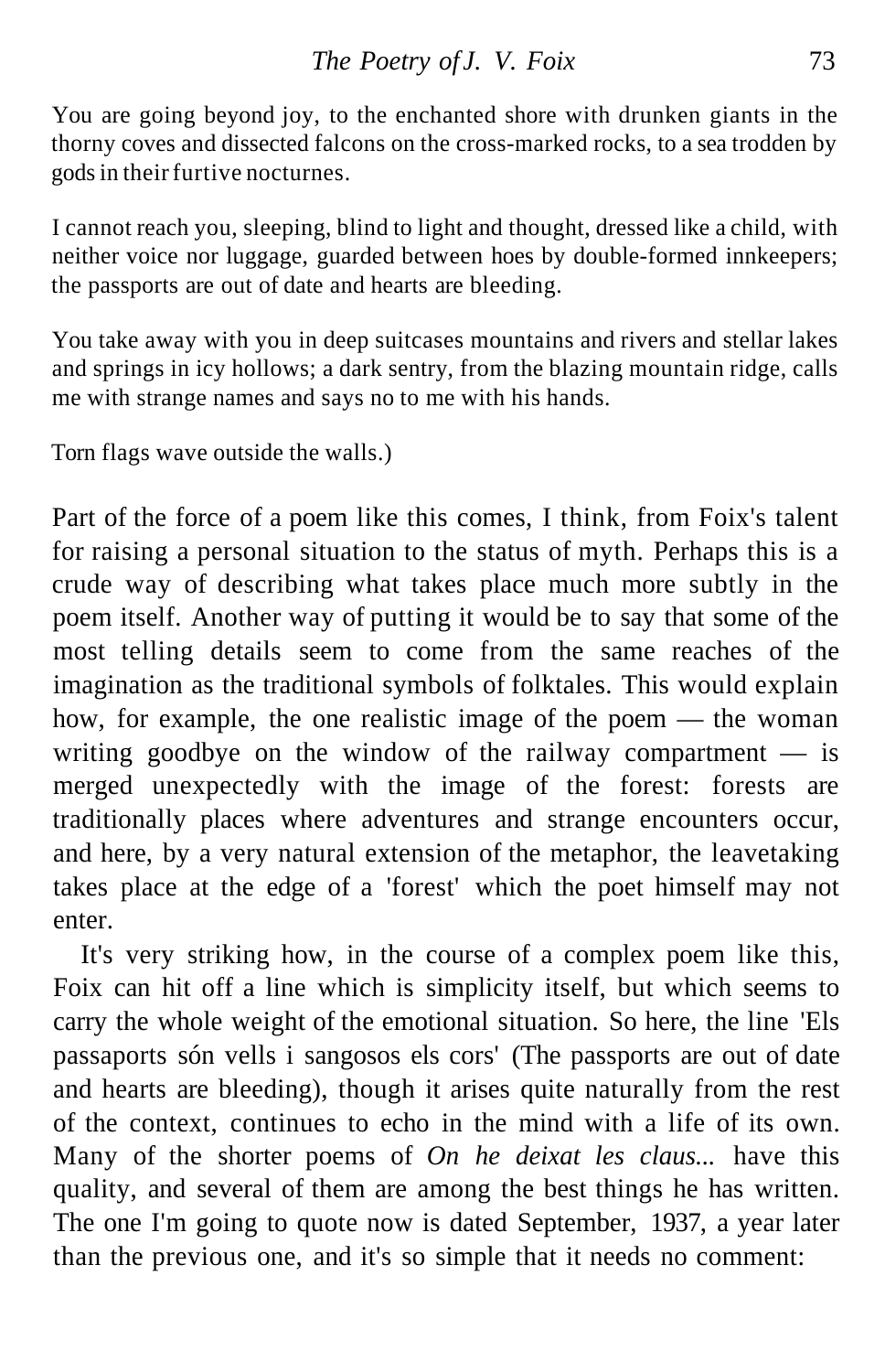You are going beyond joy, to the enchanted shore with drunken giants in the thorny coves and dissected falcons on the cross-marked rocks, to a sea trodden by gods in their furtive nocturnes.

I cannot reach you, sleeping, blind to light and thought, dressed like a child, with neither voice nor luggage, guarded between hoes by double-formed innkeepers; the passports are out of date and hearts are bleeding.

You take away with you in deep suitcases mountains and rivers and stellar lakes and springs in icy hollows; a dark sentry, from the blazing mountain ridge, calls me with strange names and says no to me with his hands.

Torn flags wave outside the walls.)

Part of the force of a poem like this comes, I think, from Foix's talent for raising a personal situation to the status of myth. Perhaps this is a crude way of describing what takes place much more subtly in the poem itself. Another way of putting it would be to say that some of the most telling details seem to come from the same reaches of the imagination as the traditional symbols of folktales. This would explain how, for example, the one realistic image of the poem — the woman writing goodbye on the window of the railway compartment — is merged unexpectedly with the image of the forest: forests are traditionally places where adventures and strange encounters occur, and here, by a very natural extension of the metaphor, the leavetaking takes place at the edge of a 'forest' which the poet himself may not enter.

It's very striking how, in the course of a complex poem like this, Foix can hit off a line which is simplicity itself, but which seems to carry the whole weight of the emotional situation. So here, the line 'Els passaports són vells i sangosos els cors' (The passports are out of date and hearts are bleeding), though it arises quite naturally from the rest of the context, continues to echo in the mind with a life of its own. Many of the shorter poems of *On he deixat les claus...* have this quality, and several of them are among the best things he has written. The one I'm going to quote now is dated September, 1937, a year later than the previous one, and it's so simple that it needs no comment: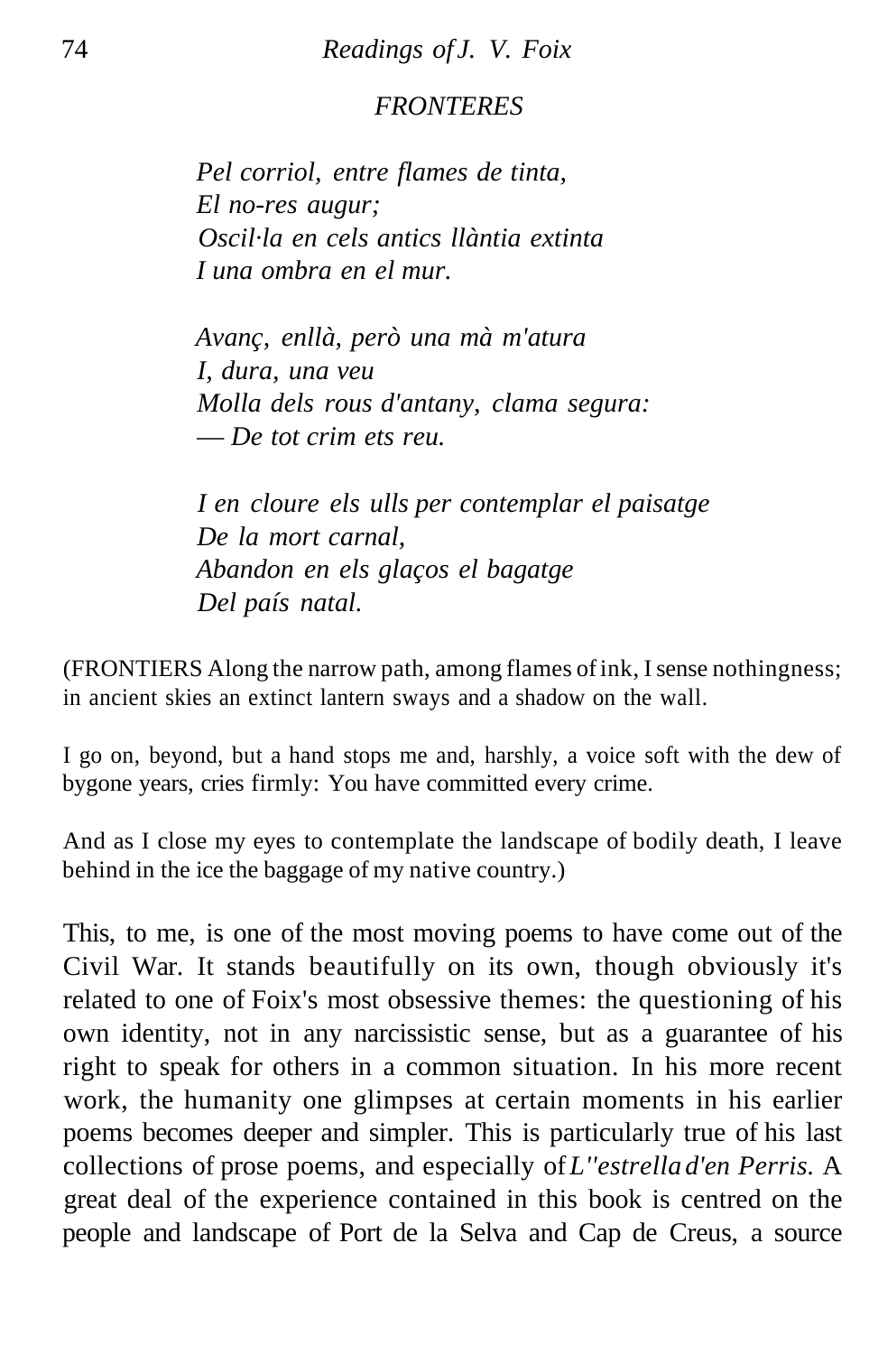*FRONTERES*

*Pel corriol, entre flames de tinta,*
*El no-res augur;*
*Oscil·la en cels antics llàntia extinta*
*I una ombra en el mur.*

*Avanç, enllà, però una mà m'atura*
*I, dura, una veu*
*Molla dels rous d'antany, clama segura:*
*— De tot crim ets reu.*

*I en cloure els ulls per contemplar el paisatge*
*De la mort carnal,*
*Abandon en els glaços el bagatge*
*Del país natal.*

(FRONTIERS Along the narrow path, among flames of ink, I sense nothingness; in ancient skies an extinct lantern sways and a shadow on the wall.

I go on, beyond, but a hand stops me and, harshly, a voice soft with the dew of bygone years, cries firmly: You have committed every crime.

And as I close my eyes to contemplate the landscape of bodily death, I leave behind in the ice the baggage of my native country.)

This, to me, is one of the most moving poems to have come out of the Civil War. It stands beautifully on its own, though obviously it's related to one of Foix's most obsessive themes: the questioning of his own identity, not in any narcissistic sense, but as a guarantee of his right to speak for others in a common situation. In his more recent work, the humanity one glimpses at certain moments in his earlier poems becomes deeper and simpler. This is particularly true of his last collections of prose poems, and especially of *L''estrella d'en Perris.* A great deal of the experience contained in this book is centred on the people and landscape of Port de la Selva and Cap de Creus, a source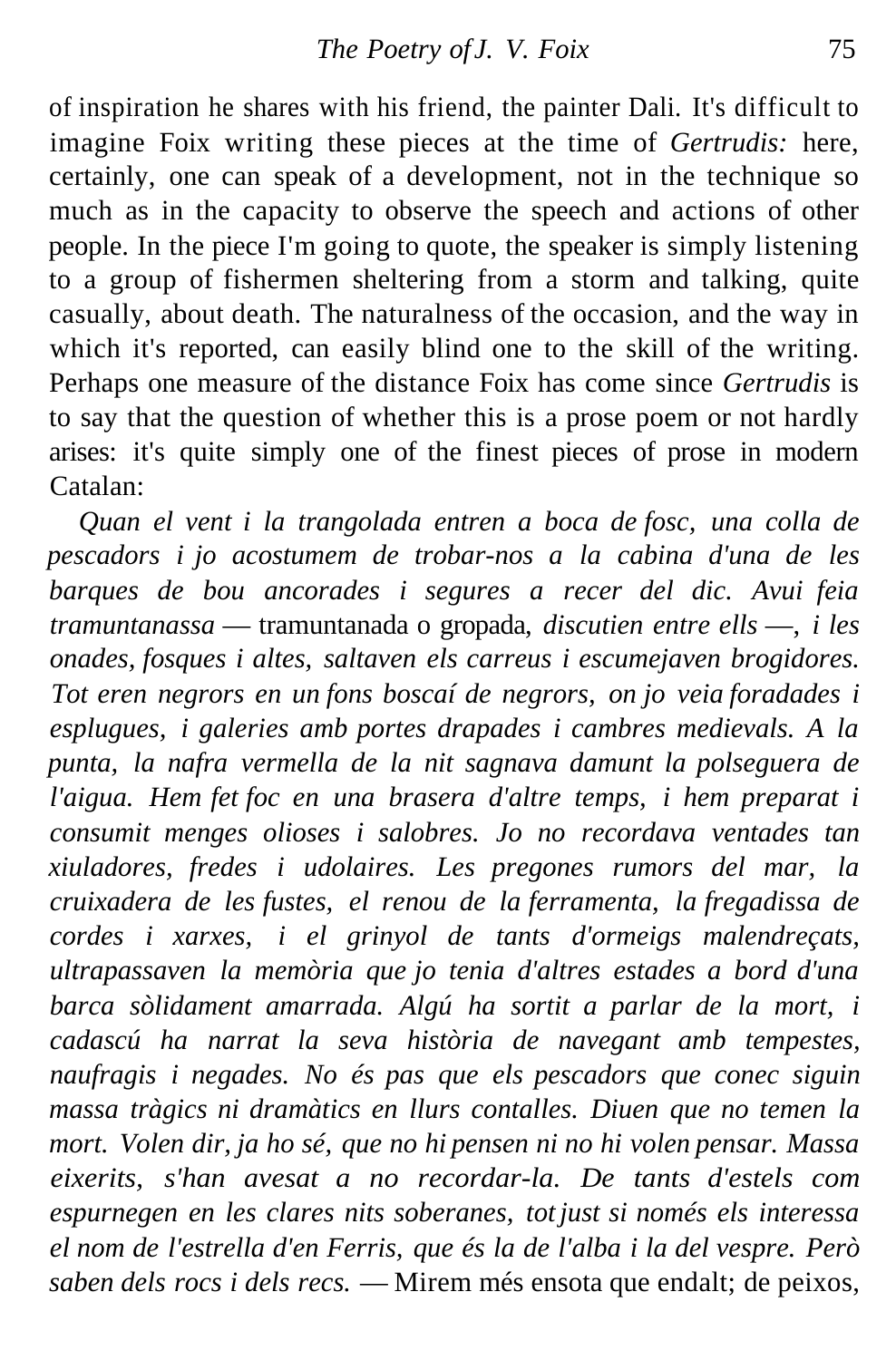of inspiration he shares with his friend, the painter Dali. It's difficult to imagine Foix writing these pieces at the time of *Gertrudis:* here, certainly, one can speak of a development, not in the technique so much as in the capacity to observe the speech and actions of other people. In the piece I'm going to quote, the speaker is simply listening to a group of fishermen sheltering from a storm and talking, quite casually, about death. The naturalness of the occasion, and the way in which it's reported, can easily blind one to the skill of the writing. Perhaps one measure of the distance Foix has come since *Gertrudis* is to say that the question of whether this is a prose poem or not hardly arises: it's quite simply one of the finest pieces of prose in modern Catalan:

*Quan el vent i la trangolada entren a boca de fosc, una colla de pescadors i jo acostumem de trobar-nos a la cabina d'una de les barques de bou ancorades i segures a recer del dic. Avui feia tramuntanassa* — tramuntanada o gropada, *discutien entre ells* —, *i les onades, fosques i altes, saltaven els carreus i escumejaven brogidores. Tot eren negrors en un fons boscaí de negrors, on jo veia foradades i esplugues, i galeries amb portes drapades i cambres medievals. A la punta, la nafra vermella de la nit sagnava damunt la polseguera de l'aigua. Hem fet foc en una brasera d'altre temps, i hem preparat i consumit menges olioses i salobres. Jo no recordava ventades tan xiuladores, fredes i udolaires. Les pregones rumors del mar, la cruixadera de les fustes, el renou de la ferramenta, la fregadissa de cordes i xarxes, i el grinyol de tants d'ormeigs malendreçats, ultrapassaven la memòria que jo tenia d'altres estades a bord d'una barca sòlidament amarrada. Algú ha sortit a parlar de la mort, i cadascú ha narrat la seva història de navegant amb tempestes, naufragis i negades. No és pas que els pescadors que conec siguin massa tràgics ni dramàtics en llurs contalles. Diuen que no temen la mort. Volen dir, ja ho sé, que no hi pensen ni no hi volen pensar. Massa eixerits, s'han avesat a no recordar-la. De tants d'estels com espurnegen en les clares nits soberanes, tot just si només els interessa el nom de l'estrella d'en Ferris, que és la de l'alba i la del vespre. Però saben dels rocs i dels recs.* — Mirem més ensota que endalt; de peixos,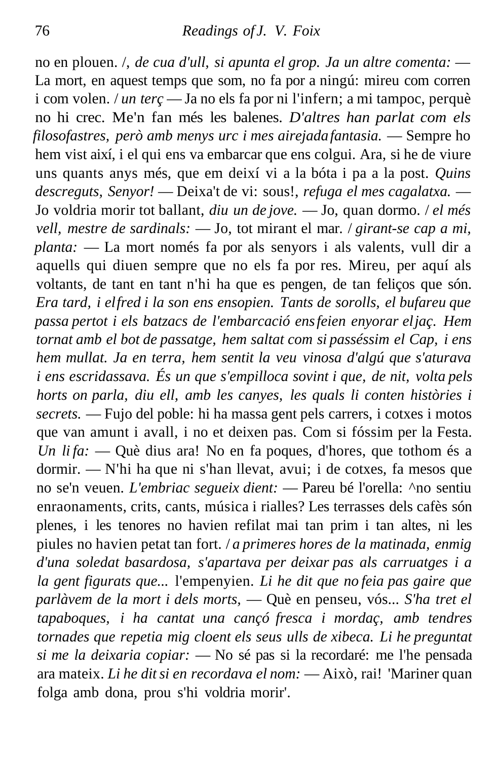no en plouen. /*, de cua d'ull, si apunta el grop. Ja un altre comenta:* — La mort, en aquest temps que som, no fa por a ningú: mireu com corren i com volen. / *un terç* — Ja no els fa por ni l'infern; a mi tampoc, perquè no hi crec. Me'n fan més les balenes. *D'altres han parlat com els filosofastres, però amb menys urc i mes airejada fantasia.* — Sempre ho hem vist així, i el qui ens va embarcar que ens colgui. Ara, si he de viure uns quants anys més, que em deixí vi a la bóta i pa a la post. *Quins descreguts, Senyor!* — Deixa't de vi: sous!, *refuga el mes cagalatxa.* — Jo voldria morir tot ballant, *diu un de jove.* — Jo, quan dormo. / *el més vell, mestre de sardinals:* — Jo, tot mirant el mar. / *girant-se cap a mi, planta:* — La mort només fa por als senyors i als valents, vull dir a aquells qui diuen sempre que no els fa por res. Mireu, per aquí als voltants, de tant en tant n'hi ha que es pengen, de tan feliços que són. *Era tard, i el fred i la son ens ensopien. Tants de sorolls, el bufareu que passa pertot i els batzacs de l'embarcació ens feien enyorar el jaç. Hem tornat amb el bot de passatge, hem saltat com si passéssim el Cap, i ens hem mullat. Ja en terra, hem sentit la veu vinosa d'algú que s'aturava i ens escridassava. És un que s'empilloca sovint i que, de nit, volta pels horts on parla, diu ell, amb les canyes, les quals li conten històries i secrets.* — Fujo del poble: hi ha massa gent pels carrers, i cotxes i motos que van amunt i avall, i no et deixen pas. Com si fóssim per la Festa. *Un li fa:* — Què dius ara! No en fa poques, d'hores, que tothom és a dormir. — N'hi ha que ni s'han llevat, avui; i de cotxes, fa mesos que no se'n veuen. *L'embriac segueix dient:* — Pareu bé l'orella: ^no sentiu enraonaments, crits, cants, música i rialles? Les terrasses dels cafès són plenes, i les tenores no havien refilat mai tan prim i tan altes, ni les piules no havien petat tan fort. / *a primeres hores de la matinada, enmig d'una soledat basardosa, s'apartava per deixar pas als carruatges i a la gent figurats que...* l'empenyien. *Li he dit que no feia pas gaire que parlàvem de la mort i dels morts,* — Què en penseu, vós... *S'ha tret el tapaboques, i ha cantat una cançó fresca i mordaç, amb tendres tornades que repetia mig cloent els seus ulls de xibeca. Li he preguntat si me la deixaria copiar:* — No sé pas si la recordaré: me l'he pensada ara mateix. *Li he dit si en recordava el nom:* — Això, rai! 'Mariner quan folga amb dona, prou s'hi voldria morir'.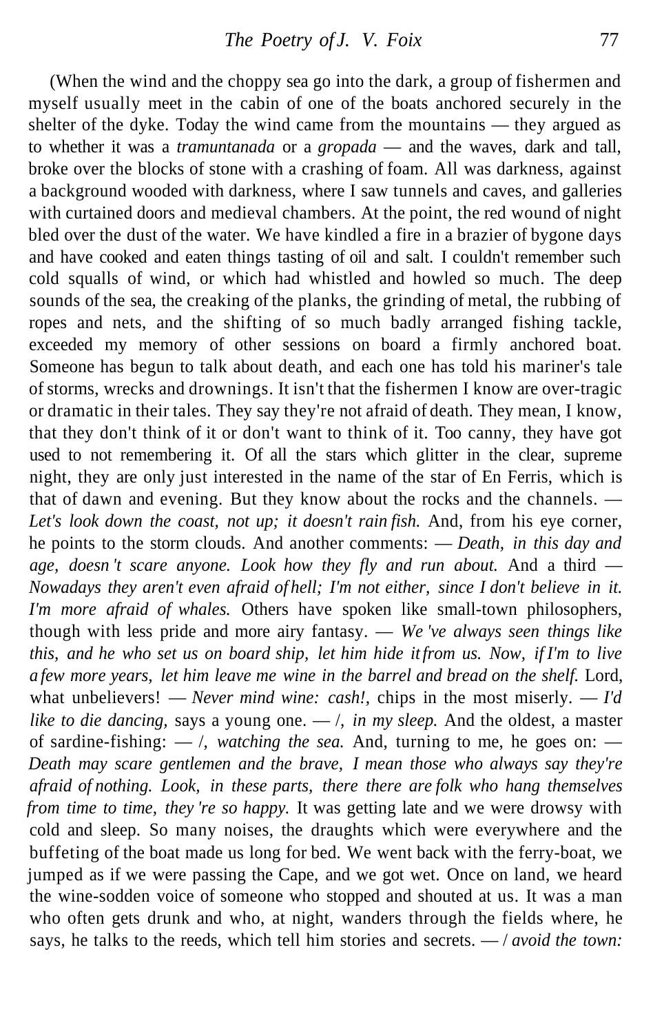(When the wind and the choppy sea go into the dark, a group of fishermen and myself usually meet in the cabin of one of the boats anchored securely in the shelter of the dyke. Today the wind came from the mountains — they argued as to whether it was a *tramuntanada* or a *gropada* — and the waves, dark and tall, broke over the blocks of stone with a crashing of foam. All was darkness, against a background wooded with darkness, where I saw tunnels and caves, and galleries with curtained doors and medieval chambers. At the point, the red wound of night bled over the dust of the water. We have kindled a fire in a brazier of bygone days and have cooked and eaten things tasting of oil and salt. I couldn't remember such cold squalls of wind, or which had whistled and howled so much. The deep sounds of the sea, the creaking of the planks, the grinding of metal, the rubbing of ropes and nets, and the shifting of so much badly arranged fishing tackle, exceeded my memory of other sessions on board a firmly anchored boat. Someone has begun to talk about death, and each one has told his mariner's tale of storms, wrecks and drownings. It isn't that the fishermen I know are over-tragic or dramatic in their tales. They say they're not afraid of death. They mean, I know, that they don't think of it or don't want to think of it. Too canny, they have got used to not remembering it. Of all the stars which glitter in the clear, supreme night, they are only just interested in the name of the star of En Ferris, which is that of dawn and evening. But they know about the rocks and the channels. — *Let's look down the coast, not up; it doesn't rain fish.* And, from his eye corner, he points to the storm clouds. And another comments: — *Death, in this day and age, doesn't scare anyone. Look how they fly and run about.* And a third — *Nowadays they aren't even afraid of hell; I'm not either, since I don't believe in it. I'm more afraid of whales.* Others have spoken like small-town philosophers, though with less pride and more airy fantasy. — *We've always seen things like this, and he who set us on board ship, let him hide it from us. Now, if I'm to live a few more years, let him leave me wine in the barrel and bread on the shelf.* Lord, what unbelievers! — *Never mind wine: cash!*, chips in the most miserly. — *I'd like to die dancing,* says a young one. — /, *in my sleep.* And the oldest, a master of sardine-fishing: — /, *watching the sea.* And, turning to me, he goes on: — *Death may scare gentlemen and the brave, I mean those who always say they're afraid of nothing. Look, in these parts, there there are folk who hang themselves from time to time, they're so happy.* It was getting late and we were drowsy with cold and sleep. So many noises, the draughts which were everywhere and the buffeting of the boat made us long for bed. We went back with the ferry-boat, we jumped as if we were passing the Cape, and we got wet. Once on land, we heard the wine-sodden voice of someone who stopped and shouted at us. It was a man who often gets drunk and who, at night, wanders through the fields where, he says, he talks to the reeds, which tell him stories and secrets. — / *avoid the town:*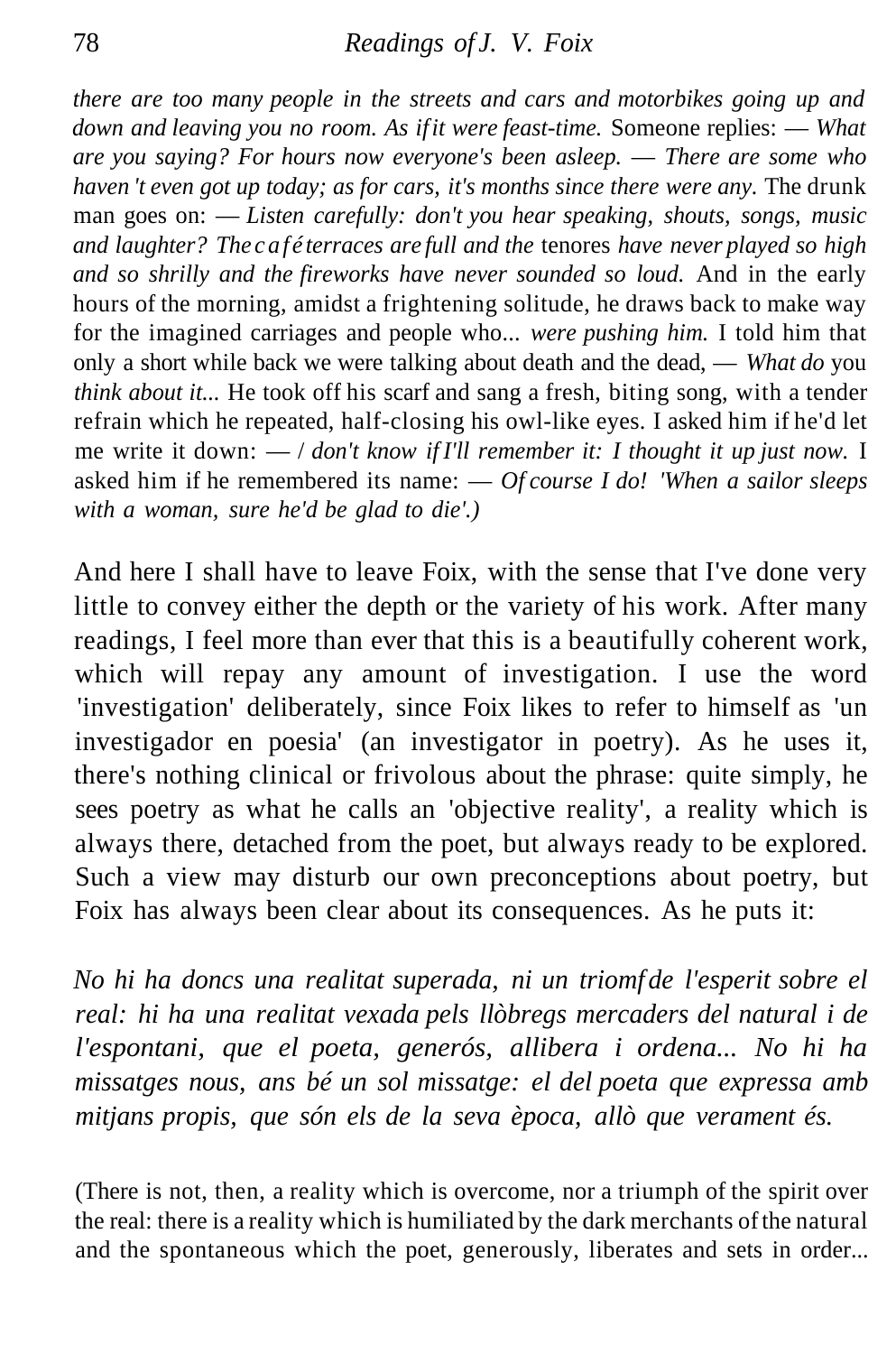*there are too many people in the streets and cars and motorbikes going up and down and leaving you no room. As if it were feast-time.* Someone replies: — *What are you saying? For hours now everyone's been asleep. — There are some who haven't even got up today; as for cars, it's months since there were any.* The drunk man goes on: — *Listen carefully: don't you hear speaking, shouts, songs, music and laughter? The café terraces are full and the* tenores *have never played so high and so shrilly and the fireworks have never sounded so loud.* And in the early hours of the morning, amidst a frightening solitude, he draws back to make way for the imagined carriages and people who... *were pushing him.* I told him that only a short while back we were talking about death and the dead, — *What do* you *think about it...* He took off his scarf and sang a fresh, biting song, with a tender refrain which he repeated, half-closing his owl-like eyes. I asked him if he'd let me write it down: — / *don't know if I'll remember it: I thought it up just now.* I asked him if he remembered its name: — *Of course I do! 'When a sailor sleeps with a woman, sure he'd be glad to die'.)*

And here I shall have to leave Foix, with the sense that I've done very little to convey either the depth or the variety of his work. After many readings, I feel more than ever that this is a beautifully coherent work, which will repay any amount of investigation. I use the word 'investigation' deliberately, since Foix likes to refer to himself as 'un investigador en poesia' (an investigator in poetry). As he uses it, there's nothing clinical or frivolous about the phrase: quite simply, he sees poetry as what he calls an 'objective reality', a reality which is always there, detached from the poet, but always ready to be explored. Such a view may disturb our own preconceptions about poetry, but Foix has always been clear about its consequences. As he puts it:

*No hi ha doncs una realitat superada, ni un triomf de l'esperit sobre el real: hi ha una realitat vexada pels llòbregs mercaders del natural i de l'espontani, que el poeta, generós, allibera i ordena... No hi ha missatges nous, ans bé un sol missatge: el del poeta que expressa amb mitjans propis, que són els de la seva època, allò que verament és.*

(There is not, then, a reality which is overcome, nor a triumph of the spirit over the real: there is a reality which is humiliated by the dark merchants of the natural and the spontaneous which the poet, generously, liberates and sets in order...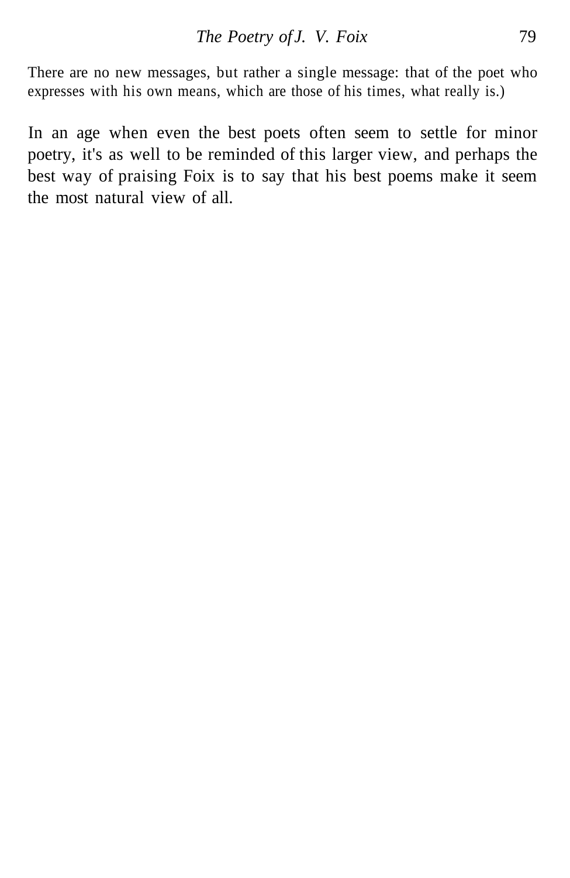There are no new messages, but rather a single message: that of the poet who expresses with his own means, which are those of his times, what really is.)

In an age when even the best poets often seem to settle for minor poetry, it's as well to be reminded of this larger view, and perhaps the best way of praising Foix is to say that his best poems make it seem the most natural view of all.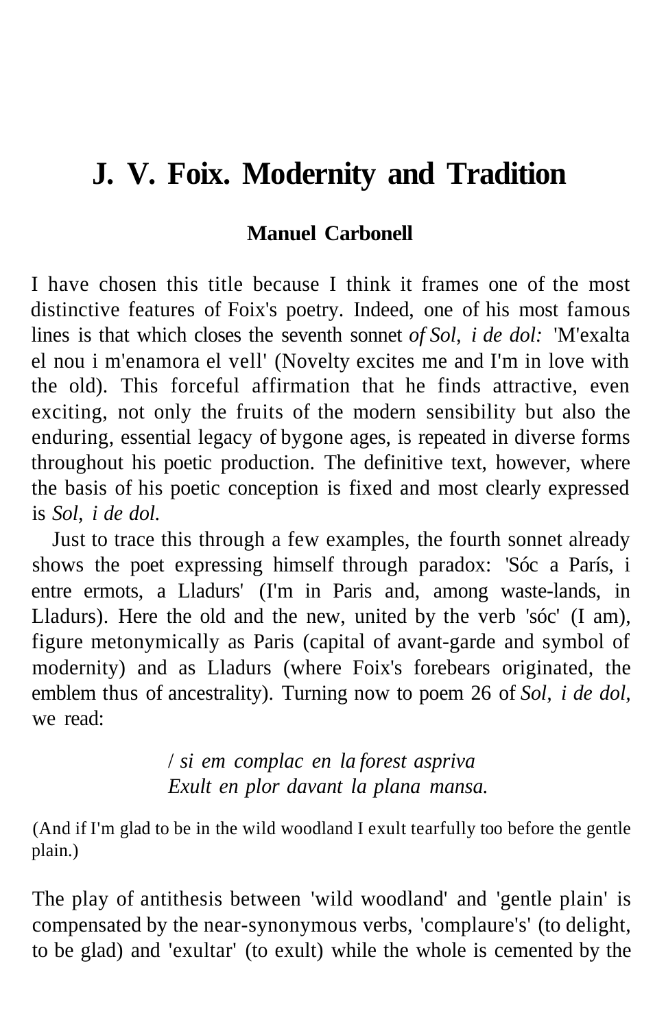# J. V. Foix. Modernity and Tradition

**Manuel Carbonell**

I have chosen this title because I think it frames one of the most distinctive features of Foix's poetry. Indeed, one of his most famous lines is that which closes the seventh sonnet *of Sol, i de dol:* 'M'exalta el nou i m'enamora el vell' (Novelty excites me and I'm in love with the old). This forceful affirmation that he finds attractive, even exciting, not only the fruits of the modern sensibility but also the enduring, essential legacy of bygone ages, is repeated in diverse forms throughout his poetic production. The definitive text, however, where the basis of his poetic conception is fixed and most clearly expressed is *Sol, i de dol.*

Just to trace this through a few examples, the fourth sonnet already shows the poet expressing himself through paradox: 'Sóc a París, i entre ermots, a Lladurs' (I'm in Paris and, among waste-lands, in Lladurs). Here the old and the new, united by the verb 'sóc' (I am), figure metonymically as Paris (capital of avant-garde and symbol of modernity) and as Lladurs (where Foix's forebears originated, the emblem thus of ancestrality). Turning now to poem 26 of *Sol, i de dol*, we read:

> / *si em complac en la forest aspriva*
> *Exult en plor davant la plana mansa.*

(And if I'm glad to be in the wild woodland I exult tearfully too before the gentle plain.)

The play of antithesis between 'wild woodland' and 'gentle plain' is compensated by the near-synonymous verbs, 'complaure's' (to delight, to be glad) and 'exultar' (to exult) while the whole is cemented by the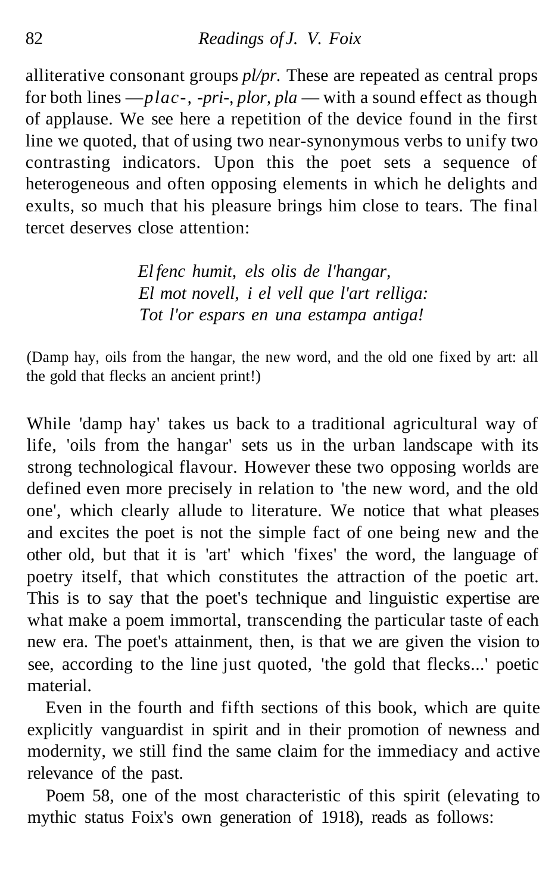alliterative consonant groups *pl/pr.* These are repeated as central props for both lines —*plac-, -pri-, plor, pla* — with a sound effect as though of applause. We see here a repetition of the device found in the first line we quoted, that of using two near-synonymous verbs to unify two contrasting indicators. Upon this the poet sets a sequence of heterogeneous and often opposing elements in which he delights and exults, so much that his pleasure brings him close to tears. The final tercet deserves close attention:

> *El fenc humit, els olis de l'hangar,*
> *El mot novell, i el vell que l'art relliga:*
> *Tot l'or espars en una estampa antiga!*

(Damp hay, oils from the hangar, the new word, and the old one fixed by art: all the gold that flecks an ancient print!)

While 'damp hay' takes us back to a traditional agricultural way of life, 'oils from the hangar' sets us in the urban landscape with its strong technological flavour. However these two opposing worlds are defined even more precisely in relation to 'the new word, and the old one', which clearly allude to literature. We notice that what pleases and excites the poet is not the simple fact of one being new and the other old, but that it is 'art' which 'fixes' the word, the language of poetry itself, that which constitutes the attraction of the poetic art. This is to say that the poet's technique and linguistic expertise are what make a poem immortal, transcending the particular taste of each new era. The poet's attainment, then, is that we are given the vision to see, according to the line just quoted, 'the gold that flecks...' poetic material.

Even in the fourth and fifth sections of this book, which are quite explicitly vanguardist in spirit and in their promotion of newness and modernity, we still find the same claim for the immediacy and active relevance of the past.

Poem 58, one of the most characteristic of this spirit (elevating to mythic status Foix's own generation of 1918), reads as follows: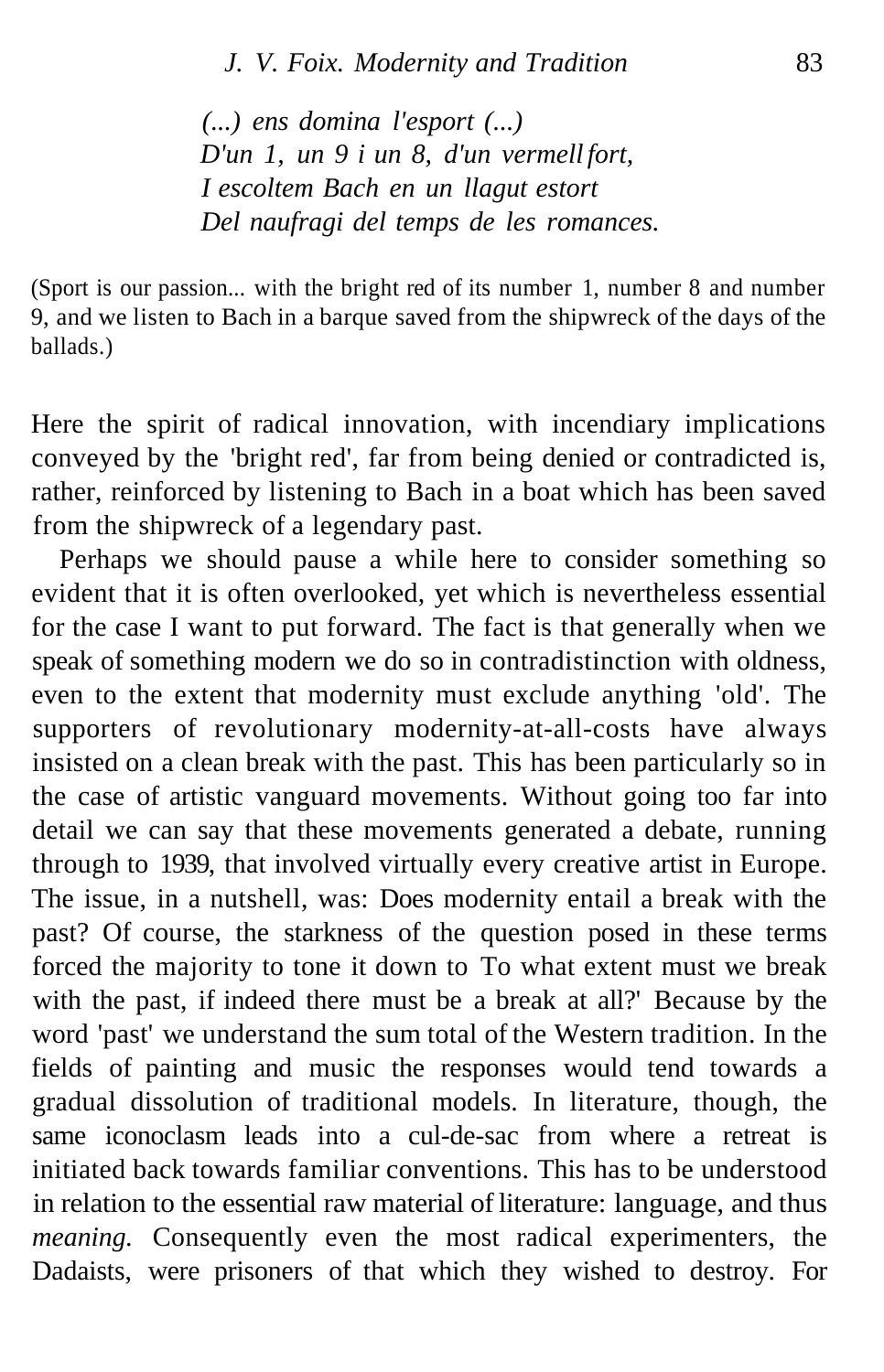*(...) ens domina l'esport (...)*
*D'un 1, un 9 i un 8, d'un vermell fort,*
*I escoltem Bach en un llagut estort*
*Del naufragi del temps de les romances.*

(Sport is our passion... with the bright red of its number 1, number 8 and number 9, and we listen to Bach in a barque saved from the shipwreck of the days of the ballads.)

Here the spirit of radical innovation, with incendiary implications conveyed by the 'bright red', far from being denied or contradicted is, rather, reinforced by listening to Bach in a boat which has been saved from the shipwreck of a legendary past.

Perhaps we should pause a while here to consider something so evident that it is often overlooked, yet which is nevertheless essential for the case I want to put forward. The fact is that generally when we speak of something modern we do so in contradistinction with oldness, even to the extent that modernity must exclude anything 'old'. The supporters of revolutionary modernity-at-all-costs have always insisted on a clean break with the past. This has been particularly so in the case of artistic vanguard movements. Without going too far into detail we can say that these movements generated a debate, running through to 1939, that involved virtually every creative artist in Europe. The issue, in a nutshell, was: Does modernity entail a break with the past? Of course, the starkness of the question posed in these terms forced the majority to tone it down to To what extent must we break with the past, if indeed there must be a break at all?' Because by the word 'past' we understand the sum total of the Western tradition. In the fields of painting and music the responses would tend towards a gradual dissolution of traditional models. In literature, though, the same iconoclasm leads into a cul-de-sac from where a retreat is initiated back towards familiar conventions. This has to be understood in relation to the essential raw material of literature: language, and thus *meaning.* Consequently even the most radical experimenters, the Dadaists, were prisoners of that which they wished to destroy. For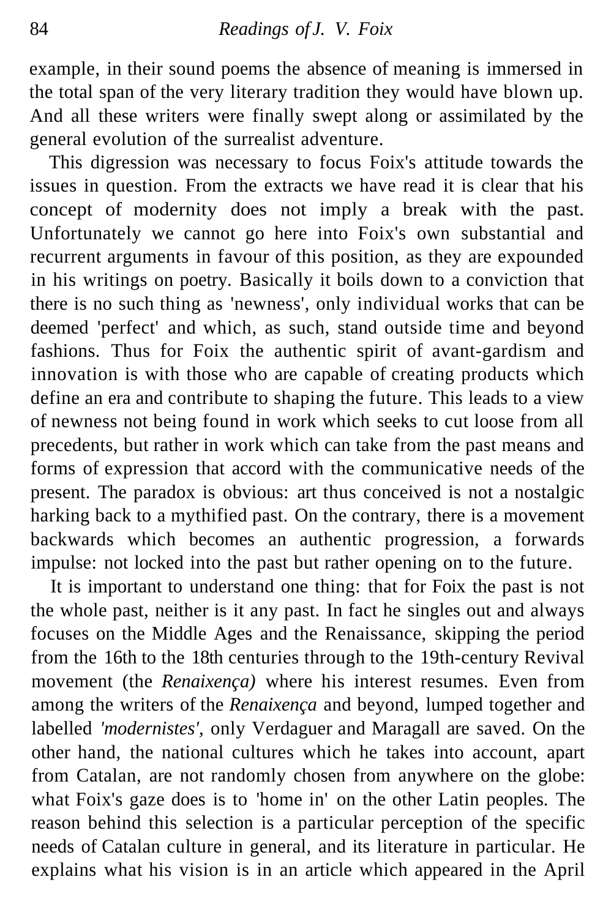example, in their sound poems the absence of meaning is immersed in the total span of the very literary tradition they would have blown up. And all these writers were finally swept along or assimilated by the general evolution of the surrealist adventure.

This digression was necessary to focus Foix's attitude towards the issues in question. From the extracts we have read it is clear that his concept of modernity does not imply a break with the past. Unfortunately we cannot go here into Foix's own substantial and recurrent arguments in favour of this position, as they are expounded in his writings on poetry. Basically it boils down to a conviction that there is no such thing as 'newness', only individual works that can be deemed 'perfect' and which, as such, stand outside time and beyond fashions. Thus for Foix the authentic spirit of avant-gardism and innovation is with those who are capable of creating products which define an era and contribute to shaping the future. This leads to a view of newness not being found in work which seeks to cut loose from all precedents, but rather in work which can take from the past means and forms of expression that accord with the communicative needs of the present. The paradox is obvious: art thus conceived is not a nostalgic harking back to a mythified past. On the contrary, there is a movement backwards which becomes an authentic progression, a forwards impulse: not locked into the past but rather opening on to the future.

It is important to understand one thing: that for Foix the past is not the whole past, neither is it any past. In fact he singles out and always focuses on the Middle Ages and the Renaissance, skipping the period from the 16th to the 18th centuries through to the 19th-century Revival movement (the *Renaixença)* where his interest resumes. Even from among the writers of the *Renaixença* and beyond, lumped together and labelled *'modernistes',* only Verdaguer and Maragall are saved. On the other hand, the national cultures which he takes into account, apart from Catalan, are not randomly chosen from anywhere on the globe: what Foix's gaze does is to 'home in' on the other Latin peoples. The reason behind this selection is a particular perception of the specific needs of Catalan culture in general, and its literature in particular. He explains what his vision is in an article which appeared in the April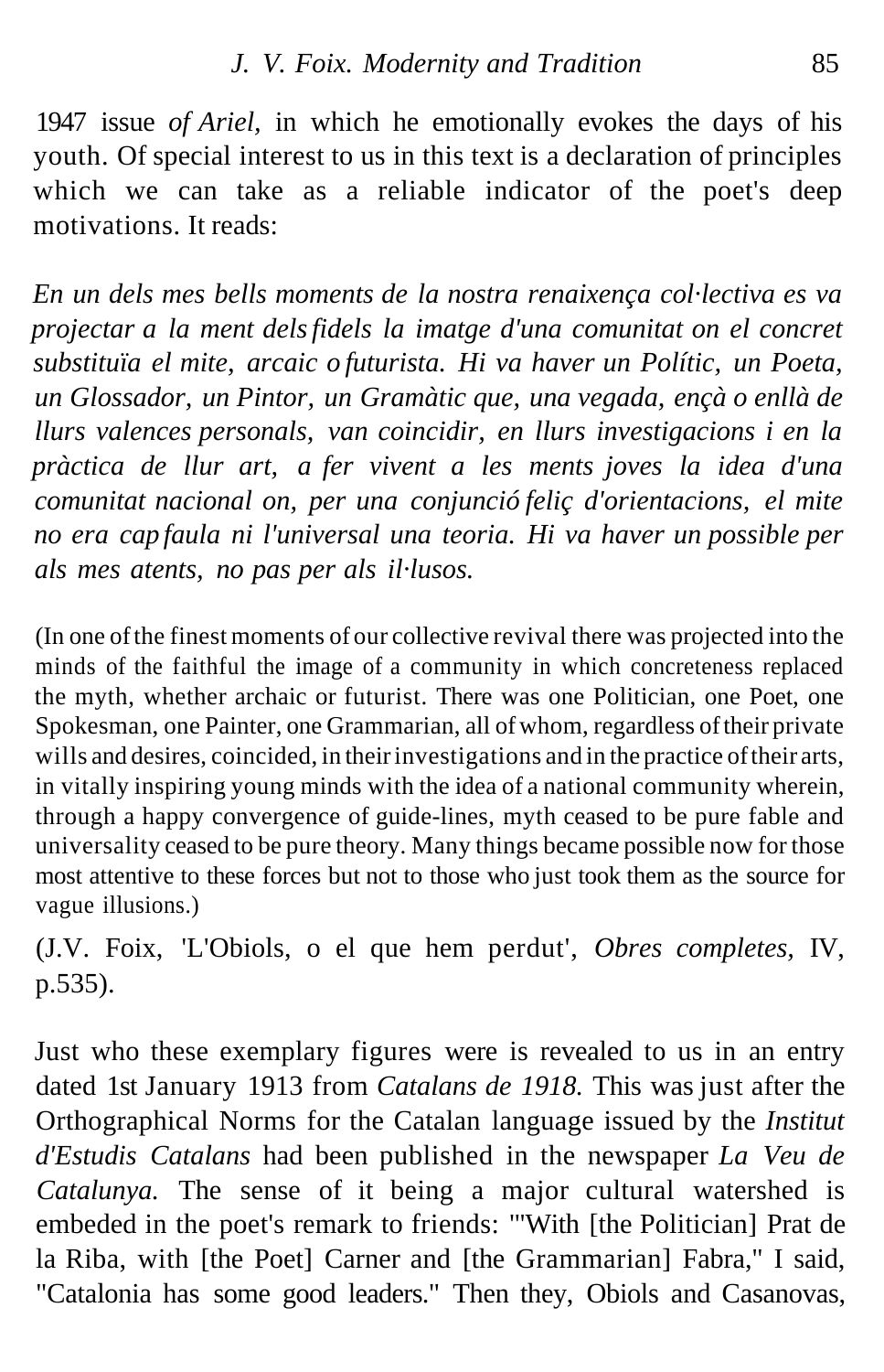1947 issue *of Ariel,* in which he emotionally evokes the days of his youth. Of special interest to us in this text is a declaration of principles which we can take as a reliable indicator of the poet's deep motivations. It reads:

*En un dels mes bells moments de la nostra renaixença col·lectiva es va projectar a la ment dels fidels la imatge d'una comunitat on el concret substituïa el mite, arcaic o futurista. Hi va haver un Polític, un Poeta, un Glossador, un Pintor, un Gramàtic que, una vegada, ençà o enllà de llurs valences personals, van coincidir, en llurs investigacions i en la pràctica de llur art, a fer vivent a les ments joves la idea d'una comunitat nacional on, per una conjunció feliç d'orientacions, el mite no era cap faula ni l'universal una teoria. Hi va haver un possible per als mes atents, no pas per als il·lusos.*

(In one of the finest moments of our collective revival there was projected into the minds of the faithful the image of a community in which concreteness replaced the myth, whether archaic or futurist. There was one Politician, one Poet, one Spokesman, one Painter, one Grammarian, all of whom, regardless of their private wills and desires, coincided, in their investigations and in the practice of their arts, in vitally inspiring young minds with the idea of a national community wherein, through a happy convergence of guide-lines, myth ceased to be pure fable and universality ceased to be pure theory. Many things became possible now for those most attentive to these forces but not to those who just took them as the source for vague illusions.)

(J.V. Foix, 'L'Obiols, o el que hem perdut', *Obres completes,* IV, p.535).

Just who these exemplary figures were is revealed to us in an entry dated 1st January 1913 from *Catalans de 1918.* This was just after the Orthographical Norms for the Catalan language issued by the *Institut d'Estudis Catalans* had been published in the newspaper *La Veu de Catalunya.* The sense of it being a major cultural watershed is embeded in the poet's remark to friends: '"With [the Politician] Prat de la Riba, with [the Poet] Carner and [the Grammarian] Fabra," I said, "Catalonia has some good leaders." Then they, Obiols and Casanovas,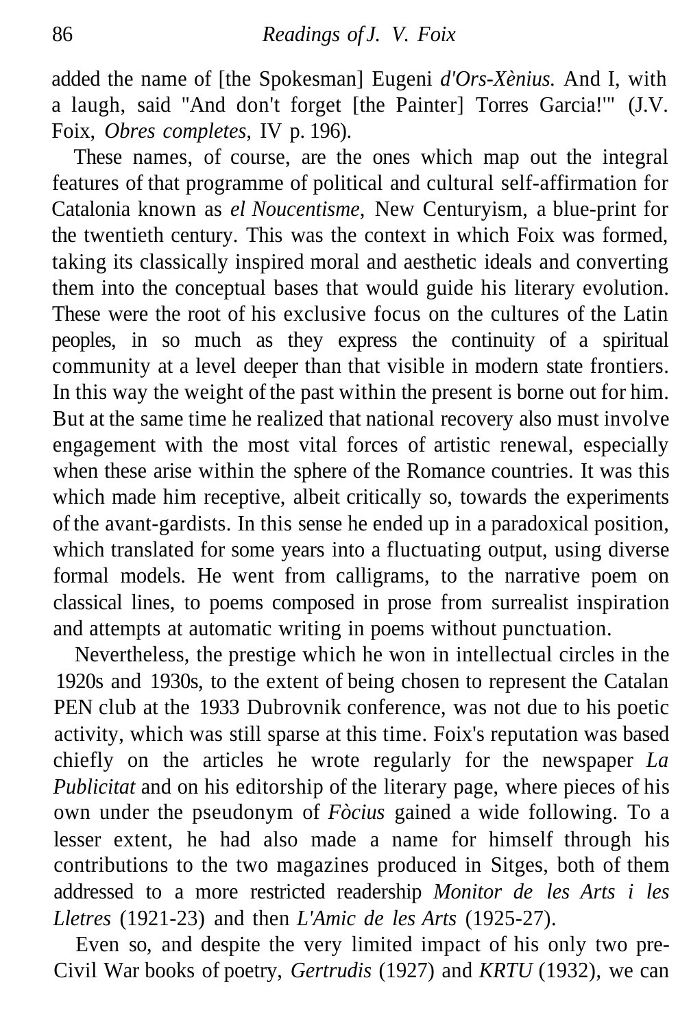added the name of [the Spokesman] Eugeni *d'Ors-Xènius.* And I, with a laugh, said "And don't forget [the Painter] Torres Garcia!'" (J.V. Foix, *Obres completes,* IV p. 196).

These names, of course, are the ones which map out the integral features of that programme of political and cultural self-affirmation for Catalonia known as *el Noucentisme,* New Centuryism, a blue-print for the twentieth century. This was the context in which Foix was formed, taking its classically inspired moral and aesthetic ideals and converting them into the conceptual bases that would guide his literary evolution. These were the root of his exclusive focus on the cultures of the Latin peoples, in so much as they express the continuity of a spiritual community at a level deeper than that visible in modern state frontiers. In this way the weight of the past within the present is borne out for him. But at the same time he realized that national recovery also must involve engagement with the most vital forces of artistic renewal, especially when these arise within the sphere of the Romance countries. It was this which made him receptive, albeit critically so, towards the experiments of the avant-gardists. In this sense he ended up in a paradoxical position, which translated for some years into a fluctuating output, using diverse formal models. He went from calligrams, to the narrative poem on classical lines, to poems composed in prose from surrealist inspiration and attempts at automatic writing in poems without punctuation.

Nevertheless, the prestige which he won in intellectual circles in the 1920s and 1930s, to the extent of being chosen to represent the Catalan PEN club at the 1933 Dubrovnik conference, was not due to his poetic activity, which was still sparse at this time. Foix's reputation was based chiefly on the articles he wrote regularly for the newspaper *La Publicitat* and on his editorship of the literary page, where pieces of his own under the pseudonym of *Fòcius* gained a wide following. To a lesser extent, he had also made a name for himself through his contributions to the two magazines produced in Sitges, both of them addressed to a more restricted readership *Monitor de les Arts i les Lletres* (1921-23) and then *L'Amic de les Arts* (1925-27).

Even so, and despite the very limited impact of his only two pre-Civil War books of poetry, *Gertrudis* (1927) and *KRTU* (1932), we can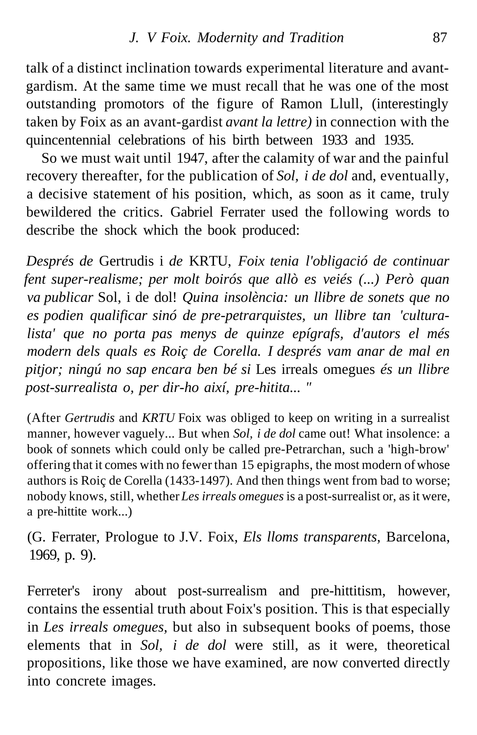talk of a distinct inclination towards experimental literature and avant-gardism. At the same time we must recall that he was one of the most outstanding promotors of the figure of Ramon Llull, (interestingly taken by Foix as an avant-gardist *avant la lettre)* in connection with the quincentennial celebrations of his birth between 1933 and 1935.

So we must wait until 1947, after the calamity of war and the painful recovery thereafter, for the publication of *Sol, i de dol* and, eventually, a decisive statement of his position, which, as soon as it came, truly bewildered the critics. Gabriel Ferrater used the following words to describe the shock which the book produced:

*Després de* Gertrudis i *de* KRTU, *Foix tenia l'obligació de continuar fent super-realisme; per molt boirós que allò es veiés (...) Però quan va publicar* Sol, i de dol! *Quina insolència: un llibre de sonets que no es podien qualificar sinó de pre-petrarquistes, un llibre tan 'cultura-lista' que no porta pas menys de quinze epígrafs, d'autors el més modern dels quals es Roiç de Corella. I després vam anar de mal en pitjor; ningú no sap encara ben bé si* Les irreals omegues *és un llibre post-surrealista o, per dir-ho així, pre-hitita... "*

(After *Gertrudis* and *KRTU* Foix was obliged to keep on writing in a surrealist manner, however vaguely... But when *Sol, i de dol* came out! What insolence: a book of sonnets which could only be called pre-Petrarchan, such a 'high-brow' offering that it comes with no fewer than 15 epigraphs, the most modern of whose authors is Roiç de Corella (1433-1497). And then things went from bad to worse; nobody knows, still, whether *Les irreals omegues* is a post-surrealist or, as it were, a pre-hittite work...)

(G. Ferrater, Prologue to J.V. Foix, *Els lloms transparents*, Barcelona, 1969, p. 9).

Ferreter's irony about post-surrealism and pre-hittitism, however, contains the essential truth about Foix's position. This is that especially in *Les irreals omegues*, but also in subsequent books of poems, those elements that in *Sol, i de dol* were still, as it were, theoretical propositions, like those we have examined, are now converted directly into concrete images.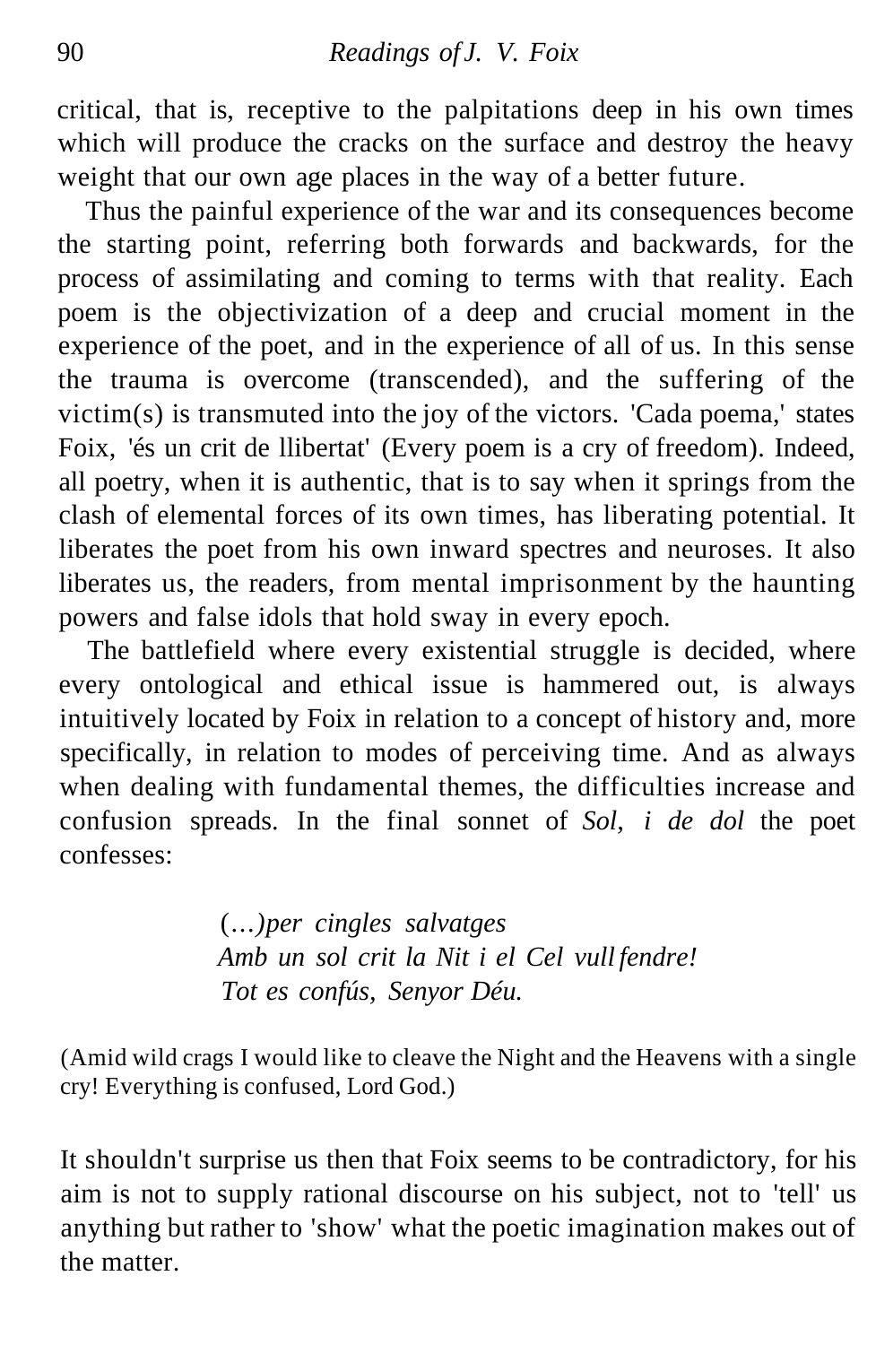critical, that is, receptive to the palpitations deep in his own times which will produce the cracks on the surface and destroy the heavy weight that our own age places in the way of a better future.

Thus the painful experience of the war and its consequences become the starting point, referring both forwards and backwards, for the process of assimilating and coming to terms with that reality. Each poem is the objectivization of a deep and crucial moment in the experience of the poet, and in the experience of all of us. In this sense the trauma is overcome (transcended), and the suffering of the victim(s) is transmuted into the joy of the victors. 'Cada poema,' states Foix, 'és un crit de llibertat' (Every poem is a cry of freedom). Indeed, all poetry, when it is authentic, that is to say when it springs from the clash of elemental forces of its own times, has liberating potential. It liberates the poet from his own inward spectres and neuroses. It also liberates us, the readers, from mental imprisonment by the haunting powers and false idols that hold sway in every epoch.

The battlefield where every existential struggle is decided, where every ontological and ethical issue is hammered out, is always intuitively located by Foix in relation to a concept of history and, more specifically, in relation to modes of perceiving time. And as always when dealing with fundamental themes, the difficulties increase and confusion spreads. In the final sonnet of *Sol, i de dol* the poet confesses:

> (…)*per cingles salvatges*
> *Amb un sol crit la Nit i el Cel vull fendre!*
> *Tot es confús, Senyor Déu.*

(Amid wild crags I would like to cleave the Night and the Heavens with a single cry! Everything is confused, Lord God.)

It shouldn't surprise us then that Foix seems to be contradictory, for his aim is not to supply rational discourse on his subject, not to 'tell' us anything but rather to 'show' what the poetic imagination makes out of the matter.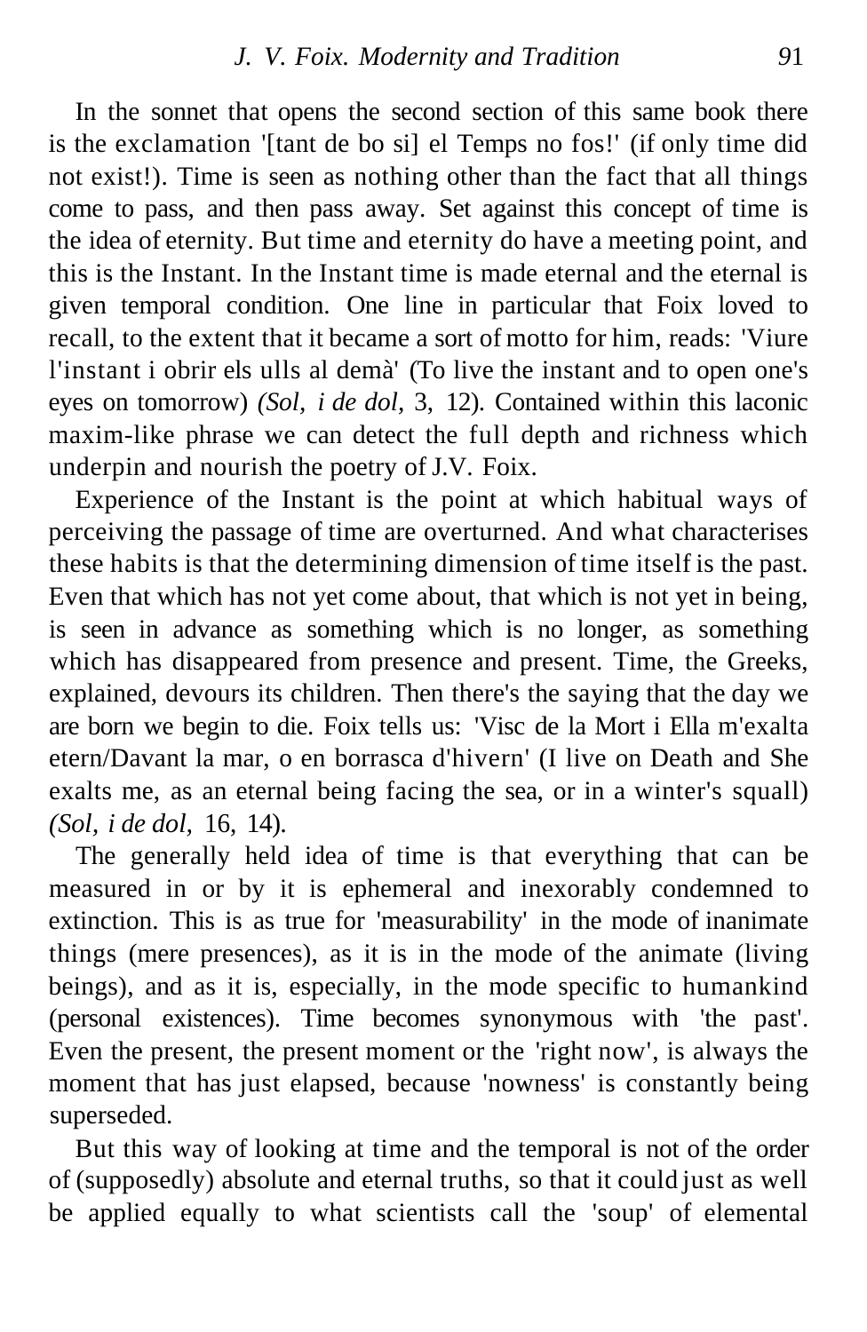In the sonnet that opens the second section of this same book there is the exclamation '[tant de bo si] el Temps no fos!' (if only time did not exist!). Time is seen as nothing other than the fact that all things come to pass, and then pass away. Set against this concept of time is the idea of eternity. But time and eternity do have a meeting point, and this is the Instant. In the Instant time is made eternal and the eternal is given temporal condition. One line in particular that Foix loved to recall, to the extent that it became a sort of motto for him, reads: 'Viure l'instant i obrir els ulls al demà' (To live the instant and to open one's eyes on tomorrow) *(Sol, i de dol,* 3, 12). Contained within this laconic maxim-like phrase we can detect the full depth and richness which underpin and nourish the poetry of J.V. Foix.

Experience of the Instant is the point at which habitual ways of perceiving the passage of time are overturned. And what characterises these habits is that the determining dimension of time itself is the past. Even that which has not yet come about, that which is not yet in being, is seen in advance as something which is no longer, as something which has disappeared from presence and present. Time, the Greeks, explained, devours its children. Then there's the saying that the day we are born we begin to die. Foix tells us: 'Visc de la Mort i Ella m'exalta etern/Davant la mar, o en borrasca d'hivern' (I live on Death and She exalts me, as an eternal being facing the sea, or in a winter's squall) *(Sol, i de dol,* 16, 14).

The generally held idea of time is that everything that can be measured in or by it is ephemeral and inexorably condemned to extinction. This is as true for 'measurability' in the mode of inanimate things (mere presences), as it is in the mode of the animate (living beings), and as it is, especially, in the mode specific to humankind (personal existences). Time becomes synonymous with 'the past'. Even the present, the present moment or the 'right now', is always the moment that has just elapsed, because 'nowness' is constantly being superseded.

But this way of looking at time and the temporal is not of the order of (supposedly) absolute and eternal truths, so that it could just as well be applied equally to what scientists call the 'soup' of elemental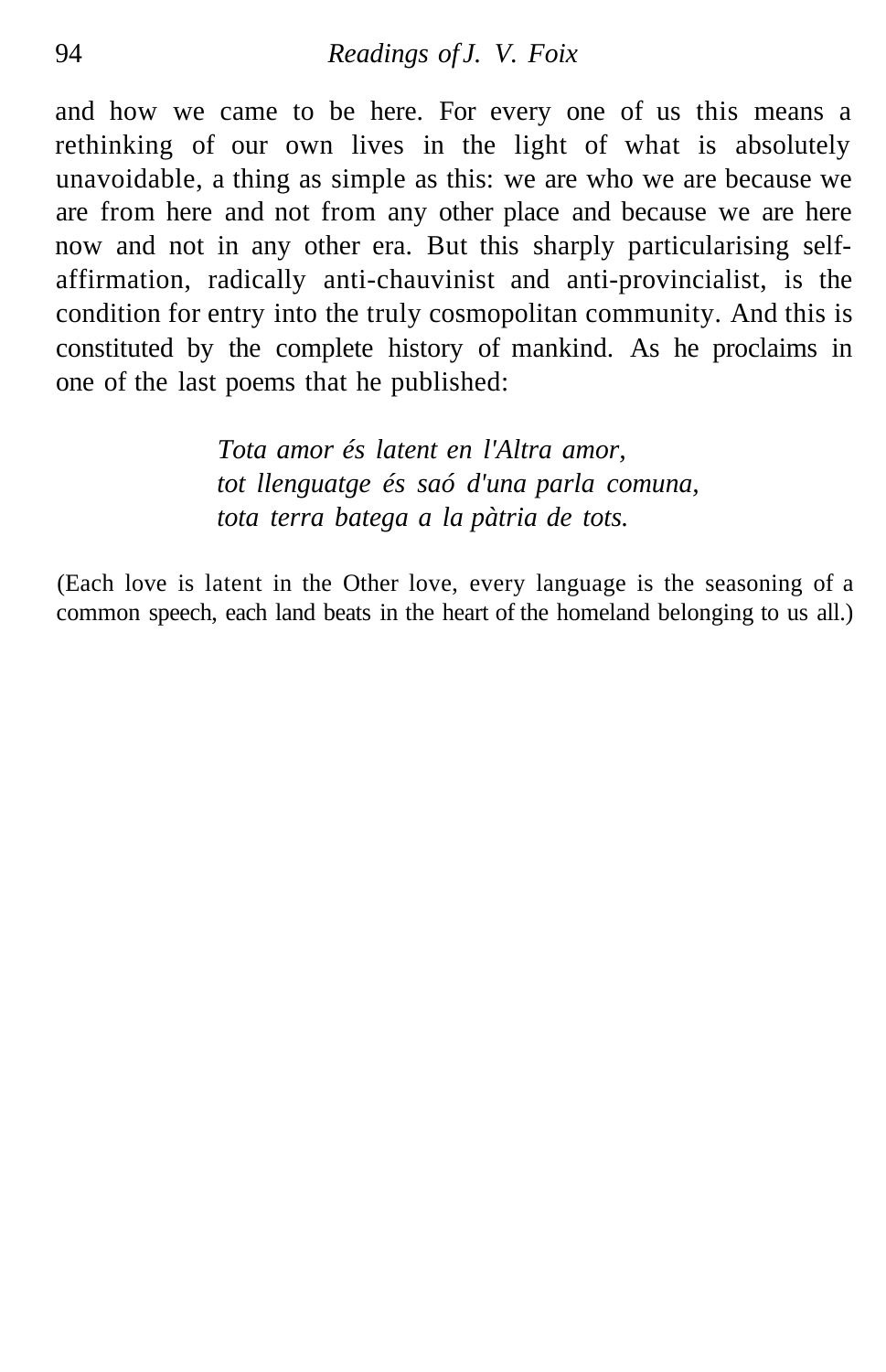and how we came to be here. For every one of us this means a rethinking of our own lives in the light of what is absolutely unavoidable, a thing as simple as this: we are who we are because we are from here and not from any other place and because we are here now and not in any other era. But this sharply particularising self-affirmation, radically anti-chauvinist and anti-provincialist, is the condition for entry into the truly cosmopolitan community. And this is constituted by the complete history of mankind. As he proclaims in one of the last poems that he published:

> *Tota amor és latent en l'Altra amor,*
> *tot llenguatge és saó d'una parla comuna,*
> *tota terra batega a la pàtria de tots.*

(Each love is latent in the Other love, every language is the seasoning of a common speech, each land beats in the heart of the homeland belonging to us all.)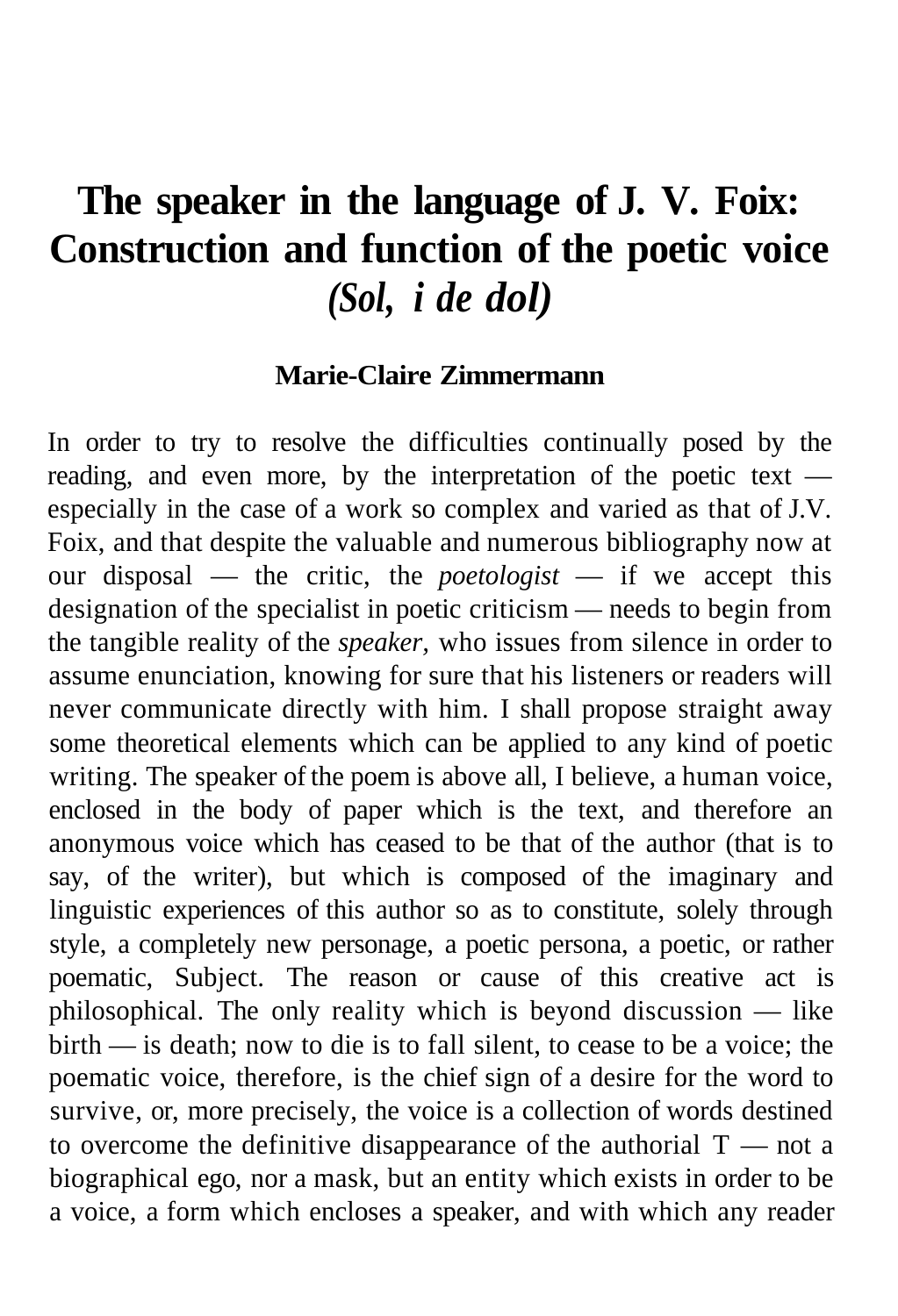# The speaker in the language of J. V. Foix: Construction and function of the poetic voice *(Sol, i de dol)*

**Marie-Claire Zimmermann**

In order to try to resolve the difficulties continually posed by the reading, and even more, by the interpretation of the poetic text — especially in the case of a work so complex and varied as that of J.V. Foix, and that despite the valuable and numerous bibliography now at our disposal — the critic, the *poetologist* — if we accept this designation of the specialist in poetic criticism — needs to begin from the tangible reality of the *speaker,* who issues from silence in order to assume enunciation, knowing for sure that his listeners or readers will never communicate directly with him. I shall propose straight away some theoretical elements which can be applied to any kind of poetic writing. The speaker of the poem is above all, I believe, a human voice, enclosed in the body of paper which is the text, and therefore an anonymous voice which has ceased to be that of the author (that is to say, of the writer), but which is composed of the imaginary and linguistic experiences of this author so as to constitute, solely through style, a completely new personage, a poetic persona, a poetic, or rather poematic, Subject. The reason or cause of this creative act is philosophical. The only reality which is beyond discussion — like birth — is death; now to die is to fall silent, to cease to be a voice; the poematic voice, therefore, is the chief sign of a desire for the word to survive, or, more precisely, the voice is a collection of words destined to overcome the definitive disappearance of the authorial 'I' — not a biographical ego, nor a mask, but an entity which exists in order to be a voice, a form which encloses a speaker, and with which any reader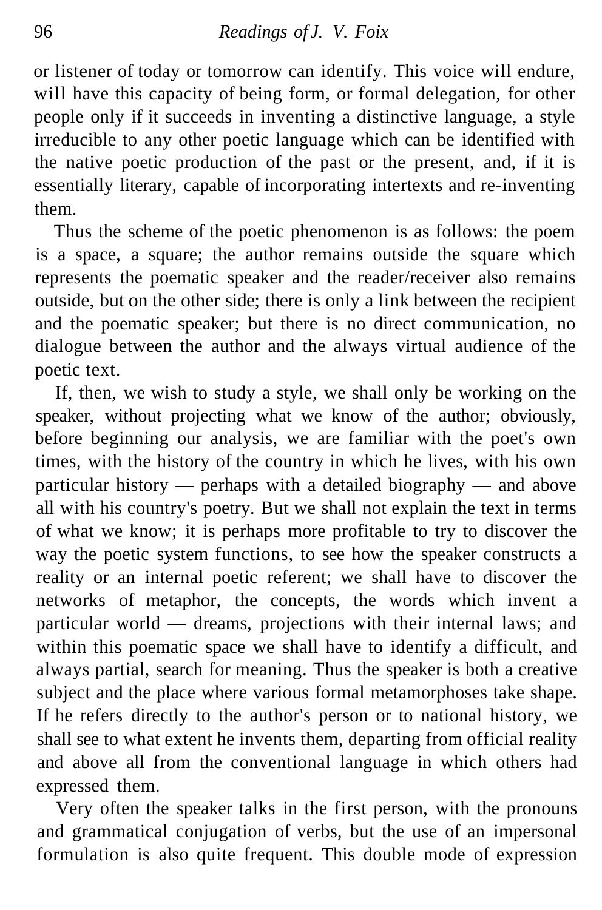or listener of today or tomorrow can identify. This voice will endure, will have this capacity of being form, or formal delegation, for other people only if it succeeds in inventing a distinctive language, a style irreducible to any other poetic language which can be identified with the native poetic production of the past or the present, and, if it is essentially literary, capable of incorporating intertexts and re-inventing them.

Thus the scheme of the poetic phenomenon is as follows: the poem is a space, a square; the author remains outside the square which represents the poematic speaker and the reader/receiver also remains outside, but on the other side; there is only a link between the recipient and the poematic speaker; but there is no direct communication, no dialogue between the author and the always virtual audience of the poetic text.

If, then, we wish to study a style, we shall only be working on the speaker, without projecting what we know of the author; obviously, before beginning our analysis, we are familiar with the poet's own times, with the history of the country in which he lives, with his own particular history — perhaps with a detailed biography — and above all with his country's poetry. But we shall not explain the text in terms of what we know; it is perhaps more profitable to try to discover the way the poetic system functions, to see how the speaker constructs a reality or an internal poetic referent; we shall have to discover the networks of metaphor, the concepts, the words which invent a particular world — dreams, projections with their internal laws; and within this poematic space we shall have to identify a difficult, and always partial, search for meaning. Thus the speaker is both a creative subject and the place where various formal metamorphoses take shape. If he refers directly to the author's person or to national history, we shall see to what extent he invents them, departing from official reality and above all from the conventional language in which others had expressed them.

Very often the speaker talks in the first person, with the pronouns and grammatical conjugation of verbs, but the use of an impersonal formulation is also quite frequent. This double mode of expression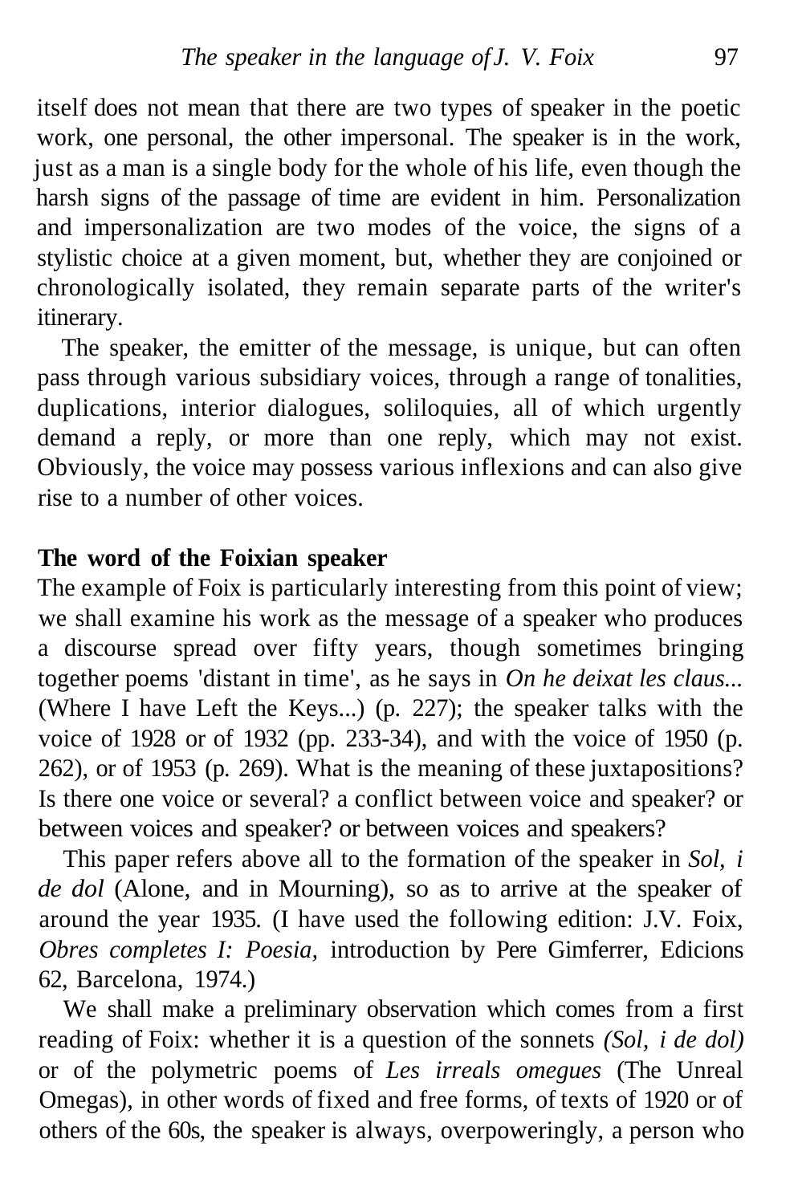itself does not mean that there are two types of speaker in the poetic work, one personal, the other impersonal. The speaker is in the work, just as a man is a single body for the whole of his life, even though the harsh signs of the passage of time are evident in him. Personalization and impersonalization are two modes of the voice, the signs of a stylistic choice at a given moment, but, whether they are conjoined or chronologically isolated, they remain separate parts of the writer's itinerary.

The speaker, the emitter of the message, is unique, but can often pass through various subsidiary voices, through a range of tonalities, duplications, interior dialogues, soliloquies, all of which urgently demand a reply, or more than one reply, which may not exist. Obviously, the voice may possess various inflexions and can also give rise to a number of other voices.

**The word of the Foixian speaker**

The example of Foix is particularly interesting from this point of view; we shall examine his work as the message of a speaker who produces a discourse spread over fifty years, though sometimes bringing together poems 'distant in time', as he says in *On he deixat les claus...* (Where I have Left the Keys...) (p. 227); the speaker talks with the voice of 1928 or of 1932 (pp. 233-34), and with the voice of 1950 (p. 262), or of 1953 (p. 269). What is the meaning of these juxtapositions? Is there one voice or several? a conflict between voice and speaker? or between voices and speaker? or between voices and speakers?

This paper refers above all to the formation of the speaker in *Sol, i de dol* (Alone, and in Mourning), so as to arrive at the speaker of around the year 1935. (I have used the following edition: J.V. Foix, *Obres completes I: Poesia,* introduction by Pere Gimferrer, Edicions 62, Barcelona, 1974.)

We shall make a preliminary observation which comes from a first reading of Foix: whether it is a question of the sonnets *(Sol, i de dol)* or of the polymetric poems of *Les irreals omegues* (The Unreal Omegas), in other words of fixed and free forms, of texts of 1920 or of others of the 60s, the speaker is always, overpoweringly, a person who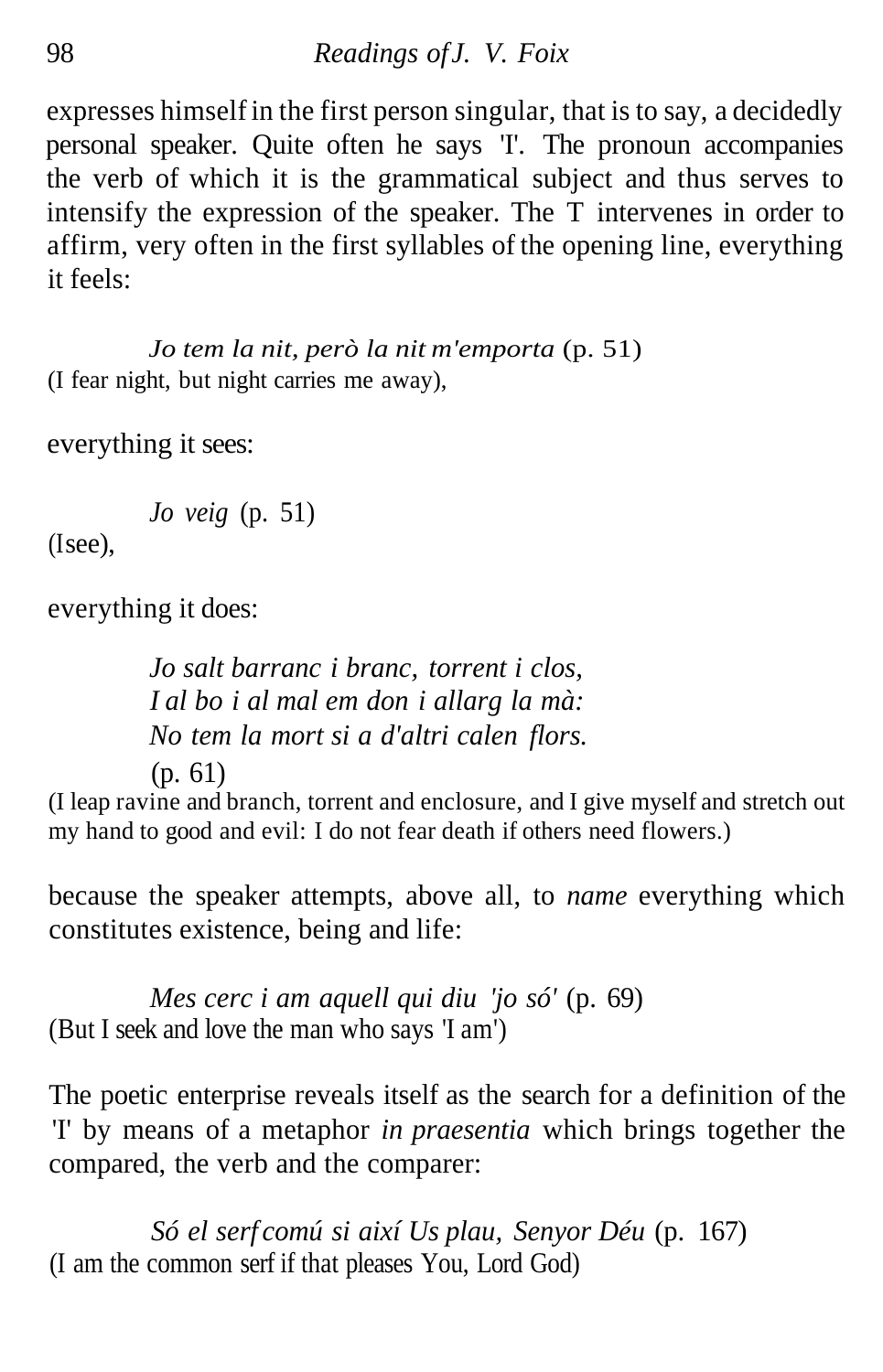expresses himself in the first person singular, that is to say, a decidedly personal speaker. Quite often he says 'I'. The pronoun accompanies the verb of which it is the grammatical subject and thus serves to intensify the expression of the speaker. The T intervenes in order to affirm, very often in the first syllables of the opening line, everything it feels:

> *Jo tem la nit, però la nit m'emporta* (p. 51)

(I fear night, but night carries me away),

everything it sees:

> *Jo veig* (p. 51)

(Isee),

everything it does:

> *Jo salt barranc i branc, torrent i clos,*
> *I al bo i al mal em don i allarg la mà:*
> *No tem la mort si a d'altri calen flors.*
> (p. 61)

(I leap ravine and branch, torrent and enclosure, and I give myself and stretch out my hand to good and evil: I do not fear death if others need flowers.)

because the speaker attempts, above all, to *name* everything which constitutes existence, being and life:

> *Mes cerc i am aquell qui diu 'jo só'* (p. 69)

(But I seek and love the man who says 'I am')

The poetic enterprise reveals itself as the search for a definition of the 'I' by means of a metaphor *in praesentia* which brings together the compared, the verb and the comparer:

> *Só el serf comú si així Us plau, Senyor Déu* (p. 167)

(I am the common serf if that pleases You, Lord God)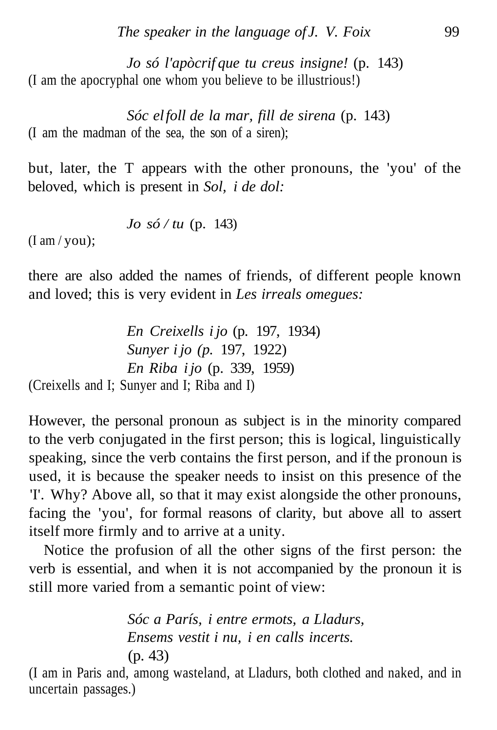*Jo só l'apòcrif que tu creus insigne!* (p. 143)
(I am the apocryphal one whom you believe to be illustrious!)

*Sóc el foll de la mar, fill de sirena* (p. 143)
(I am the madman of the sea, the son of a siren);

but, later, the T appears with the other pronouns, the 'you' of the beloved, which is present in *Sol, i de dol:*

*Jo só / tu* (p. 143)
(I am / you);

there are also added the names of friends, of different people known and loved; this is very evident in *Les irreals omegues:*

*En Creixells i jo* (p. 197, 1934)
*Sunyer i jo (p.* 197, 1922)
*En Riba i jo* (p. 339, 1959)
(Creixells and I; Sunyer and I; Riba and I)

However, the personal pronoun as subject is in the minority compared to the verb conjugated in the first person; this is logical, linguistically speaking, since the verb contains the first person, and if the pronoun is used, it is because the speaker needs to insist on this presence of the 'I'. Why? Above all, so that it may exist alongside the other pronouns, facing the 'you', for formal reasons of clarity, but above all to assert itself more firmly and to arrive at a unity.

Notice the profusion of all the other signs of the first person: the verb is essential, and when it is not accompanied by the pronoun it is still more varied from a semantic point of view:

*Sóc a París, i entre ermots, a Lladurs,*
*Ensems vestit i nu, i en calls incerts.*
(p. 43)
(I am in Paris and, among wasteland, at Lladurs, both clothed and naked, and in uncertain passages.)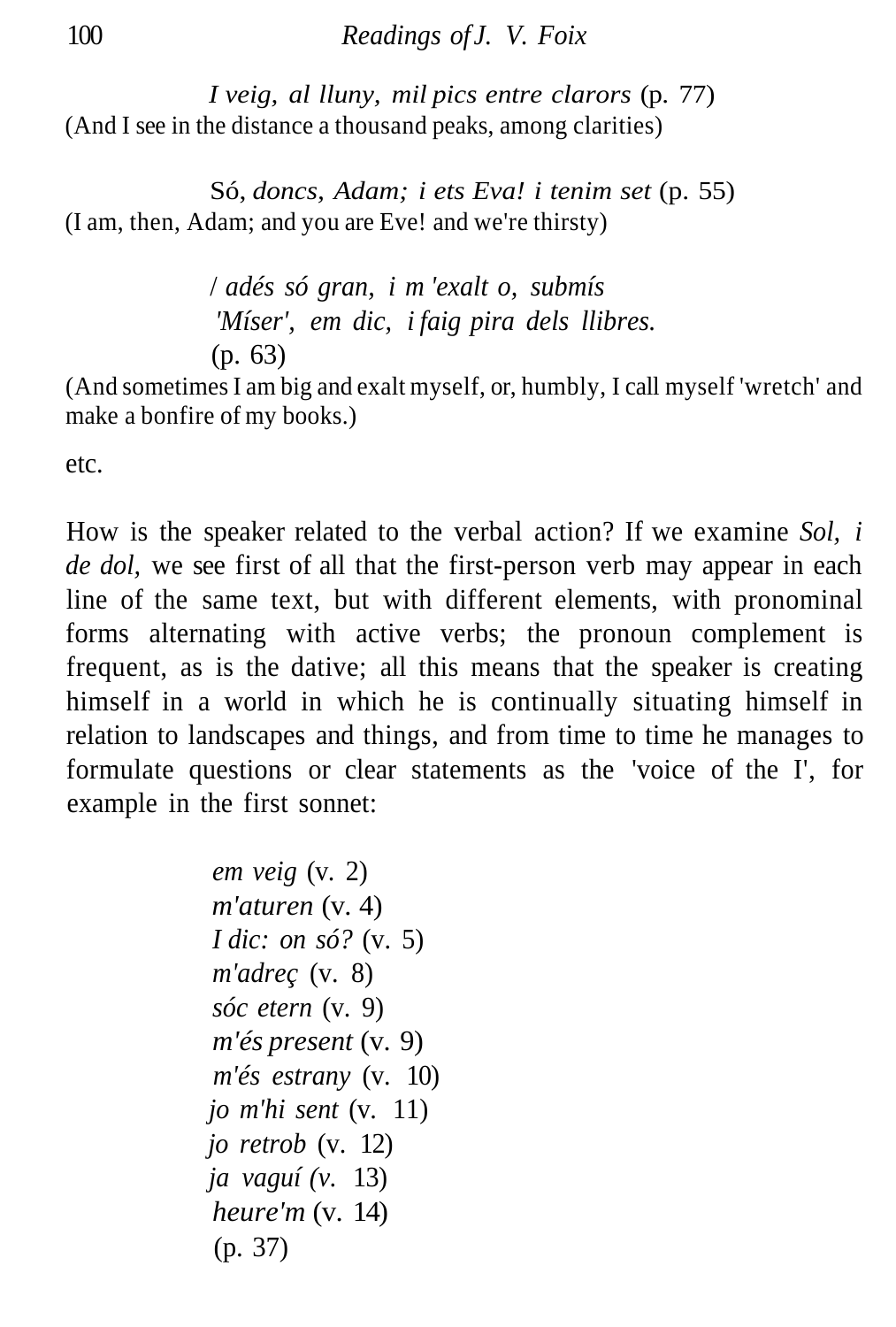*I veig, al lluny, mil pics entre clarors* (p. 77)
(And I see in the distance a thousand peaks, among clarities)

Só, *doncs, Adam; i ets Eva! i tenim set* (p. 55)
(I am, then, Adam; and you are Eve! and we're thirsty)

/ *adés só gran, i m 'exalt o, submís*
*'Míser', em dic, i faig pira dels llibres.*
(p. 63)
(And sometimes I am big and exalt myself, or, humbly, I call myself 'wretch' and make a bonfire of my books.)

etc.

How is the speaker related to the verbal action? If we examine *Sol, i de dol*, we see first of all that the first-person verb may appear in each line of the same text, but with different elements, with pronominal forms alternating with active verbs; the pronoun complement is frequent, as is the dative; all this means that the speaker is creating himself in a world in which he is continually situating himself in relation to landscapes and things, and from time to time he manages to formulate questions or clear statements as the 'voice of the I', for example in the first sonnet:

*em veig* (v. 2)
*m'aturen* (v. 4)
*I dic: on só?* (v. 5)
*m'adreç* (v. 8)
*sóc etern* (v. 9)
*m'és present* (v. 9)
*m'és estrany* (v. 10)
*jo m'hi sent* (v. 11)
*jo retrob* (v. 12)
*ja vaguí (v.* 13)
*heure'm* (v. 14)
(p. 37)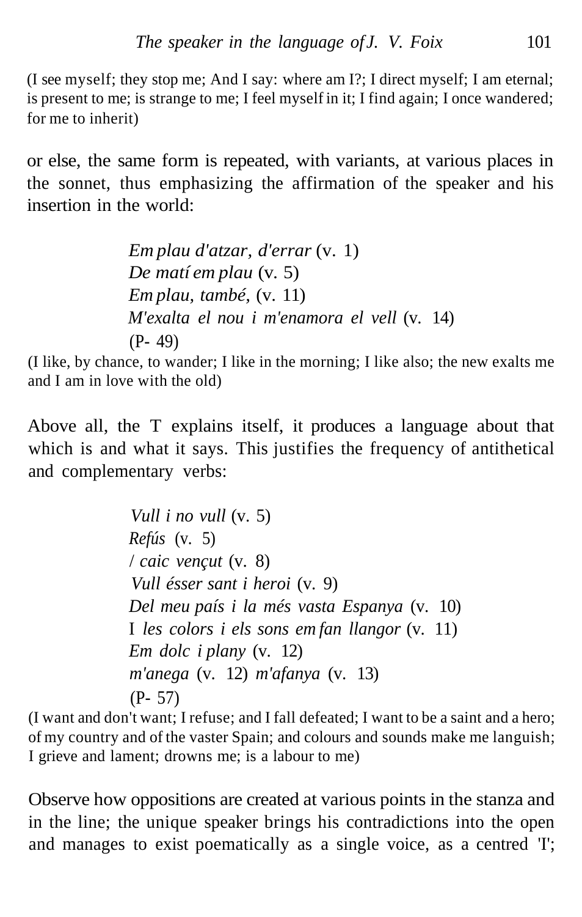(I see myself; they stop me; And I say: where am I?; I direct myself; I am eternal; is present to me; is strange to me; I feel myself in it; I find again; I once wandered; for me to inherit)

or else, the same form is repeated, with variants, at various places in the sonnet, thus emphasizing the affirmation of the speaker and his insertion in the world:

> *Em plau d'atzar, d'errar* (v. 1)
> *De matí em plau* (v. 5)
> *Em plau, també,* (v. 11)
> *M'exalta el nou i m'enamora el vell* (v. 14)
> (P- 49)

(I like, by chance, to wander; I like in the morning; I like also; the new exalts me and I am in love with the old)

Above all, the 'I' explains itself, it produces a language about that which is and what it says. This justifies the frequency of antithetical and complementary verbs:

> *Vull i no vull* (v. 5)
> *Refús* (v. 5)
> / *caic vençut* (v. 8)
> *Vull ésser sant i heroi* (v. 9)
> *Del meu país i la més vasta Espanya* (v. 10)
> I *les colors i els sons em fan llangor* (v. 11)
> *Em dolc i plany* (v. 12)
> *m'anega* (v. 12) *m'afanya* (v. 13)
> (P- 57)

(I want and don't want; I refuse; and I fall defeated; I want to be a saint and a hero; of my country and of the vaster Spain; and colours and sounds make me languish; I grieve and lament; drowns me; is a labour to me)

Observe how oppositions are created at various points in the stanza and in the line; the unique speaker brings his contradictions into the open and manages to exist poematically as a single voice, as a centred 'I';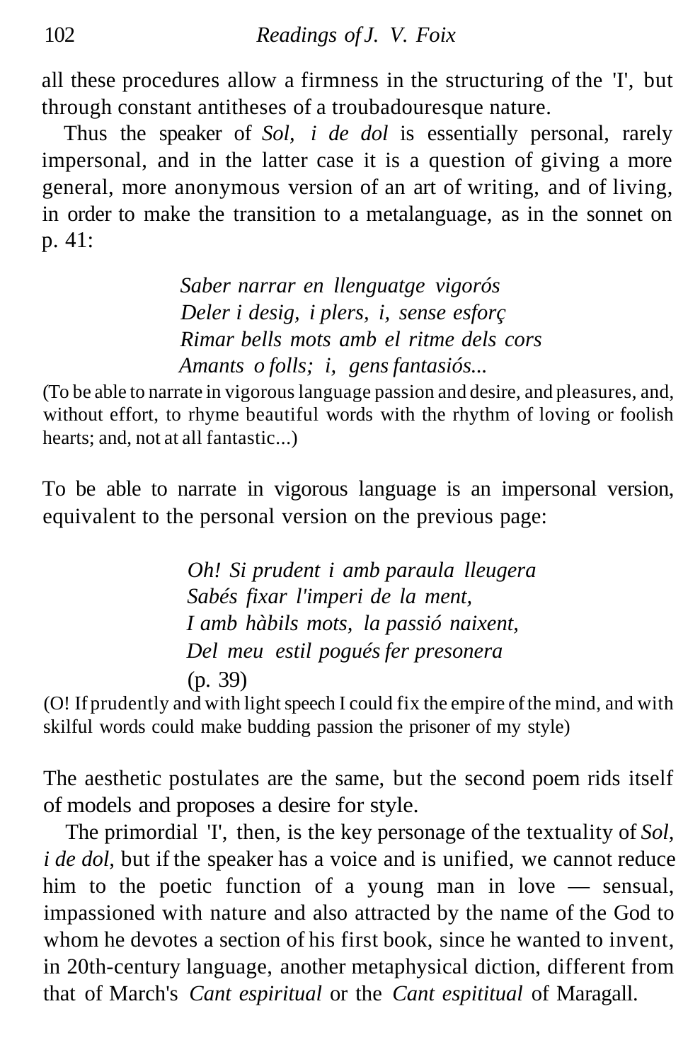all these procedures allow a firmness in the structuring of the 'I', but through constant antitheses of a troubadouresque nature.

Thus the speaker of *Sol, i de dol* is essentially personal, rarely impersonal, and in the latter case it is a question of giving a more general, more anonymous version of an art of writing, and of living, in order to make the transition to a metalanguage, as in the sonnet on p. 41:

> *Saber narrar en llenguatge vigorós*
> *Deler i desig, i plers, i, sense esforç*
> *Rimar bells mots amb el ritme dels cors*
> *Amants o folls; i, gens fantasiós...*

(To be able to narrate in vigorous language passion and desire, and pleasures, and, without effort, to rhyme beautiful words with the rhythm of loving or foolish hearts; and, not at all fantastic...)

To be able to narrate in vigorous language is an impersonal version, equivalent to the personal version on the previous page:

> *Oh! Si prudent i amb paraula lleugera*
> *Sabés fixar l'imperi de la ment,*
> *I amb hàbils mots, la passió naixent,*
> *Del meu estil pogués fer presonera*
> (p. 39)

(O! If prudently and with light speech I could fix the empire of the mind, and with skilful words could make budding passion the prisoner of my style)

The aesthetic postulates are the same, but the second poem rids itself of models and proposes a desire for style.

The primordial 'I', then, is the key personage of the textuality of *Sol, i de dol*, but if the speaker has a voice and is unified, we cannot reduce him to the poetic function of a young man in love — sensual, impassioned with nature and also attracted by the name of the God to whom he devotes a section of his first book, since he wanted to invent, in 20th-century language, another metaphysical diction, different from that of March's *Cant espiritual* or the *Cant espititual* of Maragall.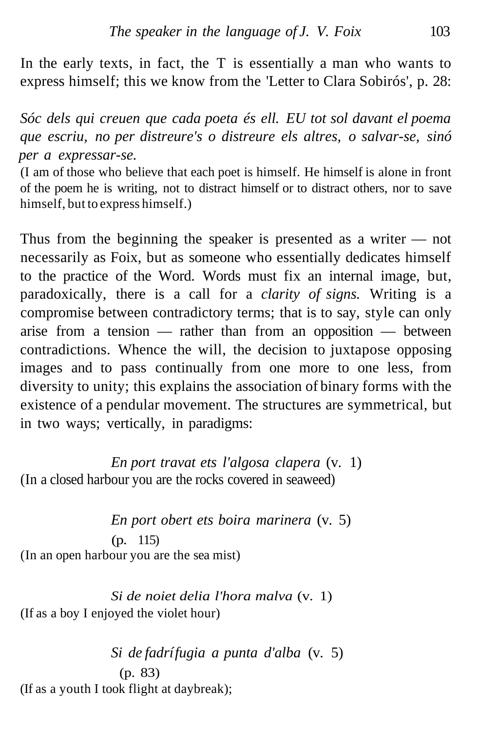In the early texts, in fact, the T is essentially a man who wants to express himself; this we know from the 'Letter to Clara Sobirós', p. 28:

*Sóc dels qui creuen que cada poeta és ell. EU tot sol davant el poema que escriu, no per distreure's o distreure els altres, o salvar-se, sinó per a expressar-se.*

(I am of those who believe that each poet is himself. He himself is alone in front of the poem he is writing, not to distract himself or to distract others, nor to save himself, but to express himself.)

Thus from the beginning the speaker is presented as a writer — not necessarily as Foix, but as someone who essentially dedicates himself to the practice of the Word. Words must fix an internal image, but, paradoxically, there is a call for a *clarity of signs.* Writing is a compromise between contradictory terms; that is to say, style can only arise from a tension — rather than from an opposition — between contradictions. Whence the will, the decision to juxtapose opposing images and to pass continually from one more to one less, from diversity to unity; this explains the association of binary forms with the existence of a pendular movement. The structures are symmetrical, but in two ways; vertically, in paradigms:

*En port travat ets l'algosa clapera* (v. 1)

(In a closed harbour you are the rocks covered in seaweed)

*En port obert ets boira marinera* (v. 5)

(p. 115)

(In an open harbour you are the sea mist)

*Si de noiet delia l'hora malva* (v. 1)

(If as a boy I enjoyed the violet hour)

*Si de fadrí fugia a punta d'alba* (v. 5)

(p. 83)

(If as a youth I took flight at daybreak);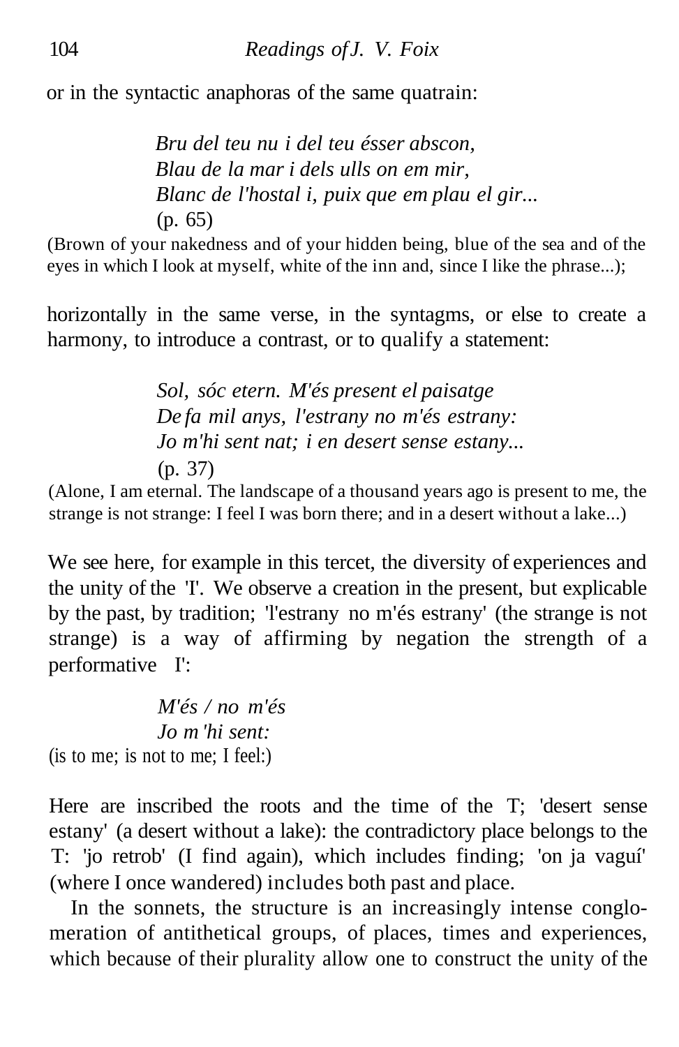or in the syntactic anaphoras of the same quatrain:

> *Bru del teu nu i del teu ésser abscon,*
> *Blau de la mar i dels ulls on em mir,*
> *Blanc de l'hostal i, puix que em plau el gir...*
> (p. 65)

(Brown of your nakedness and of your hidden being, blue of the sea and of the eyes in which I look at myself, white of the inn and, since I like the phrase...);

horizontally in the same verse, in the syntagms, or else to create a harmony, to introduce a contrast, or to qualify a statement:

> *Sol, sóc etern. M'és present el paisatge*
> *De fa mil anys, l'estrany no m'és estrany:*
> *Jo m'hi sent nat; i en desert sense estany...*
> (p. 37)

(Alone, I am eternal. The landscape of a thousand years ago is present to me, the strange is not strange: I feel I was born there; and in a desert without a lake...)

We see here, for example in this tercet, the diversity of experiences and the unity of the 'I'. We observe a creation in the present, but explicable by the past, by tradition; 'l'estrany no m'és estrany' (the strange is not strange) is a way of affirming by negation the strength of a performative I':

> *M'és / no m'és*
> *Jo m'hi sent:*

(is to me; is not to me; I feel:)

Here are inscribed the roots and the time of the T; 'desert sense estany' (a desert without a lake): the contradictory place belongs to the T: 'jo retrob' (I find again), which includes finding; 'on ja vaguí' (where I once wandered) includes both past and place.

In the sonnets, the structure is an increasingly intense conglomeration of antithetical groups, of places, times and experiences, which because of their plurality allow one to construct the unity of the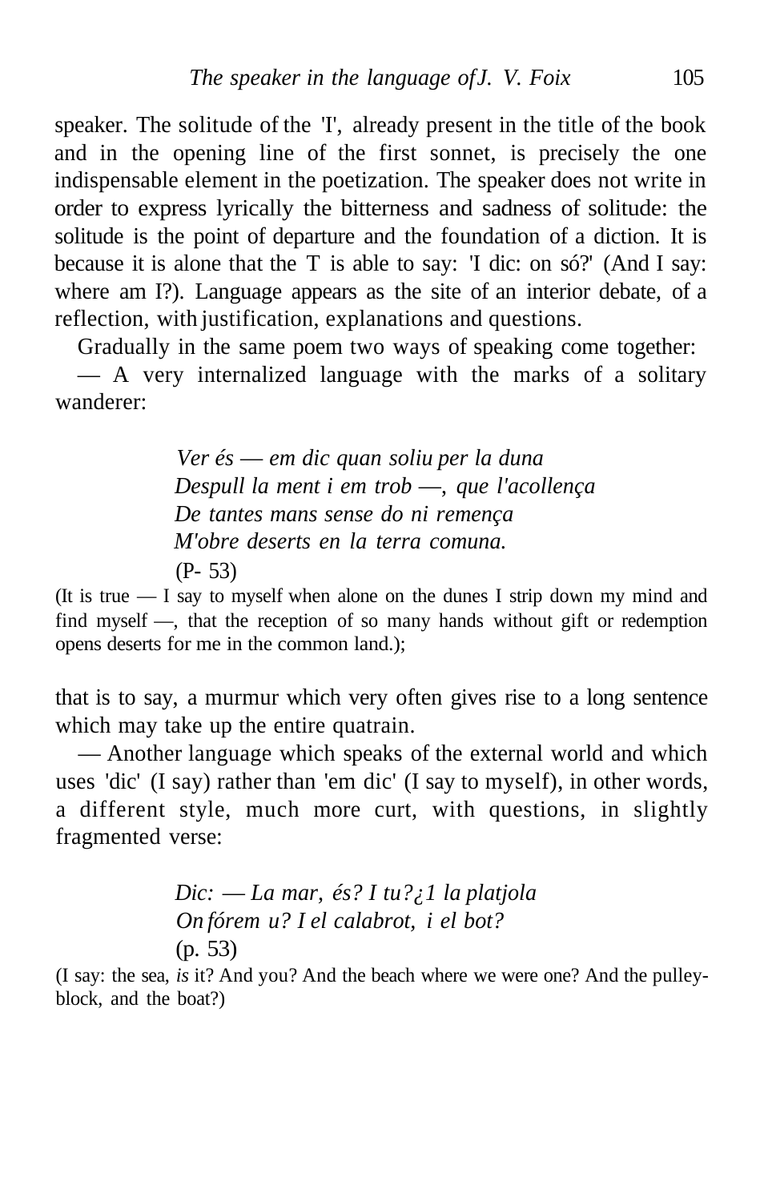speaker. The solitude of the 'I', already present in the title of the book and in the opening line of the first sonnet, is precisely the one indispensable element in the poetization. The speaker does not write in order to express lyrically the bitterness and sadness of solitude: the solitude is the point of departure and the foundation of a diction. It is because it is alone that the T is able to say: 'I dic: on só?' (And I say: where am I?). Language appears as the site of an interior debate, of a reflection, with justification, explanations and questions.

Gradually in the same poem two ways of speaking come together:

— A very internalized language with the marks of a solitary wanderer:

> *Ver és — em dic quan soliu per la duna*
> *Despull la ment i em trob —, que l'acollença*
> *De tantes mans sense do ni remença*
> *M'obre deserts en la terra comuna.*
> (P- 53)

(It is true — I say to myself when alone on the dunes I strip down my mind and find myself —, that the reception of so many hands without gift or redemption opens deserts for me in the common land.);

that is to say, a murmur which very often gives rise to a long sentence which may take up the entire quatrain.

— Another language which speaks of the external world and which uses 'dic' (I say) rather than 'em dic' (I say to myself), in other words, a different style, much more curt, with questions, in slightly fragmented verse:

> *Dic: — La mar, és? I tu?¿1 la platjola*
> *On fórem u? I el calabrot, i el bot?*
> (p. 53)

(I say: the sea, *is* it? And you? And the beach where we were one? And the pulley-block, and the boat?)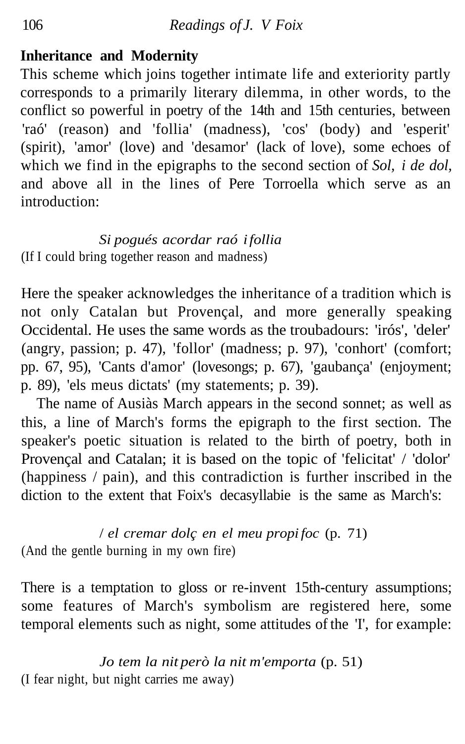**Inheritance and Modernity**

This scheme which joins together intimate life and exteriority partly corresponds to a primarily literary dilemma, in other words, to the conflict so powerful in poetry of the 14th and 15th centuries, between 'raó' (reason) and 'follia' (madness), 'cos' (body) and 'esperit' (spirit), 'amor' (love) and 'desamor' (lack of love), some echoes of which we find in the epigraphs to the second section of *Sol, i de dol*, and above all in the lines of Pere Torroella which serve as an introduction:

*Si pogués acordar raó i follia*
(If I could bring together reason and madness)

Here the speaker acknowledges the inheritance of a tradition which is not only Catalan but Provençal, and more generally speaking Occidental. He uses the same words as the troubadours: 'irós', 'deler' (angry, passion; p. 47), 'follor' (madness; p. 97), 'conhort' (comfort; pp. 67, 95), 'Cants d'amor' (lovesongs; p. 67), 'gaubança' (enjoyment; p. 89), 'els meus dictats' (my statements; p. 39).

The name of Ausiàs March appears in the second sonnet; as well as this, a line of March's forms the epigraph to the first section. The speaker's poetic situation is related to the birth of poetry, both in Provençal and Catalan; it is based on the topic of 'felicitat' / 'dolor' (happiness / pain), and this contradiction is further inscribed in the diction to the extent that Foix's decasyllabie is the same as March's:

/ *el cremar dolç en el meu propi foc* (p. 71)
(And the gentle burning in my own fire)

There is a temptation to gloss or re-invent 15th-century assumptions; some features of March's symbolism are registered here, some temporal elements such as night, some attitudes of the 'I', for example:

*Jo tem la nit però la nit m'emporta* (p. 51)
(I fear night, but night carries me away)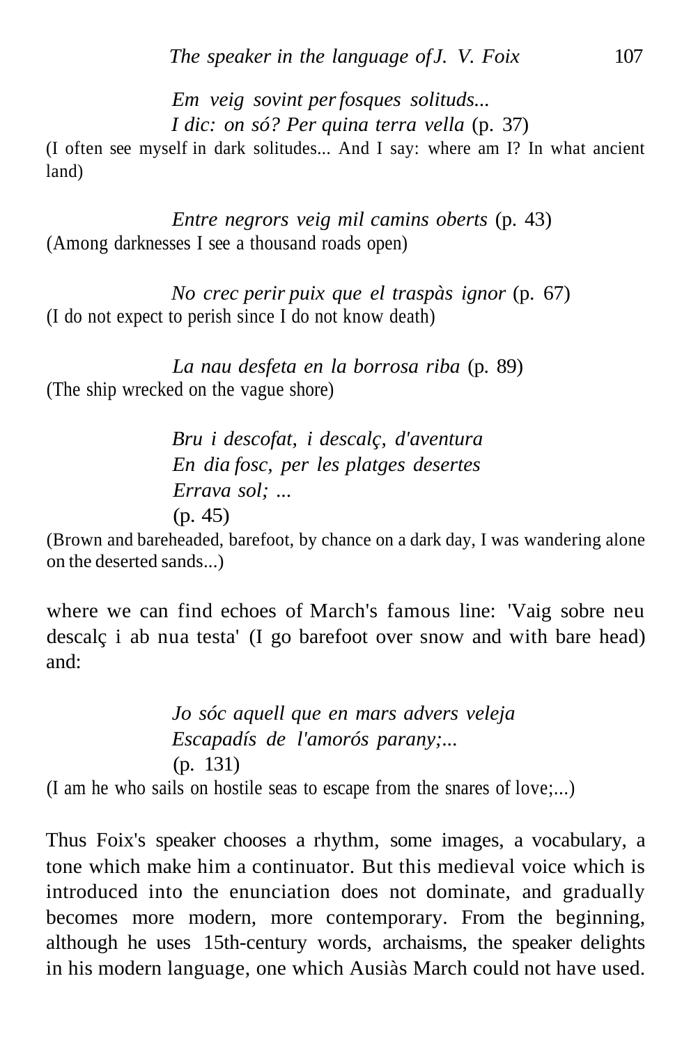*Em veig sovint per fosques solituds...*
*I dic: on só? Per quina terra vella* (p. 37)

(I often see myself in dark solitudes... And I say: where am I? In what ancient land)

*Entre negrors veig mil camins oberts* (p. 43)

(Among darknesses I see a thousand roads open)

*No crec perir puix que el traspàs ignor* (p. 67)

(I do not expect to perish since I do not know death)

*La nau desfeta en la borrosa riba* (p. 89)

(The ship wrecked on the vague shore)

*Bru i descofat, i descalç, d'aventura*
*En dia fosc, per les platges desertes*
*Errava sol; ...*
(p. 45)

(Brown and bareheaded, barefoot, by chance on a dark day, I was wandering alone on the deserted sands...)

where we can find echoes of March's famous line: 'Vaig sobre neu descalç i ab nua testa' (I go barefoot over snow and with bare head) and:

*Jo sóc aquell que en mars advers veleja*
*Escapadís de l'amorós parany;...*
(p. 131)

(I am he who sails on hostile seas to escape from the snares of love;...)

Thus Foix's speaker chooses a rhythm, some images, a vocabulary, a tone which make him a continuator. But this medieval voice which is introduced into the enunciation does not dominate, and gradually becomes more modern, more contemporary. From the beginning, although he uses 15th-century words, archaisms, the speaker delights in his modern language, one which Ausiàs March could not have used.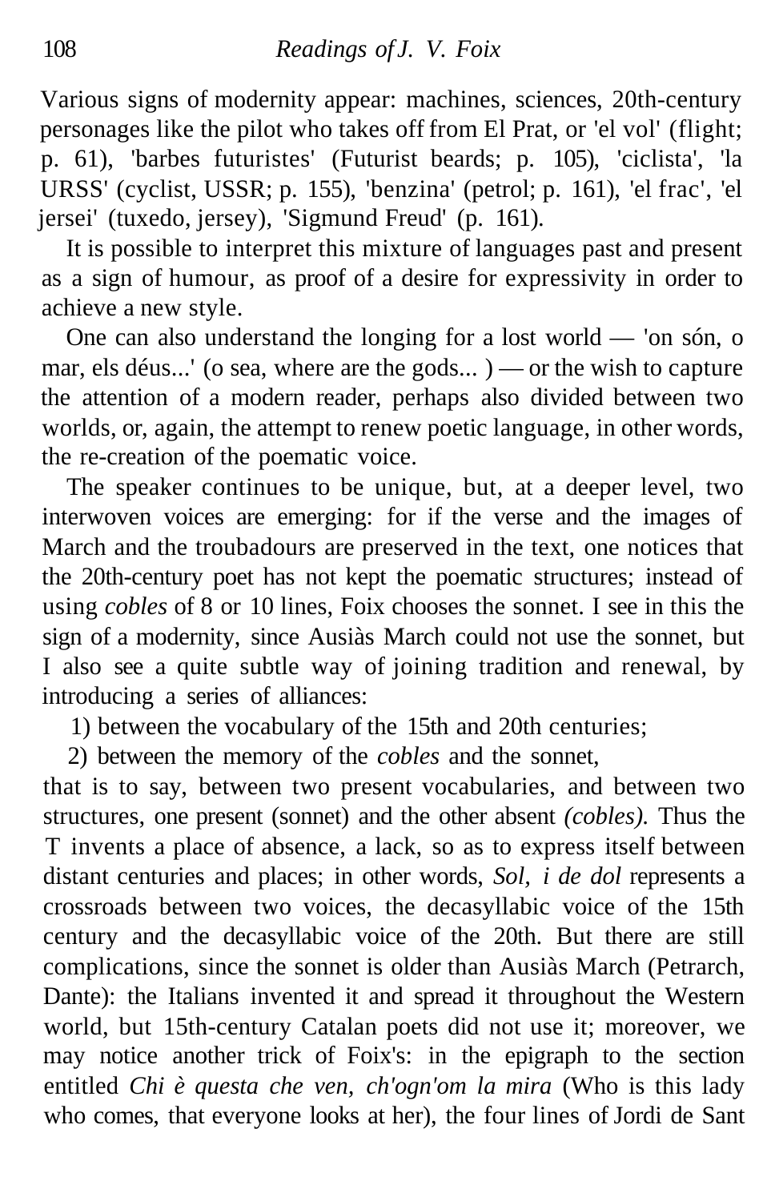Various signs of modernity appear: machines, sciences, 20th-century personages like the pilot who takes off from El Prat, or 'el vol' (flight; p. 61), 'barbes futuristes' (Futurist beards; p. 105), 'ciclista', 'la URSS' (cyclist, USSR; p. 155), 'benzina' (petrol; p. 161), 'el frac', 'el jersei' (tuxedo, jersey), 'Sigmund Freud' (p. 161).

It is possible to interpret this mixture of languages past and present as a sign of humour, as proof of a desire for expressivity in order to achieve a new style.

One can also understand the longing for a lost world — 'on són, o mar, els déus...' (o sea, where are the gods... ) — or the wish to capture the attention of a modern reader, perhaps also divided between two worlds, or, again, the attempt to renew poetic language, in other words, the re-creation of the poematic voice.

The speaker continues to be unique, but, at a deeper level, two interwoven voices are emerging: for if the verse and the images of March and the troubadours are preserved in the text, one notices that the 20th-century poet has not kept the poematic structures; instead of using *cobles* of 8 or 10 lines, Foix chooses the sonnet. I see in this the sign of a modernity, since Ausiàs March could not use the sonnet, but I also see a quite subtle way of joining tradition and renewal, by introducing a series of alliances:

1) between the vocabulary of the 15th and 20th centuries;

2) between the memory of the *cobles* and the sonnet,

that is to say, between two present vocabularies, and between two structures, one present (sonnet) and the other absent *(cobles).* Thus the 'I' invents a place of absence, a lack, so as to express itself between distant centuries and places; in other words, *Sol, i de dol* represents a crossroads between two voices, the decasyllabic voice of the 15th century and the decasyllabic voice of the 20th. But there are still complications, since the sonnet is older than Ausiàs March (Petrarch, Dante): the Italians invented it and spread it throughout the Western world, but 15th-century Catalan poets did not use it; moreover, we may notice another trick of Foix's: in the epigraph to the section entitled *Chi è questa che ven, ch'ogn'om la mira* (Who is this lady who comes, that everyone looks at her), the four lines of Jordi de Sant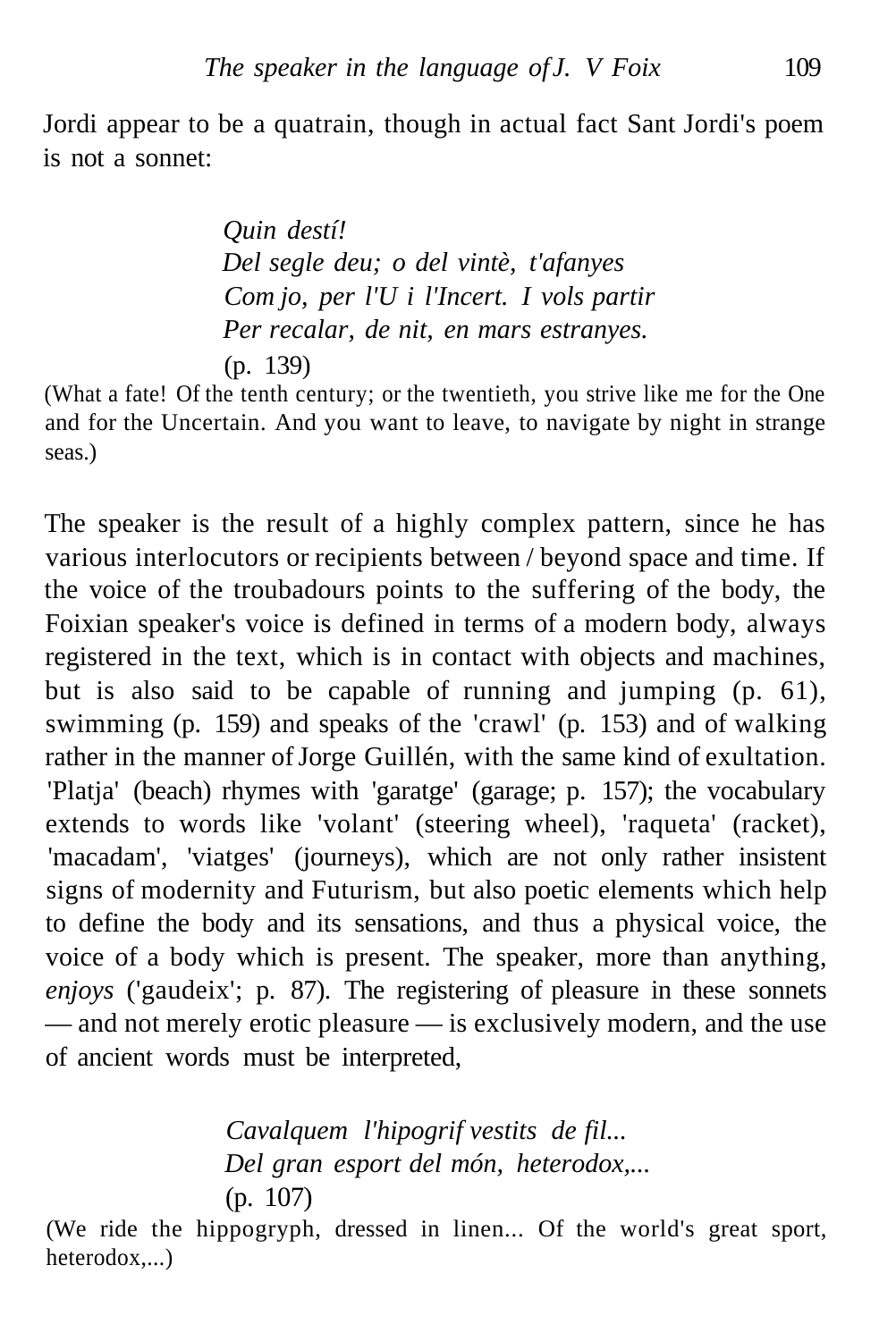Jordi appear to be a quatrain, though in actual fact Sant Jordi's poem is not a sonnet:

> *Quin destí!*
> *Del segle deu; o del vintè, t'afanyes*
> *Com jo, per l'U i l'Incert. I vols partir*
> *Per recalar, de nit, en mars estranyes.*
> (p. 139)

(What a fate! Of the tenth century; or the twentieth, you strive like me for the One and for the Uncertain. And you want to leave, to navigate by night in strange seas.)

The speaker is the result of a highly complex pattern, since he has various interlocutors or recipients between / beyond space and time. If the voice of the troubadours points to the suffering of the body, the Foixian speaker's voice is defined in terms of a modern body, always registered in the text, which is in contact with objects and machines, but is also said to be capable of running and jumping (p. 61), swimming (p. 159) and speaks of the 'crawl' (p. 153) and of walking rather in the manner of Jorge Guillén, with the same kind of exultation. 'Platja' (beach) rhymes with 'garatge' (garage; p. 157); the vocabulary extends to words like 'volant' (steering wheel), 'raqueta' (racket), 'macadam', 'viatges' (journeys), which are not only rather insistent signs of modernity and Futurism, but also poetic elements which help to define the body and its sensations, and thus a physical voice, the voice of a body which is present. The speaker, more than anything, *enjoys* ('gaudeix'; p. 87). The registering of pleasure in these sonnets — and not merely erotic pleasure — is exclusively modern, and the use of ancient words must be interpreted,

> *Cavalquem l'hipogrif vestits de fil...*
> *Del gran esport del món, heterodox,...*
> (p. 107)

(We ride the hippogryph, dressed in linen... Of the world's great sport, heterodox,...)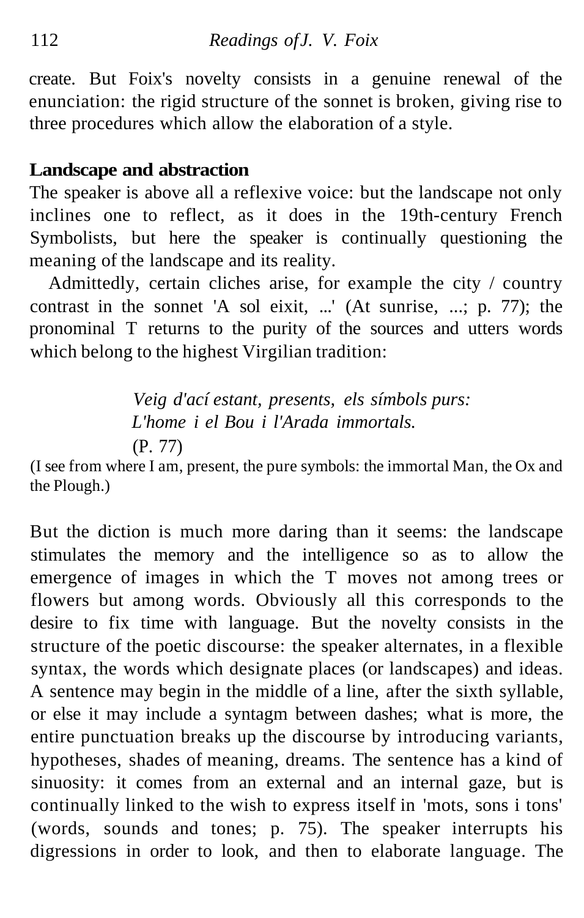create. But Foix's novelty consists in a genuine renewal of the enunciation: the rigid structure of the sonnet is broken, giving rise to three procedures which allow the elaboration of a style.

**Landscape and abstraction**

The speaker is above all a reflexive voice: but the landscape not only inclines one to reflect, as it does in the 19th-century French Symbolists, but here the speaker is continually questioning the meaning of the landscape and its reality.

Admittedly, certain cliches arise, for example the city / country contrast in the sonnet 'A sol eixit, ...' (At sunrise, ...; p. 77); the pronominal T returns to the purity of the sources and utters words which belong to the highest Virgilian tradition:

> *Veig d'ací estant, presents, els símbols purs:*
> *L'home i el Bou i l'Arada immortals.*
> (P. 77)

(I see from where I am, present, the pure symbols: the immortal Man, the Ox and the Plough.)

But the diction is much more daring than it seems: the landscape stimulates the memory and the intelligence so as to allow the emergence of images in which the T moves not among trees or flowers but among words. Obviously all this corresponds to the desire to fix time with language. But the novelty consists in the structure of the poetic discourse: the speaker alternates, in a flexible syntax, the words which designate places (or landscapes) and ideas. A sentence may begin in the middle of a line, after the sixth syllable, or else it may include a syntagm between dashes; what is more, the entire punctuation breaks up the discourse by introducing variants, hypotheses, shades of meaning, dreams. The sentence has a kind of sinuosity: it comes from an external and an internal gaze, but is continually linked to the wish to express itself in 'mots, sons i tons' (words, sounds and tones; p. 75). The speaker interrupts his digressions in order to look, and then to elaborate language. The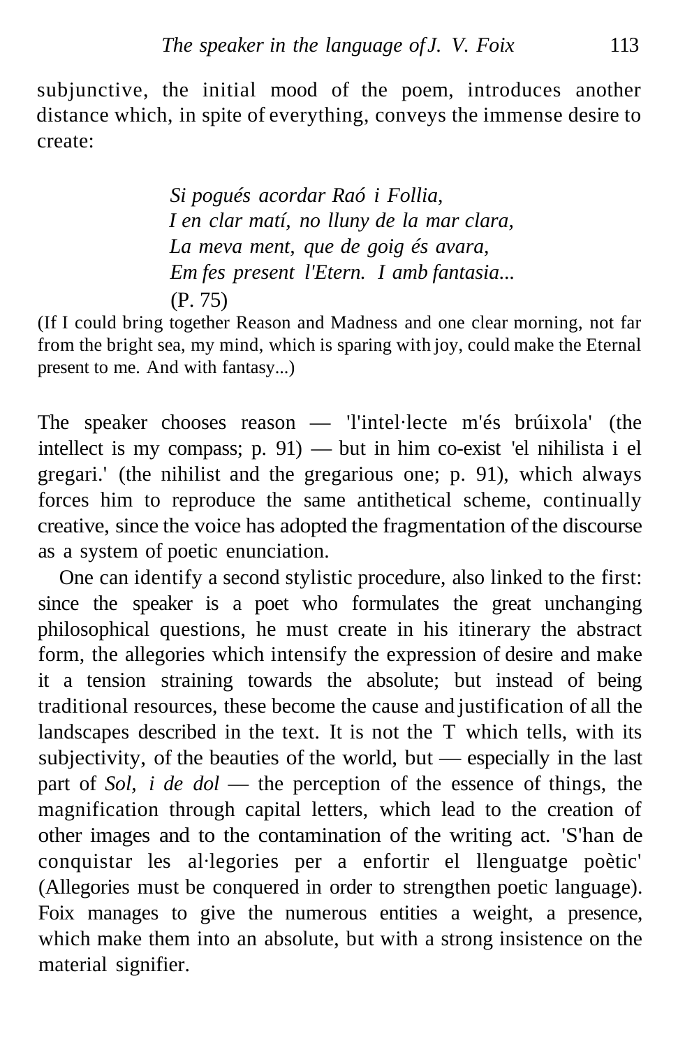subjunctive, the initial mood of the poem, introduces another distance which, in spite of everything, conveys the immense desire to create:

> *Si pogués acordar Raó i Follia,*
> *I en clar matí, no lluny de la mar clara,*
> *La meva ment, que de goig és avara,*
> *Em fes present l'Etern. I amb fantasia...*
> (P. 75)

(If I could bring together Reason and Madness and one clear morning, not far from the bright sea, my mind, which is sparing with joy, could make the Eternal present to me. And with fantasy...)

The speaker chooses reason — 'l'intel·lecte m'és brúixola' (the intellect is my compass; p. 91) — but in him co-exist 'el nihilista i el gregari.' (the nihilist and the gregarious one; p. 91), which always forces him to reproduce the same antithetical scheme, continually creative, since the voice has adopted the fragmentation of the discourse as a system of poetic enunciation.

One can identify a second stylistic procedure, also linked to the first: since the speaker is a poet who formulates the great unchanging philosophical questions, he must create in his itinerary the abstract form, the allegories which intensify the expression of desire and make it a tension straining towards the absolute; but instead of being traditional resources, these become the cause and justification of all the landscapes described in the text. It is not the T which tells, with its subjectivity, of the beauties of the world, but — especially in the last part of *Sol, i de dol* — the perception of the essence of things, the magnification through capital letters, which lead to the creation of other images and to the contamination of the writing act. 'S'han de conquistar les al·legories per a enfortir el llenguatge poètic' (Allegories must be conquered in order to strengthen poetic language). Foix manages to give the numerous entities a weight, a presence, which make them into an absolute, but with a strong insistence on the material signifier.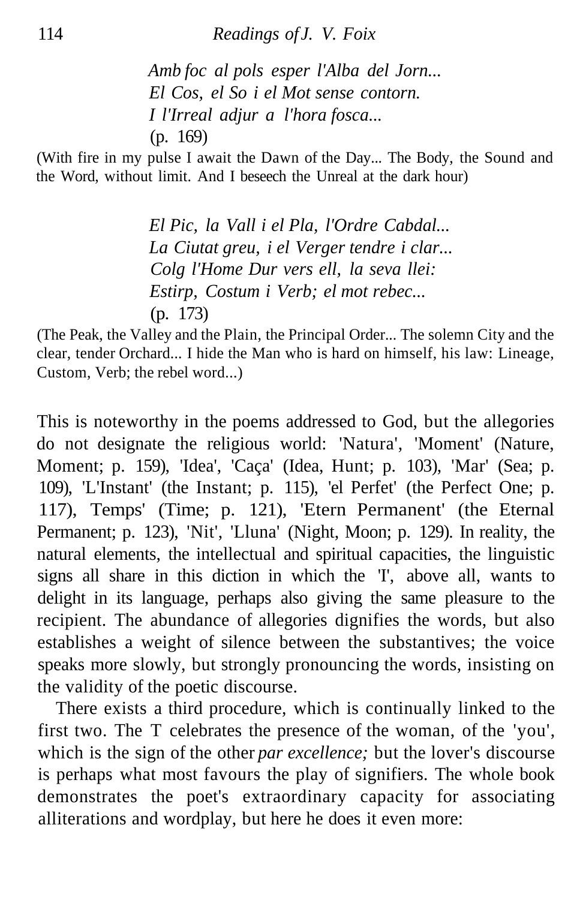*Amb foc al pols esper l'Alba del Jorn...*
*El Cos, el So i el Mot sense contorn.*
*I l'Irreal adjur a l'hora fosca...*
(p. 169)

(With fire in my pulse I await the Dawn of the Day... The Body, the Sound and the Word, without limit. And I beseech the Unreal at the dark hour)

*El Pic, la Vall i el Pla, l'Ordre Cabdal...*
*La Ciutat greu, i el Verger tendre i clar...*
*Colg l'Home Dur vers ell, la seva llei:*
*Estirp, Costum i Verb; el mot rebec...*
(p. 173)

(The Peak, the Valley and the Plain, the Principal Order... The solemn City and the clear, tender Orchard... I hide the Man who is hard on himself, his law: Lineage, Custom, Verb; the rebel word...)

This is noteworthy in the poems addressed to God, but the allegories do not designate the religious world: 'Natura', 'Moment' (Nature, Moment; p. 159), 'Idea', 'Caça' (Idea, Hunt; p. 103), 'Mar' (Sea; p. 109), 'L'Instant' (the Instant; p. 115), 'el Perfet' (the Perfect One; p. 117), Temps' (Time; p. 121), 'Etern Permanent' (the Eternal Permanent; p. 123), 'Nit', 'Lluna' (Night, Moon; p. 129). In reality, the natural elements, the intellectual and spiritual capacities, the linguistic signs all share in this diction in which the 'I', above all, wants to delight in its language, perhaps also giving the same pleasure to the recipient. The abundance of allegories dignifies the words, but also establishes a weight of silence between the substantives; the voice speaks more slowly, but strongly pronouncing the words, insisting on the validity of the poetic discourse.

There exists a third procedure, which is continually linked to the first two. The T celebrates the presence of the woman, of the 'you', which is the sign of the other *par excellence;* but the lover's discourse is perhaps what most favours the play of signifiers. The whole book demonstrates the poet's extraordinary capacity for associating alliterations and wordplay, but here he does it even more: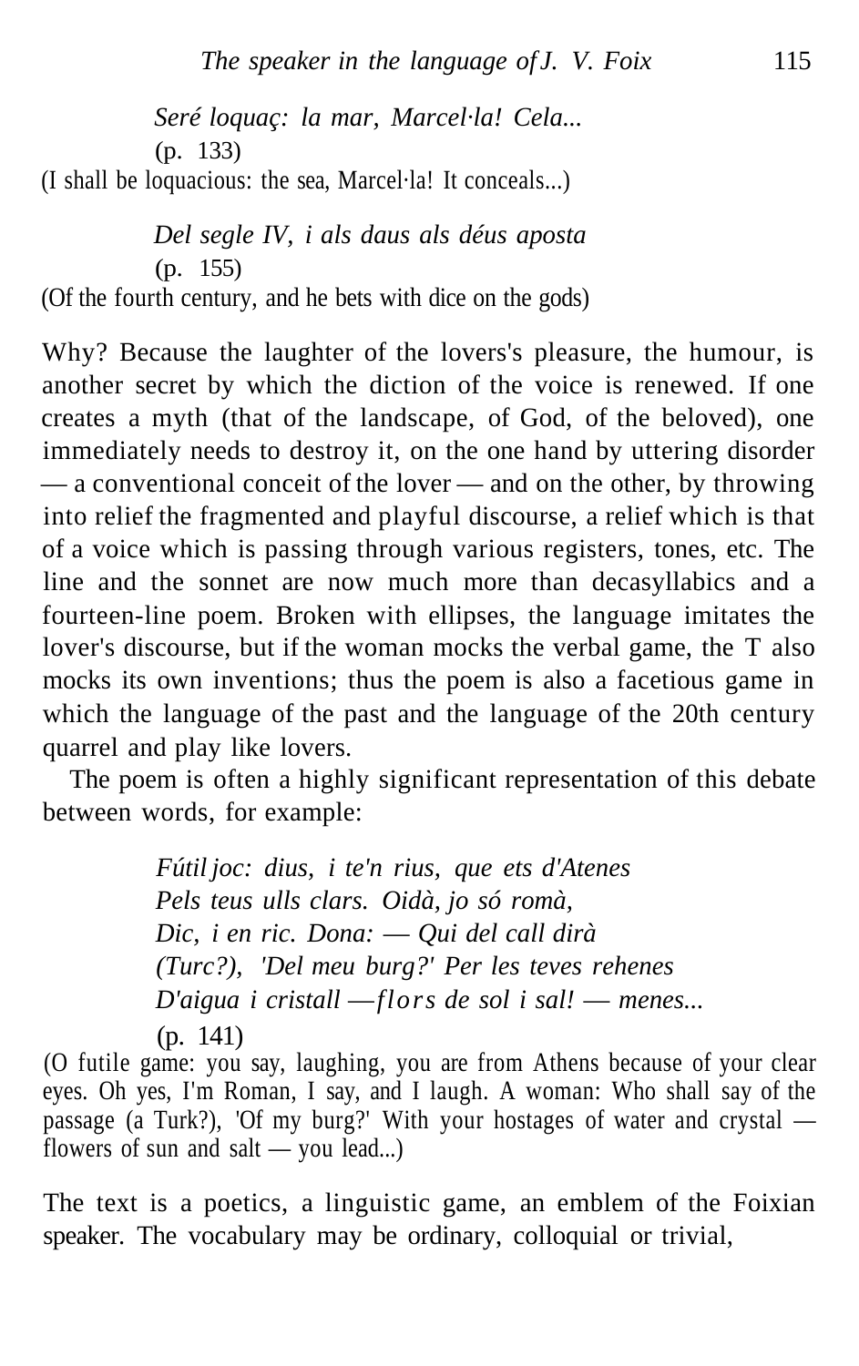*Seré loquaç: la mar, Marcel·la! Cela...*
(p. 133)
(I shall be loquacious: the sea, Marcel·la! It conceals...)

*Del segle IV, i als daus als déus aposta*
(p. 155)
(Of the fourth century, and he bets with dice on the gods)

Why? Because the laughter of the lovers's pleasure, the humour, is another secret by which the diction of the voice is renewed. If one creates a myth (that of the landscape, of God, of the beloved), one immediately needs to destroy it, on the one hand by uttering disorder — a conventional conceit of the lover — and on the other, by throwing into relief the fragmented and playful discourse, a relief which is that of a voice which is passing through various registers, tones, etc. The line and the sonnet are now much more than decasyllabics and a fourteen-line poem. Broken with ellipses, the language imitates the lover's discourse, but if the woman mocks the verbal game, the T also mocks its own inventions; thus the poem is also a facetious game in which the language of the past and the language of the 20th century quarrel and play like lovers.

The poem is often a highly significant representation of this debate between words, for example:

*Fútil joc: dius, i te'n rius, que ets d'Atenes*
*Pels teus ulls clars. Oidà, jo só romà,*
*Dic, i en ric. Dona: — Qui del call dirà*
*(Turc?), 'Del meu burg?' Per les teves rehenes*
*D'aigua i cristall — flors de sol i sal! — menes...*
(p. 141)
(O futile game: you say, laughing, you are from Athens because of your clear eyes. Oh yes, I'm Roman, I say, and I laugh. A woman: Who shall say of the passage (a Turk?), 'Of my burg?' With your hostages of water and crystal — flowers of sun and salt — you lead...)

The text is a poetics, a linguistic game, an emblem of the Foixian speaker. The vocabulary may be ordinary, colloquial or trivial,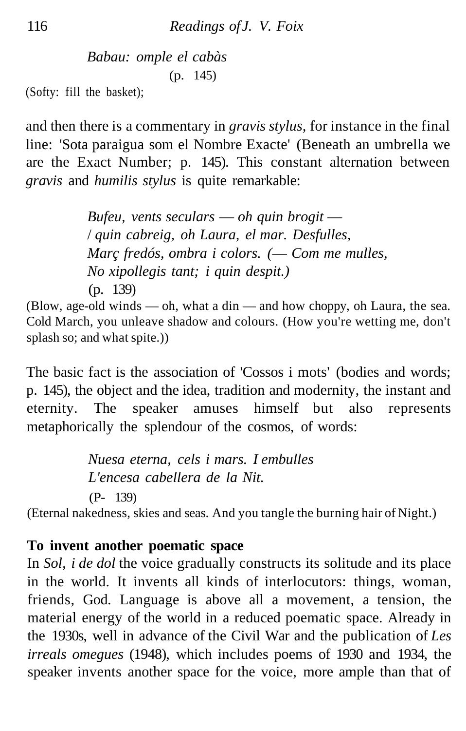*Babau: omple el cabàs*
(p. 145)

(Softy: fill the basket);

and then there is a commentary in *gravis stylus,* for instance in the final line: 'Sota paraigua som el Nombre Exacte' (Beneath an umbrella we are the Exact Number; p. 145). This constant alternation between *gravis* and *humilis stylus* is quite remarkable:

*Bufeu, vents seculars — oh quin brogit —*
*/ quin cabreig, oh Laura, el mar. Desfulles,*
*Març fredós, ombra i colors. (— Com me mulles,*
*No xipollegis tant; i quin despit.)*
(p. 139)

(Blow, age-old winds — oh, what a din — and how choppy, oh Laura, the sea. Cold March, you unleave shadow and colours. (How you're wetting me, don't splash so; and what spite.))

The basic fact is the association of 'Cossos i mots' (bodies and words; p. 145), the object and the idea, tradition and modernity, the instant and eternity. The speaker amuses himself but also represents metaphorically the splendour of the cosmos, of words:

*Nuesa eterna, cels i mars. I embulles*
*L'encesa cabellera de la Nit.*
(P- 139)

(Eternal nakedness, skies and seas. And you tangle the burning hair of Night.)

**To invent another poematic space**

In *Sol, i de dol* the voice gradually constructs its solitude and its place in the world. It invents all kinds of interlocutors: things, woman, friends, God. Language is above all a movement, a tension, the material energy of the world in a reduced poematic space. Already in the 1930s, well in advance of the Civil War and the publication of *Les irreals omegues* (1948), which includes poems of 1930 and 1934, the speaker invents another space for the voice, more ample than that of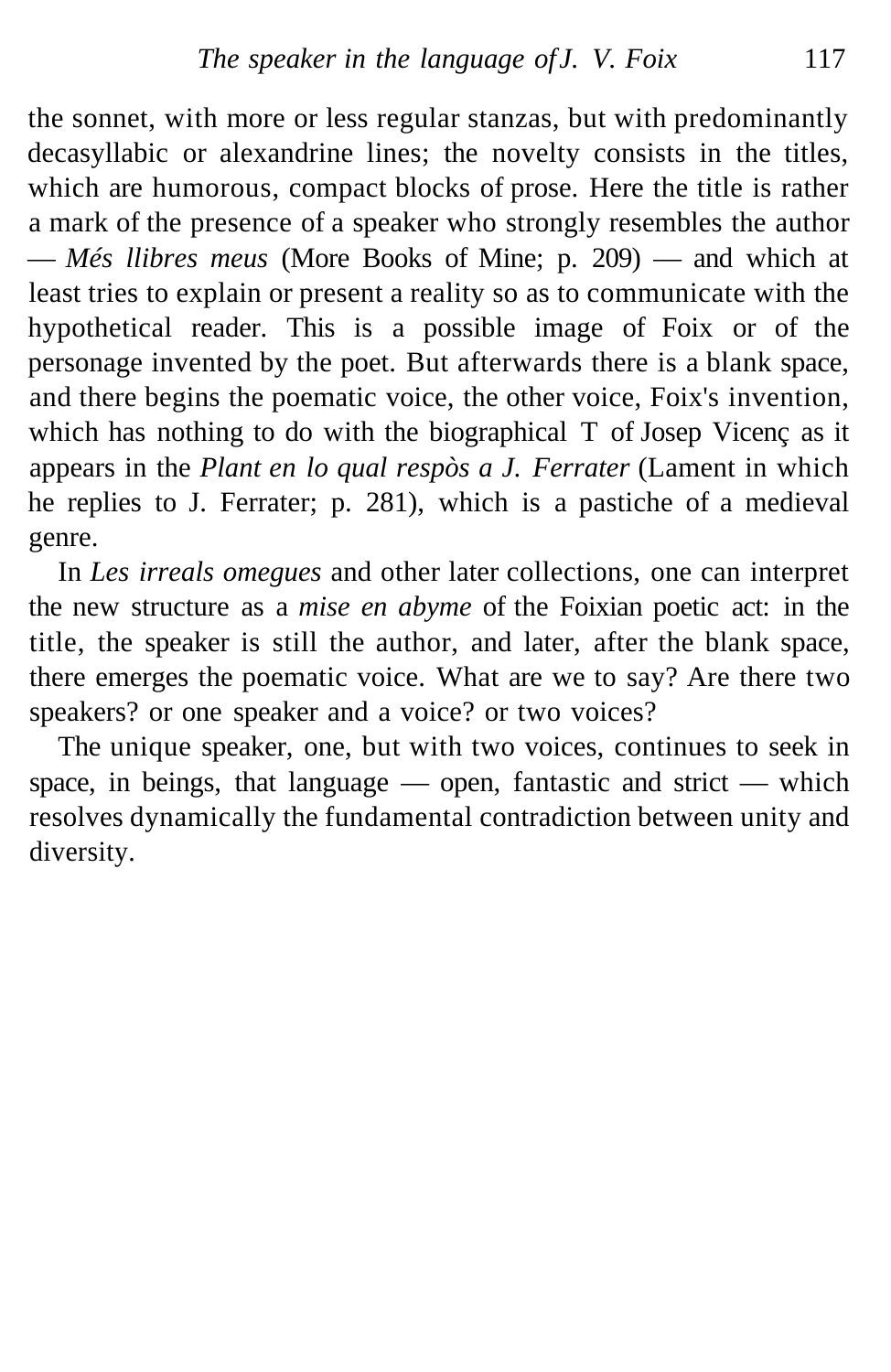the sonnet, with more or less regular stanzas, but with predominantly decasyllabic or alexandrine lines; the novelty consists in the titles, which are humorous, compact blocks of prose. Here the title is rather a mark of the presence of a speaker who strongly resembles the author — *Més llibres meus* (More Books of Mine; p. 209) — and which at least tries to explain or present a reality so as to communicate with the hypothetical reader. This is a possible image of Foix or of the personage invented by the poet. But afterwards there is a blank space, and there begins the poematic voice, the other voice, Foix's invention, which has nothing to do with the biographical T of Josep Vicenç as it appears in the *Plant en lo qual respòs a J. Ferrater* (Lament in which he replies to J. Ferrater; p. 281), which is a pastiche of a medieval genre.

In *Les irreals omegues* and other later collections, one can interpret the new structure as a *mise en abyme* of the Foixian poetic act: in the title, the speaker is still the author, and later, after the blank space, there emerges the poematic voice. What are we to say? Are there two speakers? or one speaker and a voice? or two voices?

The unique speaker, one, but with two voices, continues to seek in space, in beings, that language — open, fantastic and strict — which resolves dynamically the fundamental contradiction between unity and diversity.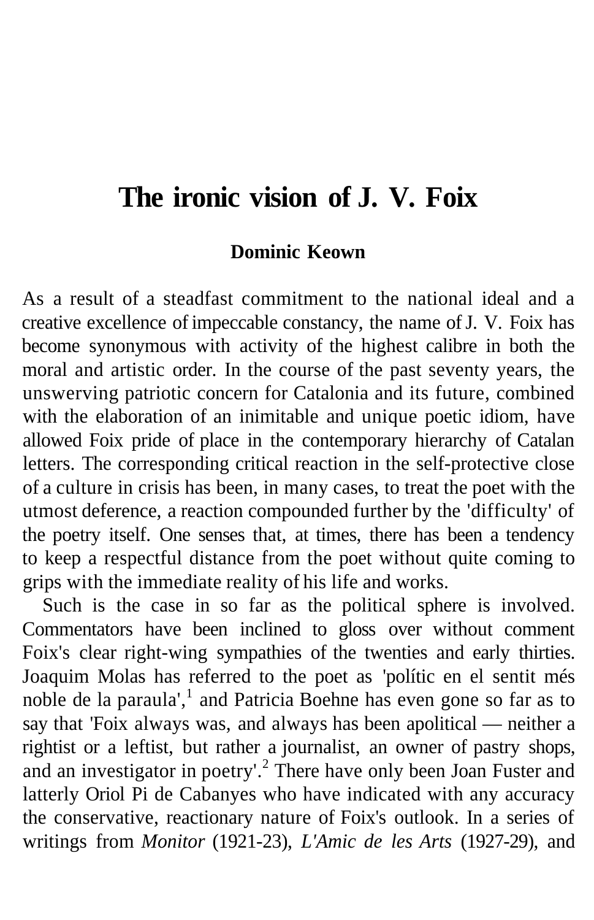# The ironic vision of J. V. Foix

**Dominic Keown**

As a result of a steadfast commitment to the national ideal and a creative excellence of impeccable constancy, the name of J. V. Foix has become synonymous with activity of the highest calibre in both the moral and artistic order. In the course of the past seventy years, the unswerving patriotic concern for Catalonia and its future, combined with the elaboration of an inimitable and unique poetic idiom, have allowed Foix pride of place in the contemporary hierarchy of Catalan letters. The corresponding critical reaction in the self-protective close of a culture in crisis has been, in many cases, to treat the poet with the utmost deference, a reaction compounded further by the 'difficulty' of the poetry itself. One senses that, at times, there has been a tendency to keep a respectful distance from the poet without quite coming to grips with the immediate reality of his life and works.

Such is the case in so far as the political sphere is involved. Commentators have been inclined to gloss over without comment Foix's clear right-wing sympathies of the twenties and early thirties. Joaquim Molas has referred to the poet as 'polític en el sentit més noble de la paraula',[1] and Patricia Boehne has even gone so far as to say that 'Foix always was, and always has been apolitical — neither a rightist or a leftist, but rather a journalist, an owner of pastry shops, and an investigator in poetry'.[2] There have only been Joan Fuster and latterly Oriol Pi de Cabanyes who have indicated with any accuracy the conservative, reactionary nature of Foix's outlook. In a series of writings from *Monitor* (1921-23), *L'Amic de les Arts* (1927-29), and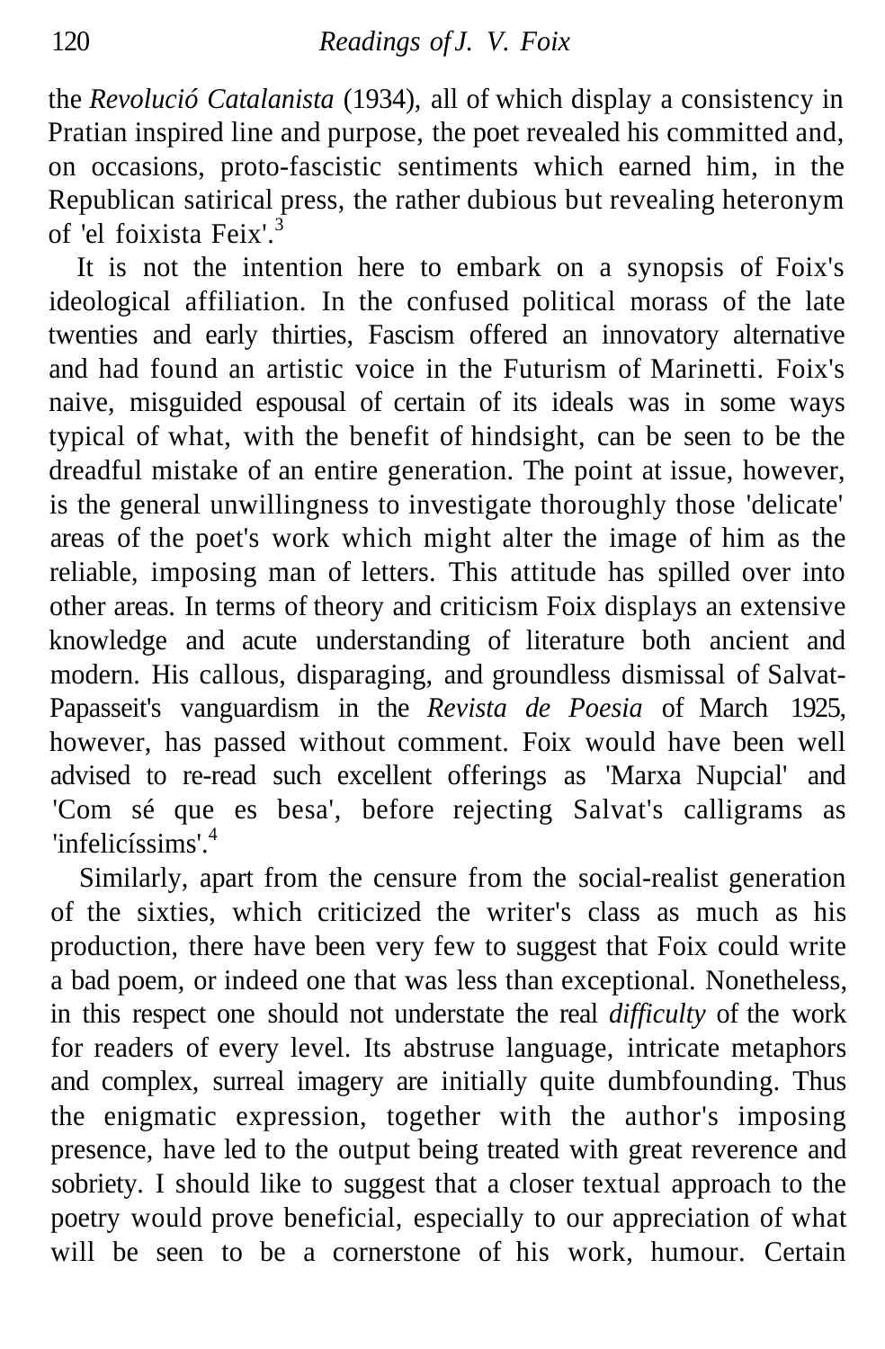the *Revolució Catalanista* (1934), all of which display a consistency in Pratian inspired line and purpose, the poet revealed his committed and, on occasions, proto-fascistic sentiments which earned him, in the Republican satirical press, the rather dubious but revealing heteronym of 'el foixista Feix'.[3]

It is not the intention here to embark on a synopsis of Foix's ideological affiliation. In the confused political morass of the late twenties and early thirties, Fascism offered an innovatory alternative and had found an artistic voice in the Futurism of Marinetti. Foix's naive, misguided espousal of certain of its ideals was in some ways typical of what, with the benefit of hindsight, can be seen to be the dreadful mistake of an entire generation. The point at issue, however, is the general unwillingness to investigate thoroughly those 'delicate' areas of the poet's work which might alter the image of him as the reliable, imposing man of letters. This attitude has spilled over into other areas. In terms of theory and criticism Foix displays an extensive knowledge and acute understanding of literature both ancient and modern. His callous, disparaging, and groundless dismissal of Salvat-Papasseit's vanguardism in the *Revista de Poesia* of March 1925, however, has passed without comment. Foix would have been well advised to re-read such excellent offerings as 'Marxa Nupcial' and 'Com sé que es besa', before rejecting Salvat's calligrams as 'infelicíssims'.[4]

Similarly, apart from the censure from the social-realist generation of the sixties, which criticized the writer's class as much as his production, there have been very few to suggest that Foix could write a bad poem, or indeed one that was less than exceptional. Nonetheless, in this respect one should not understate the real *difficulty* of the work for readers of every level. Its abstruse language, intricate metaphors and complex, surreal imagery are initially quite dumbfounding. Thus the enigmatic expression, together with the author's imposing presence, have led to the output being treated with great reverence and sobriety. I should like to suggest that a closer textual approach to the poetry would prove beneficial, especially to our appreciation of what will be seen to be a cornerstone of his work, humour. Certain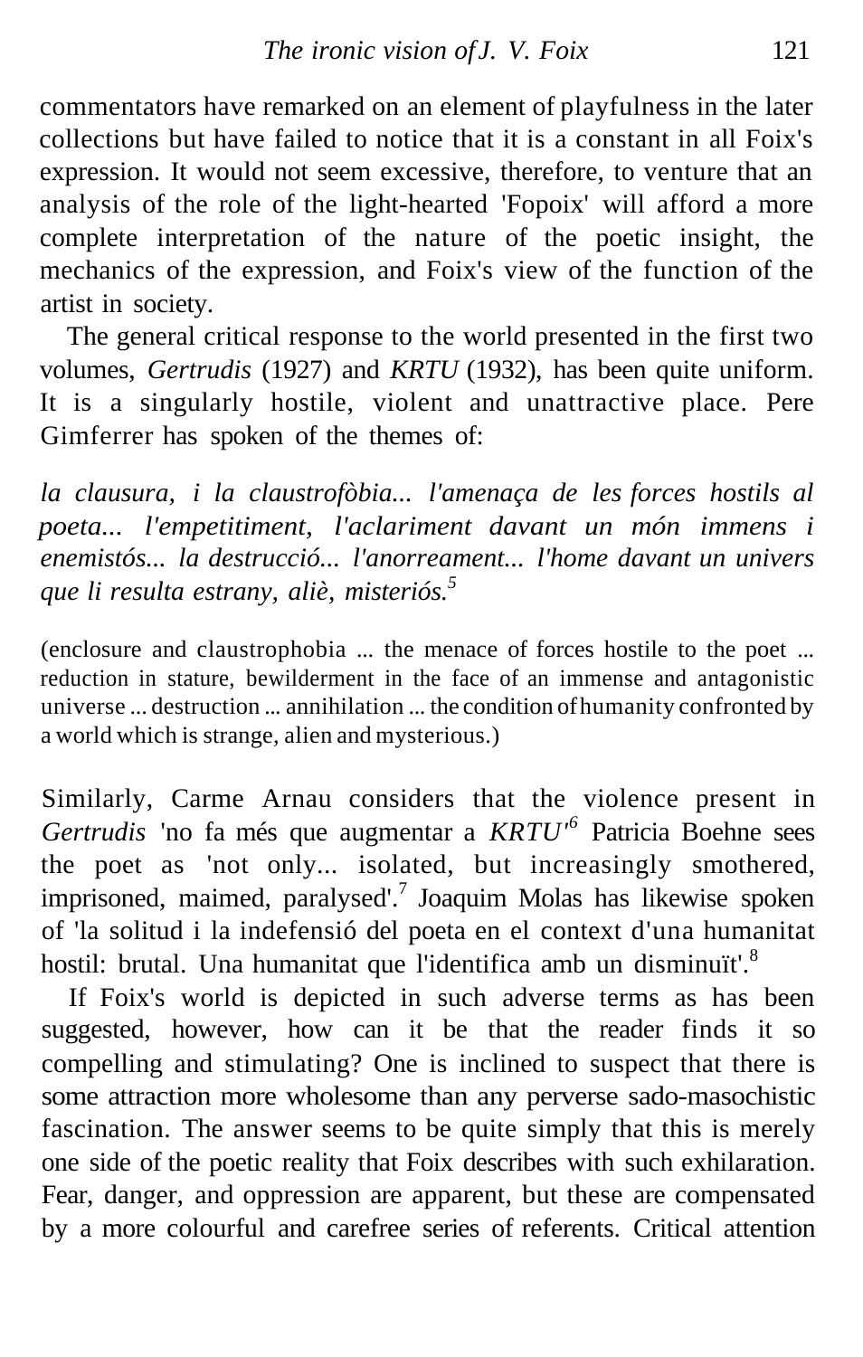commentators have remarked on an element of playfulness in the later collections but have failed to notice that it is a constant in all Foix's expression. It would not seem excessive, therefore, to venture that an analysis of the role of the light-hearted 'Fopoix' will afford a more complete interpretation of the nature of the poetic insight, the mechanics of the expression, and Foix's view of the function of the artist in society.

The general critical response to the world presented in the first two volumes, *Gertrudis* (1927) and *KRTU* (1932), has been quite uniform. It is a singularly hostile, violent and unattractive place. Pere Gimferrer has spoken of the themes of:

*la clausura, i la claustrofòbia... l'amenaça de les forces hostils al poeta... l'empetitiment, l'aclariment davant un món immens i enemistós... la destrucció... l'anorreament... l'home davant un univers que li resulta estrany, aliè, misteriós.*[5]

(enclosure and claustrophobia ... the menace of forces hostile to the poet ... reduction in stature, bewilderment in the face of an immense and antagonistic universe ... destruction ... annihilation ... the condition of humanity confronted by a world which is strange, alien and mysterious.)

Similarly, Carme Arnau considers that the violence present in *Gertrudis* 'no fa més que augmentar a *KRTU*'[6] Patricia Boehne sees the poet as 'not only... isolated, but increasingly smothered, imprisoned, maimed, paralysed'.[7] Joaquim Molas has likewise spoken of 'la solitud i la indefensió del poeta en el context d'una humanitat hostil: brutal. Una humanitat que l'identifica amb un disminuït'.[8]

If Foix's world is depicted in such adverse terms as has been suggested, however, how can it be that the reader finds it so compelling and stimulating? One is inclined to suspect that there is some attraction more wholesome than any perverse sado-masochistic fascination. The answer seems to be quite simply that this is merely one side of the poetic reality that Foix describes with such exhilaration. Fear, danger, and oppression are apparent, but these are compensated by a more colourful and carefree series of referents. Critical attention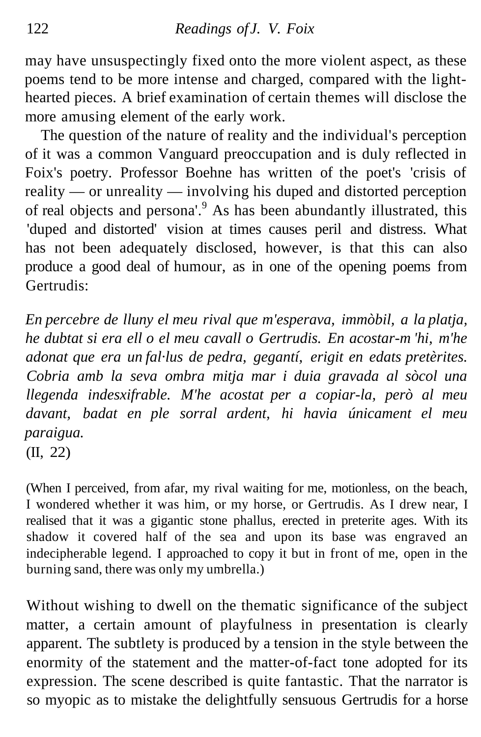may have unsuspectingly fixed onto the more violent aspect, as these poems tend to be more intense and charged, compared with the light-hearted pieces. A brief examination of certain themes will disclose the more amusing element of the early work.

The question of the nature of reality and the individual's perception of it was a common Vanguard preoccupation and is duly reflected in Foix's poetry. Professor Boehne has written of the poet's 'crisis of reality — or unreality — involving his duped and distorted perception of real objects and persona'.[9] As has been abundantly illustrated, this 'duped and distorted' vision at times causes peril and distress. What has not been adequately disclosed, however, is that this can also produce a good deal of humour, as in one of the opening poems from Gertrudis:

*En percebre de lluny el meu rival que m'esperava, immòbil, a la platja, he dubtat si era ell o el meu cavall o Gertrudis. En acostar-m'hi, m'he adonat que era un fal·lus de pedra, gegantí, erigit en edats pretèrites. Cobria amb la seva ombra mitja mar i duia gravada al sòcol una llegenda indesxifrable. M'he acostat per a copiar-la, però al meu davant, badat en ple sorral ardent, hi havia únicament el meu paraigua.*
(II, 22)

(When I perceived, from afar, my rival waiting for me, motionless, on the beach, I wondered whether it was him, or my horse, or Gertrudis. As I drew near, I realised that it was a gigantic stone phallus, erected in preterite ages. With its shadow it covered half of the sea and upon its base was engraved an indecipherable legend. I approached to copy it but in front of me, open in the burning sand, there was only my umbrella.)

Without wishing to dwell on the thematic significance of the subject matter, a certain amount of playfulness in presentation is clearly apparent. The subtlety is produced by a tension in the style between the enormity of the statement and the matter-of-fact tone adopted for its expression. The scene described is quite fantastic. That the narrator is so myopic as to mistake the delightfully sensuous Gertrudis for a horse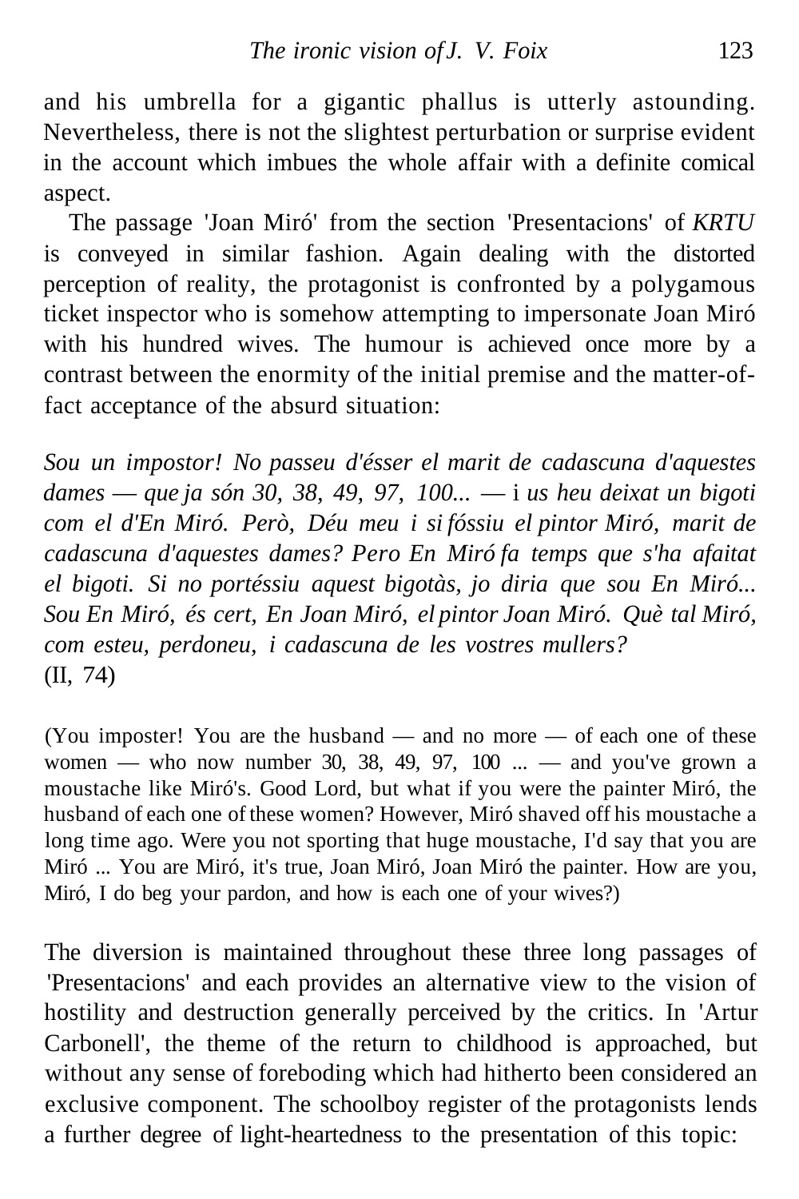and his umbrella for a gigantic phallus is utterly astounding. Nevertheless, there is not the slightest perturbation or surprise evident in the account which imbues the whole affair with a definite comical aspect.

The passage 'Joan Miró' from the section 'Presentacions' of *KRTU* is conveyed in similar fashion. Again dealing with the distorted perception of reality, the protagonist is confronted by a polygamous ticket inspector who is somehow attempting to impersonate Joan Miró with his hundred wives. The humour is achieved once more by a contrast between the enormity of the initial premise and the matter-of-fact acceptance of the absurd situation:

*Sou un impostor! No passeu d'ésser el marit de cadascuna d'aquestes dames — que ja són 30, 38, 49, 97, 100... —* i *us heu deixat un bigoti com el d'En Miró. Però, Déu meu i si fóssiu el pintor Miró, marit de cadascuna d'aquestes dames? Pero En Miró fa temps que s'ha afaitat el bigoti. Si no portéssiu aquest bigotàs, jo diria que sou En Miró... Sou En Miró, és cert, En Joan Miró, el pintor Joan Miró. Què tal Miró, com esteu, perdoneu, i cadascuna de les vostres mullers?*
(II, 74)

(You imposter! You are the husband — and no more — of each one of these women — who now number 30, 38, 49, 97, 100 ... — and you've grown a moustache like Miró's. Good Lord, but what if you were the painter Miró, the husband of each one of these women? However, Miró shaved off his moustache a long time ago. Were you not sporting that huge moustache, I'd say that you are Miró ... You are Miró, it's true, Joan Miró, Joan Miró the painter. How are you, Miró, I do beg your pardon, and how is each one of your wives?)

The diversion is maintained throughout these three long passages of 'Presentacions' and each provides an alternative view to the vision of hostility and destruction generally perceived by the critics. In 'Artur Carbonell', the theme of the return to childhood is approached, but without any sense of foreboding which had hitherto been considered an exclusive component. The schoolboy register of the protagonists lends a further degree of light-heartedness to the presentation of this topic: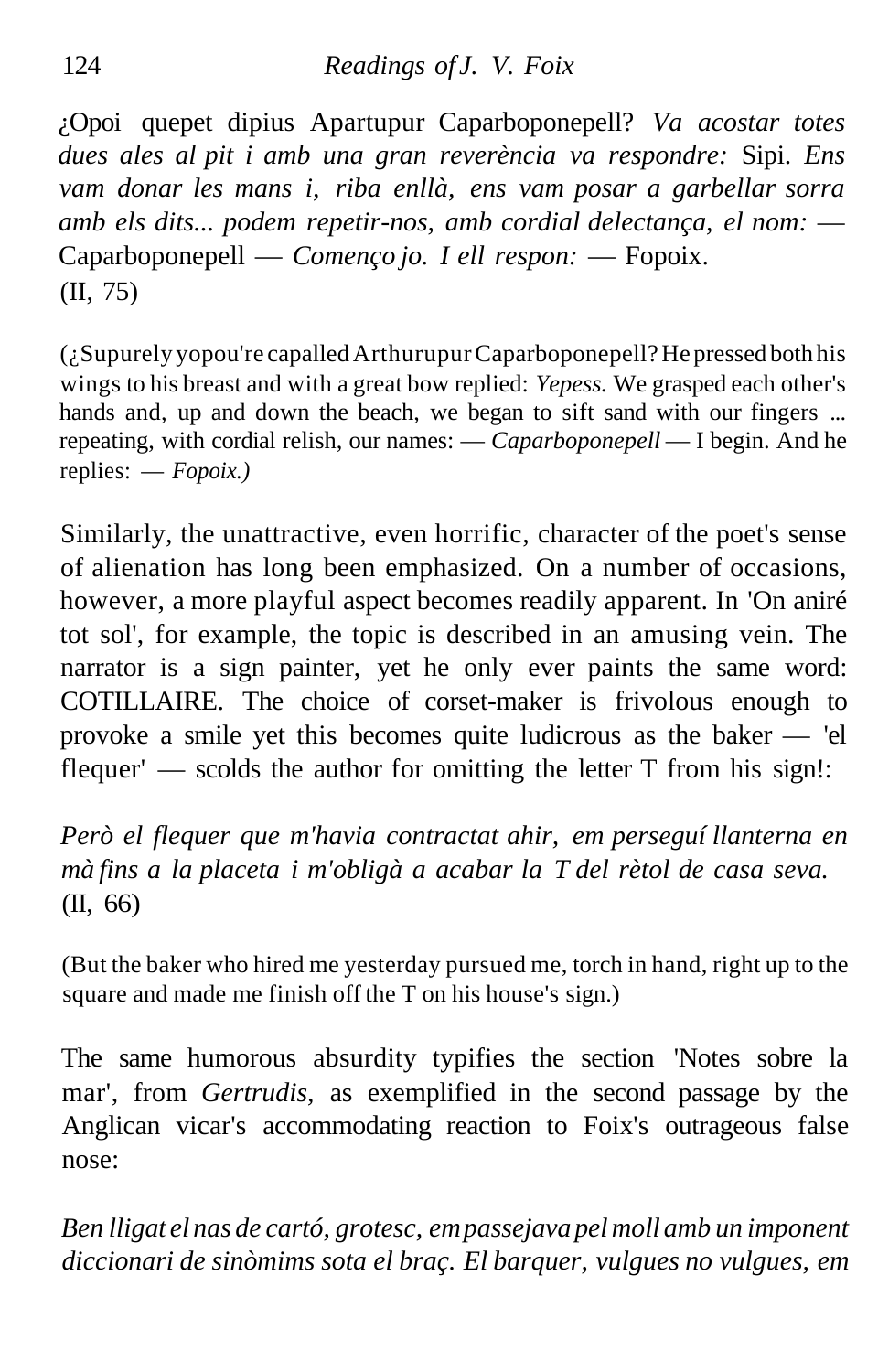¿Opoi quepet dipius Apartupur Caparboponepell? *Va acostar totes dues ales al pit i amb una gran reverència va respondre:* Sipi. *Ens vam donar les mans i, riba enllà, ens vam posar a garbellar sorra amb els dits... podem repetir-nos, amb cordial delectança, el nom:* — Caparboponepell — *Començo jo. I ell respon:* — Fopoix.
(II, 75)

(¿Supurely yopou're capalled Arthurupur Caparboponepell? He pressed both his wings to his breast and with a great bow replied: *Yepess.* We grasped each other's hands and, up and down the beach, we began to sift sand with our fingers ... repeating, with cordial relish, our names: — *Caparboponepell* — I begin. And he replies: — *Fopoix.)*

Similarly, the unattractive, even horrific, character of the poet's sense of alienation has long been emphasized. On a number of occasions, however, a more playful aspect becomes readily apparent. In 'On aniré tot sol', for example, the topic is described in an amusing vein. The narrator is a sign painter, yet he only ever paints the same word: COTILLAIRE. The choice of corset-maker is frivolous enough to provoke a smile yet this becomes quite ludicrous as the baker — 'el flequer' — scolds the author for omitting the letter T from his sign!:

*Però el flequer que m'havia contractat ahir, em perseguí llanterna en mà fins a la placeta i m'obligà a acabar la T del rètol de casa seva.*
(II, 66)

(But the baker who hired me yesterday pursued me, torch in hand, right up to the square and made me finish off the T on his house's sign.)

The same humorous absurdity typifies the section 'Notes sobre la mar', from *Gertrudis*, as exemplified in the second passage by the Anglican vicar's accommodating reaction to Foix's outrageous false nose:

*Ben lligat el nas de cartó, grotesc, em passejava pel moll amb un imponent diccionari de sinòmims sota el braç. El barquer, vulgues no vulgues, em*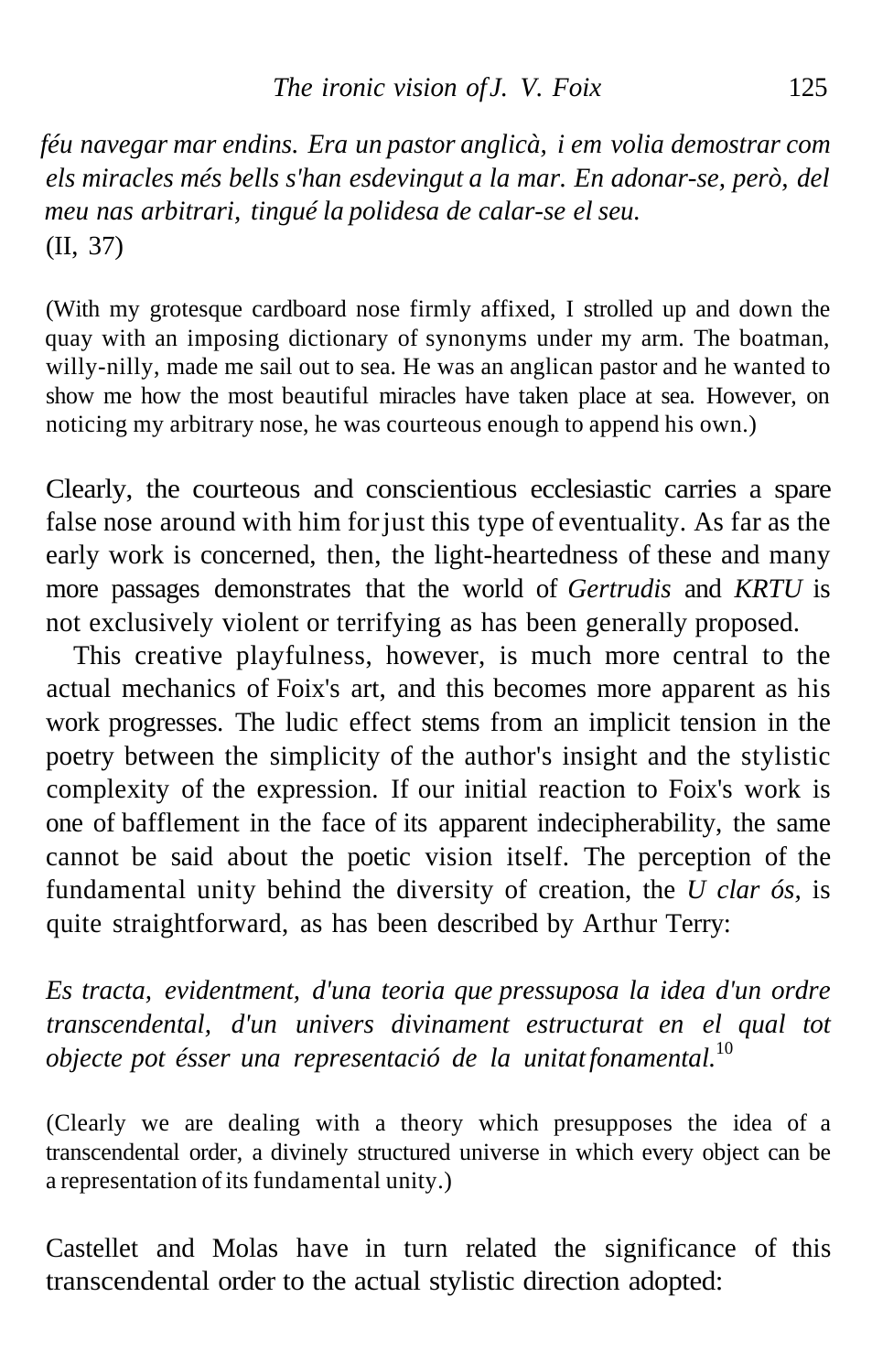*féu navegar mar endins. Era un pastor anglicà, i em volia demostrar com els miracles més bells s'han esdevingut a la mar. En adonar-se, però, del meu nas arbitrari, tingué la polidesa de calar-se el seu.*
(II, 37)

(With my grotesque cardboard nose firmly affixed, I strolled up and down the quay with an imposing dictionary of synonyms under my arm. The boatman, willy-nilly, made me sail out to sea. He was an anglican pastor and he wanted to show me how the most beautiful miracles have taken place at sea. However, on noticing my arbitrary nose, he was courteous enough to append his own.)

Clearly, the courteous and conscientious ecclesiastic carries a spare false nose around with him for just this type of eventuality. As far as the early work is concerned, then, the light-heartedness of these and many more passages demonstrates that the world of *Gertrudis* and *KRTU* is not exclusively violent or terrifying as has been generally proposed.

This creative playfulness, however, is much more central to the actual mechanics of Foix's art, and this becomes more apparent as his work progresses. The ludic effect stems from an implicit tension in the poetry between the simplicity of the author's insight and the stylistic complexity of the expression. If our initial reaction to Foix's work is one of bafflement in the face of its apparent indecipherability, the same cannot be said about the poetic vision itself. The perception of the fundamental unity behind the diversity of creation, the *U clar ós*, is quite straightforward, as has been described by Arthur Terry:

*Es tracta, evidentment, d'una teoria que pressuposa la idea d'un ordre transcendental, d'un univers divinament estructurat en el qual tot objecte pot ésser una representació de la unitat fonamental.*[10]

(Clearly we are dealing with a theory which presupposes the idea of a transcendental order, a divinely structured universe in which every object can be a representation of its fundamental unity.)

Castellet and Molas have in turn related the significance of this transcendental order to the actual stylistic direction adopted: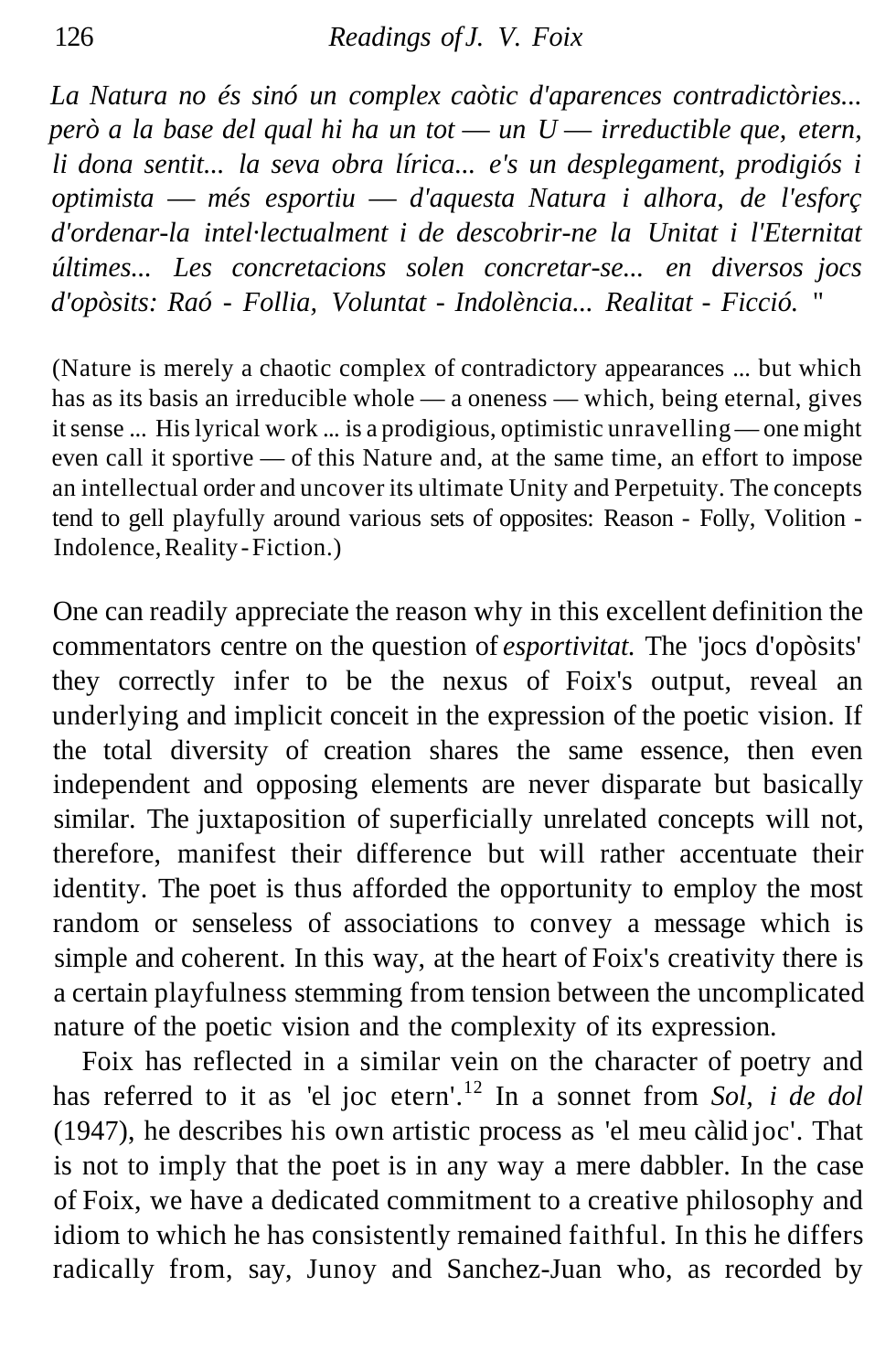*La Natura no és sinó un complex caòtic d'aparences contradictòries... però a la base del qual hi ha un tot — un U — irreductible que, etern, li dona sentit... la seva obra lírica... e's un desplegament, prodigiós i optimista — més esportiu — d'aquesta Natura i alhora, de l'esforç d'ordenar-la intel·lectualment i de descobrir-ne la Unitat i l'Eternitat últimes... Les concretacions solen concretar-se... en diversos jocs d'opòsits: Raó - Follia, Voluntat - Indolència... Realitat - Ficció.* "

(Nature is merely a chaotic complex of contradictory appearances ... but which has as its basis an irreducible whole — a oneness — which, being eternal, gives it sense ... His lyrical work ... is a prodigious, optimistic unravelling — one might even call it sportive — of this Nature and, at the same time, an effort to impose an intellectual order and uncover its ultimate Unity and Perpetuity. The concepts tend to gell playfully around various sets of opposites: Reason - Folly, Volition - Indolence, Reality - Fiction.)

One can readily appreciate the reason why in this excellent definition the commentators centre on the question of *esportivitat.* The 'jocs d'opòsits' they correctly infer to be the nexus of Foix's output, reveal an underlying and implicit conceit in the expression of the poetic vision. If the total diversity of creation shares the same essence, then even independent and opposing elements are never disparate but basically similar. The juxtaposition of superficially unrelated concepts will not, therefore, manifest their difference but will rather accentuate their identity. The poet is thus afforded the opportunity to employ the most random or senseless of associations to convey a message which is simple and coherent. In this way, at the heart of Foix's creativity there is a certain playfulness stemming from tension between the uncomplicated nature of the poetic vision and the complexity of its expression.

Foix has reflected in a similar vein on the character of poetry and has referred to it as 'el joc etern'.[12] In a sonnet from *Sol, i de dol* (1947), he describes his own artistic process as 'el meu càlid joc'. That is not to imply that the poet is in any way a mere dabbler. In the case of Foix, we have a dedicated commitment to a creative philosophy and idiom to which he has consistently remained faithful. In this he differs radically from, say, Junoy and Sanchez-Juan who, as recorded by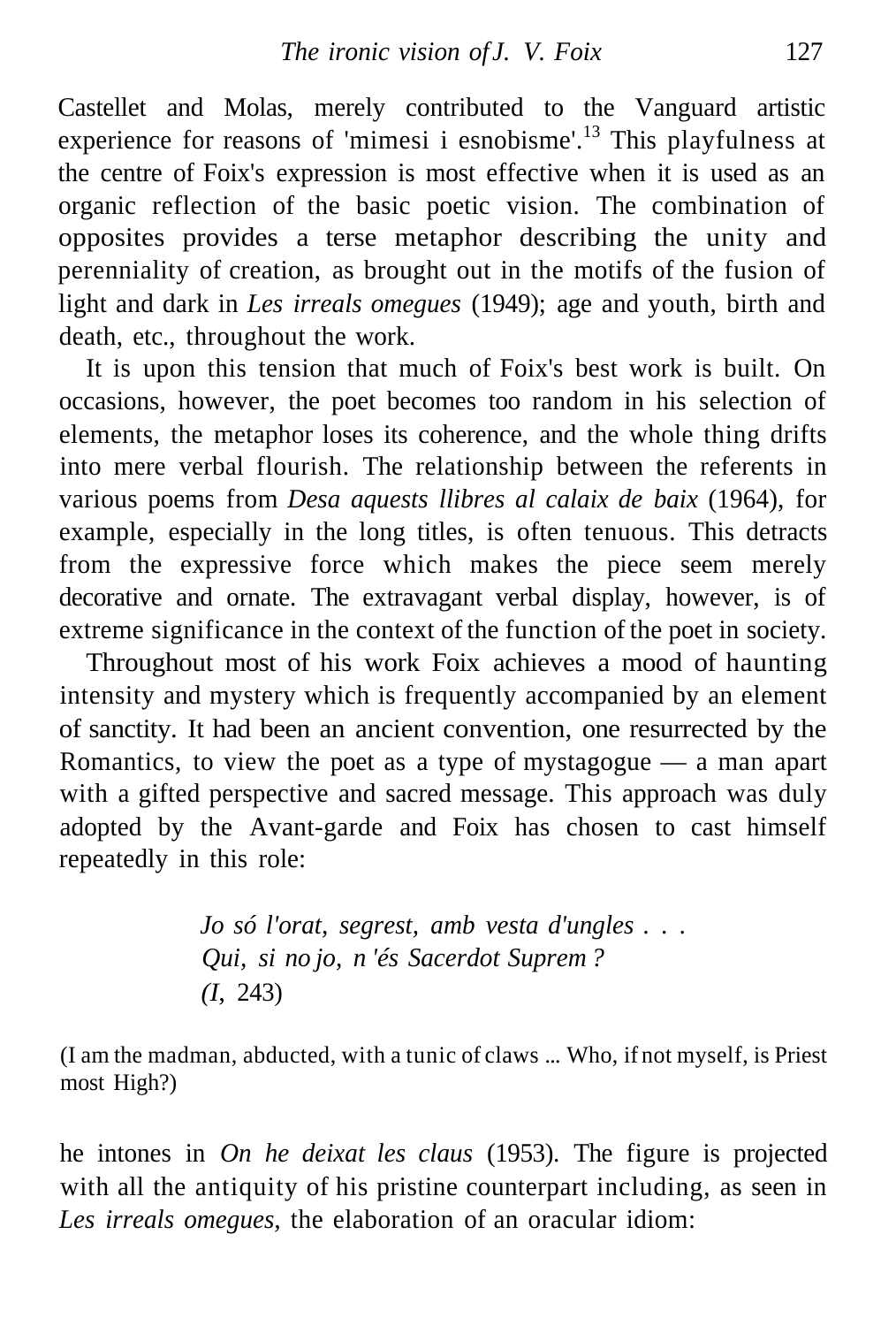Castellet and Molas, merely contributed to the Vanguard artistic experience for reasons of 'mimesi i esnobisme'.[13] This playfulness at the centre of Foix's expression is most effective when it is used as an organic reflection of the basic poetic vision. The combination of opposites provides a terse metaphor describing the unity and perenniality of creation, as brought out in the motifs of the fusion of light and dark in *Les irreals omegues* (1949); age and youth, birth and death, etc., throughout the work.

It is upon this tension that much of Foix's best work is built. On occasions, however, the poet becomes too random in his selection of elements, the metaphor loses its coherence, and the whole thing drifts into mere verbal flourish. The relationship between the referents in various poems from *Desa aquests llibres al calaix de baix* (1964), for example, especially in the long titles, is often tenuous. This detracts from the expressive force which makes the piece seem merely decorative and ornate. The extravagant verbal display, however, is of extreme significance in the context of the function of the poet in society.

Throughout most of his work Foix achieves a mood of haunting intensity and mystery which is frequently accompanied by an element of sanctity. It had been an ancient convention, one resurrected by the Romantics, to view the poet as a type of mystagogue — a man apart with a gifted perspective and sacred message. This approach was duly adopted by the Avant-garde and Foix has chosen to cast himself repeatedly in this role:

> *Jo só l'orat, segrest, amb vesta d'ungles . . .*
> *Qui, si no jo, n'és Sacerdot Suprem ?*
> *(I*, 243)

(I am the madman, abducted, with a tunic of claws ... Who, if not myself, is Priest most High?)

he intones in *On he deixat les claus* (1953). The figure is projected with all the antiquity of his pristine counterpart including, as seen in *Les irreals omegues,* the elaboration of an oracular idiom: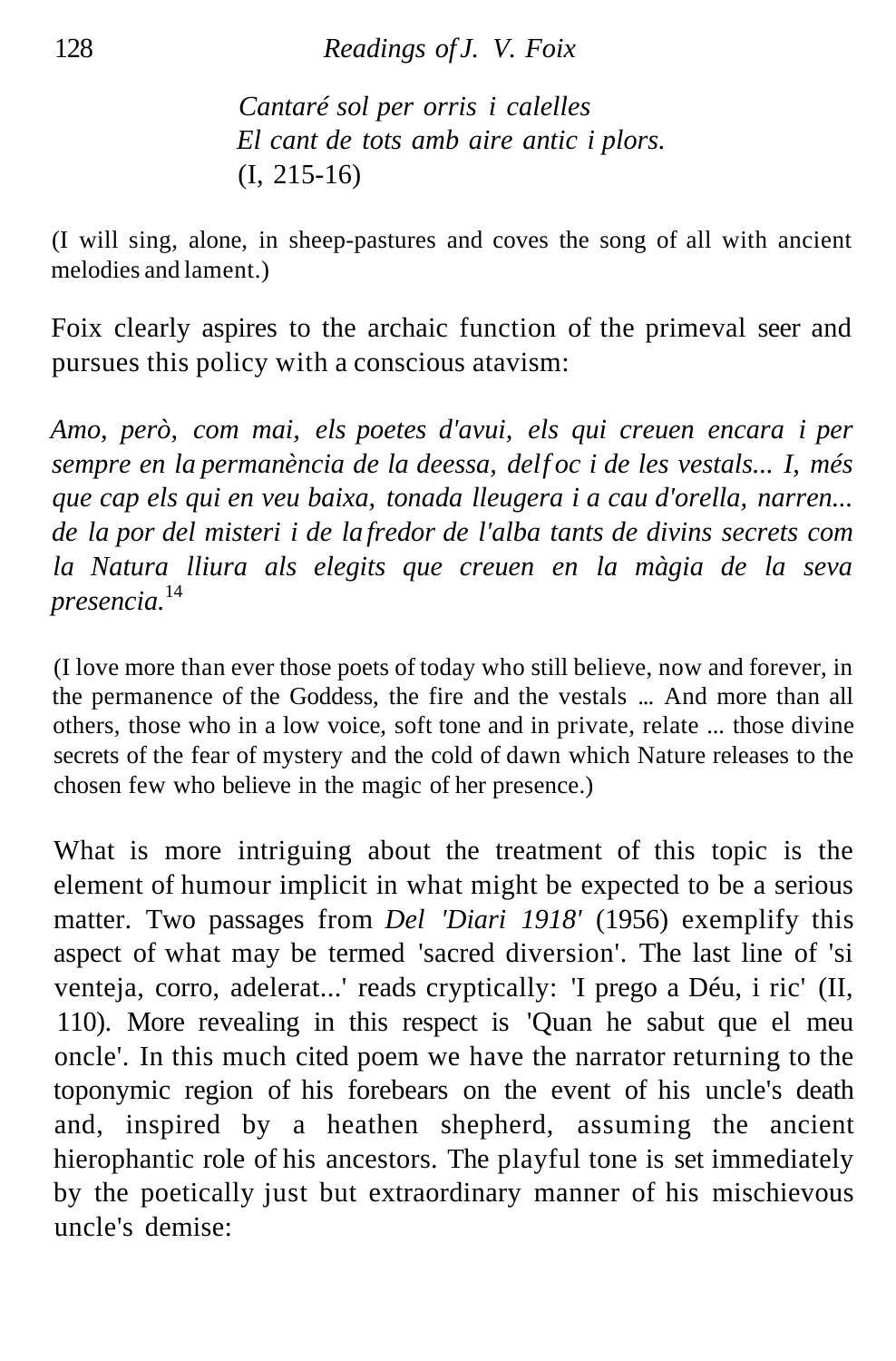> *Cantaré sol per orris i calelles*
> *El cant de tots amb aire antic i plors.*
> (I, 215-16)

(I will sing, alone, in sheep-pastures and coves the song of all with ancient melodies and lament.)

Foix clearly aspires to the archaic function of the primeval seer and pursues this policy with a conscious atavism:

*Amo, però, com mai, els poetes d'avui, els qui creuen encara i per sempre en la permanència de la deessa, del foc i de les vestals... I, més que cap els qui en veu baixa, tonada lleugera i a cau d'orella, narren... de la por del misteri i de la fredor de l'alba tants de divins secrets com la Natura lliura als elegits que creuen en la màgia de la seva presencia.*[14]

(I love more than ever those poets of today who still believe, now and forever, in the permanence of the Goddess, the fire and the vestals ... And more than all others, those who in a low voice, soft tone and in private, relate ... those divine secrets of the fear of mystery and the cold of dawn which Nature releases to the chosen few who believe in the magic of her presence.)

What is more intriguing about the treatment of this topic is the element of humour implicit in what might be expected to be a serious matter. Two passages from *Del 'Diari 1918'* (1956) exemplify this aspect of what may be termed 'sacred diversion'. The last line of 'si venteja, corro, adelerat...' reads cryptically: 'I prego a Déu, i ric' (II, 110). More revealing in this respect is 'Quan he sabut que el meu oncle'. In this much cited poem we have the narrator returning to the toponymic region of his forebears on the event of his uncle's death and, inspired by a heathen shepherd, assuming the ancient hierophantic role of his ancestors. The playful tone is set immediately by the poetically just but extraordinary manner of his mischievous uncle's demise: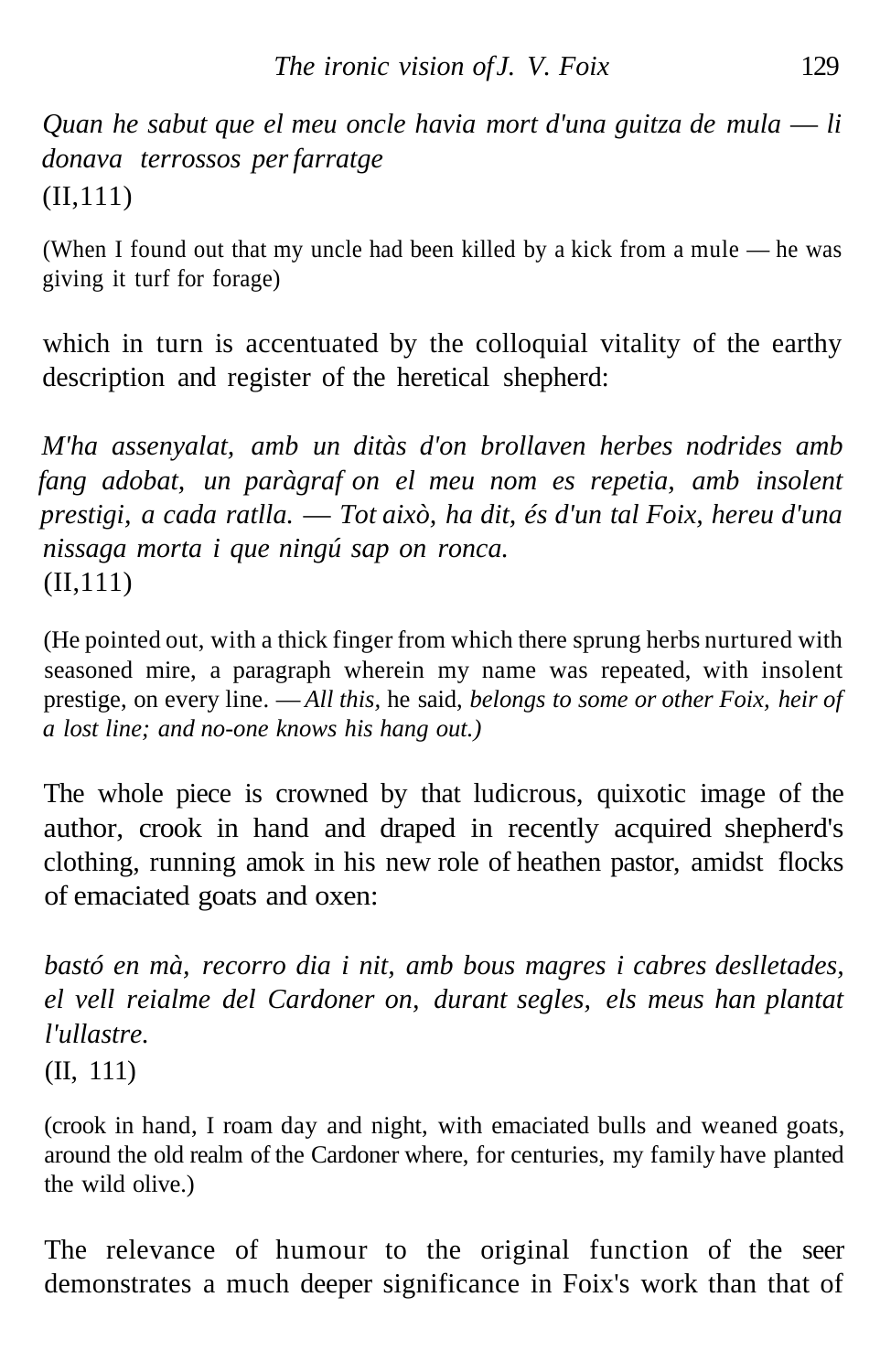*Quan he sabut que el meu oncle havia mort d'una guitza de mula — li donava terrossos per farratge*
(II,111)

(When I found out that my uncle had been killed by a kick from a mule — he was giving it turf for forage)

which in turn is accentuated by the colloquial vitality of the earthy description and register of the heretical shepherd:

*M'ha assenyalat, amb un ditàs d'on brollaven herbes nodrides amb fang adobat, un paràgraf on el meu nom es repetia, amb insolent prestigi, a cada ratlla. — Tot això, ha dit, és d'un tal Foix, hereu d'una nissaga morta i que ningú sap on ronca.*
(II,111)

(He pointed out, with a thick finger from which there sprung herbs nurtured with seasoned mire, a paragraph wherein my name was repeated, with insolent prestige, on every line. — *All this,* he said, *belongs to some or other Foix, heir of a lost line; and no-one knows his hang out.)*

The whole piece is crowned by that ludicrous, quixotic image of the author, crook in hand and draped in recently acquired shepherd's clothing, running amok in his new role of heathen pastor, amidst flocks of emaciated goats and oxen:

*bastó en mà, recorro dia i nit, amb bous magres i cabres deslletades, el vell reialme del Cardoner on, durant segles, els meus han plantat l'ullastre.*
(II, 111)

(crook in hand, I roam day and night, with emaciated bulls and weaned goats, around the old realm of the Cardoner where, for centuries, my family have planted the wild olive.)

The relevance of humour to the original function of the seer demonstrates a much deeper significance in Foix's work than that of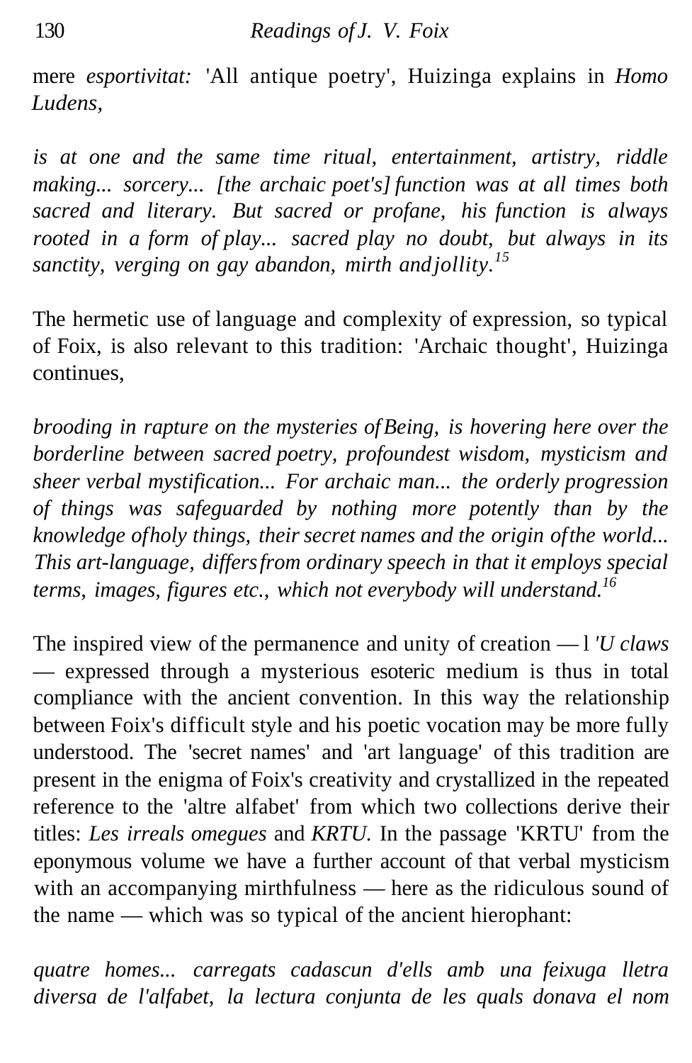mere *esportivitat:* 'All antique poetry', Huizinga explains in *Homo Ludens*,

> *is at one and the same time ritual, entertainment, artistry, riddle making... sorcery... [the archaic poet's] function was at all times both sacred and literary. But sacred or profane, his function is always rooted in a form of play... sacred play no doubt, but always in its sanctity, verging on gay abandon, mirth and jollity.*[15]

The hermetic use of language and complexity of expression, so typical of Foix, is also relevant to this tradition: 'Archaic thought', Huizinga continues,

> *brooding in rapture on the mysteries of Being, is hovering here over the borderline between sacred poetry, profoundest wisdom, mysticism and sheer verbal mystification... For archaic man... the orderly progression of things was safeguarded by nothing more potently than by the knowledge of holy things, their secret names and the origin of the world... This art-language, differs from ordinary speech in that it employs special terms, images, figures etc., which not everybody will understand.*[16]

The inspired view of the permanence and unity of creation — l *'U claws* — expressed through a mysterious esoteric medium is thus in total compliance with the ancient convention. In this way the relationship between Foix's difficult style and his poetic vocation may be more fully understood. The 'secret names' and 'art language' of this tradition are present in the enigma of Foix's creativity and crystallized in the repeated reference to the 'altre alfabet' from which two collections derive their titles: *Les irreals omegues* and *KRTU.* In the passage 'KRTU' from the eponymous volume we have a further account of that verbal mysticism with an accompanying mirthfulness — here as the ridiculous sound of the name — which was so typical of the ancient hierophant:

> *quatre homes... carregats cadascun d'ells amb una feixuga lletra diversa de l'alfabet, la lectura conjunta de les quals donava el nom*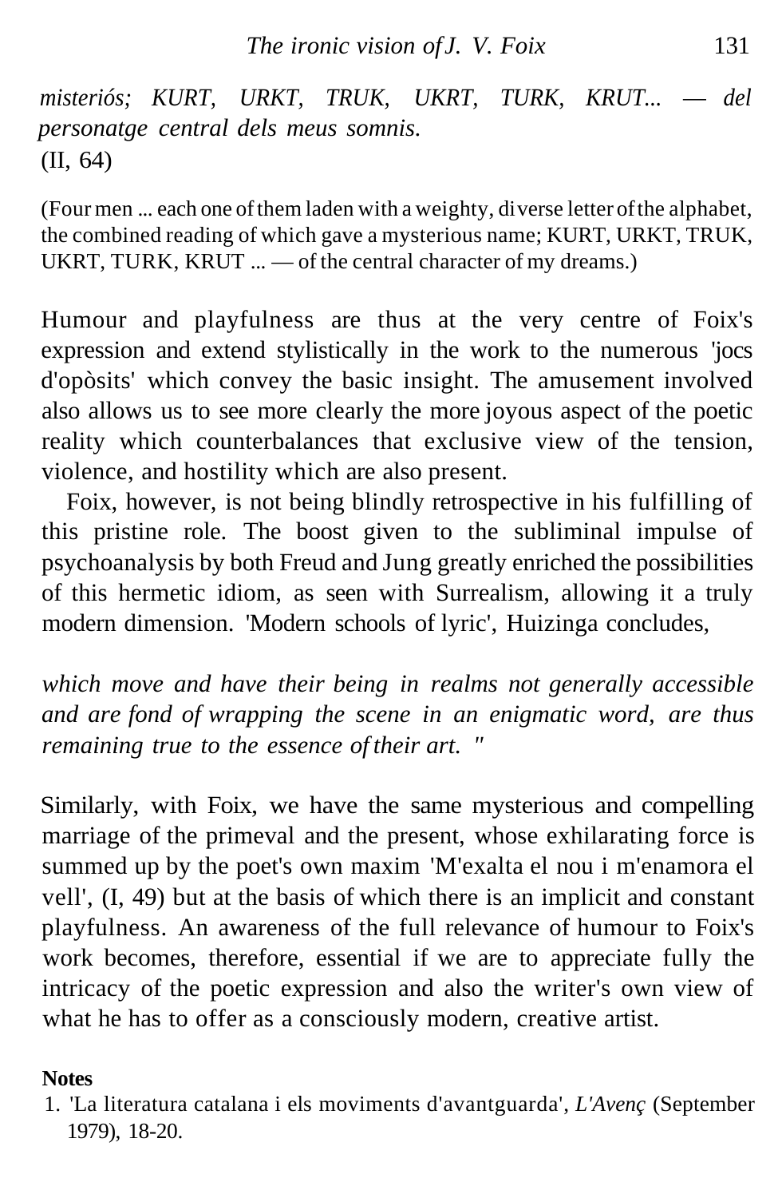*misteriós; KURT, URKT, TRUK, UKRT, TURK, KRUT... — del personatge central dels meus somnis.*
(II, 64)

(Four men ... each one of them laden with a weighty, diverse letter of the alphabet, the combined reading of which gave a mysterious name; KURT, URKT, TRUK, UKRT, TURK, KRUT ... — of the central character of my dreams.)

Humour and playfulness are thus at the very centre of Foix's expression and extend stylistically in the work to the numerous 'jocs d'opòsits' which convey the basic insight. The amusement involved also allows us to see more clearly the more joyous aspect of the poetic reality which counterbalances that exclusive view of the tension, violence, and hostility which are also present.

Foix, however, is not being blindly retrospective in his fulfilling of this pristine role. The boost given to the subliminal impulse of psychoanalysis by both Freud and Jung greatly enriched the possibilities of this hermetic idiom, as seen with Surrealism, allowing it a truly modern dimension. 'Modern schools of lyric', Huizinga concludes,

*which move and have their being in realms not generally accessible and are fond of wrapping the scene in an enigmatic word, are thus remaining true to the essence of their art. "*

Similarly, with Foix, we have the same mysterious and compelling marriage of the primeval and the present, whose exhilarating force is summed up by the poet's own maxim 'M'exalta el nou i m'enamora el vell', (I, 49) but at the basis of which there is an implicit and constant playfulness. An awareness of the full relevance of humour to Foix's work becomes, therefore, essential if we are to appreciate fully the intricacy of the poetic expression and also the writer's own view of what he has to offer as a consciously modern, creative artist.

**Notes**

1. 'La literatura catalana i els moviments d'avantguarda', *L'Avenç* (September 1979), 18-20.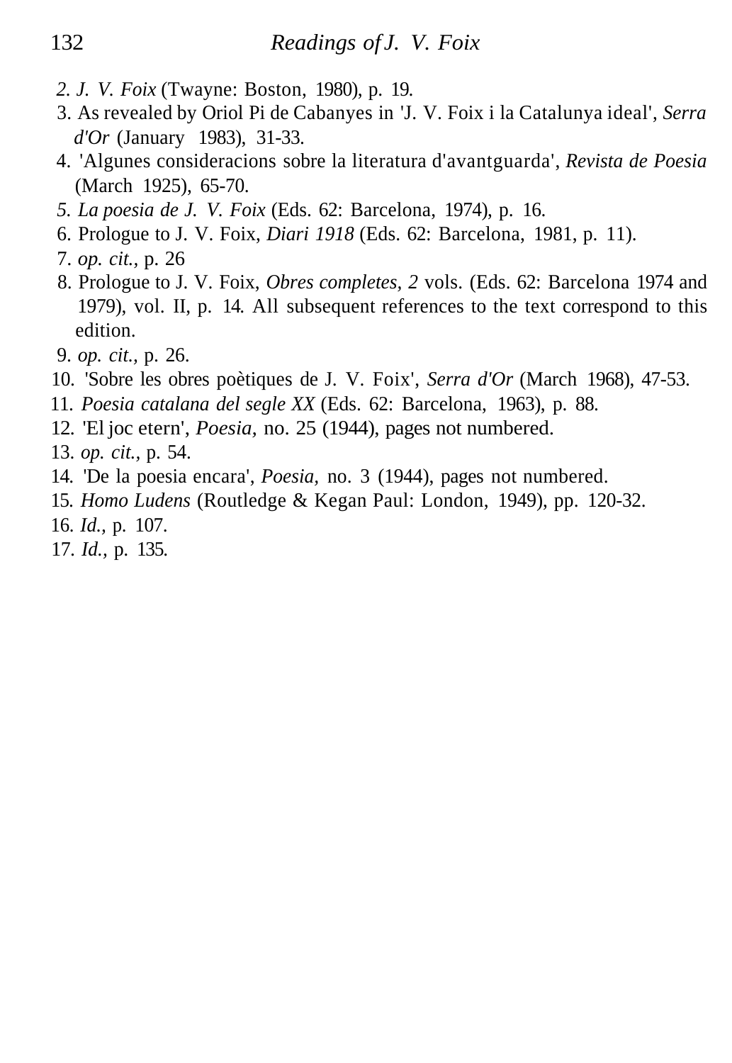2. *J. V. Foix* (Twayne: Boston, 1980), p. 19.
3. As revealed by Oriol Pi de Cabanyes in 'J. V. Foix i la Catalunya ideal', *Serra d'Or* (January 1983), 31-33.
4. 'Algunes consideracions sobre la literatura d'avantguarda', *Revista de Poesia* (March 1925), 65-70.
5. *La poesia de J. V. Foix* (Eds. 62: Barcelona, 1974), p. 16.
6. Prologue to J. V. Foix, *Diari 1918* (Eds. 62: Barcelona, 1981, p. 11).
7. *op. cit.*, p. 26
8. Prologue to J. V. Foix, *Obres completes, 2* vols. (Eds. 62: Barcelona 1974 and 1979), vol. II, p. 14. All subsequent references to the text correspond to this edition.
9. *op. cit.*, p. 26.
10. 'Sobre les obres poètiques de J. V. Foix', *Serra d'Or* (March 1968), 47-53.
11. *Poesia catalana del segle XX* (Eds. 62: Barcelona, 1963), p. 88.
12. 'El joc etern', *Poesia*, no. 25 (1944), pages not numbered.
13. *op. cit.*, p. 54.
14. 'De la poesia encara', *Poesia*, no. 3 (1944), pages not numbered.
15. *Homo Ludens* (Routledge & Kegan Paul: London, 1949), pp. 120-32.
16. *Id.*, p. 107.
17. *Id.*, p. 135.